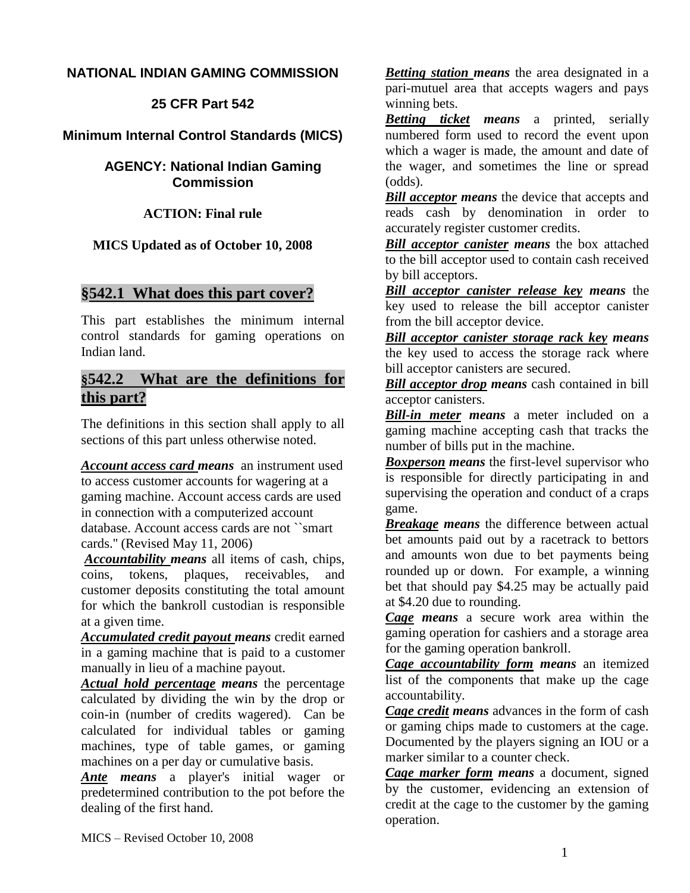**NATIONAL INDIAN GAMING COMMISSION**

**25 CFR Part 542**

**Minimum Internal Control Standards (MICS)**

**AGENCY: National Indian Gaming Commission**

**ACTION: Final rule**

**MICS Updated as of October 10, 2008**

## §542.1 What does this part cover?

This part establishes the minimum internal control standards for gaming operations on Indian land.

## §542.2 What are the definitions for this part?

The definitions in this section shall apply to all sections of this part unless otherwise noted.

***Account access card*** ***means*** an instrument used to access customer accounts for wagering at a gaming machine. Account access cards are used in connection with a computerized account database. Account access cards are not ``smart cards.'' (Revised May 11, 2006)

***Accountability*** ***means*** all items of cash, chips, coins, tokens, plaques, receivables, and customer deposits constituting the total amount for which the bankroll custodian is responsible at a given time.

***Accumulated credit payout*** ***means*** credit earned in a gaming machine that is paid to a customer manually in lieu of a machine payout.

***Actual hold percentage*** ***means*** the percentage calculated by dividing the win by the drop or coin-in (number of credits wagered). Can be calculated for individual tables or gaming machines, type of table games, or gaming machines on a per day or cumulative basis.

***Ante*** ***means*** a player's initial wager or predetermined contribution to the pot before the dealing of the first hand.

***Betting station*** ***means*** the area designated in a pari-mutuel area that accepts wagers and pays winning bets.

***Betting ticket*** ***means*** a printed, serially numbered form used to record the event upon which a wager is made, the amount and date of the wager, and sometimes the line or spread (odds).

***Bill acceptor*** ***means*** the device that accepts and reads cash by denomination in order to accurately register customer credits.

***Bill acceptor canister*** ***means*** the box attached to the bill acceptor used to contain cash received by bill acceptors.

***Bill acceptor canister release key*** ***means*** the key used to release the bill acceptor canister from the bill acceptor device.

***Bill acceptor canister storage rack key*** ***means*** the key used to access the storage rack where bill acceptor canisters are secured.

***Bill acceptor drop*** ***means*** cash contained in bill acceptor canisters.

***Bill-in meter*** ***means*** a meter included on a gaming machine accepting cash that tracks the number of bills put in the machine.

***Boxperson*** ***means*** the first-level supervisor who is responsible for directly participating in and supervising the operation and conduct of a craps game.

***Breakage*** ***means*** the difference between actual bet amounts paid out by a racetrack to bettors and amounts won due to bet payments being rounded up or down. For example, a winning bet that should pay $4.25 may be actually paid at $4.20 due to rounding.

***Cage*** ***means*** a secure work area within the gaming operation for cashiers and a storage area for the gaming operation bankroll.

***Cage accountability form*** ***means*** an itemized list of the components that make up the cage accountability.

***Cage credit*** ***means*** advances in the form of cash or gaming chips made to customers at the cage. Documented by the players signing an IOU or a marker similar to a counter check.

***Cage marker form*** ***means*** a document, signed by the customer, evidencing an extension of credit at the cage to the customer by the gaming operation.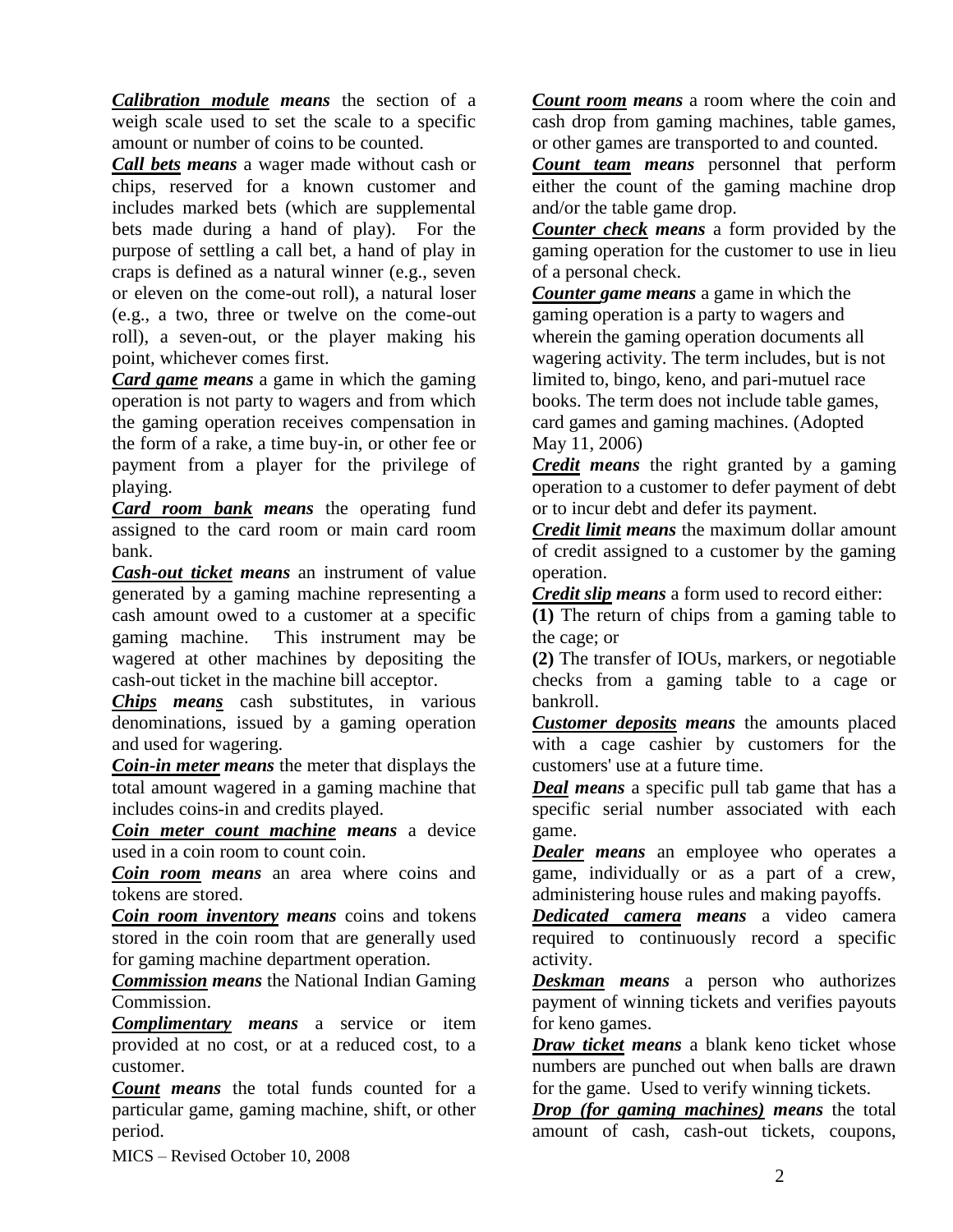***Calibration module* means** the section of a weigh scale used to set the scale to a specific amount or number of coins to be counted.

***Call bets* means** a wager made without cash or chips, reserved for a known customer and includes marked bets (which are supplemental bets made during a hand of play). For the purpose of settling a call bet, a hand of play in craps is defined as a natural winner (e.g., seven or eleven on the come-out roll), a natural loser (e.g., a two, three or twelve on the come-out roll), a seven-out, or the player making his point, whichever comes first.

***Card game* means** a game in which the gaming operation is not party to wagers and from which the gaming operation receives compensation in the form of a rake, a time buy-in, or other fee or payment from a player for the privilege of playing.

***Card room bank* means** the operating fund assigned to the card room or main card room bank.

***Cash-out ticket* means** an instrument of value generated by a gaming machine representing a cash amount owed to a customer at a specific gaming machine. This instrument may be wagered at other machines by depositing the cash-out ticket in the machine bill acceptor.

***Chips* means** cash substitutes, in various denominations, issued by a gaming operation and used for wagering.

***Coin-in meter* means** the meter that displays the total amount wagered in a gaming machine that includes coins-in and credits played.

***Coin meter count machine* means** a device used in a coin room to count coin.

***Coin room* means** an area where coins and tokens are stored.

***Coin room inventory* means** coins and tokens stored in the coin room that are generally used for gaming machine department operation.

***Commission* means** the National Indian Gaming Commission.

***Complimentary* means** a service or item provided at no cost, or at a reduced cost, to a customer.

***Count* means** the total funds counted for a particular game, gaming machine, shift, or other period.

***Count room* means** a room where the coin and cash drop from gaming machines, table games, or other games are transported to and counted.

***Count team* means** personnel that perform either the count of the gaming machine drop and/or the table game drop.

***Counter check* means** a form provided by the gaming operation for the customer to use in lieu of a personal check.

***Counter game* means** a game in which the gaming operation is a party to wagers and wherein the gaming operation documents all wagering activity. The term includes, but is not limited to, bingo, keno, and pari-mutuel race books. The term does not include table games, card games and gaming machines. (Adopted May 11, 2006)

***Credit* means** the right granted by a gaming operation to a customer to defer payment of debt or to incur debt and defer its payment.

***Credit limit* means** the maximum dollar amount of credit assigned to a customer by the gaming operation.

***Credit slip* means** a form used to record either:

**(1)** The return of chips from a gaming table to the cage; or

**(2)** The transfer of IOUs, markers, or negotiable checks from a gaming table to a cage or bankroll.

***Customer deposits* means** the amounts placed with a cage cashier by customers for the customers' use at a future time.

***Deal* means** a specific pull tab game that has a specific serial number associated with each game.

***Dealer* means** an employee who operates a game, individually or as a part of a crew, administering house rules and making payoffs.

***Dedicated camera* means** a video camera required to continuously record a specific activity.

***Deskman* means** a person who authorizes payment of winning tickets and verifies payouts for keno games.

***Draw ticket* means** a blank keno ticket whose numbers are punched out when balls are drawn for the game. Used to verify winning tickets.

***Drop (for gaming machines)* means** the total amount of cash, cash-out tickets, coupons,

MICS – Revised October 10, 2008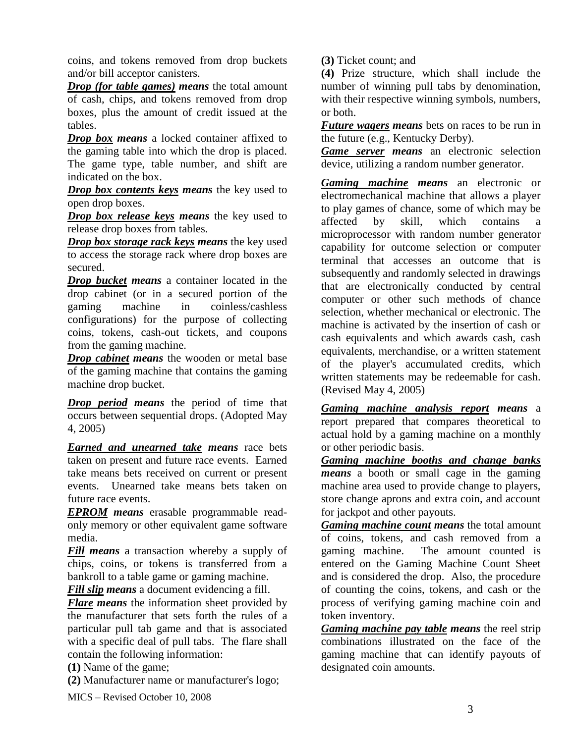coins, and tokens removed from drop buckets and/or bill acceptor canisters.

***Drop (for table games)*** ***means*** the total amount of cash, chips, and tokens removed from drop boxes, plus the amount of credit issued at the tables.

***Drop box*** ***means*** a locked container affixed to the gaming table into which the drop is placed. The game type, table number, and shift are indicated on the box.

***Drop box contents keys*** ***means*** the key used to open drop boxes.

***Drop box release keys*** ***means*** the key used to release drop boxes from tables.

***Drop box storage rack keys*** ***means*** the key used to access the storage rack where drop boxes are secured.

***Drop bucket*** ***means*** a container located in the drop cabinet (or in a secured portion of the gaming machine in coinless/cashless configurations) for the purpose of collecting coins, tokens, cash-out tickets, and coupons from the gaming machine.

***Drop cabinet*** ***means*** the wooden or metal base of the gaming machine that contains the gaming machine drop bucket.

***Drop period*** ***means*** the period of time that occurs between sequential drops. (Adopted May 4, 2005)

***Earned and unearned take*** ***means*** race bets taken on present and future race events. Earned take means bets received on current or present events. Unearned take means bets taken on future race events.

***EPROM*** ***means*** erasable programmable read-only memory or other equivalent game software media.

***Fill*** ***means*** a transaction whereby a supply of chips, coins, or tokens is transferred from a bankroll to a table game or gaming machine.

***Fill slip*** ***means*** a document evidencing a fill.

***Flare*** ***means*** the information sheet provided by the manufacturer that sets forth the rules of a particular pull tab game and that is associated with a specific deal of pull tabs. The flare shall contain the following information:

**(1)** Name of the game;

**(2)** Manufacturer name or manufacturer's logo;

**(3)** Ticket count; and

**(4)** Prize structure, which shall include the number of winning pull tabs by denomination, with their respective winning symbols, numbers, or both.

***Future wagers*** ***means*** bets on races to be run in the future (e.g., Kentucky Derby).

***Game server*** ***means*** an electronic selection device, utilizing a random number generator.

***Gaming machine*** ***means*** an electronic or electromechanical machine that allows a player to play games of chance, some of which may be affected by skill, which contains a microprocessor with random number generator capability for outcome selection or computer terminal that accesses an outcome that is subsequently and randomly selected in drawings that are electronically conducted by central computer or other such methods of chance selection, whether mechanical or electronic. The machine is activated by the insertion of cash or cash equivalents and which awards cash, cash equivalents, merchandise, or a written statement of the player's accumulated credits, which written statements may be redeemable for cash. (Revised May 4, 2005)

***Gaming machine analysis report*** ***means*** a report prepared that compares theoretical to actual hold by a gaming machine on a monthly or other periodic basis.

***Gaming machine booths and change banks*** ***means*** a booth or small cage in the gaming machine area used to provide change to players, store change aprons and extra coin, and account for jackpot and other payouts.

***Gaming machine count*** ***means*** the total amount of coins, tokens, and cash removed from a gaming machine. The amount counted is entered on the Gaming Machine Count Sheet and is considered the drop. Also, the procedure of counting the coins, tokens, and cash or the process of verifying gaming machine coin and token inventory.

***Gaming machine pay table*** ***means*** the reel strip combinations illustrated on the face of the gaming machine that can identify payouts of designated coin amounts.

MICS – Revised October 10, 2008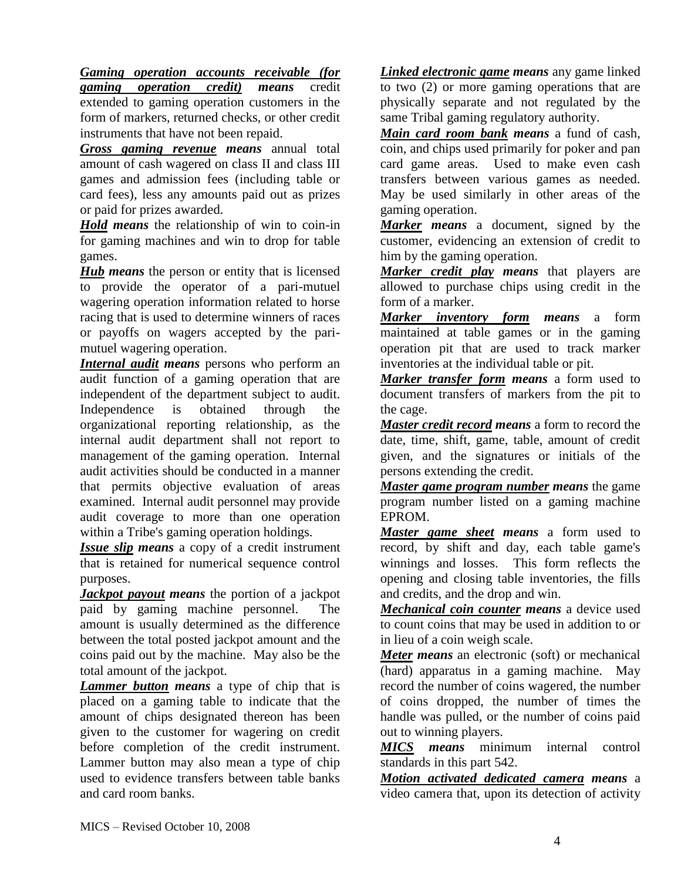***Gaming operation accounts receivable (for gaming operation credit)*** ***means*** credit extended to gaming operation customers in the form of markers, returned checks, or other credit instruments that have not been repaid.

***Gross gaming revenue*** ***means*** annual total amount of cash wagered on class II and class III games and admission fees (including table or card fees), less any amounts paid out as prizes or paid for prizes awarded.

***Hold*** ***means*** the relationship of win to coin-in for gaming machines and win to drop for table games.

***Hub*** ***means*** the person or entity that is licensed to provide the operator of a pari-mutuel wagering operation information related to horse racing that is used to determine winners of races or payoffs on wagers accepted by the pari-mutuel wagering operation.

***Internal audit*** ***means*** persons who perform an audit function of a gaming operation that are independent of the department subject to audit. Independence is obtained through the organizational reporting relationship, as the internal audit department shall not report to management of the gaming operation. Internal audit activities should be conducted in a manner that permits objective evaluation of areas examined. Internal audit personnel may provide audit coverage to more than one operation within a Tribe's gaming operation holdings.

***Issue slip*** ***means*** a copy of a credit instrument that is retained for numerical sequence control purposes.

***Jackpot payout*** ***means*** the portion of a jackpot paid by gaming machine personnel. The amount is usually determined as the difference between the total posted jackpot amount and the coins paid out by the machine. May also be the total amount of the jackpot.

***Lammer button*** ***means*** a type of chip that is placed on a gaming table to indicate that the amount of chips designated thereon has been given to the customer for wagering on credit before completion of the credit instrument. Lammer button may also mean a type of chip used to evidence transfers between table banks and card room banks.

***Linked electronic game*** ***means*** any game linked to two (2) or more gaming operations that are physically separate and not regulated by the same Tribal gaming regulatory authority.

***Main card room bank*** ***means*** a fund of cash, coin, and chips used primarily for poker and pan card game areas. Used to make even cash transfers between various games as needed. May be used similarly in other areas of the gaming operation.

***Marker*** ***means*** a document, signed by the customer, evidencing an extension of credit to him by the gaming operation.

***Marker credit play*** ***means*** that players are allowed to purchase chips using credit in the form of a marker.

***Marker inventory form*** ***means*** a form maintained at table games or in the gaming operation pit that are used to track marker inventories at the individual table or pit.

***Marker transfer form*** ***means*** a form used to document transfers of markers from the pit to the cage.

***Master credit record*** ***means*** a form to record the date, time, shift, game, table, amount of credit given, and the signatures or initials of the persons extending the credit.

***Master game program number*** ***means*** the game program number listed on a gaming machine EPROM.

***Master game sheet*** ***means*** a form used to record, by shift and day, each table game's winnings and losses. This form reflects the opening and closing table inventories, the fills and credits, and the drop and win.

***Mechanical coin counter*** ***means*** a device used to count coins that may be used in addition to or in lieu of a coin weigh scale.

***Meter*** ***means*** an electronic (soft) or mechanical (hard) apparatus in a gaming machine. May record the number of coins wagered, the number of coins dropped, the number of times the handle was pulled, or the number of coins paid out to winning players.

***MICS*** ***means*** minimum internal control standards in this part 542.

***Motion activated dedicated camera*** ***means*** a video camera that, upon its detection of activity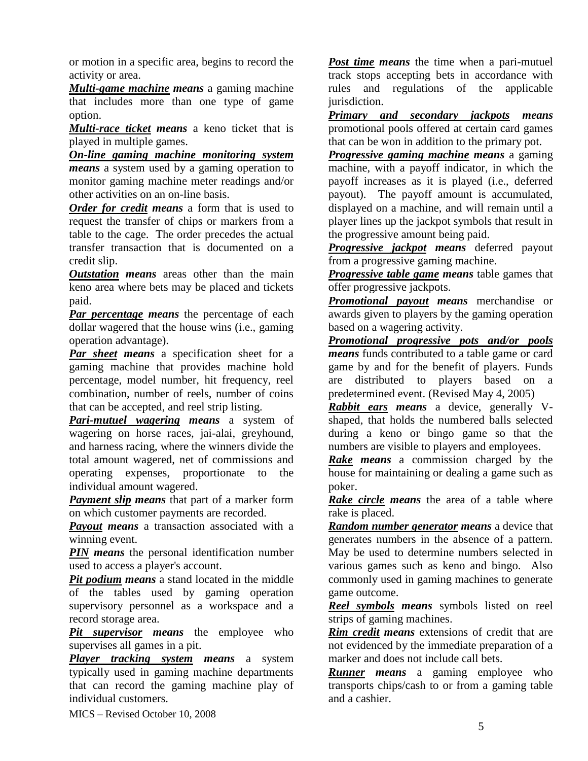or motion in a specific area, begins to record the activity or area.

***Multi-game machine* means** a gaming machine that includes more than one type of game option.

***Multi-race ticket* means** a keno ticket that is played in multiple games.

***On-line gaming machine monitoring system* means** a system used by a gaming operation to monitor gaming machine meter readings and/or other activities on an on-line basis.

***Order for credit* means** a form that is used to request the transfer of chips or markers from a table to the cage. The order precedes the actual transfer transaction that is documented on a credit slip.

***Outstation* means** areas other than the main keno area where bets may be placed and tickets paid.

***Par percentage* means** the percentage of each dollar wagered that the house wins (i.e., gaming operation advantage).

***Par sheet* means** a specification sheet for a gaming machine that provides machine hold percentage, model number, hit frequency, reel combination, number of reels, number of coins that can be accepted, and reel strip listing.

***Pari-mutuel wagering* means** a system of wagering on horse races, jai-alai, greyhound, and harness racing, where the winners divide the total amount wagered, net of commissions and operating expenses, proportionate to the individual amount wagered.

***Payment slip* means** that part of a marker form on which customer payments are recorded.

***Payout* means** a transaction associated with a winning event.

***PIN* means** the personal identification number used to access a player's account.

***Pit podium* means** a stand located in the middle of the tables used by gaming operation supervisory personnel as a workspace and a record storage area.

***Pit supervisor* means** the employee who supervises all games in a pit.

***Player tracking system* means** a system typically used in gaming machine departments that can record the gaming machine play of individual customers.

***Post time* means** the time when a pari-mutuel track stops accepting bets in accordance with rules and regulations of the applicable jurisdiction.

***Primary and secondary jackpots* means** promotional pools offered at certain card games that can be won in addition to the primary pot.

***Progressive gaming machine* means** a gaming machine, with a payoff indicator, in which the payoff increases as it is played (i.e., deferred payout). The payoff amount is accumulated, displayed on a machine, and will remain until a player lines up the jackpot symbols that result in the progressive amount being paid.

***Progressive jackpot* means** deferred payout from a progressive gaming machine.

***Progressive table game* means** table games that offer progressive jackpots.

***Promotional payout* means** merchandise or awards given to players by the gaming operation based on a wagering activity.

***Promotional progressive pots and/or pools* means** funds contributed to a table game or card game by and for the benefit of players. Funds are distributed to players based on a predetermined event. (Revised May 4, 2005)

***Rabbit ears* means** a device, generally V-shaped, that holds the numbered balls selected during a keno or bingo game so that the numbers are visible to players and employees.

***Rake* means** a commission charged by the house for maintaining or dealing a game such as poker.

***Rake circle* means** the area of a table where rake is placed.

***Random number generator* means** a device that generates numbers in the absence of a pattern. May be used to determine numbers selected in various games such as keno and bingo. Also commonly used in gaming machines to generate game outcome.

***Reel symbols* means** symbols listed on reel strips of gaming machines.

***Rim credit* means** extensions of credit that are not evidenced by the immediate preparation of a marker and does not include call bets.

***Runner* means** a gaming employee who transports chips/cash to or from a gaming table and a cashier.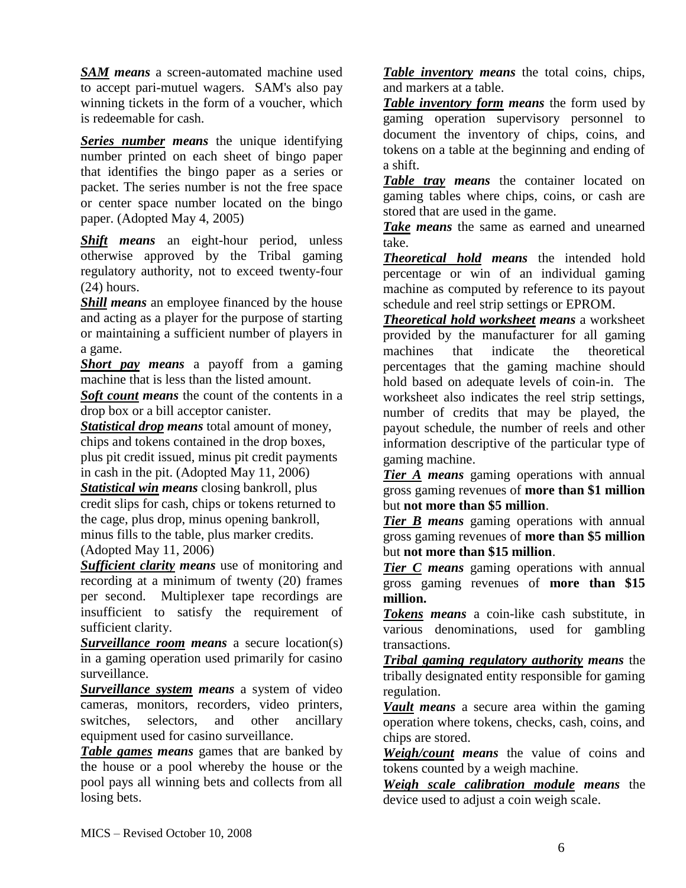***SAM* means** a screen-automated machine used to accept pari-mutuel wagers. SAM's also pay winning tickets in the form of a voucher, which is redeemable for cash.

***Series number* means** the unique identifying number printed on each sheet of bingo paper that identifies the bingo paper as a series or packet. The series number is not the free space or center space number located on the bingo paper. (Adopted May 4, 2005)

***Shift* means** an eight-hour period, unless otherwise approved by the Tribal gaming regulatory authority, not to exceed twenty-four (24) hours.

***Shill* means** an employee financed by the house and acting as a player for the purpose of starting or maintaining a sufficient number of players in a game.

***Short pay* means** a payoff from a gaming machine that is less than the listed amount.

***Soft count* means** the count of the contents in a drop box or a bill acceptor canister.

***Statistical drop* means** total amount of money, chips and tokens contained in the drop boxes, plus pit credit issued, minus pit credit payments in cash in the pit. (Adopted May 11, 2006)

***Statistical win* means** closing bankroll, plus credit slips for cash, chips or tokens returned to the cage, plus drop, minus opening bankroll, minus fills to the table, plus marker credits. (Adopted May 11, 2006)

***Sufficient clarity* means** use of monitoring and recording at a minimum of twenty (20) frames per second. Multiplexer tape recordings are insufficient to satisfy the requirement of sufficient clarity.

***Surveillance room* means** a secure location(s) in a gaming operation used primarily for casino surveillance.

***Surveillance system* means** a system of video cameras, monitors, recorders, video printers, switches, selectors, and other ancillary equipment used for casino surveillance.

***Table games* means** games that are banked by the house or a pool whereby the house or the pool pays all winning bets and collects from all losing bets.

***Table inventory* means** the total coins, chips, and markers at a table.

***Table inventory form* means** the form used by gaming operation supervisory personnel to document the inventory of chips, coins, and tokens on a table at the beginning and ending of a shift.

***Table tray* means** the container located on gaming tables where chips, coins, or cash are stored that are used in the game.

***Take* means** the same as earned and unearned take.

***Theoretical hold* means** the intended hold percentage or win of an individual gaming machine as computed by reference to its payout schedule and reel strip settings or EPROM.

***Theoretical hold worksheet* means** a worksheet provided by the manufacturer for all gaming machines that indicate the theoretical percentages that the gaming machine should hold based on adequate levels of coin-in. The worksheet also indicates the reel strip settings, number of credits that may be played, the payout schedule, the number of reels and other information descriptive of the particular type of gaming machine.

***Tier A* means** gaming operations with annual gross gaming revenues of **more than $1 million** but **not more than $5 million**.

***Tier B* means** gaming operations with annual gross gaming revenues of **more than $5 million** but **not more than $15 million**.

***Tier C* means** gaming operations with annual gross gaming revenues of **more than $15 million.**

***Tokens* means** a coin-like cash substitute, in various denominations, used for gambling transactions.

***Tribal gaming regulatory authority* means** the tribally designated entity responsible for gaming regulation.

***Vault* means** a secure area within the gaming operation where tokens, checks, cash, coins, and chips are stored.

***Weigh/count* means** the value of coins and tokens counted by a weigh machine.

***Weigh scale calibration module* means** the device used to adjust a coin weigh scale.

MICS – Revised October 10, 2008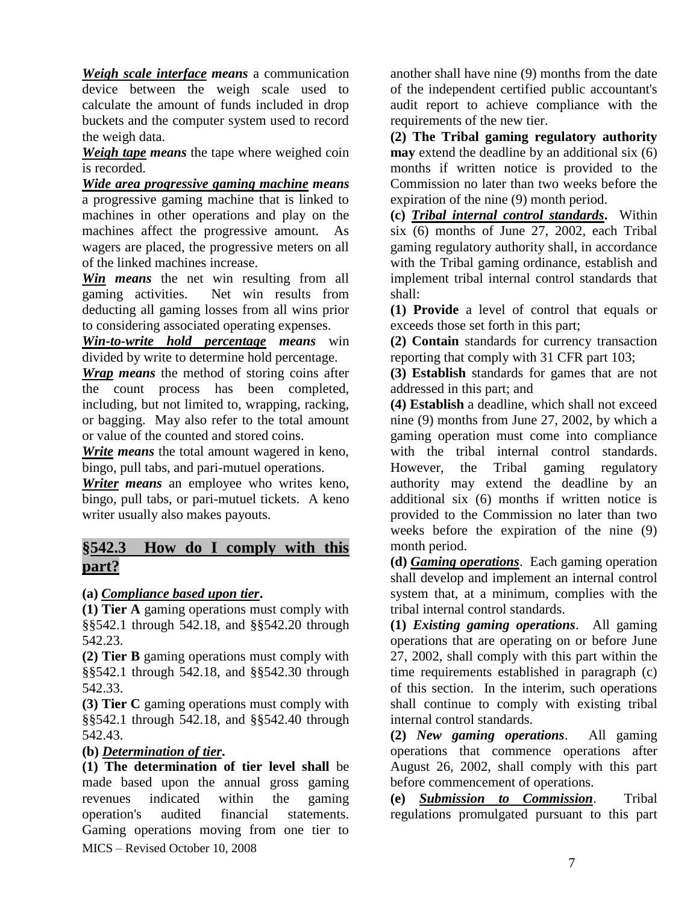***Weigh scale interface means*** a communication device between the weigh scale used to calculate the amount of funds included in drop buckets and the computer system used to record the weigh data.

***Weigh tape means*** the tape where weighed coin is recorded.

***Wide area progressive gaming machine means*** a progressive gaming machine that is linked to machines in other operations and play on the machines affect the progressive amount. As wagers are placed, the progressive meters on all of the linked machines increase.

***Win means*** the net win resulting from all gaming activities. Net win results from deducting all gaming losses from all wins prior to considering associated operating expenses.

***Win-to-write hold percentage means*** win divided by write to determine hold percentage.

***Wrap means*** the method of storing coins after the count process has been completed, including, but not limited to, wrapping, racking, or bagging. May also refer to the total amount or value of the counted and stored coins.

***Write means*** the total amount wagered in keno, bingo, pull tabs, and pari-mutuel operations.

***Writer means*** an employee who writes keno, bingo, pull tabs, or pari-mutuel tickets. A keno writer usually also makes payouts.

## §542.3 How do I comply with this part?

**(a)** ***Compliance based upon tier*.**

**(1) Tier A** gaming operations must comply with §§542.1 through 542.18, and §§542.20 through 542.23.

**(2) Tier B** gaming operations must comply with §§542.1 through 542.18, and §§542.30 through 542.33.

**(3) Tier C** gaming operations must comply with §§542.1 through 542.18, and §§542.40 through 542.43.

**(b)** ***Determination of tier*.**

**(1) The determination of tier level shall** be made based upon the annual gross gaming revenues indicated within the gaming operation's audited financial statements. Gaming operations moving from one tier to another shall have nine (9) months from the date of the independent certified public accountant's audit report to achieve compliance with the requirements of the new tier.

**(2) The Tribal gaming regulatory authority may** extend the deadline by an additional six (6) months if written notice is provided to the Commission no later than two weeks before the expiration of the nine (9) month period.

**(c)** ***Tribal internal control standards*.** Within six (6) months of June 27, 2002, each Tribal gaming regulatory authority shall, in accordance with the Tribal gaming ordinance, establish and implement tribal internal control standards that shall:

**(1) Provide** a level of control that equals or exceeds those set forth in this part;

**(2) Contain** standards for currency transaction reporting that comply with 31 CFR part 103;

**(3) Establish** standards for games that are not addressed in this part; and

**(4) Establish** a deadline, which shall not exceed nine (9) months from June 27, 2002, by which a gaming operation must come into compliance with the tribal internal control standards. However, the Tribal gaming regulatory authority may extend the deadline by an additional six (6) months if written notice is provided to the Commission no later than two weeks before the expiration of the nine (9) month period.

**(d)** ***Gaming operations***. Each gaming operation shall develop and implement an internal control system that, at a minimum, complies with the tribal internal control standards.

**(1)** ***Existing gaming operations***. All gaming operations that are operating on or before June 27, 2002, shall comply with this part within the time requirements established in paragraph (c) of this section. In the interim, such operations shall continue to comply with existing tribal internal control standards.

**(2)** ***New gaming operations***. All gaming operations that commence operations after August 26, 2002, shall comply with this part before commencement of operations.

**(e)** ***Submission to Commission***. Tribal regulations promulgated pursuant to this part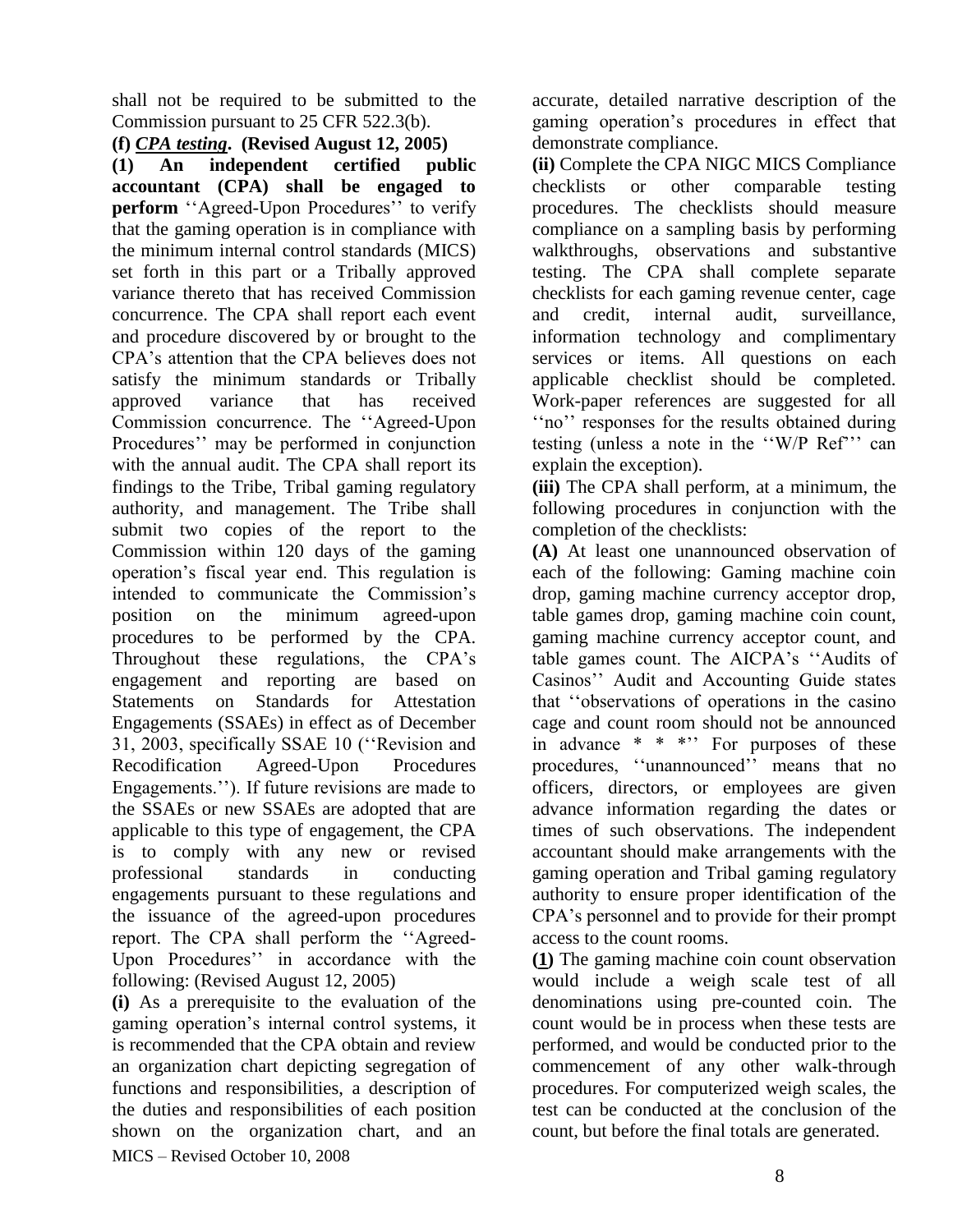shall not be required to be submitted to the Commission pursuant to 25 CFR 522.3(b).

**(f)** ***CPA testing*****. (Revised August 12, 2005)**

**(1) An independent certified public accountant (CPA) shall be engaged to perform** ''Agreed-Upon Procedures'' to verify that the gaming operation is in compliance with the minimum internal control standards (MICS) set forth in this part or a Tribally approved variance thereto that has received Commission concurrence. The CPA shall report each event and procedure discovered by or brought to the CPA's attention that the CPA believes does not satisfy the minimum standards or Tribally approved variance that has received Commission concurrence. The ''Agreed-Upon Procedures'' may be performed in conjunction with the annual audit. The CPA shall report its findings to the Tribe, Tribal gaming regulatory authority, and management. The Tribe shall submit two copies of the report to the Commission within 120 days of the gaming operation's fiscal year end. This regulation is intended to communicate the Commission's position on the minimum agreed-upon procedures to be performed by the CPA. Throughout these regulations, the CPA's engagement and reporting are based on Statements on Standards for Attestation Engagements (SSAEs) in effect as of December 31, 2003, specifically SSAE 10 (''Revision and Recodification Agreed-Upon Procedures Engagements.''). If future revisions are made to the SSAEs or new SSAEs are adopted that are applicable to this type of engagement, the CPA is to comply with any new or revised professional standards in conducting engagements pursuant to these regulations and the issuance of the agreed-upon procedures report. The CPA shall perform the ''Agreed-Upon Procedures'' in accordance with the following: (Revised August 12, 2005)

**(i)** As a prerequisite to the evaluation of the gaming operation's internal control systems, it is recommended that the CPA obtain and review an organization chart depicting segregation of functions and responsibilities, a description of the duties and responsibilities of each position shown on the organization chart, and an accurate, detailed narrative description of the gaming operation's procedures in effect that demonstrate compliance.

**(ii)** Complete the CPA NIGC MICS Compliance checklists or other comparable testing procedures. The checklists should measure compliance on a sampling basis by performing walkthroughs, observations and substantive testing. The CPA shall complete separate checklists for each gaming revenue center, cage and credit, internal audit, surveillance, information technology and complimentary services or items. All questions on each applicable checklist should be completed. Work-paper references are suggested for all ''no'' responses for the results obtained during testing (unless a note in the ''W/P Ref'' can explain the exception).

**(iii)** The CPA shall perform, at a minimum, the following procedures in conjunction with the completion of the checklists:

**(A)** At least one unannounced observation of each of the following: Gaming machine coin drop, gaming machine currency acceptor drop, table games drop, gaming machine coin count, gaming machine currency acceptor count, and table games count. The AICPA's ''Audits of Casinos'' Audit and Accounting Guide states that ''observations of operations in the casino cage and count room should not be announced in advance * * *'' For purposes of these procedures, ''unannounced'' means that no officers, directors, or employees are given advance information regarding the dates or times of such observations. The independent accountant should make arrangements with the gaming operation and Tribal gaming regulatory authority to ensure proper identification of the CPA's personnel and to provide for their prompt access to the count rooms.

**(1)** The gaming machine coin count observation would include a weigh scale test of all denominations using pre-counted coin. The count would be in process when these tests are performed, and would be conducted prior to the commencement of any other walk-through procedures. For computerized weigh scales, the test can be conducted at the conclusion of the count, but before the final totals are generated.

MICS – Revised October 10, 2008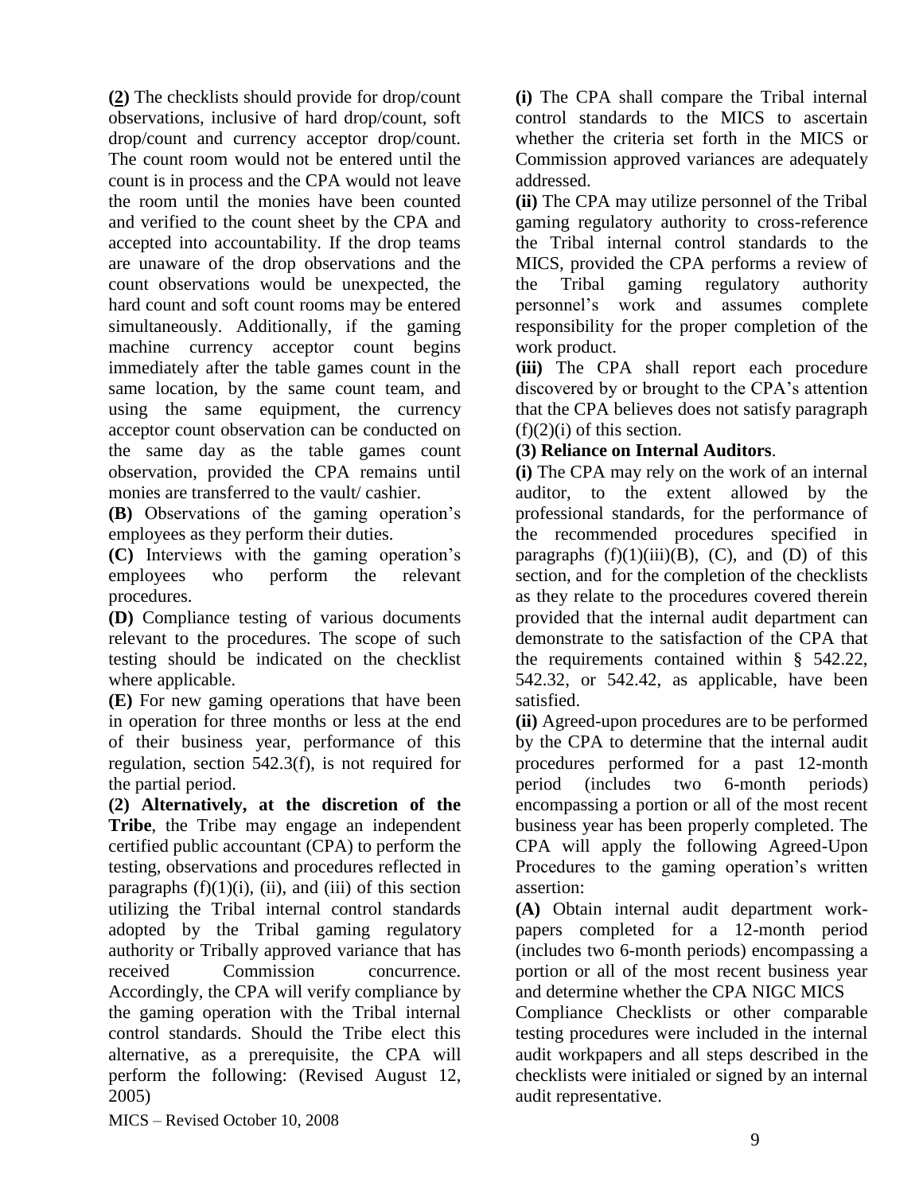**(2)** The checklists should provide for drop/count observations, inclusive of hard drop/count, soft drop/count and currency acceptor drop/count. The count room would not be entered until the count is in process and the CPA would not leave the room until the monies have been counted and verified to the count sheet by the CPA and accepted into accountability. If the drop teams are unaware of the drop observations and the count observations would be unexpected, the hard count and soft count rooms may be entered simultaneously. Additionally, if the gaming machine currency acceptor count begins immediately after the table games count in the same location, by the same count team, and using the same equipment, the currency acceptor count observation can be conducted on the same day as the table games count observation, provided the CPA remains until monies are transferred to the vault/ cashier.

**(B)** Observations of the gaming operation's employees as they perform their duties.

**(C)** Interviews with the gaming operation's employees who perform the relevant procedures.

**(D)** Compliance testing of various documents relevant to the procedures. The scope of such testing should be indicated on the checklist where applicable.

**(E)** For new gaming operations that have been in operation for three months or less at the end of their business year, performance of this regulation, section 542.3(f), is not required for the partial period.

**(2) Alternatively, at the discretion of the Tribe**, the Tribe may engage an independent certified public accountant (CPA) to perform the testing, observations and procedures reflected in paragraphs (f)(1)(i), (ii), and (iii) of this section utilizing the Tribal internal control standards adopted by the Tribal gaming regulatory authority or Tribally approved variance that has received Commission concurrence. Accordingly, the CPA will verify compliance by the gaming operation with the Tribal internal control standards. Should the Tribe elect this alternative, as a prerequisite, the CPA will perform the following: (Revised August 12, 2005)

**(i)** The CPA shall compare the Tribal internal control standards to the MICS to ascertain whether the criteria set forth in the MICS or Commission approved variances are adequately addressed.

**(ii)** The CPA may utilize personnel of the Tribal gaming regulatory authority to cross-reference the Tribal internal control standards to the MICS, provided the CPA performs a review of the Tribal gaming regulatory authority personnel's work and assumes complete responsibility for the proper completion of the work product.

**(iii)** The CPA shall report each procedure discovered by or brought to the CPA's attention that the CPA believes does not satisfy paragraph (f)(2)(i) of this section.

**(3) Reliance on Internal Auditors**.

**(i)** The CPA may rely on the work of an internal auditor, to the extent allowed by the professional standards, for the performance of the recommended procedures specified in paragraphs (f)(1)(iii)(B), (C), and (D) of this section, and for the completion of the checklists as they relate to the procedures covered therein provided that the internal audit department can demonstrate to the satisfaction of the CPA that the requirements contained within § 542.22, 542.32, or 542.42, as applicable, have been satisfied.

**(ii)** Agreed-upon procedures are to be performed by the CPA to determine that the internal audit procedures performed for a past 12-month period (includes two 6-month periods) encompassing a portion or all of the most recent business year has been properly completed. The CPA will apply the following Agreed-Upon Procedures to the gaming operation's written assertion:

**(A)** Obtain internal audit department work-papers completed for a 12-month period (includes two 6-month periods) encompassing a portion or all of the most recent business year and determine whether the CPA NIGC MICS Compliance Checklists or other comparable testing procedures were included in the internal audit workpapers and all steps described in the checklists were initialed or signed by an internal audit representative.

MICS – Revised October 10, 2008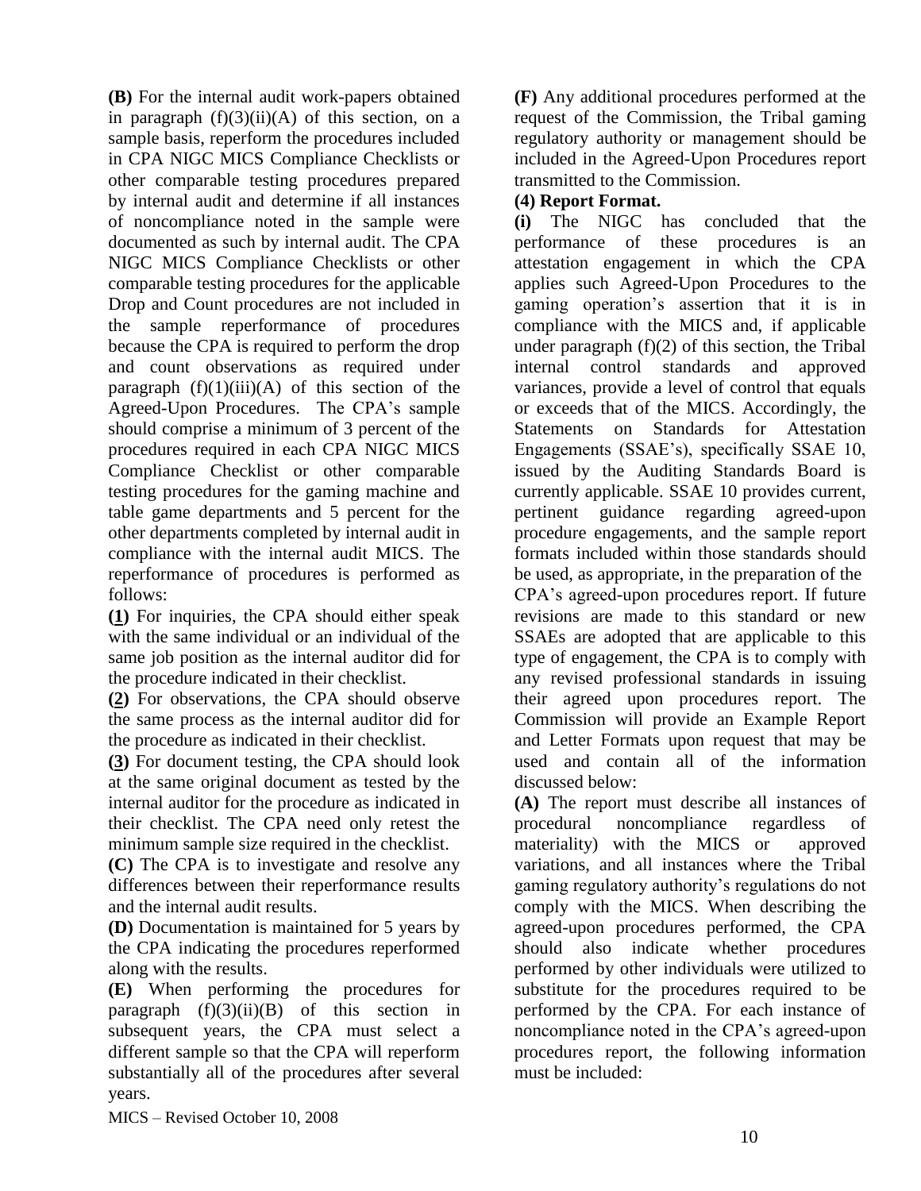**(B)** For the internal audit work-papers obtained in paragraph (f)(3)(ii)(A) of this section, on a sample basis, reperform the procedures included in CPA NIGC MICS Compliance Checklists or other comparable testing procedures prepared by internal audit and determine if all instances of noncompliance noted in the sample were documented as such by internal audit. The CPA NIGC MICS Compliance Checklists or other comparable testing procedures for the applicable Drop and Count procedures are not included in the sample reperformance of procedures because the CPA is required to perform the drop and count observations as required under paragraph (f)(1)(iii)(A) of this section of the Agreed-Upon Procedures. The CPA's sample should comprise a minimum of 3 percent of the procedures required in each CPA NIGC MICS Compliance Checklist or other comparable testing procedures for the gaming machine and table game departments and 5 percent for the other departments completed by internal audit in compliance with the internal audit MICS. The reperformance of procedures is performed as follows:

**(1)** For inquiries, the CPA should either speak with the same individual or an individual of the same job position as the internal auditor did for the procedure indicated in their checklist.

**(2)** For observations, the CPA should observe the same process as the internal auditor did for the procedure as indicated in their checklist.

**(3)** For document testing, the CPA should look at the same original document as tested by the internal auditor for the procedure as indicated in their checklist. The CPA need only retest the minimum sample size required in the checklist.

**(C)** The CPA is to investigate and resolve any differences between their reperformance results and the internal audit results.

**(D)** Documentation is maintained for 5 years by the CPA indicating the procedures reperformed along with the results.

**(E)** When performing the procedures for paragraph (f)(3)(ii)(B) of this section in subsequent years, the CPA must select a different sample so that the CPA will reperform substantially all of the procedures after several years.

**(F)** Any additional procedures performed at the request of the Commission, the Tribal gaming regulatory authority or management should be included in the Agreed-Upon Procedures report transmitted to the Commission.

**(4) Report Format.**

**(i)** The NIGC has concluded that the performance of these procedures is an attestation engagement in which the CPA applies such Agreed-Upon Procedures to the gaming operation's assertion that it is in compliance with the MICS and, if applicable under paragraph (f)(2) of this section, the Tribal internal control standards and approved variances, provide a level of control that equals or exceeds that of the MICS. Accordingly, the Statements on Standards for Attestation Engagements (SSAE's), specifically SSAE 10, issued by the Auditing Standards Board is currently applicable. SSAE 10 provides current, pertinent guidance regarding agreed-upon procedure engagements, and the sample report formats included within those standards should be used, as appropriate, in the preparation of the CPA's agreed-upon procedures report. If future revisions are made to this standard or new SSAEs are adopted that are applicable to this type of engagement, the CPA is to comply with any revised professional standards in issuing their agreed upon procedures report. The Commission will provide an Example Report and Letter Formats upon request that may be used and contain all of the information discussed below:

**(A)** The report must describe all instances of procedural noncompliance regardless of materiality) with the MICS or approved variations, and all instances where the Tribal gaming regulatory authority's regulations do not comply with the MICS. When describing the agreed-upon procedures performed, the CPA should also indicate whether procedures performed by other individuals were utilized to substitute for the procedures required to be performed by the CPA. For each instance of noncompliance noted in the CPA's agreed-upon procedures report, the following information must be included:

MICS – Revised October 10, 2008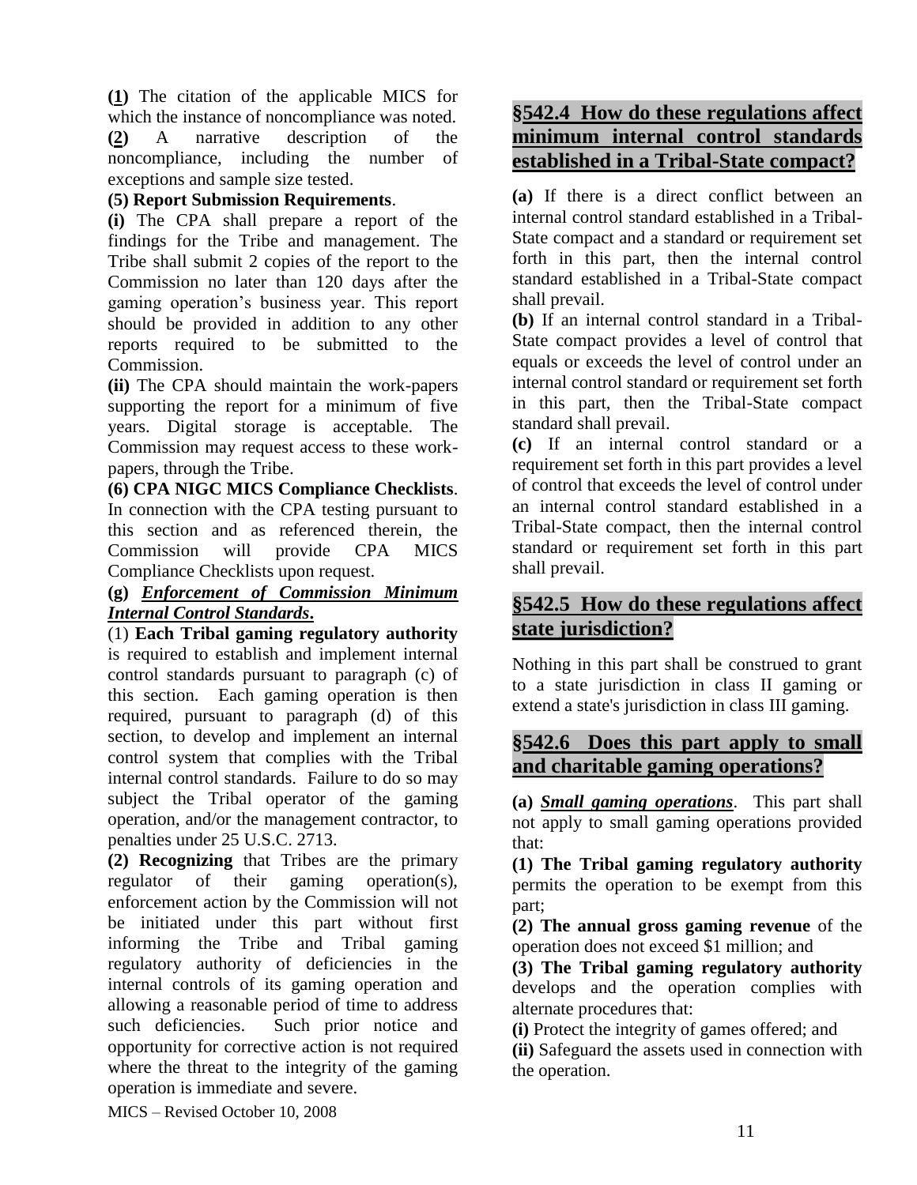**(1)** The citation of the applicable MICS for which the instance of noncompliance was noted.

**(2)** A narrative description of the noncompliance, including the number of exceptions and sample size tested.

**(5) Report Submission Requirements**.

**(i)** The CPA shall prepare a report of the findings for the Tribe and management. The Tribe shall submit 2 copies of the report to the Commission no later than 120 days after the gaming operation's business year. This report should be provided in addition to any other reports required to be submitted to the Commission.

**(ii)** The CPA should maintain the work-papers supporting the report for a minimum of five years. Digital storage is acceptable. The Commission may request access to these work-papers, through the Tribe.

**(6) CPA NIGC MICS Compliance Checklists**. In connection with the CPA testing pursuant to this section and as referenced therein, the Commission will provide CPA MICS Compliance Checklists upon request.

**(g)** ***Enforcement of Commission Minimum Internal Control Standards*.**

(1) **Each Tribal gaming regulatory authority** is required to establish and implement internal control standards pursuant to paragraph (c) of this section. Each gaming operation is then required, pursuant to paragraph (d) of this section, to develop and implement an internal control system that complies with the Tribal internal control standards. Failure to do so may subject the Tribal operator of the gaming operation, and/or the management contractor, to penalties under 25 U.S.C. 2713.

**(2) Recognizing** that Tribes are the primary regulator of their gaming operation(s), enforcement action by the Commission will not be initiated under this part without first informing the Tribe and Tribal gaming regulatory authority of deficiencies in the internal controls of its gaming operation and allowing a reasonable period of time to address such deficiencies. Such prior notice and opportunity for corrective action is not required where the threat to the integrity of the gaming operation is immediate and severe.

## §542.4 How do these regulations affect minimum internal control standards established in a Tribal-State compact?

**(a)** If there is a direct conflict between an internal control standard established in a Tribal-State compact and a standard or requirement set forth in this part, then the internal control standard established in a Tribal-State compact shall prevail.

**(b)** If an internal control standard in a Tribal-State compact provides a level of control that equals or exceeds the level of control under an internal control standard or requirement set forth in this part, then the Tribal-State compact standard shall prevail.

**(c)** If an internal control standard or a requirement set forth in this part provides a level of control that exceeds the level of control under an internal control standard established in a Tribal-State compact, then the internal control standard or requirement set forth in this part shall prevail.

## §542.5 How do these regulations affect state jurisdiction?

Nothing in this part shall be construed to grant to a state jurisdiction in class II gaming or extend a state's jurisdiction in class III gaming.

## §542.6 Does this part apply to small and charitable gaming operations?

**(a)** ***Small gaming operations***. This part shall not apply to small gaming operations provided that:

**(1) The Tribal gaming regulatory authority** permits the operation to be exempt from this part;

**(2) The annual gross gaming revenue** of the operation does not exceed $1 million; and

**(3) The Tribal gaming regulatory authority** develops and the operation complies with alternate procedures that:

**(i)** Protect the integrity of games offered; and

**(ii)** Safeguard the assets used in connection with the operation.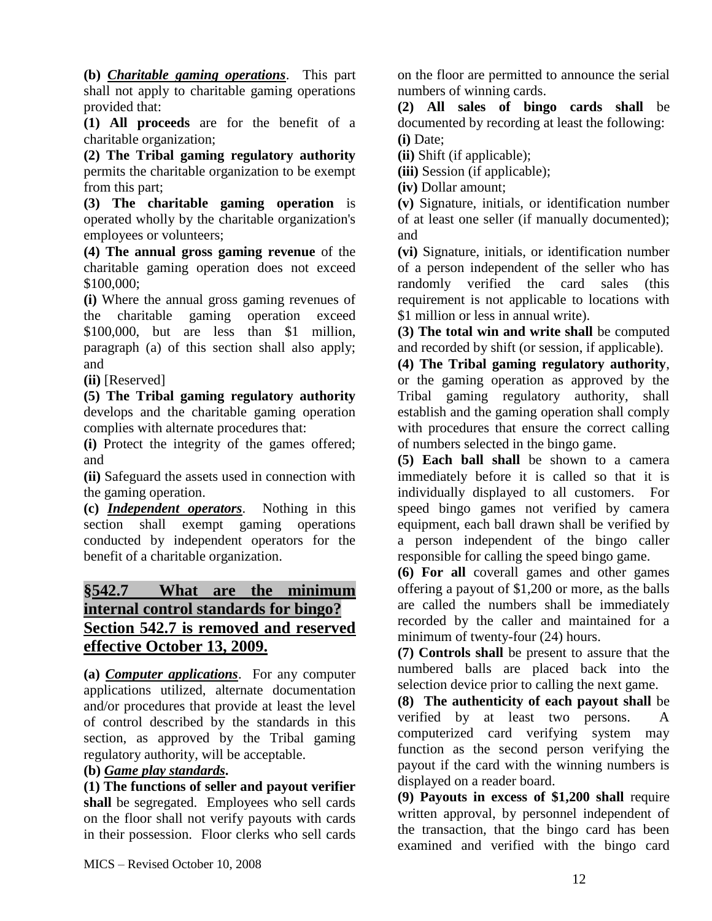**(b)** ***Charitable gaming operations***. This part shall not apply to charitable gaming operations provided that:

**(1) All proceeds** are for the benefit of a charitable organization;

**(2) The Tribal gaming regulatory authority** permits the charitable organization to be exempt from this part;

**(3) The charitable gaming operation** is operated wholly by the charitable organization's employees or volunteers;

**(4) The annual gross gaming revenue** of the charitable gaming operation does not exceed $100,000;

**(i)** Where the annual gross gaming revenues of the charitable gaming operation exceed $100,000, but are less than $1 million, paragraph (a) of this section shall also apply; and

**(ii)** [Reserved]

**(5) The Tribal gaming regulatory authority** develops and the charitable gaming operation complies with alternate procedures that:

**(i)** Protect the integrity of the games offered; and

**(ii)** Safeguard the assets used in connection with the gaming operation.

**(c)** ***Independent operators***. Nothing in this section shall exempt gaming operations conducted by independent operators for the benefit of a charitable organization.

## §542.7 What are the minimum internal control standards for bingo? Section 542.7 is removed and reserved effective October 13, 2009.

**(a)** ***Computer applications***. For any computer applications utilized, alternate documentation and/or procedures that provide at least the level of control described by the standards in this section, as approved by the Tribal gaming regulatory authority, will be acceptable.

**(b)** ***Game play standards*.**

**(1) The functions of seller and payout verifier shall** be segregated. Employees who sell cards on the floor shall not verify payouts with cards in their possession. Floor clerks who sell cards on the floor are permitted to announce the serial numbers of winning cards.

**(2) All sales of bingo cards shall** be documented by recording at least the following:

**(i)** Date;

**(ii)** Shift (if applicable);

**(iii)** Session (if applicable);

**(iv)** Dollar amount;

**(v)** Signature, initials, or identification number of at least one seller (if manually documented); and

**(vi)** Signature, initials, or identification number of a person independent of the seller who has randomly verified the card sales (this requirement is not applicable to locations with $1 million or less in annual write).

**(3) The total win and write shall** be computed and recorded by shift (or session, if applicable).

**(4) The Tribal gaming regulatory authority**, or the gaming operation as approved by the Tribal gaming regulatory authority, shall establish and the gaming operation shall comply with procedures that ensure the correct calling of numbers selected in the bingo game.

**(5) Each ball shall** be shown to a camera immediately before it is called so that it is individually displayed to all customers. For speed bingo games not verified by camera equipment, each ball drawn shall be verified by a person independent of the bingo caller responsible for calling the speed bingo game.

**(6) For all** coverall games and other games offering a payout of $1,200 or more, as the balls are called the numbers shall be immediately recorded by the caller and maintained for a minimum of twenty-four (24) hours.

**(7) Controls shall** be present to assure that the numbered balls are placed back into the selection device prior to calling the next game.

**(8) The authenticity of each payout shall** be verified by at least two persons. A computerized card verifying system may function as the second person verifying the payout if the card with the winning numbers is displayed on a reader board.

**(9) Payouts in excess of $1,200 shall** require written approval, by personnel independent of the transaction, that the bingo card has been examined and verified with the bingo card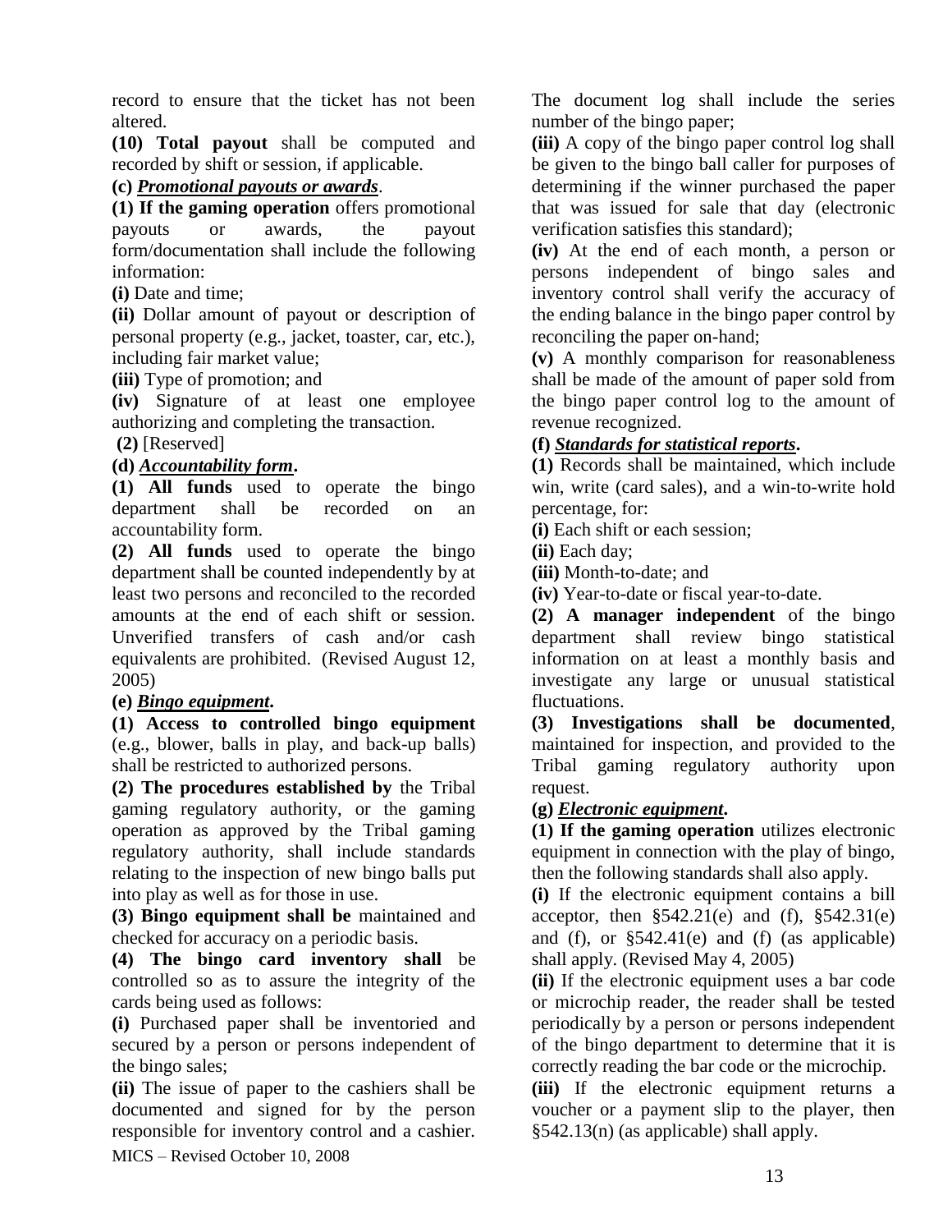record to ensure that the ticket has not been altered.

**(10) Total payout** shall be computed and recorded by shift or session, if applicable.

**(c)** ***Promotional payouts or awards***.

**(1) If the gaming operation** offers promotional payouts or awards, the payout form/documentation shall include the following information:

**(i)** Date and time;

**(ii)** Dollar amount of payout or description of personal property (e.g., jacket, toaster, car, etc.), including fair market value;

**(iii)** Type of promotion; and

**(iv)** Signature of at least one employee authorizing and completing the transaction.

**(2)** [Reserved]

**(d)** ***Accountability form*.**

**(1) All funds** used to operate the bingo department shall be recorded on an accountability form.

**(2) All funds** used to operate the bingo department shall be counted independently by at least two persons and reconciled to the recorded amounts at the end of each shift or session. Unverified transfers of cash and/or cash equivalents are prohibited. (Revised August 12, 2005)

**(e)** ***Bingo equipment*.**

**(1) Access to controlled bingo equipment** (e.g., blower, balls in play, and back-up balls) shall be restricted to authorized persons.

**(2) The procedures established by** the Tribal gaming regulatory authority, or the gaming operation as approved by the Tribal gaming regulatory authority, shall include standards relating to the inspection of new bingo balls put into play as well as for those in use.

**(3) Bingo equipment shall be** maintained and checked for accuracy on a periodic basis.

**(4) The bingo card inventory shall** be controlled so as to assure the integrity of the cards being used as follows:

**(i)** Purchased paper shall be inventoried and secured by a person or persons independent of the bingo sales;

**(ii)** The issue of paper to the cashiers shall be documented and signed for by the person responsible for inventory control and a cashier. The document log shall include the series number of the bingo paper;

**(iii)** A copy of the bingo paper control log shall be given to the bingo ball caller for purposes of determining if the winner purchased the paper that was issued for sale that day (electronic verification satisfies this standard);

**(iv)** At the end of each month, a person or persons independent of bingo sales and inventory control shall verify the accuracy of the ending balance in the bingo paper control by reconciling the paper on-hand;

**(v)** A monthly comparison for reasonableness shall be made of the amount of paper sold from the bingo paper control log to the amount of revenue recognized.

**(f)** ***Standards for statistical reports*.**

**(1)** Records shall be maintained, which include win, write (card sales), and a win-to-write hold percentage, for:

**(i)** Each shift or each session;

**(ii)** Each day;

**(iii)** Month-to-date; and

**(iv)** Year-to-date or fiscal year-to-date.

**(2) A manager independent** of the bingo department shall review bingo statistical information on at least a monthly basis and investigate any large or unusual statistical fluctuations.

**(3) Investigations shall be documented**, maintained for inspection, and provided to the Tribal gaming regulatory authority upon request.

**(g)** ***Electronic equipment*.**

**(1) If the gaming operation** utilizes electronic equipment in connection with the play of bingo, then the following standards shall also apply.

**(i)** If the electronic equipment contains a bill acceptor, then §542.21(e) and (f), §542.31(e) and (f), or §542.41(e) and (f) (as applicable) shall apply. (Revised May 4, 2005)

**(ii)** If the electronic equipment uses a bar code or microchip reader, the reader shall be tested periodically by a person or persons independent of the bingo department to determine that it is correctly reading the bar code or the microchip.

**(iii)** If the electronic equipment returns a voucher or a payment slip to the player, then §542.13(n) (as applicable) shall apply.

MICS – Revised October 10, 2008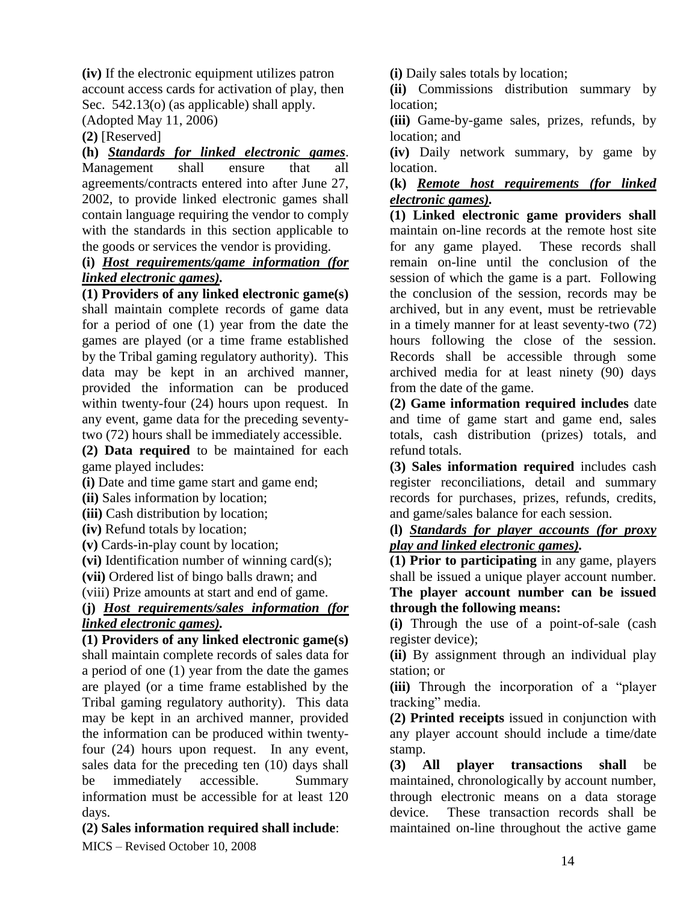**(iv)** If the electronic equipment utilizes patron account access cards for activation of play, then Sec. 542.13(o) (as applicable) shall apply. (Adopted May 11, 2006)

**(2)** [Reserved]

**(h)** ***Standards for linked electronic games***. Management shall ensure that all agreements/contracts entered into after June 27, 2002, to provide linked electronic games shall contain language requiring the vendor to comply with the standards in this section applicable to the goods or services the vendor is providing.

**(i)** ***Host requirements/game information (for linked electronic games).***

**(1) Providers of any linked electronic game(s)** shall maintain complete records of game data for a period of one (1) year from the date the games are played (or a time frame established by the Tribal gaming regulatory authority). This data may be kept in an archived manner, provided the information can be produced within twenty-four (24) hours upon request. In any event, game data for the preceding seventy-two (72) hours shall be immediately accessible.

**(2) Data required** to be maintained for each game played includes:

**(i)** Date and time game start and game end;

**(ii)** Sales information by location;

**(iii)** Cash distribution by location;

**(iv)** Refund totals by location;

**(v)** Cards-in-play count by location;

**(vi)** Identification number of winning card(s);

**(vii)** Ordered list of bingo balls drawn; and

(viii) Prize amounts at start and end of game.

**(j)** ***Host requirements/sales information (for linked electronic games).***

**(1) Providers of any linked electronic game(s)** shall maintain complete records of sales data for a period of one (1) year from the date the games are played (or a time frame established by the Tribal gaming regulatory authority). This data may be kept in an archived manner, provided the information can be produced within twenty-four (24) hours upon request. In any event, sales data for the preceding ten (10) days shall be immediately accessible. Summary information must be accessible for at least 120 days.

**(2) Sales information required shall include**:

**(i)** Daily sales totals by location;

**(ii)** Commissions distribution summary by location;

**(iii)** Game-by-game sales, prizes, refunds, by location; and

**(iv)** Daily network summary, by game by location.

**(k)** ***Remote host requirements (for linked electronic games).***

**(1) Linked electronic game providers shall** maintain on-line records at the remote host site for any game played. These records shall remain on-line until the conclusion of the session of which the game is a part. Following the conclusion of the session, records may be archived, but in any event, must be retrievable in a timely manner for at least seventy-two (72) hours following the close of the session. Records shall be accessible through some archived media for at least ninety (90) days from the date of the game.

**(2) Game information required includes** date and time of game start and game end, sales totals, cash distribution (prizes) totals, and refund totals.

**(3) Sales information required** includes cash register reconciliations, detail and summary records for purchases, prizes, refunds, credits, and game/sales balance for each session.

**(l)** ***Standards for player accounts (for proxy play and linked electronic games).***

**(1) Prior to participating** in any game, players shall be issued a unique player account number. **The player account number can be issued through the following means:**

**(i)** Through the use of a point-of-sale (cash register device);

**(ii)** By assignment through an individual play station; or

**(iii)** Through the incorporation of a "player tracking" media.

**(2) Printed receipts** issued in conjunction with any player account should include a time/date stamp.

**(3) All player transactions shall** be maintained, chronologically by account number, through electronic means on a data storage device. These transaction records shall be maintained on-line throughout the active game

MICS – Revised October 10, 2008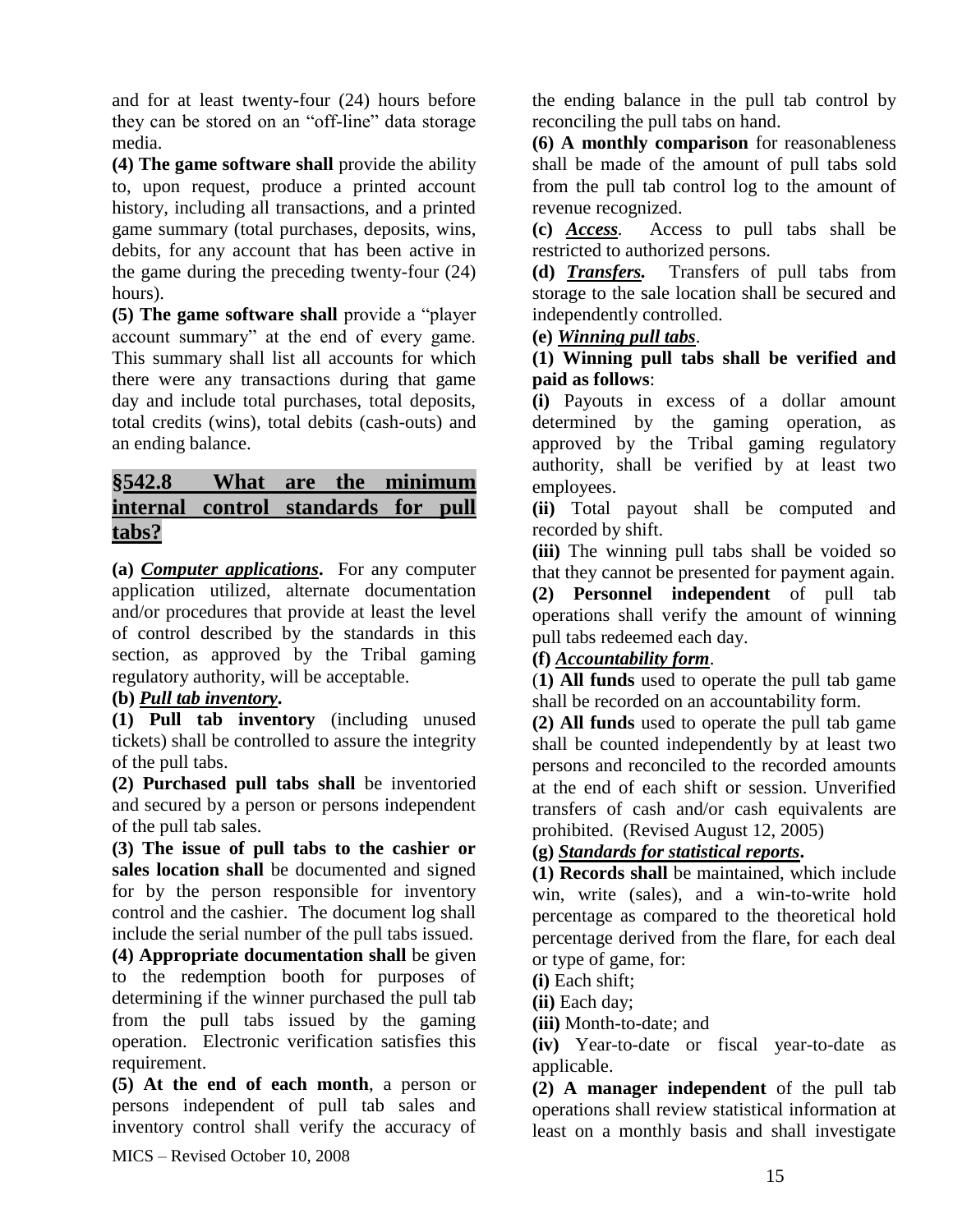and for at least twenty-four (24) hours before they can be stored on an "off-line" data storage media.

**(4) The game software shall** provide the ability to, upon request, produce a printed account history, including all transactions, and a printed game summary (total purchases, deposits, wins, debits, for any account that has been active in the game during the preceding twenty-four (24) hours).

**(5) The game software shall** provide a "player account summary" at the end of every game. This summary shall list all accounts for which there were any transactions during that game day and include total purchases, total deposits, total credits (wins), total debits (cash-outs) and an ending balance.

## §542.8 What are the minimum internal control standards for pull tabs?

**(a) *Computer applications*.** For any computer application utilized, alternate documentation and/or procedures that provide at least the level of control described by the standards in this section, as approved by the Tribal gaming regulatory authority, will be acceptable.

**(b) *Pull tab inventory*.**

**(1) Pull tab inventory** (including unused tickets) shall be controlled to assure the integrity of the pull tabs.

**(2) Purchased pull tabs shall** be inventoried and secured by a person or persons independent of the pull tab sales.

**(3) The issue of pull tabs to the cashier or sales location shall** be documented and signed for by the person responsible for inventory control and the cashier. The document log shall include the serial number of the pull tabs issued.

**(4) Appropriate documentation shall** be given to the redemption booth for purposes of determining if the winner purchased the pull tab from the pull tabs issued by the gaming operation. Electronic verification satisfies this requirement.

**(5) At the end of each month**, a person or persons independent of pull tab sales and inventory control shall verify the accuracy of the ending balance in the pull tab control by reconciling the pull tabs on hand.

**(6) A monthly comparison** for reasonableness shall be made of the amount of pull tabs sold from the pull tab control log to the amount of revenue recognized.

**(c) *Access*.** Access to pull tabs shall be restricted to authorized persons.

**(d) *Transfers.*** Transfers of pull tabs from storage to the sale location shall be secured and independently controlled.

**(e) *Winning pull tabs*.**

**(1) Winning pull tabs shall be verified and paid as follows**:

**(i)** Payouts in excess of a dollar amount determined by the gaming operation, as approved by the Tribal gaming regulatory authority, shall be verified by at least two employees.

**(ii)** Total payout shall be computed and recorded by shift.

**(iii)** The winning pull tabs shall be voided so that they cannot be presented for payment again.

**(2) Personnel independent** of pull tab operations shall verify the amount of winning pull tabs redeemed each day.

**(f) *Accountability form*.**

**(1) All funds** used to operate the pull tab game shall be recorded on an accountability form.

**(2) All funds** used to operate the pull tab game shall be counted independently by at least two persons and reconciled to the recorded amounts at the end of each shift or session. Unverified transfers of cash and/or cash equivalents are prohibited. (Revised August 12, 2005)

**(g) *Standards for statistical reports*.**

**(1) Records shall** be maintained, which include win, write (sales), and a win-to-write hold percentage as compared to the theoretical hold percentage derived from the flare, for each deal or type of game, for:

**(i)** Each shift;

**(ii)** Each day;

**(iii)** Month-to-date; and

**(iv)** Year-to-date or fiscal year-to-date as applicable.

**(2) A manager independent** of the pull tab operations shall review statistical information at least on a monthly basis and shall investigate

MICS – Revised October 10, 2008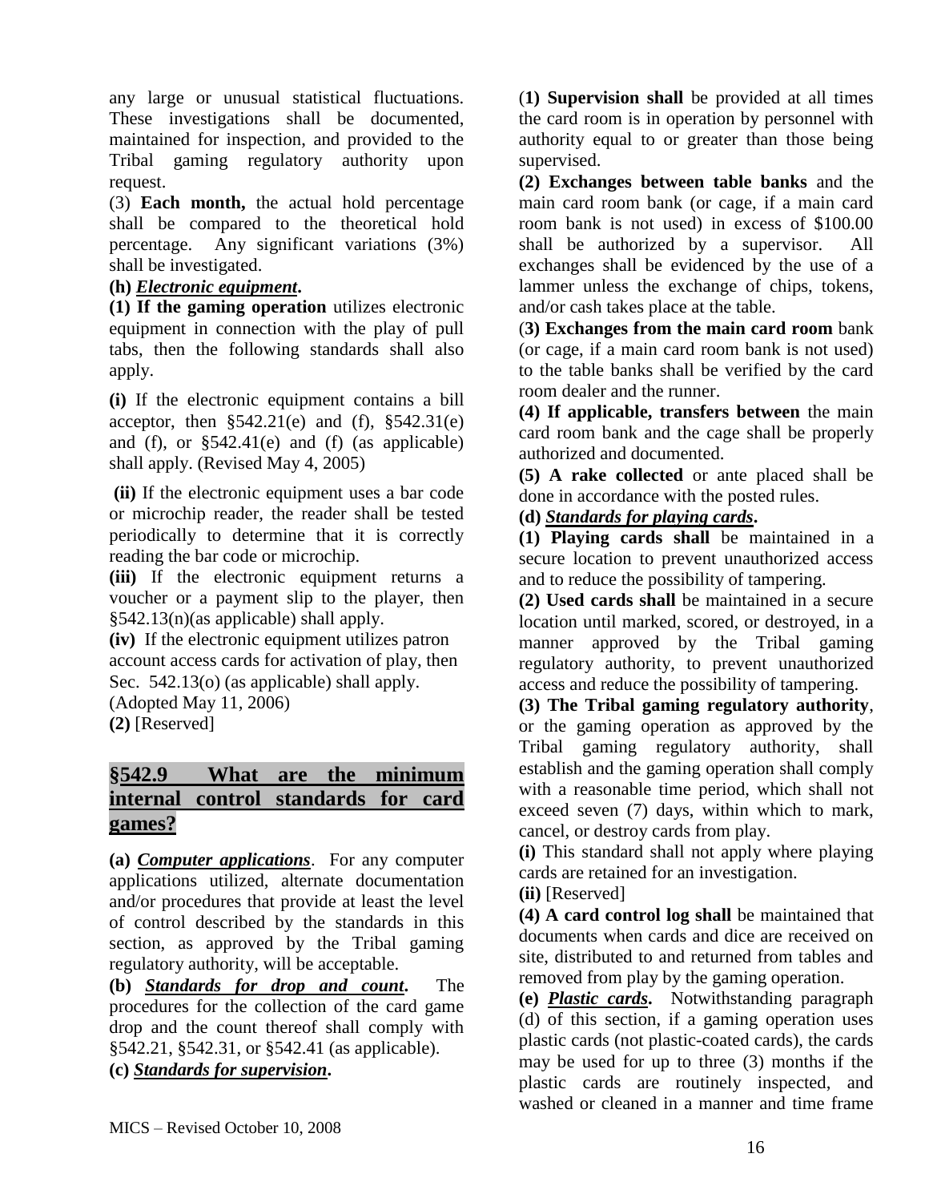any large or unusual statistical fluctuations. These investigations shall be documented, maintained for inspection, and provided to the Tribal gaming regulatory authority upon request.

(3) **Each month,** the actual hold percentage shall be compared to the theoretical hold percentage. Any significant variations (3%) shall be investigated.

**(h)** ***Electronic equipment*****.**

**(1) If the gaming operation** utilizes electronic equipment in connection with the play of pull tabs, then the following standards shall also apply.

**(i)** If the electronic equipment contains a bill acceptor, then §542.21(e) and (f), §542.31(e) and (f), or §542.41(e) and (f) (as applicable) shall apply. (Revised May 4, 2005)

**(ii)** If the electronic equipment uses a bar code or microchip reader, the reader shall be tested periodically to determine that it is correctly reading the bar code or microchip.

**(iii)** If the electronic equipment returns a voucher or a payment slip to the player, then §542.13(n)(as applicable) shall apply.

**(iv)** If the electronic equipment utilizes patron account access cards for activation of play, then Sec. 542.13(o) (as applicable) shall apply. (Adopted May 11, 2006)

**(2)** [Reserved]

## §542.9 What are the minimum internal control standards for card games?

**(a)** ***Computer applications***. For any computer applications utilized, alternate documentation and/or procedures that provide at least the level of control described by the standards in this section, as approved by the Tribal gaming regulatory authority, will be acceptable.

**(b)** ***Standards for drop and count*****.** The procedures for the collection of the card game drop and the count thereof shall comply with §542.21, §542.31, or §542.41 (as applicable).

**(c)** ***Standards for supervision*****.**

(**1) Supervision shall** be provided at all times the card room is in operation by personnel with authority equal to or greater than those being supervised.

**(2) Exchanges between table banks** and the main card room bank (or cage, if a main card room bank is not used) in excess of $100.00 shall be authorized by a supervisor. All exchanges shall be evidenced by the use of a lammer unless the exchange of chips, tokens, and/or cash takes place at the table.

(**3) Exchanges from the main card room** bank (or cage, if a main card room bank is not used) to the table banks shall be verified by the card room dealer and the runner.

**(4) If applicable, transfers between** the main card room bank and the cage shall be properly authorized and documented.

**(5) A rake collected** or ante placed shall be done in accordance with the posted rules.

**(d)** ***Standards for playing cards*****.**

**(1) Playing cards shall** be maintained in a secure location to prevent unauthorized access and to reduce the possibility of tampering.

**(2) Used cards shall** be maintained in a secure location until marked, scored, or destroyed, in a manner approved by the Tribal gaming regulatory authority, to prevent unauthorized access and reduce the possibility of tampering.

**(3) The Tribal gaming regulatory authority**, or the gaming operation as approved by the Tribal gaming regulatory authority, shall establish and the gaming operation shall comply with a reasonable time period, which shall not exceed seven (7) days, within which to mark, cancel, or destroy cards from play.

**(i)** This standard shall not apply where playing cards are retained for an investigation.

**(ii)** [Reserved]

**(4) A card control log shall** be maintained that documents when cards and dice are received on site, distributed to and returned from tables and removed from play by the gaming operation.

**(e)** ***Plastic cards*****.** Notwithstanding paragraph (d) of this section, if a gaming operation uses plastic cards (not plastic-coated cards), the cards may be used for up to three (3) months if the plastic cards are routinely inspected, and washed or cleaned in a manner and time frame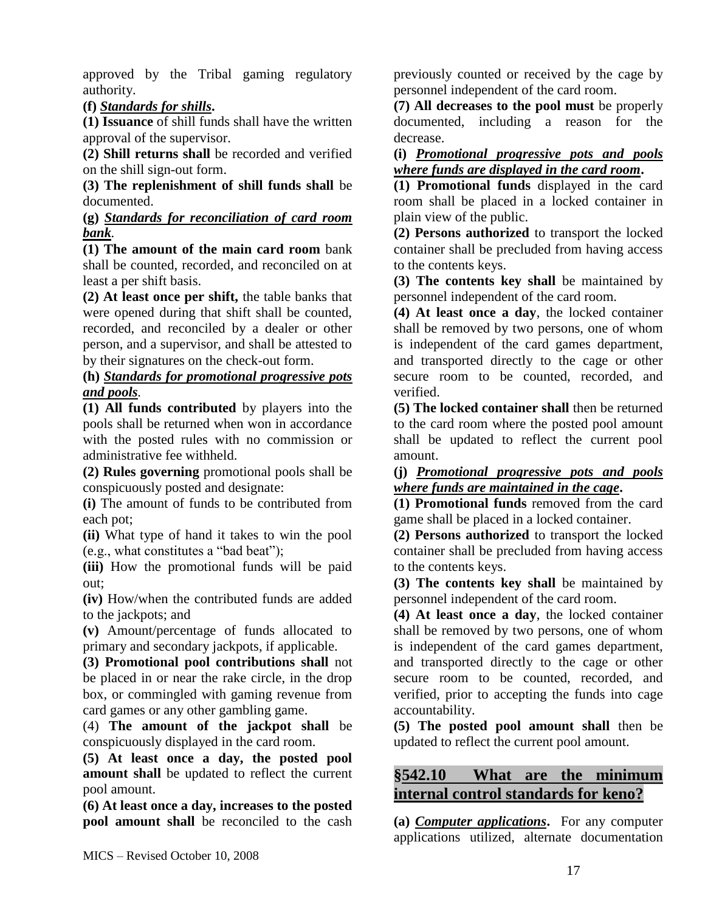approved by the Tribal gaming regulatory authority.

**(f)** ***Standards for shills*.**

**(1) Issuance** of shill funds shall have the written approval of the supervisor.

**(2) Shill returns shall** be recorded and verified on the shill sign-out form.

**(3) The replenishment of shill funds shall** be documented.

**(g)** ***Standards for reconciliation of card room bank*.**

**(1) The amount of the main card room** bank shall be counted, recorded, and reconciled on at least a per shift basis.

**(2) At least once per shift,** the table banks that were opened during that shift shall be counted, recorded, and reconciled by a dealer or other person, and a supervisor, and shall be attested to by their signatures on the check-out form.

**(h)** ***Standards for promotional progressive pots and pools*.**

**(1) All funds contributed** by players into the pools shall be returned when won in accordance with the posted rules with no commission or administrative fee withheld.

**(2) Rules governing** promotional pools shall be conspicuously posted and designate:

**(i)** The amount of funds to be contributed from each pot;

**(ii)** What type of hand it takes to win the pool (e.g., what constitutes a "bad beat");

**(iii)** How the promotional funds will be paid out;

**(iv)** How/when the contributed funds are added to the jackpots; and

**(v)** Amount/percentage of funds allocated to primary and secondary jackpots, if applicable.

**(3) Promotional pool contributions shall** not be placed in or near the rake circle, in the drop box, or commingled with gaming revenue from card games or any other gambling game.

(4) **The amount of the jackpot shall** be conspicuously displayed in the card room.

**(5) At least once a day, the posted pool amount shall** be updated to reflect the current pool amount.

**(6) At least once a day, increases to the posted pool amount shall** be reconciled to the cash previously counted or received by the cage by personnel independent of the card room.

**(7) All decreases to the pool must** be properly documented, including a reason for the decrease.

**(i)** ***Promotional progressive pots and pools where funds are displayed in the card room*.**

**(1) Promotional funds** displayed in the card room shall be placed in a locked container in plain view of the public.

**(2) Persons authorized** to transport the locked container shall be precluded from having access to the contents keys.

**(3) The contents key shall** be maintained by personnel independent of the card room.

**(4) At least once a day**, the locked container shall be removed by two persons, one of whom is independent of the card games department, and transported directly to the cage or other secure room to be counted, recorded, and verified.

**(5) The locked container shall** then be returned to the card room where the posted pool amount shall be updated to reflect the current pool amount.

**(j)** ***Promotional progressive pots and pools where funds are maintained in the cage*.**

**(1) Promotional funds** removed from the card game shall be placed in a locked container.

**(2) Persons authorized** to transport the locked container shall be precluded from having access to the contents keys.

**(3) The contents key shall** be maintained by personnel independent of the card room.

**(4) At least once a day**, the locked container shall be removed by two persons, one of whom is independent of the card games department, and transported directly to the cage or other secure room to be counted, recorded, and verified, prior to accepting the funds into cage accountability.

**(5) The posted pool amount shall** then be updated to reflect the current pool amount.

## §542.10 What are the minimum internal control standards for keno?

**(a)** ***Computer applications*.** For any computer applications utilized, alternate documentation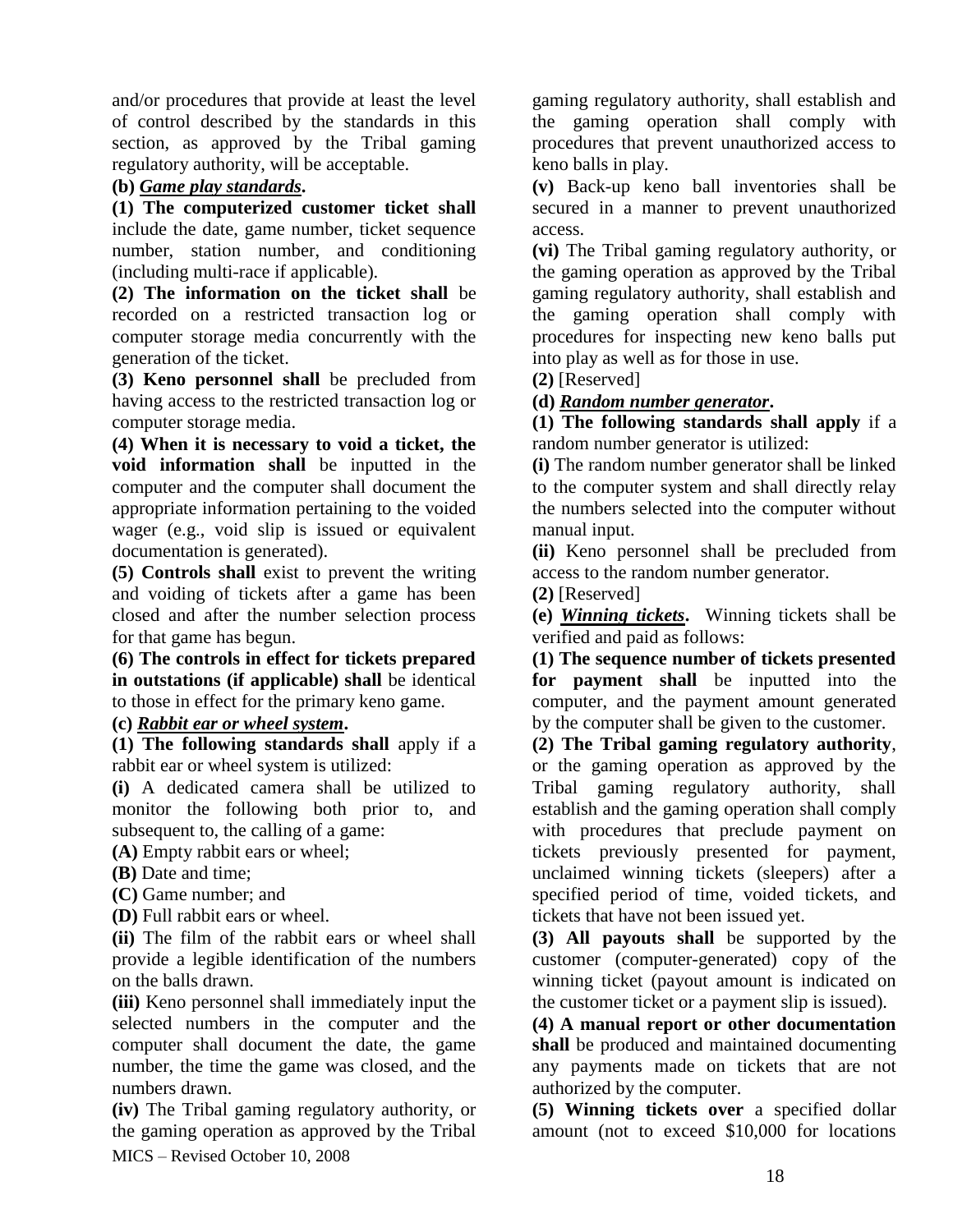and/or procedures that provide at least the level of control described by the standards in this section, as approved by the Tribal gaming regulatory authority, will be acceptable.

**(b)** ***Game play standards*.**

**(1) The computerized customer ticket shall** include the date, game number, ticket sequence number, station number, and conditioning (including multi-race if applicable).

**(2) The information on the ticket shall** be recorded on a restricted transaction log or computer storage media concurrently with the generation of the ticket.

**(3) Keno personnel shall** be precluded from having access to the restricted transaction log or computer storage media.

**(4) When it is necessary to void a ticket, the void information shall** be inputted in the computer and the computer shall document the appropriate information pertaining to the voided wager (e.g., void slip is issued or equivalent documentation is generated).

**(5) Controls shall** exist to prevent the writing and voiding of tickets after a game has been closed and after the number selection process for that game has begun.

**(6) The controls in effect for tickets prepared in outstations (if applicable) shall** be identical to those in effect for the primary keno game.

**(c)** ***Rabbit ear or wheel system*.**

**(1) The following standards shall** apply if a rabbit ear or wheel system is utilized:

**(i)** A dedicated camera shall be utilized to monitor the following both prior to, and subsequent to, the calling of a game:

**(A)** Empty rabbit ears or wheel;

**(B)** Date and time;

**(C)** Game number; and

**(D)** Full rabbit ears or wheel.

**(ii)** The film of the rabbit ears or wheel shall provide a legible identification of the numbers on the balls drawn.

**(iii)** Keno personnel shall immediately input the selected numbers in the computer and the computer shall document the date, the game number, the time the game was closed, and the numbers drawn.

**(iv)** The Tribal gaming regulatory authority, or the gaming operation as approved by the Tribal gaming regulatory authority, shall establish and the gaming operation shall comply with procedures that prevent unauthorized access to keno balls in play.

**(v)** Back-up keno ball inventories shall be secured in a manner to prevent unauthorized access.

**(vi)** The Tribal gaming regulatory authority, or the gaming operation as approved by the Tribal gaming regulatory authority, shall establish and the gaming operation shall comply with procedures for inspecting new keno balls put into play as well as for those in use.

**(2)** [Reserved]

**(d)** ***Random number generator*.**

**(1) The following standards shall apply** if a random number generator is utilized:

**(i)** The random number generator shall be linked to the computer system and shall directly relay the numbers selected into the computer without manual input.

**(ii)** Keno personnel shall be precluded from access to the random number generator.

**(2)** [Reserved]

**(e)** ***Winning tickets*.** Winning tickets shall be verified and paid as follows:

**(1) The sequence number of tickets presented for payment shall** be inputted into the computer, and the payment amount generated by the computer shall be given to the customer.

**(2) The Tribal gaming regulatory authority**, or the gaming operation as approved by the Tribal gaming regulatory authority, shall establish and the gaming operation shall comply with procedures that preclude payment on tickets previously presented for payment, unclaimed winning tickets (sleepers) after a specified period of time, voided tickets, and tickets that have not been issued yet.

**(3) All payouts shall** be supported by the customer (computer-generated) copy of the winning ticket (payout amount is indicated on the customer ticket or a payment slip is issued).

**(4) A manual report or other documentation shall** be produced and maintained documenting any payments made on tickets that are not authorized by the computer.

**(5) Winning tickets over** a specified dollar amount (not to exceed $10,000 for locations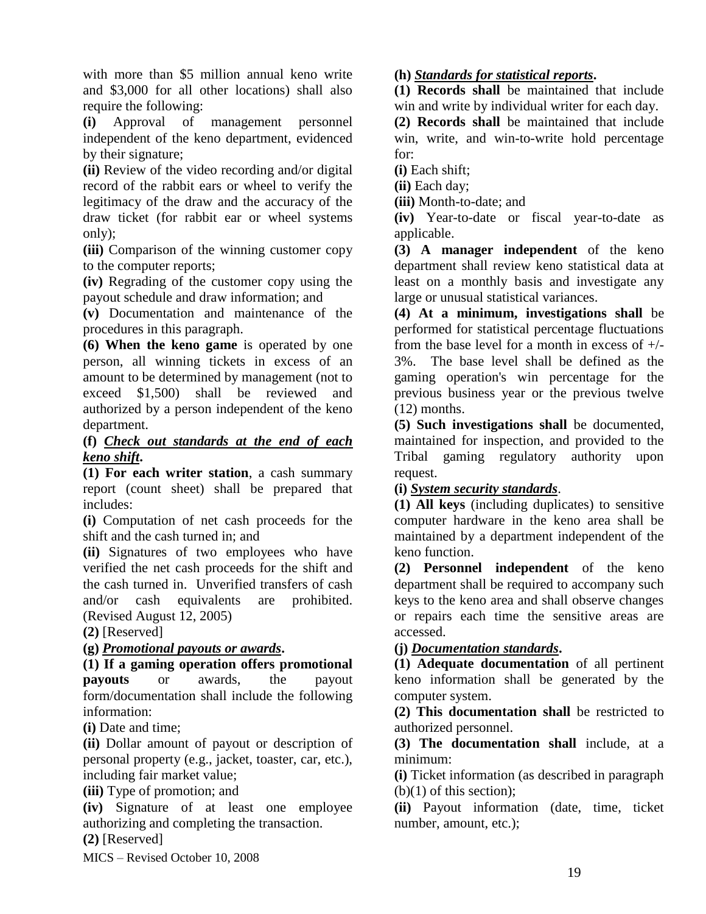with more than $5 million annual keno write and $3,000 for all other locations) shall also require the following:

**(i)** Approval of management personnel independent of the keno department, evidenced by their signature;

**(ii)** Review of the video recording and/or digital record of the rabbit ears or wheel to verify the legitimacy of the draw and the accuracy of the draw ticket (for rabbit ear or wheel systems only);

**(iii)** Comparison of the winning customer copy to the computer reports;

**(iv)** Regrading of the customer copy using the payout schedule and draw information; and

**(v)** Documentation and maintenance of the procedures in this paragraph.

**(6) When the keno game** is operated by one person, all winning tickets in excess of an amount to be determined by management (not to exceed $1,500) shall be reviewed and authorized by a person independent of the keno department.

**(f)** ***Check out standards at the end of each keno shift*.**

**(1) For each writer station**, a cash summary report (count sheet) shall be prepared that includes:

**(i)** Computation of net cash proceeds for the shift and the cash turned in; and

**(ii)** Signatures of two employees who have verified the net cash proceeds for the shift and the cash turned in. Unverified transfers of cash and/or cash equivalents are prohibited. (Revised August 12, 2005)

**(2)** [Reserved]

**(g)** ***Promotional payouts or awards*.**

**(1) If a gaming operation offers promotional payouts** or awards, the payout form/documentation shall include the following information:

**(i)** Date and time;

**(ii)** Dollar amount of payout or description of personal property (e.g., jacket, toaster, car, etc.), including fair market value;

**(iii)** Type of promotion; and

**(iv)** Signature of at least one employee authorizing and completing the transaction.

**(2)** [Reserved]

**(h)** ***Standards for statistical reports*.**

**(1) Records shall** be maintained that include win and write by individual writer for each day.

**(2) Records shall** be maintained that include win, write, and win-to-write hold percentage for:

**(i)** Each shift;

**(ii)** Each day;

**(iii)** Month-to-date; and

**(iv)** Year-to-date or fiscal year-to-date as applicable.

**(3) A manager independent** of the keno department shall review keno statistical data at least on a monthly basis and investigate any large or unusual statistical variances.

**(4) At a minimum, investigations shall** be performed for statistical percentage fluctuations from the base level for a month in excess of +/- 3%. The base level shall be defined as the gaming operation's win percentage for the previous business year or the previous twelve (12) months.

**(5) Such investigations shall** be documented, maintained for inspection, and provided to the Tribal gaming regulatory authority upon request.

**(i)** ***System security standards*.**

**(1) All keys** (including duplicates) to sensitive computer hardware in the keno area shall be maintained by a department independent of the keno function.

**(2) Personnel independent** of the keno department shall be required to accompany such keys to the keno area and shall observe changes or repairs each time the sensitive areas are accessed.

**(j)** ***Documentation standards*.**

**(1) Adequate documentation** of all pertinent keno information shall be generated by the computer system.

**(2) This documentation shall** be restricted to authorized personnel.

**(3) The documentation shall** include, at a minimum:

**(i)** Ticket information (as described in paragraph (b)(1) of this section);

**(ii)** Payout information (date, time, ticket number, amount, etc.);

MICS – Revised October 10, 2008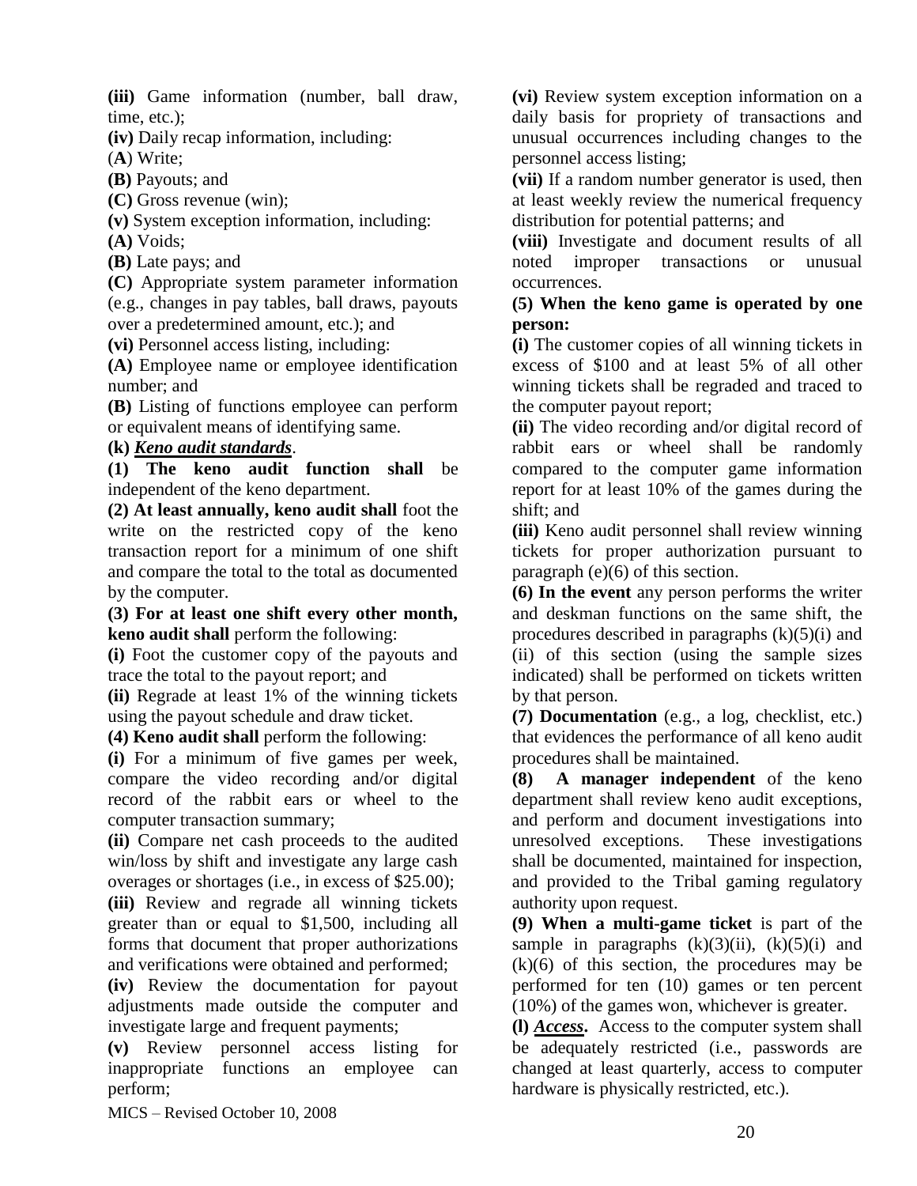**(iii)** Game information (number, ball draw, time, etc.);

**(iv)** Daily recap information, including:

(**A**) Write;

**(B)** Payouts; and

**(C)** Gross revenue (win);

**(v)** System exception information, including:

**(A)** Voids;

**(B)** Late pays; and

**(C)** Appropriate system parameter information (e.g., changes in pay tables, ball draws, payouts over a predetermined amount, etc.); and

**(vi)** Personnel access listing, including:

**(A)** Employee name or employee identification number; and

**(B)** Listing of functions employee can perform or equivalent means of identifying same.

**(k)** ***Keno audit standards***.

**(1) The keno audit function shall** be independent of the keno department.

**(2) At least annually, keno audit shall** foot the write on the restricted copy of the keno transaction report for a minimum of one shift and compare the total to the total as documented by the computer.

**(3) For at least one shift every other month, keno audit shall** perform the following:

**(i)** Foot the customer copy of the payouts and trace the total to the payout report; and

**(ii)** Regrade at least 1% of the winning tickets using the payout schedule and draw ticket.

**(4) Keno audit shall** perform the following:

**(i)** For a minimum of five games per week, compare the video recording and/or digital record of the rabbit ears or wheel to the computer transaction summary;

**(ii)** Compare net cash proceeds to the audited win/loss by shift and investigate any large cash overages or shortages (i.e., in excess of $25.00);

**(iii)** Review and regrade all winning tickets greater than or equal to $1,500, including all forms that document that proper authorizations and verifications were obtained and performed;

**(iv)** Review the documentation for payout adjustments made outside the computer and investigate large and frequent payments;

**(v)** Review personnel access listing for inappropriate functions an employee can perform;

**(vi)** Review system exception information on a daily basis for propriety of transactions and unusual occurrences including changes to the personnel access listing;

**(vii)** If a random number generator is used, then at least weekly review the numerical frequency distribution for potential patterns; and

**(viii)** Investigate and document results of all noted improper transactions or unusual occurrences.

**(5) When the keno game is operated by one person:**

**(i)** The customer copies of all winning tickets in excess of $100 and at least 5% of all other winning tickets shall be regraded and traced to the computer payout report;

**(ii)** The video recording and/or digital record of rabbit ears or wheel shall be randomly compared to the computer game information report for at least 10% of the games during the shift; and

**(iii)** Keno audit personnel shall review winning tickets for proper authorization pursuant to paragraph (e)(6) of this section.

**(6) In the event** any person performs the writer and deskman functions on the same shift, the procedures described in paragraphs (k)(5)(i) and (ii) of this section (using the sample sizes indicated) shall be performed on tickets written by that person.

**(7) Documentation** (e.g., a log, checklist, etc.) that evidences the performance of all keno audit procedures shall be maintained.

**(8) A manager independent** of the keno department shall review keno audit exceptions, and perform and document investigations into unresolved exceptions. These investigations shall be documented, maintained for inspection, and provided to the Tribal gaming regulatory authority upon request.

**(9) When a multi-game ticket** is part of the sample in paragraphs (k)(3)(ii), (k)(5)(i) and (k)(6) of this section, the procedures may be performed for ten (10) games or ten percent (10%) of the games won, whichever is greater.

**(l)** ***Access*****.** Access to the computer system shall be adequately restricted (i.e., passwords are changed at least quarterly, access to computer hardware is physically restricted, etc.).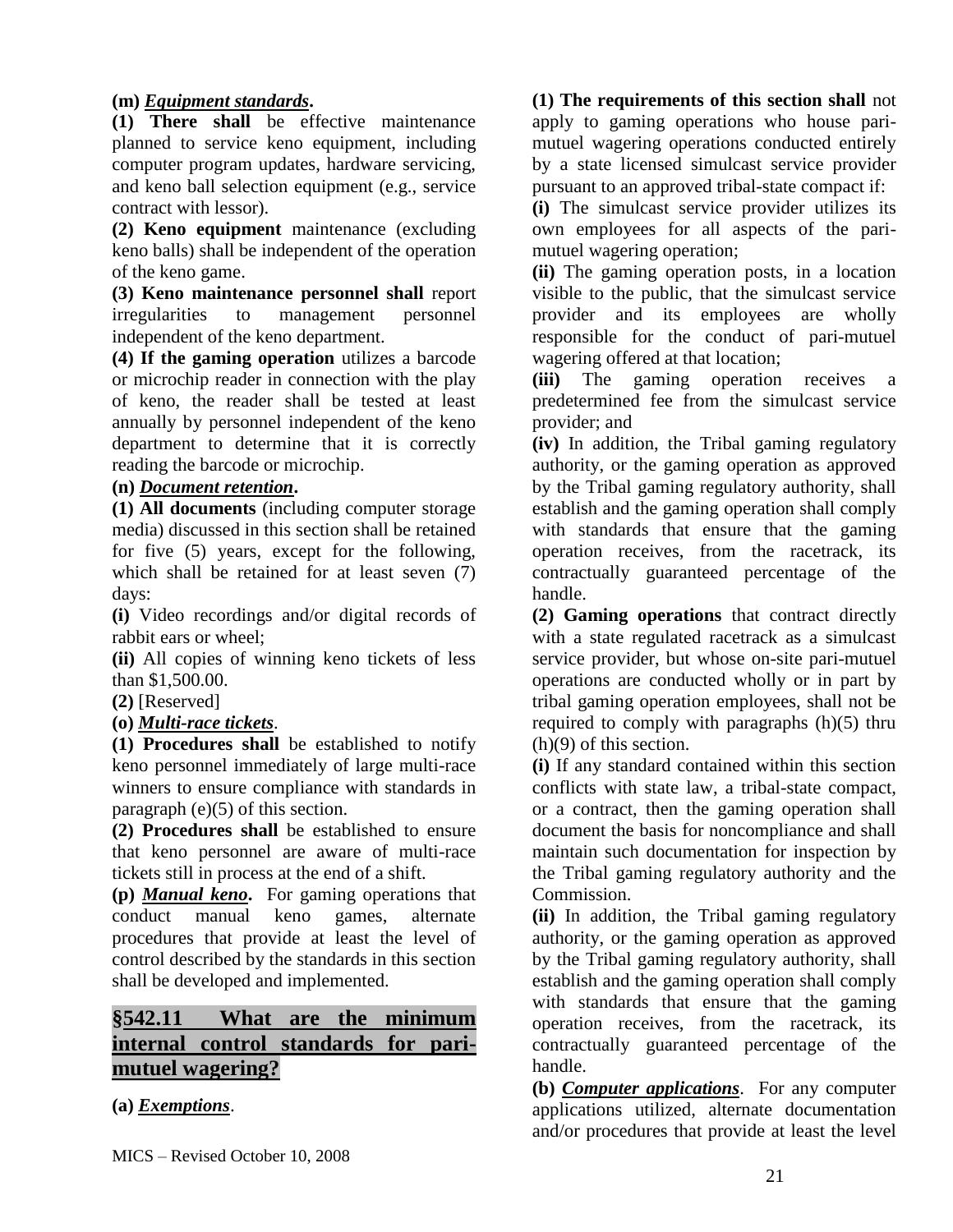**(m)** ***Equipment standards*.**

**(1) There shall** be effective maintenance planned to service keno equipment, including computer program updates, hardware servicing, and keno ball selection equipment (e.g., service contract with lessor).

**(2) Keno equipment** maintenance (excluding keno balls) shall be independent of the operation of the keno game.

**(3) Keno maintenance personnel shall** report irregularities to management personnel independent of the keno department.

**(4) If the gaming operation** utilizes a barcode or microchip reader in connection with the play of keno, the reader shall be tested at least annually by personnel independent of the keno department to determine that it is correctly reading the barcode or microchip.

**(n)** ***Document retention*.**

**(1) All documents** (including computer storage media) discussed in this section shall be retained for five (5) years, except for the following, which shall be retained for at least seven (7) days:

**(i)** Video recordings and/or digital records of rabbit ears or wheel;

**(ii)** All copies of winning keno tickets of less than $1,500.00.

**(2)** [Reserved]

**(o)** ***Multi-race tickets***.

**(1) Procedures shall** be established to notify keno personnel immediately of large multi-race winners to ensure compliance with standards in paragraph (e)(5) of this section.

**(2) Procedures shall** be established to ensure that keno personnel are aware of multi-race tickets still in process at the end of a shift.

**(p)** ***Manual keno*.** For gaming operations that conduct manual keno games, alternate procedures that provide at least the level of control described by the standards in this section shall be developed and implemented.

## §542.11 What are the minimum internal control standards for pari-mutuel wagering?

**(a)** ***Exemptions***.

**(1) The requirements of this section shall** not apply to gaming operations who house pari-mutuel wagering operations conducted entirely by a state licensed simulcast service provider pursuant to an approved tribal-state compact if:

**(i)** The simulcast service provider utilizes its own employees for all aspects of the pari-mutuel wagering operation;

**(ii)** The gaming operation posts, in a location visible to the public, that the simulcast service provider and its employees are wholly responsible for the conduct of pari-mutuel wagering offered at that location;

**(iii)** The gaming operation receives a predetermined fee from the simulcast service provider; and

**(iv)** In addition, the Tribal gaming regulatory authority, or the gaming operation as approved by the Tribal gaming regulatory authority, shall establish and the gaming operation shall comply with standards that ensure that the gaming operation receives, from the racetrack, its contractually guaranteed percentage of the handle.

**(2) Gaming operations** that contract directly with a state regulated racetrack as a simulcast service provider, but whose on-site pari-mutuel operations are conducted wholly or in part by tribal gaming operation employees, shall not be required to comply with paragraphs (h)(5) thru (h)(9) of this section.

**(i)** If any standard contained within this section conflicts with state law, a tribal-state compact, or a contract, then the gaming operation shall document the basis for noncompliance and shall maintain such documentation for inspection by the Tribal gaming regulatory authority and the Commission.

**(ii)** In addition, the Tribal gaming regulatory authority, or the gaming operation as approved by the Tribal gaming regulatory authority, shall establish and the gaming operation shall comply with standards that ensure that the gaming operation receives, from the racetrack, its contractually guaranteed percentage of the handle.

**(b)** ***Computer applications***. For any computer applications utilized, alternate documentation and/or procedures that provide at least the level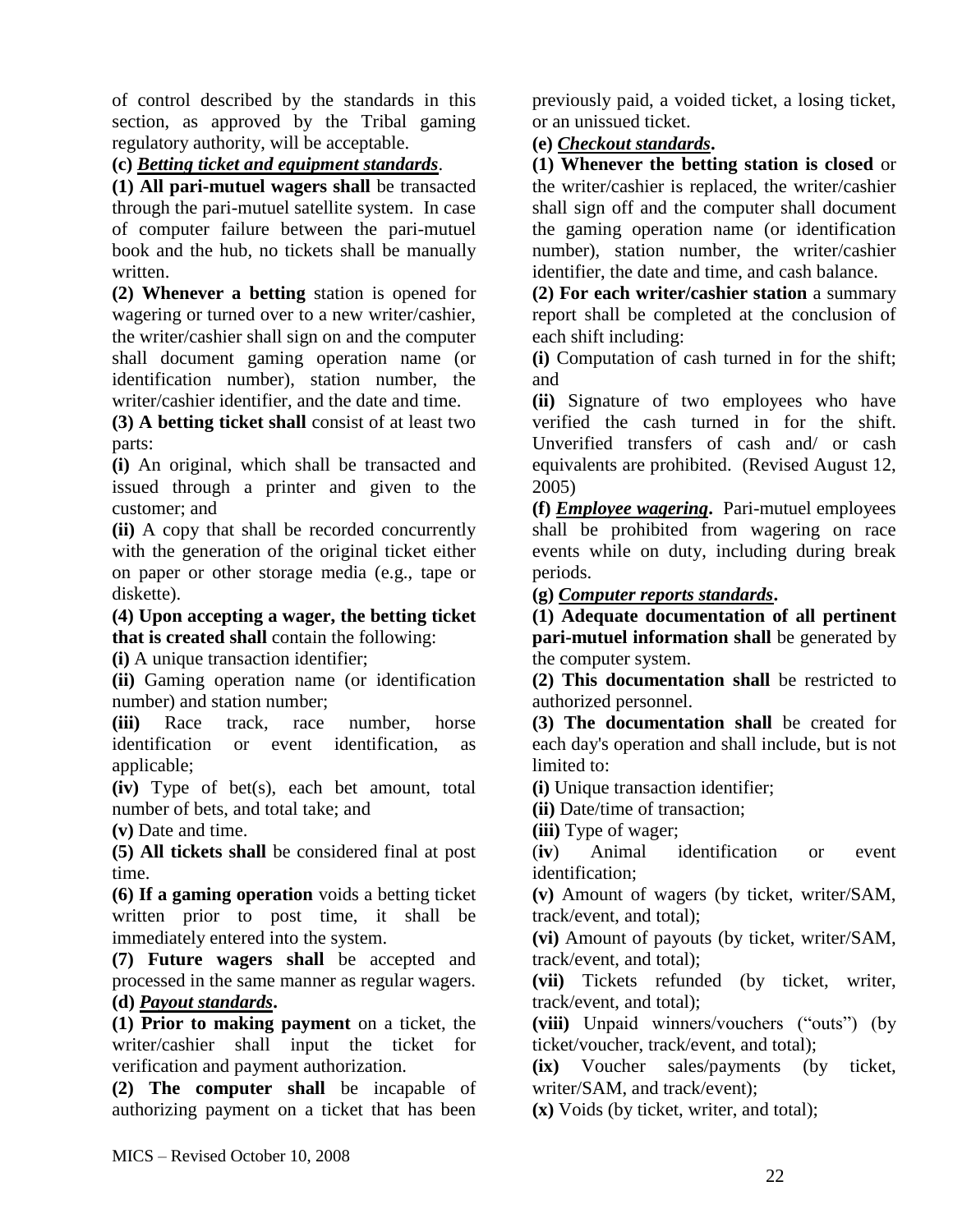of control described by the standards in this section, as approved by the Tribal gaming regulatory authority, will be acceptable.

**(c)** ***Betting ticket and equipment standards***.

**(1) All pari-mutuel wagers shall** be transacted through the pari-mutuel satellite system. In case of computer failure between the pari-mutuel book and the hub, no tickets shall be manually written.

**(2) Whenever a betting** station is opened for wagering or turned over to a new writer/cashier, the writer/cashier shall sign on and the computer shall document gaming operation name (or identification number), station number, the writer/cashier identifier, and the date and time.

**(3) A betting ticket shall** consist of at least two parts:

**(i)** An original, which shall be transacted and issued through a printer and given to the customer; and

**(ii)** A copy that shall be recorded concurrently with the generation of the original ticket either on paper or other storage media (e.g., tape or diskette).

**(4) Upon accepting a wager, the betting ticket that is created shall** contain the following:

**(i)** A unique transaction identifier;

**(ii)** Gaming operation name (or identification number) and station number;

**(iii)** Race track, race number, horse identification or event identification, as applicable;

**(iv)** Type of bet(s), each bet amount, total number of bets, and total take; and

**(v)** Date and time.

**(5) All tickets shall** be considered final at post time.

**(6) If a gaming operation** voids a betting ticket written prior to post time, it shall be immediately entered into the system.

**(7) Future wagers shall** be accepted and processed in the same manner as regular wagers.

**(d)** ***Payout standards*.**

**(1) Prior to making payment** on a ticket, the writer/cashier shall input the ticket for verification and payment authorization.

**(2) The computer shall** be incapable of authorizing payment on a ticket that has been previously paid, a voided ticket, a losing ticket, or an unissued ticket.

**(e)** ***Checkout standards*.**

**(1) Whenever the betting station is closed** or the writer/cashier is replaced, the writer/cashier shall sign off and the computer shall document the gaming operation name (or identification number), station number, the writer/cashier identifier, the date and time, and cash balance.

**(2) For each writer/cashier station** a summary report shall be completed at the conclusion of each shift including:

**(i)** Computation of cash turned in for the shift; and

**(ii)** Signature of two employees who have verified the cash turned in for the shift. Unverified transfers of cash and/ or cash equivalents are prohibited. (Revised August 12, 2005)

**(f)** ***Employee wagering*.** Pari-mutuel employees shall be prohibited from wagering on race events while on duty, including during break periods.

**(g)** ***Computer reports standards*.**

**(1) Adequate documentation of all pertinent pari-mutuel information shall** be generated by the computer system.

**(2) This documentation shall** be restricted to authorized personnel.

**(3) The documentation shall** be created for each day's operation and shall include, but is not limited to:

**(i)** Unique transaction identifier;

**(ii)** Date/time of transaction;

**(iii)** Type of wager;

(**iv**) Animal identification or event identification;

**(v)** Amount of wagers (by ticket, writer/SAM, track/event, and total);

**(vi)** Amount of payouts (by ticket, writer/SAM, track/event, and total);

**(vii)** Tickets refunded (by ticket, writer, track/event, and total);

**(viii)** Unpaid winners/vouchers ("outs") (by ticket/voucher, track/event, and total);

**(ix)** Voucher sales/payments (by ticket, writer/SAM, and track/event);

**(x)** Voids (by ticket, writer, and total);

MICS – Revised October 10, 2008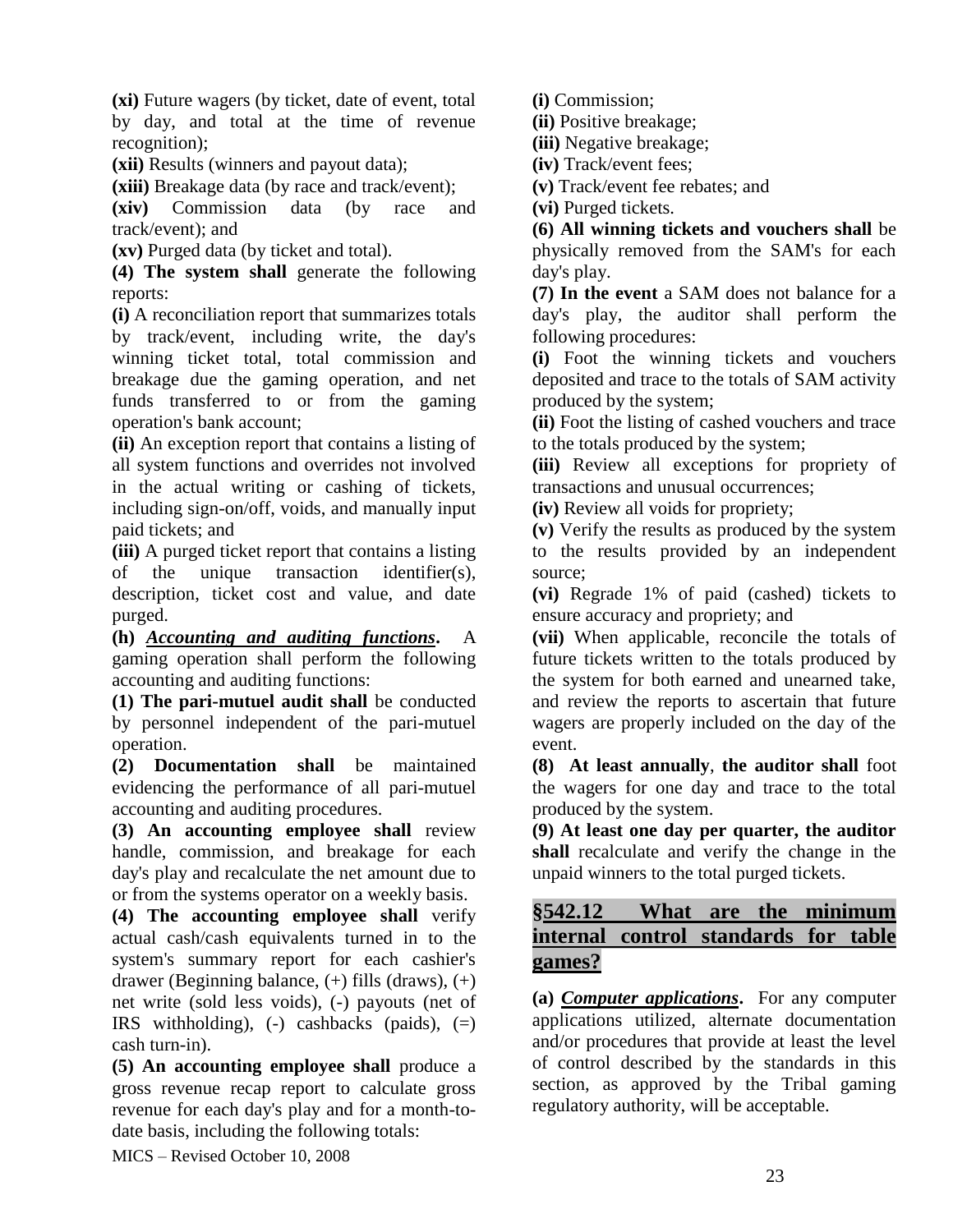**(xi)** Future wagers (by ticket, date of event, total by day, and total at the time of revenue recognition);

**(xii)** Results (winners and payout data);

**(xiii)** Breakage data (by race and track/event);

**(xiv)** Commission data (by race and track/event); and

**(xv)** Purged data (by ticket and total).

**(4) The system shall** generate the following reports:

**(i)** A reconciliation report that summarizes totals by track/event, including write, the day's winning ticket total, total commission and breakage due the gaming operation, and net funds transferred to or from the gaming operation's bank account;

**(ii)** An exception report that contains a listing of all system functions and overrides not involved in the actual writing or cashing of tickets, including sign-on/off, voids, and manually input paid tickets; and

**(iii)** A purged ticket report that contains a listing of the unique transaction identifier(s), description, ticket cost and value, and date purged.

**(h)** ***Accounting and auditing functions*****.** A gaming operation shall perform the following accounting and auditing functions:

**(1) The pari-mutuel audit shall** be conducted by personnel independent of the pari-mutuel operation.

**(2) Documentation shall** be maintained evidencing the performance of all pari-mutuel accounting and auditing procedures.

**(3) An accounting employee shall** review handle, commission, and breakage for each day's play and recalculate the net amount due to or from the systems operator on a weekly basis.

**(4) The accounting employee shall** verify actual cash/cash equivalents turned in to the system's summary report for each cashier's drawer (Beginning balance, (+) fills (draws), (+) net write (sold less voids), (-) payouts (net of IRS withholding), (-) cashbacks (paids), (=) cash turn-in).

**(5) An accounting employee shall** produce a gross revenue recap report to calculate gross revenue for each day's play and for a month-to-date basis, including the following totals:

**(i)** Commission;

**(ii)** Positive breakage;

**(iii)** Negative breakage;

**(iv)** Track/event fees;

**(v)** Track/event fee rebates; and

**(vi)** Purged tickets.

**(6) All winning tickets and vouchers shall** be physically removed from the SAM's for each day's play.

**(7) In the event** a SAM does not balance for a day's play, the auditor shall perform the following procedures:

**(i)** Foot the winning tickets and vouchers deposited and trace to the totals of SAM activity produced by the system;

**(ii)** Foot the listing of cashed vouchers and trace to the totals produced by the system;

**(iii)** Review all exceptions for propriety of transactions and unusual occurrences;

**(iv)** Review all voids for propriety;

**(v)** Verify the results as produced by the system to the results provided by an independent source;

**(vi)** Regrade 1% of paid (cashed) tickets to ensure accuracy and propriety; and

**(vii)** When applicable, reconcile the totals of future tickets written to the totals produced by the system for both earned and unearned take, and review the reports to ascertain that future wagers are properly included on the day of the event.

**(8) At least annually**, **the auditor shall** foot the wagers for one day and trace to the total produced by the system.

**(9) At least one day per quarter, the auditor shall** recalculate and verify the change in the unpaid winners to the total purged tickets.

## §542.12 What are the minimum internal control standards for table games?

**(a)** ***Computer applications*****.** For any computer applications utilized, alternate documentation and/or procedures that provide at least the level of control described by the standards in this section, as approved by the Tribal gaming regulatory authority, will be acceptable.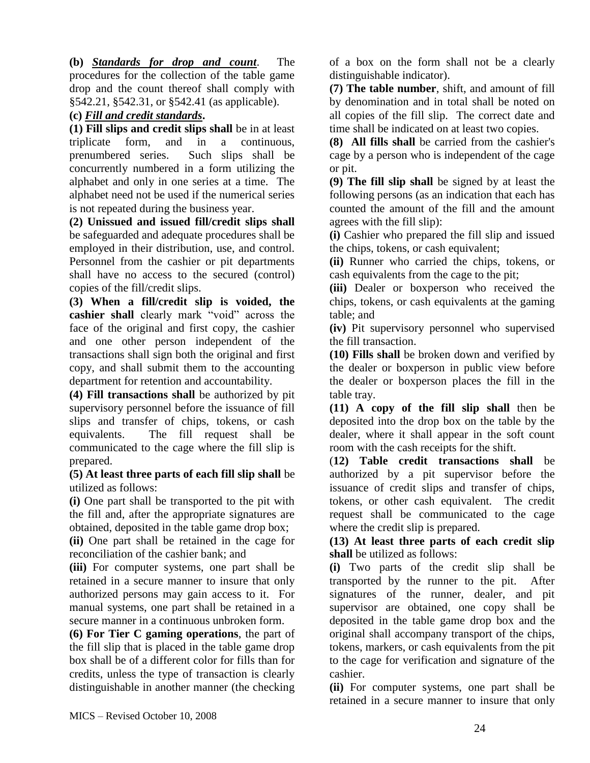**(b)** ***Standards for drop and count***. The procedures for the collection of the table game drop and the count thereof shall comply with §542.21, §542.31, or §542.41 (as applicable).

**(c)** ***Fill and credit standards*.**

**(1) Fill slips and credit slips shall** be in at least triplicate form, and in a continuous, prenumbered series. Such slips shall be concurrently numbered in a form utilizing the alphabet and only in one series at a time. The alphabet need not be used if the numerical series is not repeated during the business year.

**(2) Unissued and issued fill/credit slips shall** be safeguarded and adequate procedures shall be employed in their distribution, use, and control. Personnel from the cashier or pit departments shall have no access to the secured (control) copies of the fill/credit slips.

**(3) When a fill/credit slip is voided, the cashier shall** clearly mark "void" across the face of the original and first copy, the cashier and one other person independent of the transactions shall sign both the original and first copy, and shall submit them to the accounting department for retention and accountability.

**(4) Fill transactions shall** be authorized by pit supervisory personnel before the issuance of fill slips and transfer of chips, tokens, or cash equivalents. The fill request shall be communicated to the cage where the fill slip is prepared.

**(5) At least three parts of each fill slip shall** be utilized as follows:

**(i)** One part shall be transported to the pit with the fill and, after the appropriate signatures are obtained, deposited in the table game drop box;

**(ii)** One part shall be retained in the cage for reconciliation of the cashier bank; and

**(iii)** For computer systems, one part shall be retained in a secure manner to insure that only authorized persons may gain access to it. For manual systems, one part shall be retained in a secure manner in a continuous unbroken form.

**(6) For Tier C gaming operations**, the part of the fill slip that is placed in the table game drop box shall be of a different color for fills than for credits, unless the type of transaction is clearly distinguishable in another manner (the checking of a box on the form shall not be a clearly distinguishable indicator).

**(7) The table number**, shift, and amount of fill by denomination and in total shall be noted on all copies of the fill slip. The correct date and time shall be indicated on at least two copies.

**(8) All fills shall** be carried from the cashier's cage by a person who is independent of the cage or pit.

**(9) The fill slip shall** be signed by at least the following persons (as an indication that each has counted the amount of the fill and the amount agrees with the fill slip):

**(i)** Cashier who prepared the fill slip and issued the chips, tokens, or cash equivalent;

**(ii)** Runner who carried the chips, tokens, or cash equivalents from the cage to the pit;

**(iii)** Dealer or boxperson who received the chips, tokens, or cash equivalents at the gaming table; and

**(iv)** Pit supervisory personnel who supervised the fill transaction.

**(10) Fills shall** be broken down and verified by the dealer or boxperson in public view before the dealer or boxperson places the fill in the table tray.

**(11) A copy of the fill slip shall** then be deposited into the drop box on the table by the dealer, where it shall appear in the soft count room with the cash receipts for the shift.

(**12) Table credit transactions shall** be authorized by a pit supervisor before the issuance of credit slips and transfer of chips, tokens, or other cash equivalent. The credit request shall be communicated to the cage where the credit slip is prepared.

**(13) At least three parts of each credit slip shall** be utilized as follows:

**(i)** Two parts of the credit slip shall be transported by the runner to the pit. After signatures of the runner, dealer, and pit supervisor are obtained, one copy shall be deposited in the table game drop box and the original shall accompany transport of the chips, tokens, markers, or cash equivalents from the pit to the cage for verification and signature of the cashier.

**(ii)** For computer systems, one part shall be retained in a secure manner to insure that only

MICS – Revised October 10, 2008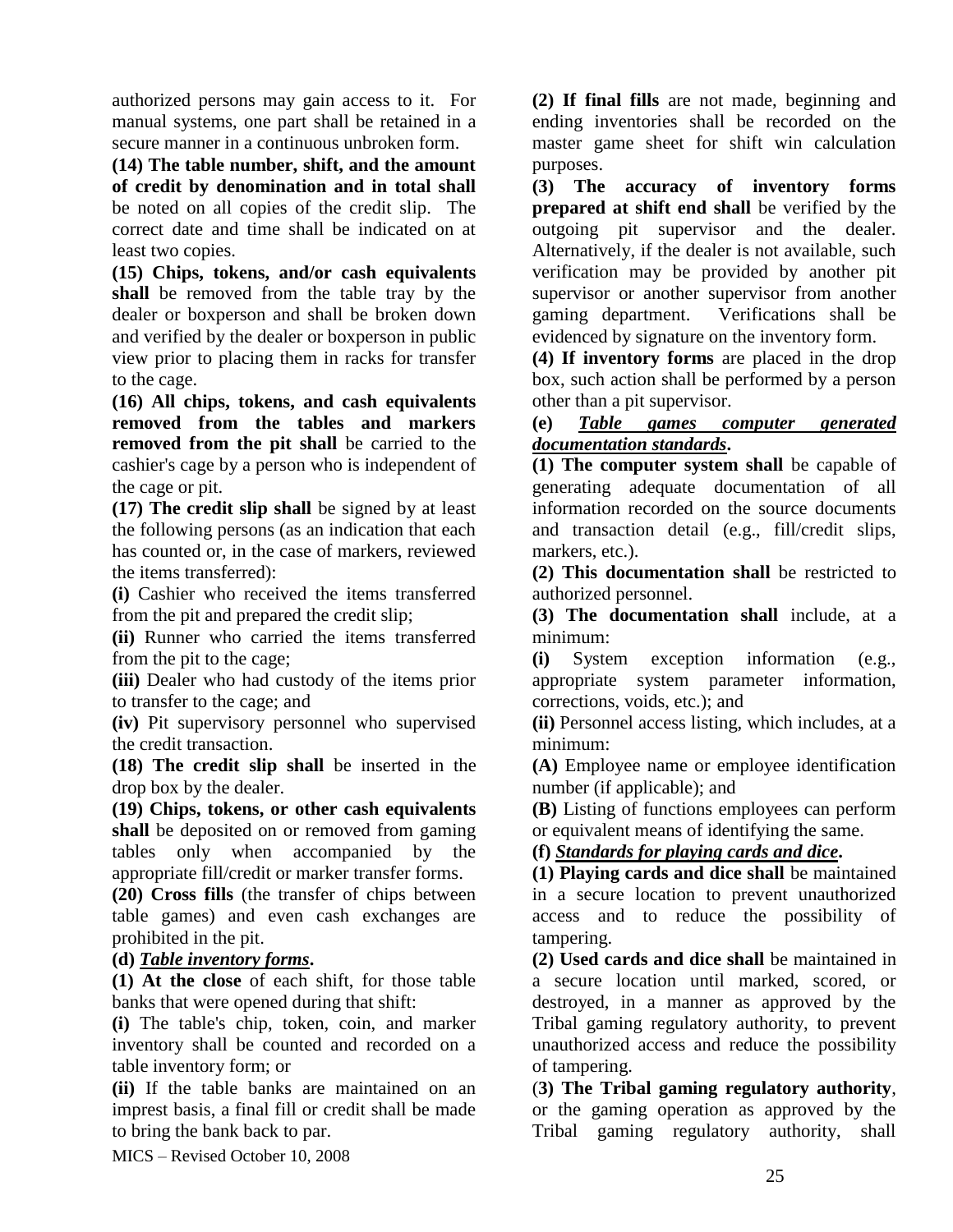authorized persons may gain access to it. For manual systems, one part shall be retained in a secure manner in a continuous unbroken form.

**(14) The table number, shift, and the amount of credit by denomination and in total shall** be noted on all copies of the credit slip. The correct date and time shall be indicated on at least two copies.

**(15) Chips, tokens, and/or cash equivalents shall** be removed from the table tray by the dealer or boxperson and shall be broken down and verified by the dealer or boxperson in public view prior to placing them in racks for transfer to the cage.

**(16) All chips, tokens, and cash equivalents removed from the tables and markers removed from the pit shall** be carried to the cashier's cage by a person who is independent of the cage or pit.

**(17) The credit slip shall** be signed by at least the following persons (as an indication that each has counted or, in the case of markers, reviewed the items transferred):

**(i)** Cashier who received the items transferred from the pit and prepared the credit slip;

**(ii)** Runner who carried the items transferred from the pit to the cage;

**(iii)** Dealer who had custody of the items prior to transfer to the cage; and

**(iv)** Pit supervisory personnel who supervised the credit transaction.

**(18) The credit slip shall** be inserted in the drop box by the dealer.

**(19) Chips, tokens, or other cash equivalents shall** be deposited on or removed from gaming tables only when accompanied by the appropriate fill/credit or marker transfer forms.

**(20) Cross fills** (the transfer of chips between table games) and even cash exchanges are prohibited in the pit.

**(d) *Table inventory forms*.**

**(1) At the close** of each shift, for those table banks that were opened during that shift:

**(i)** The table's chip, token, coin, and marker inventory shall be counted and recorded on a table inventory form; or

**(ii)** If the table banks are maintained on an imprest basis, a final fill or credit shall be made to bring the bank back to par.

**(2) If final fills** are not made, beginning and ending inventories shall be recorded on the master game sheet for shift win calculation purposes.

**(3) The accuracy of inventory forms prepared at shift end shall** be verified by the outgoing pit supervisor and the dealer. Alternatively, if the dealer is not available, such verification may be provided by another pit supervisor or another supervisor from another gaming department. Verifications shall be evidenced by signature on the inventory form.

**(4) If inventory forms** are placed in the drop box, such action shall be performed by a person other than a pit supervisor.

**(e) *Table games computer generated documentation standards*.**

**(1) The computer system shall** be capable of generating adequate documentation of all information recorded on the source documents and transaction detail (e.g., fill/credit slips, markers, etc.).

**(2) This documentation shall** be restricted to authorized personnel.

**(3) The documentation shall** include, at a minimum:

**(i)** System exception information (e.g., appropriate system parameter information, corrections, voids, etc.); and

**(ii)** Personnel access listing, which includes, at a minimum:

**(A)** Employee name or employee identification number (if applicable); and

**(B)** Listing of functions employees can perform or equivalent means of identifying the same.

**(f) *Standards for playing cards and dice*.**

**(1) Playing cards and dice shall** be maintained in a secure location to prevent unauthorized access and to reduce the possibility of tampering.

**(2) Used cards and dice shall** be maintained in a secure location until marked, scored, or destroyed, in a manner as approved by the Tribal gaming regulatory authority, to prevent unauthorized access and reduce the possibility of tampering.

(**3) The Tribal gaming regulatory authority**, or the gaming operation as approved by the Tribal gaming regulatory authority, shall

MICS – Revised October 10, 2008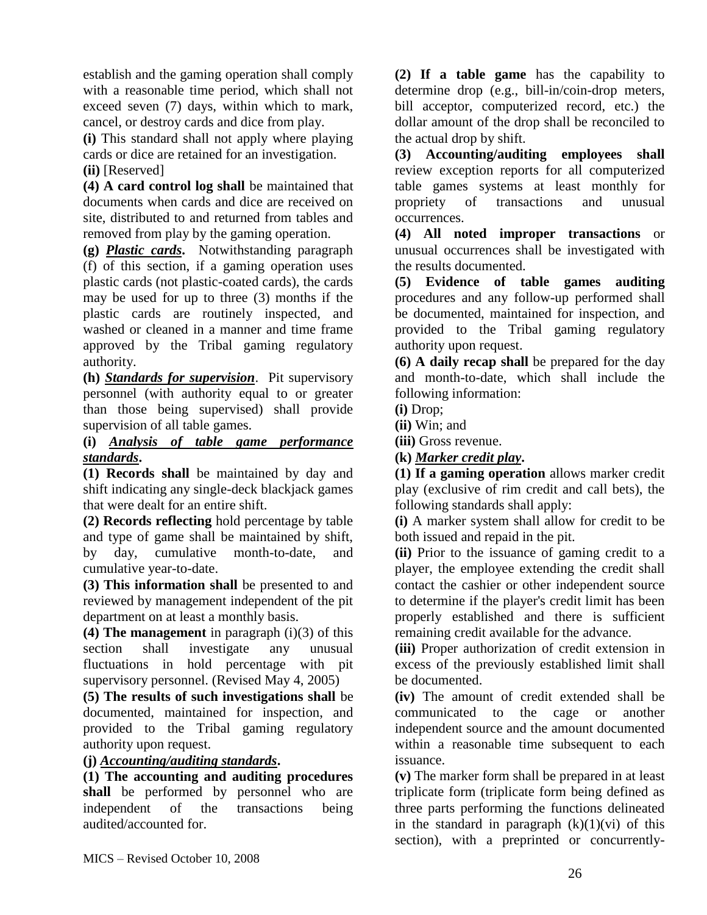establish and the gaming operation shall comply with a reasonable time period, which shall not exceed seven (7) days, within which to mark, cancel, or destroy cards and dice from play.

**(i)** This standard shall not apply where playing cards or dice are retained for an investigation.

**(ii)** [Reserved]

**(4) A card control log shall** be maintained that documents when cards and dice are received on site, distributed to and returned from tables and removed from play by the gaming operation.

**(g)** ***Plastic cards*.** Notwithstanding paragraph (f) of this section, if a gaming operation uses plastic cards (not plastic-coated cards), the cards may be used for up to three (3) months if the plastic cards are routinely inspected, and washed or cleaned in a manner and time frame approved by the Tribal gaming regulatory authority.

**(h)** ***Standards for supervision***. Pit supervisory personnel (with authority equal to or greater than those being supervised) shall provide supervision of all table games.

**(i)** ***Analysis of table game performance standards*.**

**(1) Records shall** be maintained by day and shift indicating any single-deck blackjack games that were dealt for an entire shift.

**(2) Records reflecting** hold percentage by table and type of game shall be maintained by shift, by day, cumulative month-to-date, and cumulative year-to-date.

**(3) This information shall** be presented to and reviewed by management independent of the pit department on at least a monthly basis.

**(4) The management** in paragraph (i)(3) of this section shall investigate any unusual fluctuations in hold percentage with pit supervisory personnel. (Revised May 4, 2005)

**(5) The results of such investigations shall** be documented, maintained for inspection, and provided to the Tribal gaming regulatory authority upon request.

**(j)** ***Accounting/auditing standards*.**

**(1) The accounting and auditing procedures shall** be performed by personnel who are independent of the transactions being audited/accounted for.

**(2) If a table game** has the capability to determine drop (e.g., bill-in/coin-drop meters, bill acceptor, computerized record, etc.) the dollar amount of the drop shall be reconciled to the actual drop by shift.

**(3) Accounting/auditing employees shall** review exception reports for all computerized table games systems at least monthly for propriety of transactions and unusual occurrences.

**(4) All noted improper transactions** or unusual occurrences shall be investigated with the results documented.

**(5) Evidence of table games auditing** procedures and any follow-up performed shall be documented, maintained for inspection, and provided to the Tribal gaming regulatory authority upon request.

**(6) A daily recap shall** be prepared for the day and month-to-date, which shall include the following information:

**(i)** Drop;

**(ii)** Win; and

**(iii)** Gross revenue.

**(k)** ***Marker credit play*.**

**(1) If a gaming operation** allows marker credit play (exclusive of rim credit and call bets), the following standards shall apply:

**(i)** A marker system shall allow for credit to be both issued and repaid in the pit.

**(ii)** Prior to the issuance of gaming credit to a player, the employee extending the credit shall contact the cashier or other independent source to determine if the player's credit limit has been properly established and there is sufficient remaining credit available for the advance.

**(iii)** Proper authorization of credit extension in excess of the previously established limit shall be documented.

**(iv)** The amount of credit extended shall be communicated to the cage or another independent source and the amount documented within a reasonable time subsequent to each issuance.

**(v)** The marker form shall be prepared in at least triplicate form (triplicate form being defined as three parts performing the functions delineated in the standard in paragraph (k)(1)(vi) of this section), with a preprinted or concurrently-

MICS – Revised October 10, 2008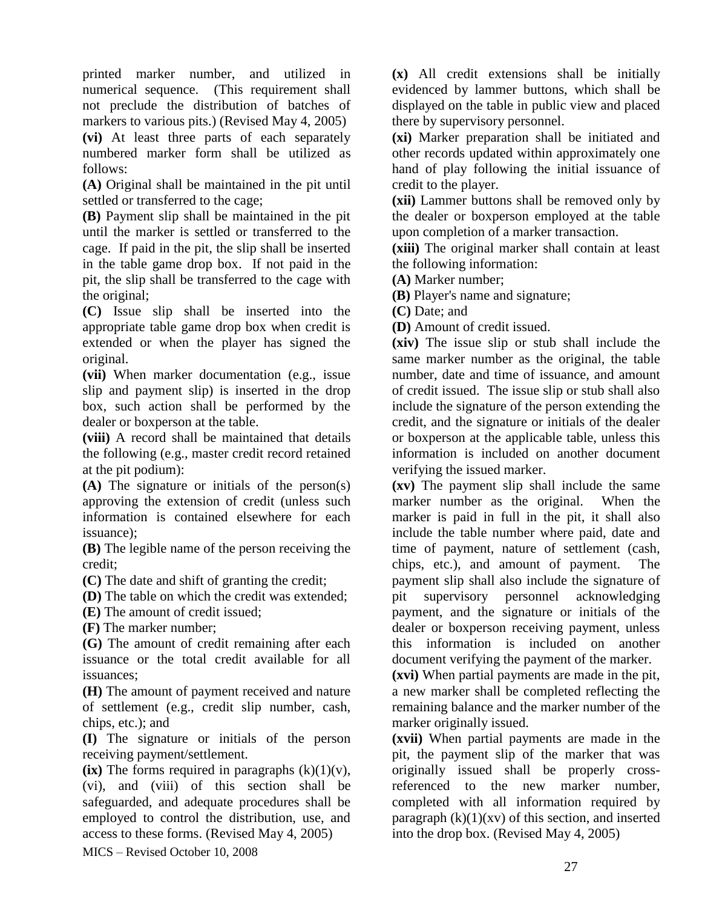printed marker number, and utilized in numerical sequence. (This requirement shall not preclude the distribution of batches of markers to various pits.) (Revised May 4, 2005)

**(vi)** At least three parts of each separately numbered marker form shall be utilized as follows:

**(A)** Original shall be maintained in the pit until settled or transferred to the cage;

**(B)** Payment slip shall be maintained in the pit until the marker is settled or transferred to the cage. If paid in the pit, the slip shall be inserted in the table game drop box. If not paid in the pit, the slip shall be transferred to the cage with the original;

**(C)** Issue slip shall be inserted into the appropriate table game drop box when credit is extended or when the player has signed the original.

**(vii)** When marker documentation (e.g., issue slip and payment slip) is inserted in the drop box, such action shall be performed by the dealer or boxperson at the table.

**(viii)** A record shall be maintained that details the following (e.g., master credit record retained at the pit podium):

**(A)** The signature or initials of the person(s) approving the extension of credit (unless such information is contained elsewhere for each issuance);

**(B)** The legible name of the person receiving the credit;

**(C)** The date and shift of granting the credit;

**(D)** The table on which the credit was extended;

**(E)** The amount of credit issued;

**(F)** The marker number;

**(G)** The amount of credit remaining after each issuance or the total credit available for all issuances;

**(H)** The amount of payment received and nature of settlement (e.g., credit slip number, cash, chips, etc.); and

**(I)** The signature or initials of the person receiving payment/settlement.

**(ix)** The forms required in paragraphs (k)(1)(v), (vi), and (viii) of this section shall be safeguarded, and adequate procedures shall be employed to control the distribution, use, and access to these forms. (Revised May 4, 2005)

**(x)** All credit extensions shall be initially evidenced by lammer buttons, which shall be displayed on the table in public view and placed there by supervisory personnel.

**(xi)** Marker preparation shall be initiated and other records updated within approximately one hand of play following the initial issuance of credit to the player.

**(xii)** Lammer buttons shall be removed only by the dealer or boxperson employed at the table upon completion of a marker transaction.

**(xiii)** The original marker shall contain at least the following information:

**(A)** Marker number;

**(B)** Player's name and signature;

**(C)** Date; and

**(D)** Amount of credit issued.

**(xiv)** The issue slip or stub shall include the same marker number as the original, the table number, date and time of issuance, and amount of credit issued. The issue slip or stub shall also include the signature of the person extending the credit, and the signature or initials of the dealer or boxperson at the applicable table, unless this information is included on another document verifying the issued marker.

**(xv)** The payment slip shall include the same marker number as the original. When the marker is paid in full in the pit, it shall also include the table number where paid, date and time of payment, nature of settlement (cash, chips, etc.), and amount of payment. The payment slip shall also include the signature of pit supervisory personnel acknowledging payment, and the signature or initials of the dealer or boxperson receiving payment, unless this information is included on another document verifying the payment of the marker.

**(xvi)** When partial payments are made in the pit, a new marker shall be completed reflecting the remaining balance and the marker number of the marker originally issued.

**(xvii)** When partial payments are made in the pit, the payment slip of the marker that was originally issued shall be properly cross-referenced to the new marker number, completed with all information required by paragraph (k)(1)(xv) of this section, and inserted into the drop box. (Revised May 4, 2005)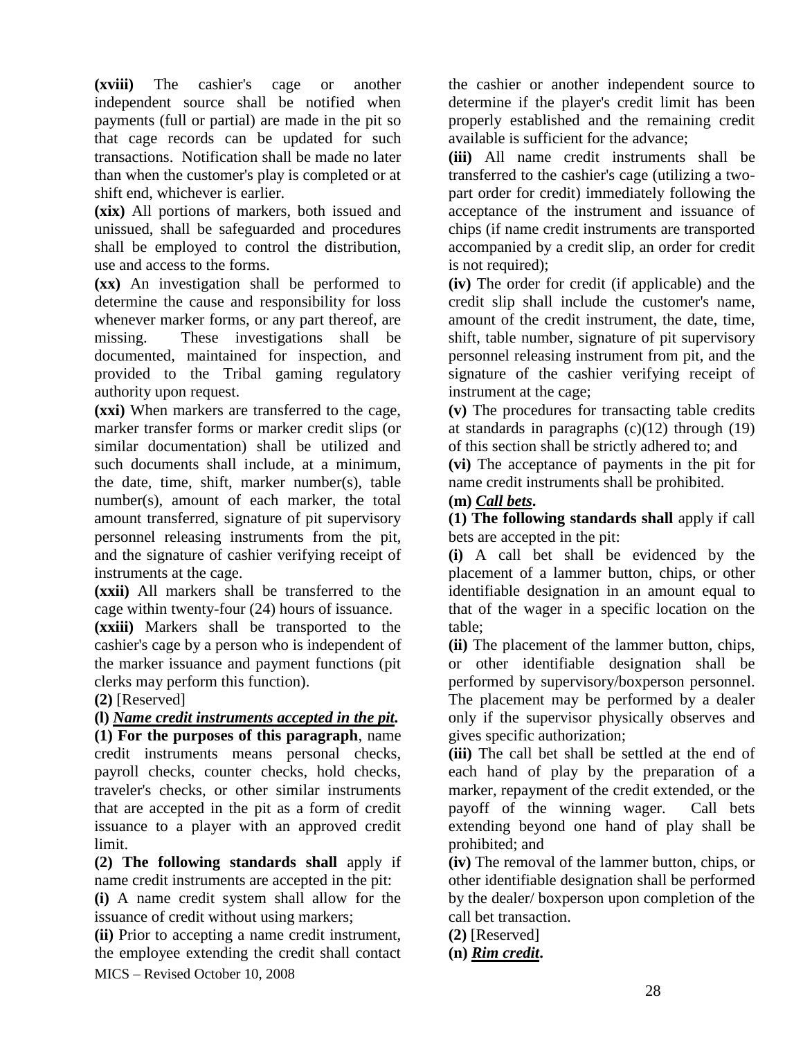**(xviii)** The cashier's cage or another independent source shall be notified when payments (full or partial) are made in the pit so that cage records can be updated for such transactions. Notification shall be made no later than when the customer's play is completed or at shift end, whichever is earlier.

**(xix)** All portions of markers, both issued and unissued, shall be safeguarded and procedures shall be employed to control the distribution, use and access to the forms.

**(xx)** An investigation shall be performed to determine the cause and responsibility for loss whenever marker forms, or any part thereof, are missing. These investigations shall be documented, maintained for inspection, and provided to the Tribal gaming regulatory authority upon request.

**(xxi)** When markers are transferred to the cage, marker transfer forms or marker credit slips (or similar documentation) shall be utilized and such documents shall include, at a minimum, the date, time, shift, marker number(s), table number(s), amount of each marker, the total amount transferred, signature of pit supervisory personnel releasing instruments from the pit, and the signature of cashier verifying receipt of instruments at the cage.

**(xxii)** All markers shall be transferred to the cage within twenty-four (24) hours of issuance.

**(xxiii)** Markers shall be transported to the cashier's cage by a person who is independent of the marker issuance and payment functions (pit clerks may perform this function).

**(2)** [Reserved]

**(l) *Name credit instruments accepted in the pit.***

**(1) For the purposes of this paragraph**, name credit instruments means personal checks, payroll checks, counter checks, hold checks, traveler's checks, or other similar instruments that are accepted in the pit as a form of credit issuance to a player with an approved credit limit.

**(2) The following standards shall** apply if name credit instruments are accepted in the pit:

**(i)** A name credit system shall allow for the issuance of credit without using markers;

**(ii)** Prior to accepting a name credit instrument, the employee extending the credit shall contact the cashier or another independent source to determine if the player's credit limit has been properly established and the remaining credit available is sufficient for the advance;

**(iii)** All name credit instruments shall be transferred to the cashier's cage (utilizing a two-part order for credit) immediately following the acceptance of the instrument and issuance of chips (if name credit instruments are transported accompanied by a credit slip, an order for credit is not required);

**(iv)** The order for credit (if applicable) and the credit slip shall include the customer's name, amount of the credit instrument, the date, time, shift, table number, signature of pit supervisory personnel releasing instrument from pit, and the signature of the cashier verifying receipt of instrument at the cage;

**(v)** The procedures for transacting table credits at standards in paragraphs (c)(12) through (19) of this section shall be strictly adhered to; and

**(vi)** The acceptance of payments in the pit for name credit instruments shall be prohibited.

**(m) *Call bets*.**

**(1) The following standards shall** apply if call bets are accepted in the pit:

**(i)** A call bet shall be evidenced by the placement of a lammer button, chips, or other identifiable designation in an amount equal to that of the wager in a specific location on the table;

**(ii)** The placement of the lammer button, chips, or other identifiable designation shall be performed by supervisory/boxperson personnel. The placement may be performed by a dealer only if the supervisor physically observes and gives specific authorization;

**(iii)** The call bet shall be settled at the end of each hand of play by the preparation of a marker, repayment of the credit extended, or the payoff of the winning wager. Call bets extending beyond one hand of play shall be prohibited; and

**(iv)** The removal of the lammer button, chips, or other identifiable designation shall be performed by the dealer/ boxperson upon completion of the call bet transaction.

**(2)** [Reserved]

**(n) *Rim credit*.**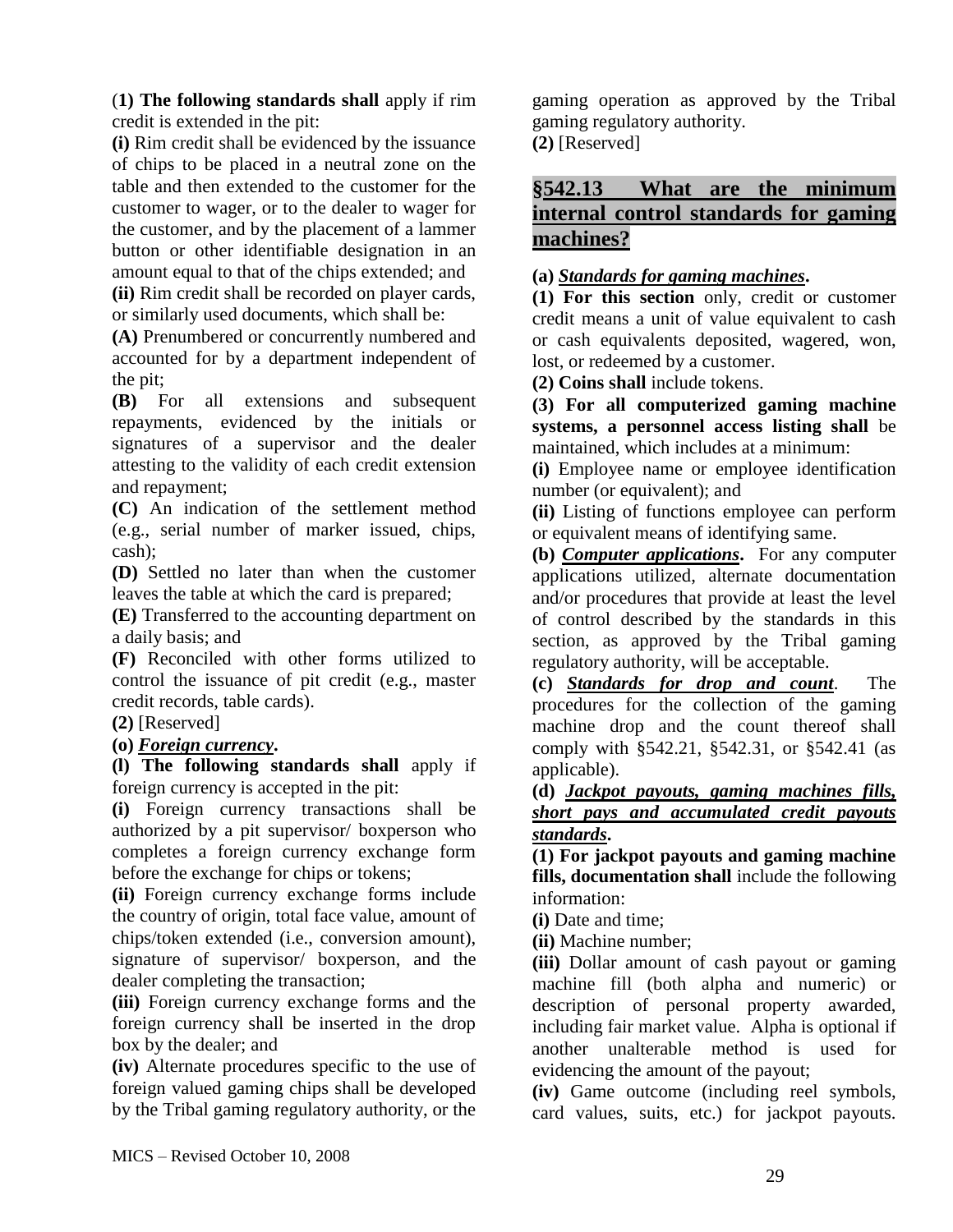(**1) The following standards shall** apply if rim credit is extended in the pit:

**(i)** Rim credit shall be evidenced by the issuance of chips to be placed in a neutral zone on the table and then extended to the customer for the customer to wager, or to the dealer to wager for the customer, and by the placement of a lammer button or other identifiable designation in an amount equal to that of the chips extended; and

**(ii)** Rim credit shall be recorded on player cards, or similarly used documents, which shall be:

**(A)** Prenumbered or concurrently numbered and accounted for by a department independent of the pit;

**(B)** For all extensions and subsequent repayments, evidenced by the initials or signatures of a supervisor and the dealer attesting to the validity of each credit extension and repayment;

**(C)** An indication of the settlement method (e.g., serial number of marker issued, chips, cash);

**(D)** Settled no later than when the customer leaves the table at which the card is prepared;

**(E)** Transferred to the accounting department on a daily basis; and

**(F)** Reconciled with other forms utilized to control the issuance of pit credit (e.g., master credit records, table cards).

**(2)** [Reserved]

**(o)** ***Foreign currency*.**

**(l) The following standards shall** apply if foreign currency is accepted in the pit:

**(i)** Foreign currency transactions shall be authorized by a pit supervisor/ boxperson who completes a foreign currency exchange form before the exchange for chips or tokens;

**(ii)** Foreign currency exchange forms include the country of origin, total face value, amount of chips/token extended (i.e., conversion amount), signature of supervisor/ boxperson, and the dealer completing the transaction;

**(iii)** Foreign currency exchange forms and the foreign currency shall be inserted in the drop box by the dealer; and

**(iv)** Alternate procedures specific to the use of foreign valued gaming chips shall be developed by the Tribal gaming regulatory authority, or the gaming operation as approved by the Tribal gaming regulatory authority.

**(2)** [Reserved]

## §542.13 What are the minimum internal control standards for gaming machines?

**(a)** ***Standards for gaming machines*.**

**(1) For this section** only, credit or customer credit means a unit of value equivalent to cash or cash equivalents deposited, wagered, won, lost, or redeemed by a customer.

**(2) Coins shall** include tokens.

**(3) For all computerized gaming machine systems, a personnel access listing shall** be maintained, which includes at a minimum:

**(i)** Employee name or employee identification number (or equivalent); and

**(ii)** Listing of functions employee can perform or equivalent means of identifying same.

**(b)** ***Computer applications*.** For any computer applications utilized, alternate documentation and/or procedures that provide at least the level of control described by the standards in this section, as approved by the Tribal gaming regulatory authority, will be acceptable.

**(c)** ***Standards for drop and count***. The procedures for the collection of the gaming machine drop and the count thereof shall comply with §542.21, §542.31, or §542.41 (as applicable).

**(d)** ***Jackpot payouts, gaming machines fills, short pays and accumulated credit payouts standards*.**

**(1) For jackpot payouts and gaming machine fills, documentation shall** include the following information:

**(i)** Date and time;

**(ii)** Machine number;

**(iii)** Dollar amount of cash payout or gaming machine fill (both alpha and numeric) or description of personal property awarded, including fair market value. Alpha is optional if another unalterable method is used for evidencing the amount of the payout;

**(iv)** Game outcome (including reel symbols, card values, suits, etc.) for jackpot payouts.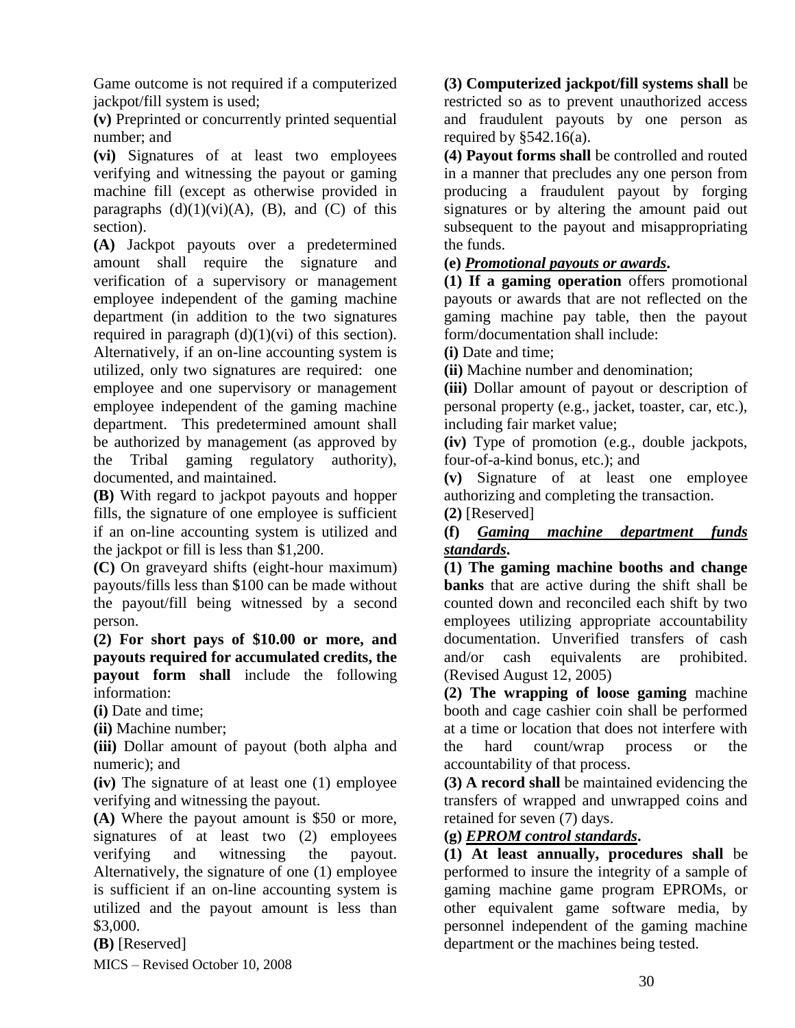Game outcome is not required if a computerized jackpot/fill system is used;

**(v)** Preprinted or concurrently printed sequential number; and

**(vi)** Signatures of at least two employees verifying and witnessing the payout or gaming machine fill (except as otherwise provided in paragraphs (d)(1)(vi)(A), (B), and (C) of this section).

**(A)** Jackpot payouts over a predetermined amount shall require the signature and verification of a supervisory or management employee independent of the gaming machine department (in addition to the two signatures required in paragraph (d)(1)(vi) of this section). Alternatively, if an on-line accounting system is utilized, only two signatures are required: one employee and one supervisory or management employee independent of the gaming machine department. This predetermined amount shall be authorized by management (as approved by the Tribal gaming regulatory authority), documented, and maintained.

**(B)** With regard to jackpot payouts and hopper fills, the signature of one employee is sufficient if an on-line accounting system is utilized and the jackpot or fill is less than $1,200.

**(C)** On graveyard shifts (eight-hour maximum) payouts/fills less than $100 can be made without the payout/fill being witnessed by a second person.

**(2) For short pays of $10.00 or more, and payouts required for accumulated credits, the payout form shall** include the following information:

**(i)** Date and time;

**(ii)** Machine number;

**(iii)** Dollar amount of payout (both alpha and numeric); and

**(iv)** The signature of at least one (1) employee verifying and witnessing the payout.

**(A)** Where the payout amount is $50 or more, signatures of at least two (2) employees verifying and witnessing the payout. Alternatively, the signature of one (1) employee is sufficient if an on-line accounting system is utilized and the payout amount is less than $3,000.

**(B)** [Reserved]

**(3) Computerized jackpot/fill systems shall** be restricted so as to prevent unauthorized access and fraudulent payouts by one person as required by §542.16(a).

**(4) Payout forms shall** be controlled and routed in a manner that precludes any one person from producing a fraudulent payout by forging signatures or by altering the amount paid out subsequent to the payout and misappropriating the funds.

**(e) *Promotional payouts or awards*.**

**(1) If a gaming operation** offers promotional payouts or awards that are not reflected on the gaming machine pay table, then the payout form/documentation shall include:

**(i)** Date and time;

**(ii)** Machine number and denomination;

**(iii)** Dollar amount of payout or description of personal property (e.g., jacket, toaster, car, etc.), including fair market value;

**(iv)** Type of promotion (e.g., double jackpots, four-of-a-kind bonus, etc.); and

**(v)** Signature of at least one employee authorizing and completing the transaction.

**(2)** [Reserved]

**(f) *Gaming machine department funds standards*.**

**(1) The gaming machine booths and change banks** that are active during the shift shall be counted down and reconciled each shift by two employees utilizing appropriate accountability documentation. Unverified transfers of cash and/or cash equivalents are prohibited. (Revised August 12, 2005)

**(2) The wrapping of loose gaming** machine booth and cage cashier coin shall be performed at a time or location that does not interfere with the hard count/wrap process or the accountability of that process.

**(3) A record shall** be maintained evidencing the transfers of wrapped and unwrapped coins and retained for seven (7) days.

**(g) *EPROM control standards*.**

**(1) At least annually, procedures shall** be performed to insure the integrity of a sample of gaming machine game program EPROMs, or other equivalent game software media, by personnel independent of the gaming machine department or the machines being tested.

MICS – Revised October 10, 2008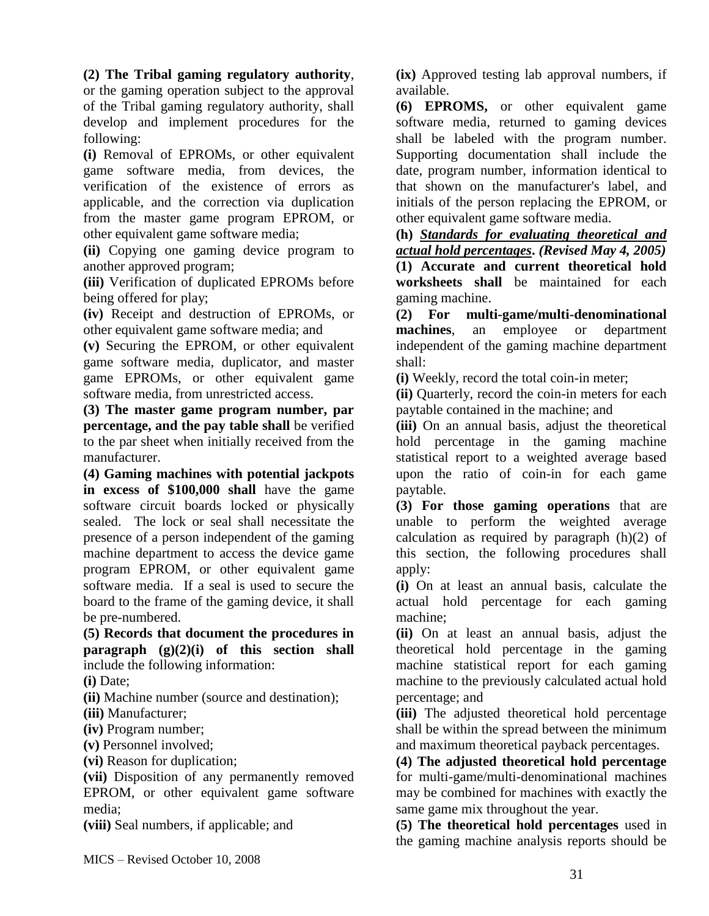**(2) The Tribal gaming regulatory authority**, or the gaming operation subject to the approval of the Tribal gaming regulatory authority, shall develop and implement procedures for the following:

**(i)** Removal of EPROMs, or other equivalent game software media, from devices, the verification of the existence of errors as applicable, and the correction via duplication from the master game program EPROM, or other equivalent game software media;

**(ii)** Copying one gaming device program to another approved program;

**(iii)** Verification of duplicated EPROMs before being offered for play;

**(iv)** Receipt and destruction of EPROMs, or other equivalent game software media; and

**(v)** Securing the EPROM, or other equivalent game software media, duplicator, and master game EPROMs, or other equivalent game software media, from unrestricted access.

**(3) The master game program number, par percentage, and the pay table shall** be verified to the par sheet when initially received from the manufacturer.

**(4) Gaming machines with potential jackpots in excess of $100,000 shall** have the game software circuit boards locked or physically sealed. The lock or seal shall necessitate the presence of a person independent of the gaming machine department to access the device game program EPROM, or other equivalent game software media. If a seal is used to secure the board to the frame of the gaming device, it shall be pre-numbered.

**(5) Records that document the procedures in paragraph (g)(2)(i) of this section shall** include the following information:

**(i)** Date;

**(ii)** Machine number (source and destination);

**(iii)** Manufacturer;

**(iv)** Program number;

**(v)** Personnel involved;

**(vi)** Reason for duplication;

**(vii)** Disposition of any permanently removed EPROM, or other equivalent game software media;

**(viii)** Seal numbers, if applicable; and

**(ix)** Approved testing lab approval numbers, if available.

**(6) EPROMS,** or other equivalent game software media, returned to gaming devices shall be labeled with the program number. Supporting documentation shall include the date, program number, information identical to that shown on the manufacturer's label, and initials of the person replacing the EPROM, or other equivalent game software media.

**(h)** ***Standards for evaluating theoretical and actual hold percentages*. *(Revised May 4, 2005)***

**(1) Accurate and current theoretical hold worksheets shall** be maintained for each gaming machine.

**(2) For multi-game/multi-denominational machines**, an employee or department independent of the gaming machine department shall:

**(i)** Weekly, record the total coin-in meter;

**(ii)** Quarterly, record the coin-in meters for each paytable contained in the machine; and

**(iii)** On an annual basis, adjust the theoretical hold percentage in the gaming machine statistical report to a weighted average based upon the ratio of coin-in for each game paytable.

**(3) For those gaming operations** that are unable to perform the weighted average calculation as required by paragraph (h)(2) of this section, the following procedures shall apply:

**(i)** On at least an annual basis, calculate the actual hold percentage for each gaming machine;

**(ii)** On at least an annual basis, adjust the theoretical hold percentage in the gaming machine statistical report for each gaming machine to the previously calculated actual hold percentage; and

**(iii)** The adjusted theoretical hold percentage shall be within the spread between the minimum and maximum theoretical payback percentages.

**(4) The adjusted theoretical hold percentage** for multi-game/multi-denominational machines may be combined for machines with exactly the same game mix throughout the year.

**(5) The theoretical hold percentages** used in the gaming machine analysis reports should be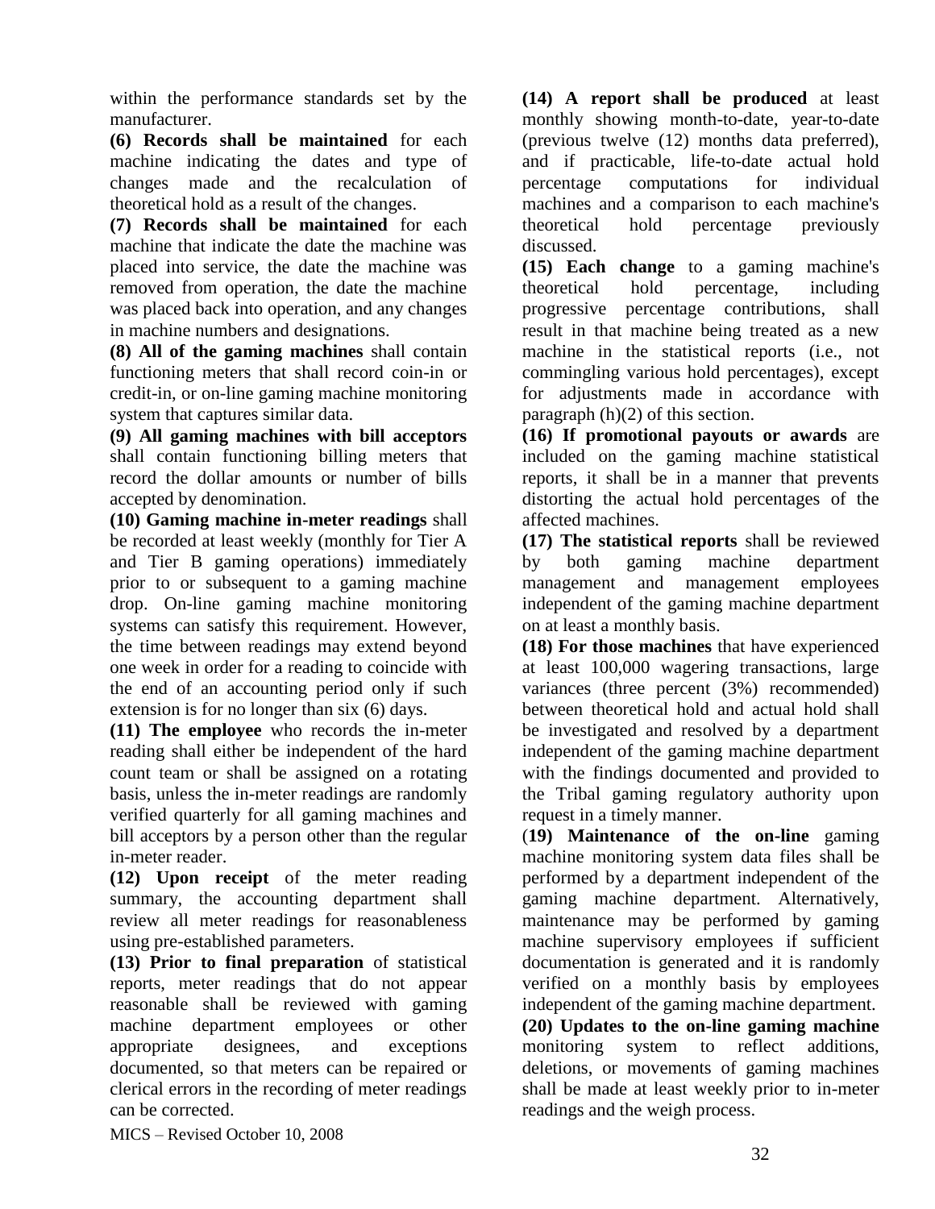within the performance standards set by the manufacturer.

**(6) Records shall be maintained** for each machine indicating the dates and type of changes made and the recalculation of theoretical hold as a result of the changes.

**(7) Records shall be maintained** for each machine that indicate the date the machine was placed into service, the date the machine was removed from operation, the date the machine was placed back into operation, and any changes in machine numbers and designations.

**(8) All of the gaming machines** shall contain functioning meters that shall record coin-in or credit-in, or on-line gaming machine monitoring system that captures similar data.

**(9) All gaming machines with bill acceptors** shall contain functioning billing meters that record the dollar amounts or number of bills accepted by denomination.

**(10) Gaming machine in-meter readings** shall be recorded at least weekly (monthly for Tier A and Tier B gaming operations) immediately prior to or subsequent to a gaming machine drop. On-line gaming machine monitoring systems can satisfy this requirement. However, the time between readings may extend beyond one week in order for a reading to coincide with the end of an accounting period only if such extension is for no longer than six (6) days.

**(11) The employee** who records the in-meter reading shall either be independent of the hard count team or shall be assigned on a rotating basis, unless the in-meter readings are randomly verified quarterly for all gaming machines and bill acceptors by a person other than the regular in-meter reader.

**(12) Upon receipt** of the meter reading summary, the accounting department shall review all meter readings for reasonableness using pre-established parameters.

**(13) Prior to final preparation** of statistical reports, meter readings that do not appear reasonable shall be reviewed with gaming machine department employees or other appropriate designees, and exceptions documented, so that meters can be repaired or clerical errors in the recording of meter readings can be corrected.

**(14) A report shall be produced** at least monthly showing month-to-date, year-to-date (previous twelve (12) months data preferred), and if practicable, life-to-date actual hold percentage computations for individual machines and a comparison to each machine's theoretical hold percentage previously discussed.

**(15) Each change** to a gaming machine's theoretical hold percentage, including progressive percentage contributions, shall result in that machine being treated as a new machine in the statistical reports (i.e., not commingling various hold percentages), except for adjustments made in accordance with paragraph (h)(2) of this section.

**(16) If promotional payouts or awards** are included on the gaming machine statistical reports, it shall be in a manner that prevents distorting the actual hold percentages of the affected machines.

**(17) The statistical reports** shall be reviewed by both gaming machine department management and management employees independent of the gaming machine department on at least a monthly basis.

**(18) For those machines** that have experienced at least 100,000 wagering transactions, large variances (three percent (3%) recommended) between theoretical hold and actual hold shall be investigated and resolved by a department independent of the gaming machine department with the findings documented and provided to the Tribal gaming regulatory authority upon request in a timely manner.

(**19) Maintenance of the on-line** gaming machine monitoring system data files shall be performed by a department independent of the gaming machine department. Alternatively, maintenance may be performed by gaming machine supervisory employees if sufficient documentation is generated and it is randomly verified on a monthly basis by employees independent of the gaming machine department.

**(20) Updates to the on-line gaming machine** monitoring system to reflect additions, deletions, or movements of gaming machines shall be made at least weekly prior to in-meter readings and the weigh process.

MICS – Revised October 10, 2008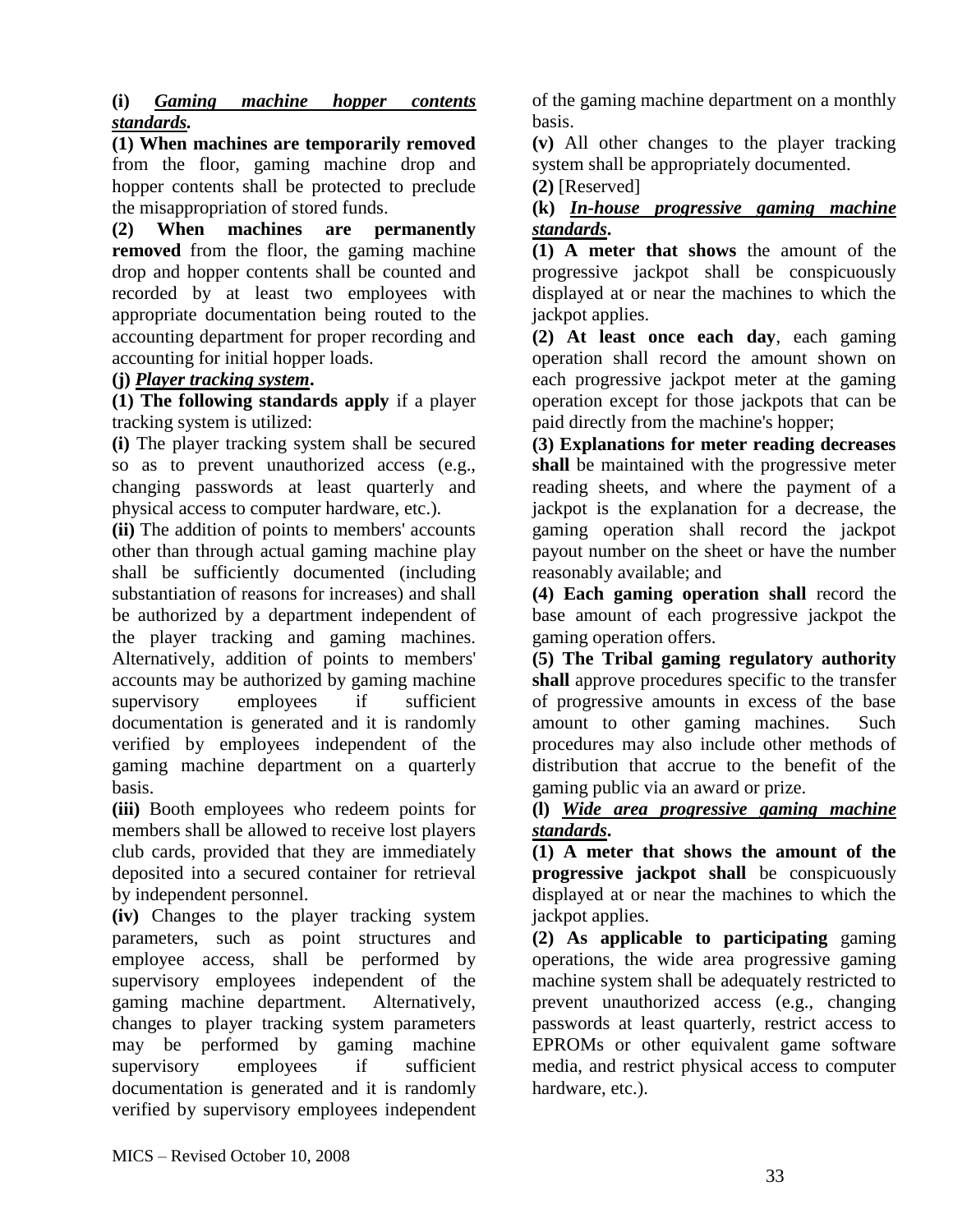**(i)** ***Gaming machine hopper contents standards.***

**(1) When machines are temporarily removed** from the floor, gaming machine drop and hopper contents shall be protected to preclude the misappropriation of stored funds.

**(2) When machines are permanently removed** from the floor, the gaming machine drop and hopper contents shall be counted and recorded by at least two employees with appropriate documentation being routed to the accounting department for proper recording and accounting for initial hopper loads.

**(j)** ***Player tracking system*.**

**(1) The following standards apply** if a player tracking system is utilized:

**(i)** The player tracking system shall be secured so as to prevent unauthorized access (e.g., changing passwords at least quarterly and physical access to computer hardware, etc.).

**(ii)** The addition of points to members' accounts other than through actual gaming machine play shall be sufficiently documented (including substantiation of reasons for increases) and shall be authorized by a department independent of the player tracking and gaming machines. Alternatively, addition of points to members' accounts may be authorized by gaming machine supervisory employees if sufficient documentation is generated and it is randomly verified by employees independent of the gaming machine department on a quarterly basis.

**(iii)** Booth employees who redeem points for members shall be allowed to receive lost players club cards, provided that they are immediately deposited into a secured container for retrieval by independent personnel.

**(iv)** Changes to the player tracking system parameters, such as point structures and employee access, shall be performed by supervisory employees independent of the gaming machine department. Alternatively, changes to player tracking system parameters may be performed by gaming machine supervisory employees if sufficient documentation is generated and it is randomly verified by supervisory employees independent of the gaming machine department on a monthly basis.

**(v)** All other changes to the player tracking system shall be appropriately documented.

**(2)** [Reserved]

**(k)** ***In-house progressive gaming machine standards*.**

**(1) A meter that shows** the amount of the progressive jackpot shall be conspicuously displayed at or near the machines to which the jackpot applies.

**(2) At least once each day**, each gaming operation shall record the amount shown on each progressive jackpot meter at the gaming operation except for those jackpots that can be paid directly from the machine's hopper;

**(3) Explanations for meter reading decreases shall** be maintained with the progressive meter reading sheets, and where the payment of a jackpot is the explanation for a decrease, the gaming operation shall record the jackpot payout number on the sheet or have the number reasonably available; and

**(4) Each gaming operation shall** record the base amount of each progressive jackpot the gaming operation offers.

**(5) The Tribal gaming regulatory authority shall** approve procedures specific to the transfer of progressive amounts in excess of the base amount to other gaming machines. Such procedures may also include other methods of distribution that accrue to the benefit of the gaming public via an award or prize.

**(l)** ***Wide area progressive gaming machine standards*.**

**(1) A meter that shows the amount of the progressive jackpot shall** be conspicuously displayed at or near the machines to which the jackpot applies.

**(2) As applicable to participating** gaming operations, the wide area progressive gaming machine system shall be adequately restricted to prevent unauthorized access (e.g., changing passwords at least quarterly, restrict access to EPROMs or other equivalent game software media, and restrict physical access to computer hardware, etc.).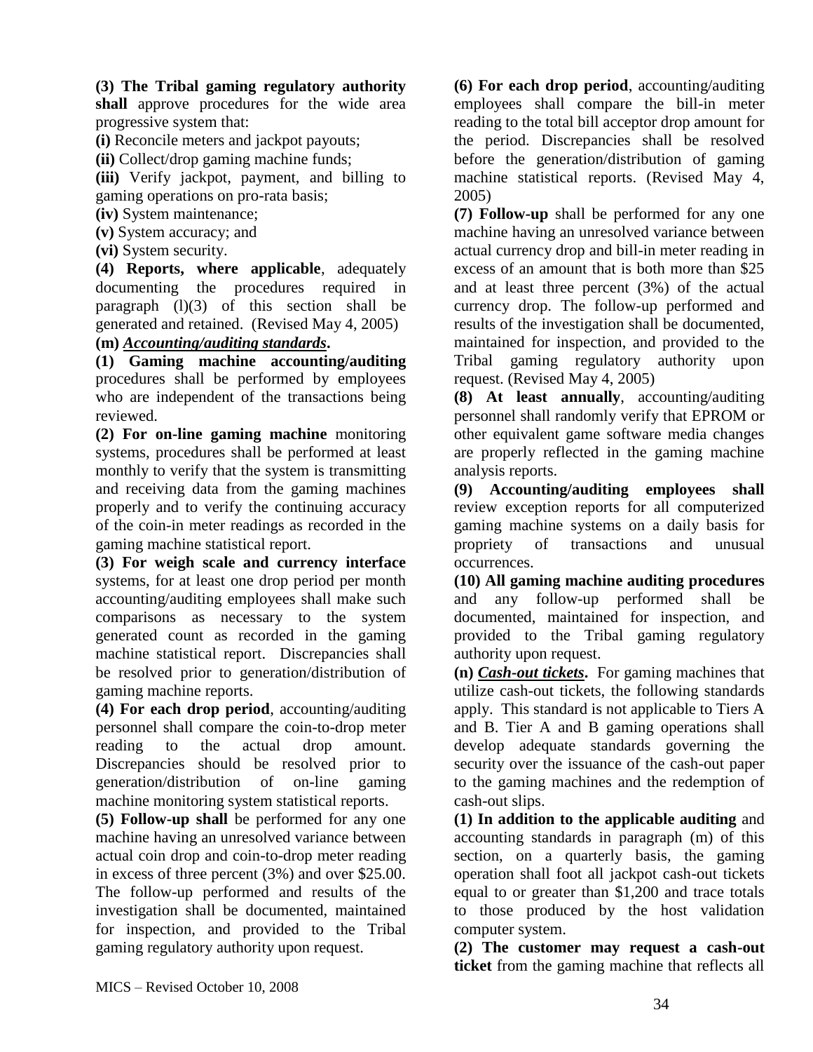**(3) The Tribal gaming regulatory authority shall** approve procedures for the wide area progressive system that:

**(i)** Reconcile meters and jackpot payouts;

**(ii)** Collect/drop gaming machine funds;

**(iii)** Verify jackpot, payment, and billing to gaming operations on pro-rata basis;

**(iv)** System maintenance;

**(v)** System accuracy; and

**(vi)** System security.

**(4) Reports, where applicable**, adequately documenting the procedures required in paragraph (l)(3) of this section shall be generated and retained. (Revised May 4, 2005)

**(m) *Accounting/auditing standards*.**

**(1) Gaming machine accounting/auditing** procedures shall be performed by employees who are independent of the transactions being reviewed.

**(2) For on-line gaming machine** monitoring systems, procedures shall be performed at least monthly to verify that the system is transmitting and receiving data from the gaming machines properly and to verify the continuing accuracy of the coin-in meter readings as recorded in the gaming machine statistical report.

**(3) For weigh scale and currency interface** systems, for at least one drop period per month accounting/auditing employees shall make such comparisons as necessary to the system generated count as recorded in the gaming machine statistical report. Discrepancies shall be resolved prior to generation/distribution of gaming machine reports.

**(4) For each drop period**, accounting/auditing personnel shall compare the coin-to-drop meter reading to the actual drop amount. Discrepancies should be resolved prior to generation/distribution of on-line gaming machine monitoring system statistical reports.

**(5) Follow-up shall** be performed for any one machine having an unresolved variance between actual coin drop and coin-to-drop meter reading in excess of three percent (3%) and over $25.00. The follow-up performed and results of the investigation shall be documented, maintained for inspection, and provided to the Tribal gaming regulatory authority upon request.

**(6) For each drop period**, accounting/auditing employees shall compare the bill-in meter reading to the total bill acceptor drop amount for the period. Discrepancies shall be resolved before the generation/distribution of gaming machine statistical reports. (Revised May 4, 2005)

**(7) Follow-up** shall be performed for any one machine having an unresolved variance between actual currency drop and bill-in meter reading in excess of an amount that is both more than $25 and at least three percent (3%) of the actual currency drop. The follow-up performed and results of the investigation shall be documented, maintained for inspection, and provided to the Tribal gaming regulatory authority upon request. (Revised May 4, 2005)

**(8) At least annually**, accounting/auditing personnel shall randomly verify that EPROM or other equivalent game software media changes are properly reflected in the gaming machine analysis reports.

**(9) Accounting/auditing employees shall** review exception reports for all computerized gaming machine systems on a daily basis for propriety of transactions and unusual occurrences.

**(10) All gaming machine auditing procedures** and any follow-up performed shall be documented, maintained for inspection, and provided to the Tribal gaming regulatory authority upon request.

**(n) *Cash-out tickets*.** For gaming machines that utilize cash-out tickets, the following standards apply. This standard is not applicable to Tiers A and B. Tier A and B gaming operations shall develop adequate standards governing the security over the issuance of the cash-out paper to the gaming machines and the redemption of cash-out slips.

**(1) In addition to the applicable auditing** and accounting standards in paragraph (m) of this section, on a quarterly basis, the gaming operation shall foot all jackpot cash-out tickets equal to or greater than $1,200 and trace totals to those produced by the host validation computer system.

**(2) The customer may request a cash-out ticket** from the gaming machine that reflects all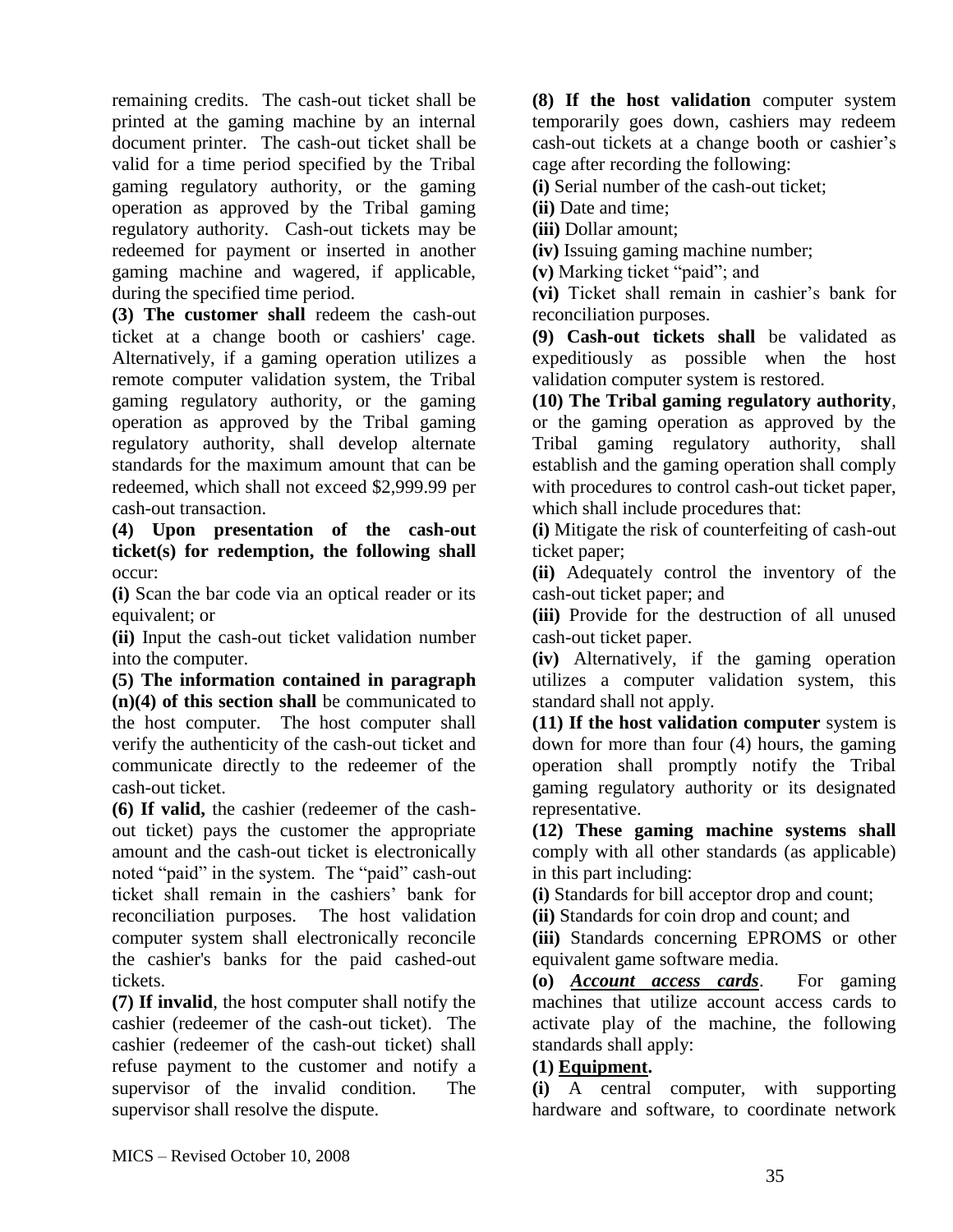remaining credits. The cash-out ticket shall be printed at the gaming machine by an internal document printer. The cash-out ticket shall be valid for a time period specified by the Tribal gaming regulatory authority, or the gaming operation as approved by the Tribal gaming regulatory authority. Cash-out tickets may be redeemed for payment or inserted in another gaming machine and wagered, if applicable, during the specified time period.

**(3) The customer shall** redeem the cash-out ticket at a change booth or cashiers' cage. Alternatively, if a gaming operation utilizes a remote computer validation system, the Tribal gaming regulatory authority, or the gaming operation as approved by the Tribal gaming regulatory authority, shall develop alternate standards for the maximum amount that can be redeemed, which shall not exceed $2,999.99 per cash-out transaction.

**(4) Upon presentation of the cash-out ticket(s) for redemption, the following shall** occur:

**(i)** Scan the bar code via an optical reader or its equivalent; or

**(ii)** Input the cash-out ticket validation number into the computer.

**(5) The information contained in paragraph (n)(4) of this section shall** be communicated to the host computer. The host computer shall verify the authenticity of the cash-out ticket and communicate directly to the redeemer of the cash-out ticket.

**(6) If valid,** the cashier (redeemer of the cash-out ticket) pays the customer the appropriate amount and the cash-out ticket is electronically noted "paid" in the system. The "paid" cash-out ticket shall remain in the cashiers' bank for reconciliation purposes. The host validation computer system shall electronically reconcile the cashier's banks for the paid cashed-out tickets.

**(7) If invalid**, the host computer shall notify the cashier (redeemer of the cash-out ticket). The cashier (redeemer of the cash-out ticket) shall refuse payment to the customer and notify a supervisor of the invalid condition. The supervisor shall resolve the dispute.

**(8) If the host validation** computer system temporarily goes down, cashiers may redeem cash-out tickets at a change booth or cashier's cage after recording the following:

**(i)** Serial number of the cash-out ticket;

**(ii)** Date and time;

**(iii)** Dollar amount;

**(iv)** Issuing gaming machine number;

**(v)** Marking ticket "paid"; and

**(vi)** Ticket shall remain in cashier's bank for reconciliation purposes.

**(9) Cash-out tickets shall** be validated as expeditiously as possible when the host validation computer system is restored.

**(10) The Tribal gaming regulatory authority**, or the gaming operation as approved by the Tribal gaming regulatory authority, shall establish and the gaming operation shall comply with procedures to control cash-out ticket paper, which shall include procedures that:

**(i)** Mitigate the risk of counterfeiting of cash-out ticket paper;

**(ii)** Adequately control the inventory of the cash-out ticket paper; and

**(iii)** Provide for the destruction of all unused cash-out ticket paper.

**(iv)** Alternatively, if the gaming operation utilizes a computer validation system, this standard shall not apply.

**(11) If the host validation computer** system is down for more than four (4) hours, the gaming operation shall promptly notify the Tribal gaming regulatory authority or its designated representative.

**(12) These gaming machine systems shall** comply with all other standards (as applicable) in this part including:

**(i)** Standards for bill acceptor drop and count;

**(ii)** Standards for coin drop and count; and

**(iii)** Standards concerning EPROMS or other equivalent game software media.

**(o)** ***Account access cards***. For gaming machines that utilize account access cards to activate play of the machine, the following standards shall apply:

**(1) Equipment.**

**(i)** A central computer, with supporting hardware and software, to coordinate network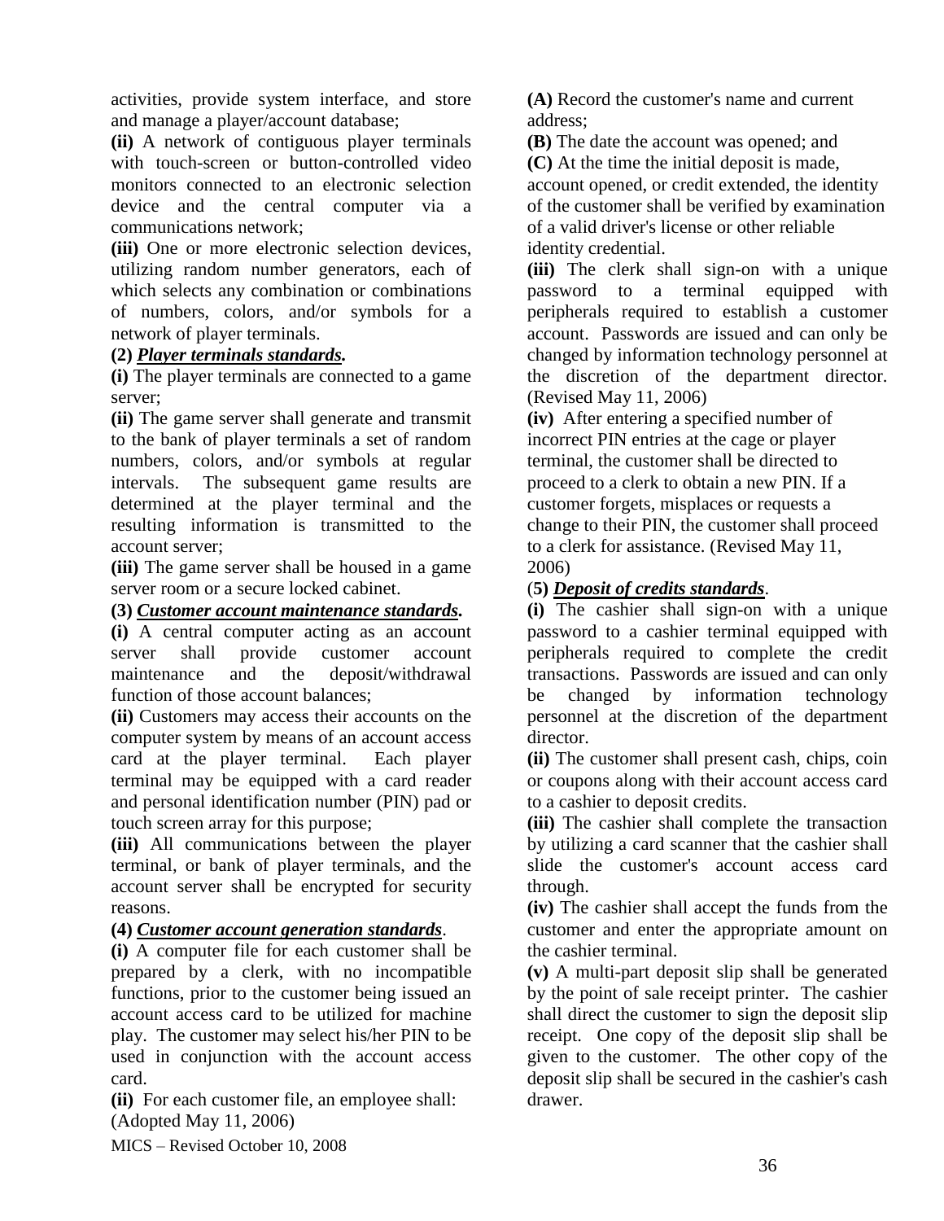activities, provide system interface, and store and manage a player/account database;

**(ii)** A network of contiguous player terminals with touch-screen or button-controlled video monitors connected to an electronic selection device and the central computer via a communications network;

**(iii)** One or more electronic selection devices, utilizing random number generators, each of which selects any combination or combinations of numbers, colors, and/or symbols for a network of player terminals.

**(2) *Player terminals standards.***

**(i)** The player terminals are connected to a game server;

**(ii)** The game server shall generate and transmit to the bank of player terminals a set of random numbers, colors, and/or symbols at regular intervals. The subsequent game results are determined at the player terminal and the resulting information is transmitted to the account server;

**(iii)** The game server shall be housed in a game server room or a secure locked cabinet.

**(3) *Customer account maintenance standards.***

**(i)** A central computer acting as an account server shall provide customer account maintenance and the deposit/withdrawal function of those account balances;

**(ii)** Customers may access their accounts on the computer system by means of an account access card at the player terminal. Each player terminal may be equipped with a card reader and personal identification number (PIN) pad or touch screen array for this purpose;

**(iii)** All communications between the player terminal, or bank of player terminals, and the account server shall be encrypted for security reasons.

**(4) *Customer account generation standards*.**

**(i)** A computer file for each customer shall be prepared by a clerk, with no incompatible functions, prior to the customer being issued an account access card to be utilized for machine play. The customer may select his/her PIN to be used in conjunction with the account access card.

**(ii)** For each customer file, an employee shall: (Adopted May 11, 2006)

**(A)** Record the customer's name and current address;

**(B)** The date the account was opened; and

**(C)** At the time the initial deposit is made, account opened, or credit extended, the identity of the customer shall be verified by examination of a valid driver's license or other reliable identity credential.

**(iii)** The clerk shall sign-on with a unique password to a terminal equipped with peripherals required to establish a customer account. Passwords are issued and can only be changed by information technology personnel at the discretion of the department director. (Revised May 11, 2006)

**(iv)** After entering a specified number of incorrect PIN entries at the cage or player terminal, the customer shall be directed to proceed to a clerk to obtain a new PIN. If a customer forgets, misplaces or requests a change to their PIN, the customer shall proceed to a clerk for assistance. (Revised May 11, 2006)

**(5) *Deposit of credits standards*.**

**(i)** The cashier shall sign-on with a unique password to a cashier terminal equipped with peripherals required to complete the credit transactions. Passwords are issued and can only be changed by information technology personnel at the discretion of the department director.

**(ii)** The customer shall present cash, chips, coin or coupons along with their account access card to a cashier to deposit credits.

**(iii)** The cashier shall complete the transaction by utilizing a card scanner that the cashier shall slide the customer's account access card through.

**(iv)** The cashier shall accept the funds from the customer and enter the appropriate amount on the cashier terminal.

**(v)** A multi-part deposit slip shall be generated by the point of sale receipt printer. The cashier shall direct the customer to sign the deposit slip receipt. One copy of the deposit slip shall be given to the customer. The other copy of the deposit slip shall be secured in the cashier's cash drawer.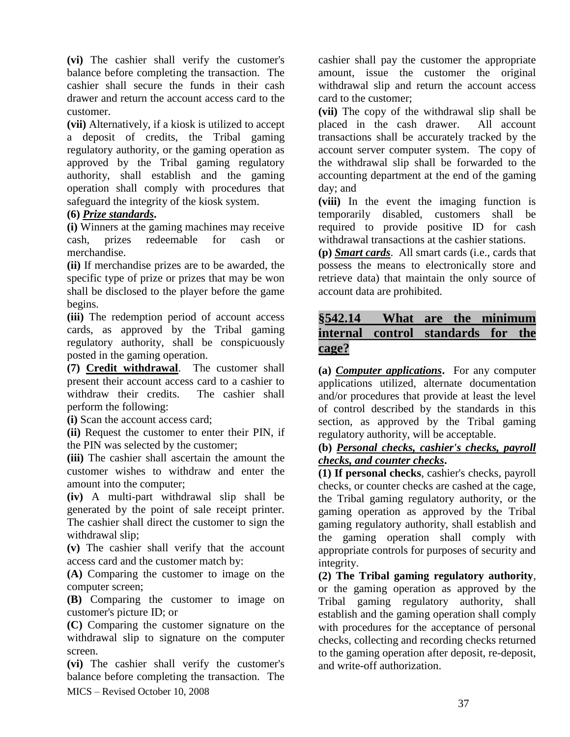**(vi)** The cashier shall verify the customer's balance before completing the transaction. The cashier shall secure the funds in their cash drawer and return the account access card to the customer.

**(vii)** Alternatively, if a kiosk is utilized to accept a deposit of credits, the Tribal gaming regulatory authority, or the gaming operation as approved by the Tribal gaming regulatory authority, shall establish and the gaming operation shall comply with procedures that safeguard the integrity of the kiosk system.

**(6)** ***Prize standards*.**

**(i)** Winners at the gaming machines may receive cash, prizes redeemable for cash or merchandise.

**(ii)** If merchandise prizes are to be awarded, the specific type of prize or prizes that may be won shall be disclosed to the player before the game begins.

**(iii)** The redemption period of account access cards, as approved by the Tribal gaming regulatory authority, shall be conspicuously posted in the gaming operation.

**(7) Credit withdrawal**. The customer shall present their account access card to a cashier to withdraw their credits. The cashier shall perform the following:

**(i)** Scan the account access card;

**(ii)** Request the customer to enter their PIN, if the PIN was selected by the customer;

**(iii)** The cashier shall ascertain the amount the customer wishes to withdraw and enter the amount into the computer;

**(iv)** A multi-part withdrawal slip shall be generated by the point of sale receipt printer. The cashier shall direct the customer to sign the withdrawal slip;

**(v)** The cashier shall verify that the account access card and the customer match by:

**(A)** Comparing the customer to image on the computer screen;

**(B)** Comparing the customer to image on customer's picture ID; or

**(C)** Comparing the customer signature on the withdrawal slip to signature on the computer screen.

**(vi)** The cashier shall verify the customer's balance before completing the transaction. The cashier shall pay the customer the appropriate amount, issue the customer the original withdrawal slip and return the account access card to the customer;

**(vii)** The copy of the withdrawal slip shall be placed in the cash drawer. All account transactions shall be accurately tracked by the account server computer system. The copy of the withdrawal slip shall be forwarded to the accounting department at the end of the gaming day; and

**(viii)** In the event the imaging function is temporarily disabled, customers shall be required to provide positive ID for cash withdrawal transactions at the cashier stations.

**(p)** ***Smart cards***. All smart cards (i.e., cards that possess the means to electronically store and retrieve data) that maintain the only source of account data are prohibited.

## §542.14 What are the minimum internal control standards for the cage?

**(a)** ***Computer applications*.** For any computer applications utilized, alternate documentation and/or procedures that provide at least the level of control described by the standards in this section, as approved by the Tribal gaming regulatory authority, will be acceptable.

**(b)** ***Personal checks, cashier's checks, payroll checks, and counter checks*.**

**(1) If personal checks**, cashier's checks, payroll checks, or counter checks are cashed at the cage, the Tribal gaming regulatory authority, or the gaming operation as approved by the Tribal gaming regulatory authority, shall establish and the gaming operation shall comply with appropriate controls for purposes of security and integrity.

**(2) The Tribal gaming regulatory authority**, or the gaming operation as approved by the Tribal gaming regulatory authority, shall establish and the gaming operation shall comply with procedures for the acceptance of personal checks, collecting and recording checks returned to the gaming operation after deposit, re-deposit, and write-off authorization.

MICS – Revised October 10, 2008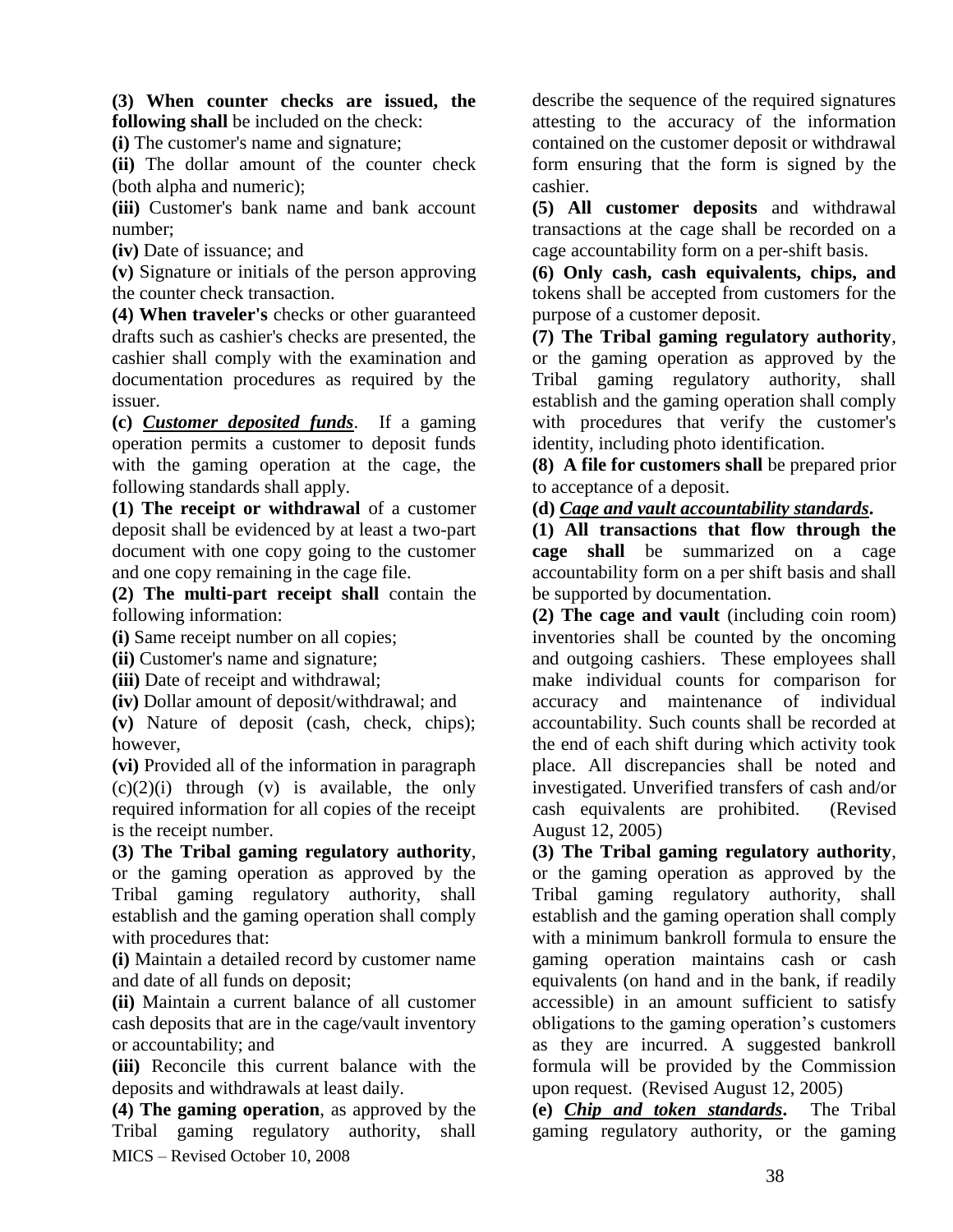**(3) When counter checks are issued, the following shall** be included on the check:

**(i)** The customer's name and signature;

**(ii)** The dollar amount of the counter check (both alpha and numeric);

**(iii)** Customer's bank name and bank account number;

**(iv)** Date of issuance; and

**(v)** Signature or initials of the person approving the counter check transaction.

**(4) When traveler's** checks or other guaranteed drafts such as cashier's checks are presented, the cashier shall comply with the examination and documentation procedures as required by the issuer.

**(c) _Customer deposited funds_**. If a gaming operation permits a customer to deposit funds with the gaming operation at the cage, the following standards shall apply.

**(1) The receipt or withdrawal** of a customer deposit shall be evidenced by at least a two-part document with one copy going to the customer and one copy remaining in the cage file.

**(2) The multi-part receipt shall** contain the following information:

**(i)** Same receipt number on all copies;

**(ii)** Customer's name and signature;

**(iii)** Date of receipt and withdrawal;

**(iv)** Dollar amount of deposit/withdrawal; and

**(v)** Nature of deposit (cash, check, chips); however,

**(vi)** Provided all of the information in paragraph (c)(2)(i) through (v) is available, the only required information for all copies of the receipt is the receipt number.

**(3) The Tribal gaming regulatory authority**, or the gaming operation as approved by the Tribal gaming regulatory authority, shall establish and the gaming operation shall comply with procedures that:

**(i)** Maintain a detailed record by customer name and date of all funds on deposit;

**(ii)** Maintain a current balance of all customer cash deposits that are in the cage/vault inventory or accountability; and

**(iii)** Reconcile this current balance with the deposits and withdrawals at least daily.

**(4) The gaming operation**, as approved by the Tribal gaming regulatory authority, shall describe the sequence of the required signatures attesting to the accuracy of the information contained on the customer deposit or withdrawal form ensuring that the form is signed by the cashier.

**(5) All customer deposits** and withdrawal transactions at the cage shall be recorded on a cage accountability form on a per-shift basis.

**(6) Only cash, cash equivalents, chips, and** tokens shall be accepted from customers for the purpose of a customer deposit.

**(7) The Tribal gaming regulatory authority**, or the gaming operation as approved by the Tribal gaming regulatory authority, shall establish and the gaming operation shall comply with procedures that verify the customer's identity, including photo identification.

**(8) A file for customers shall** be prepared prior to acceptance of a deposit.

**(d) _Cage and vault accountability standards_.**

**(1) All transactions that flow through the cage shall** be summarized on a cage accountability form on a per shift basis and shall be supported by documentation.

**(2) The cage and vault** (including coin room) inventories shall be counted by the oncoming and outgoing cashiers. These employees shall make individual counts for comparison for accuracy and maintenance of individual accountability. Such counts shall be recorded at the end of each shift during which activity took place. All discrepancies shall be noted and investigated. Unverified transfers of cash and/or cash equivalents are prohibited. (Revised August 12, 2005)

**(3) The Tribal gaming regulatory authority**, or the gaming operation as approved by the Tribal gaming regulatory authority, shall establish and the gaming operation shall comply with a minimum bankroll formula to ensure the gaming operation maintains cash or cash equivalents (on hand and in the bank, if readily accessible) in an amount sufficient to satisfy obligations to the gaming operation's customers as they are incurred. A suggested bankroll formula will be provided by the Commission upon request. (Revised August 12, 2005)

**(e) _Chip and token standards_.** The Tribal gaming regulatory authority, or the gaming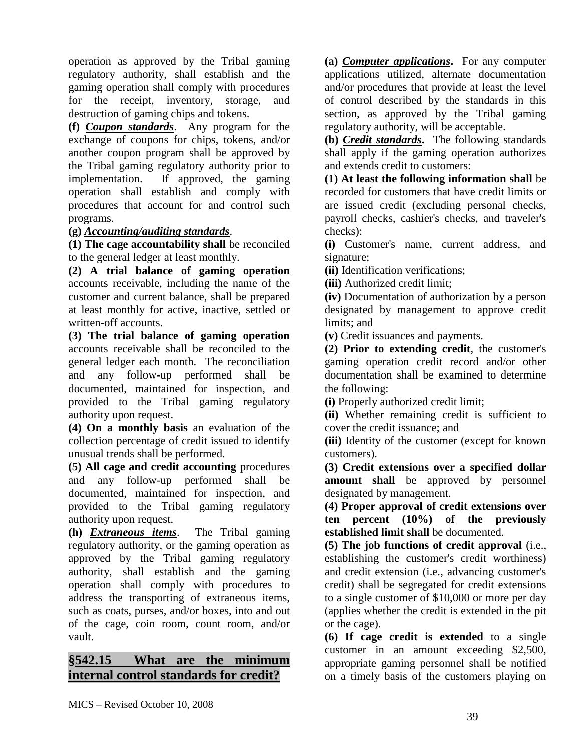operation as approved by the Tribal gaming regulatory authority, shall establish and the gaming operation shall comply with procedures for the receipt, inventory, storage, and destruction of gaming chips and tokens.

**(f)** ***Coupon standards***. Any program for the exchange of coupons for chips, tokens, and/or another coupon program shall be approved by the Tribal gaming regulatory authority prior to implementation. If approved, the gaming operation shall establish and comply with procedures that account for and control such programs.

**(g)** ***Accounting/auditing standards***.

**(1) The cage accountability shall** be reconciled to the general ledger at least monthly.

**(2) A trial balance of gaming operation** accounts receivable, including the name of the customer and current balance, shall be prepared at least monthly for active, inactive, settled or written-off accounts.

**(3) The trial balance of gaming operation** accounts receivable shall be reconciled to the general ledger each month. The reconciliation and any follow-up performed shall be documented, maintained for inspection, and provided to the Tribal gaming regulatory authority upon request.

**(4) On a monthly basis** an evaluation of the collection percentage of credit issued to identify unusual trends shall be performed.

**(5) All cage and credit accounting** procedures and any follow-up performed shall be documented, maintained for inspection, and provided to the Tribal gaming regulatory authority upon request.

**(h)** ***Extraneous items***. The Tribal gaming regulatory authority, or the gaming operation as approved by the Tribal gaming regulatory authority, shall establish and the gaming operation shall comply with procedures to address the transporting of extraneous items, such as coats, purses, and/or boxes, into and out of the cage, coin room, count room, and/or vault.

## §542.15 What are the minimum internal control standards for credit?

**(a)** ***Computer applications***. For any computer applications utilized, alternate documentation and/or procedures that provide at least the level of control described by the standards in this section, as approved by the Tribal gaming regulatory authority, will be acceptable.

**(b)** ***Credit standards***. The following standards shall apply if the gaming operation authorizes and extends credit to customers:

**(1) At least the following information shall** be recorded for customers that have credit limits or are issued credit (excluding personal checks, payroll checks, cashier's checks, and traveler's checks):

**(i)** Customer's name, current address, and signature;

**(ii)** Identification verifications;

**(iii)** Authorized credit limit;

**(iv)** Documentation of authorization by a person designated by management to approve credit limits; and

**(v)** Credit issuances and payments.

**(2) Prior to extending credit**, the customer's gaming operation credit record and/or other documentation shall be examined to determine the following:

**(i)** Properly authorized credit limit;

**(ii)** Whether remaining credit is sufficient to cover the credit issuance; and

**(iii)** Identity of the customer (except for known customers).

**(3) Credit extensions over a specified dollar amount shall** be approved by personnel designated by management.

**(4) Proper approval of credit extensions over ten percent (10%) of the previously established limit shall** be documented.

**(5) The job functions of credit approval** (i.e., establishing the customer's credit worthiness) and credit extension (i.e., advancing customer's credit) shall be segregated for credit extensions to a single customer of $10,000 or more per day (applies whether the credit is extended in the pit or the cage).

**(6) If cage credit is extended** to a single customer in an amount exceeding $2,500, appropriate gaming personnel shall be notified on a timely basis of the customers playing on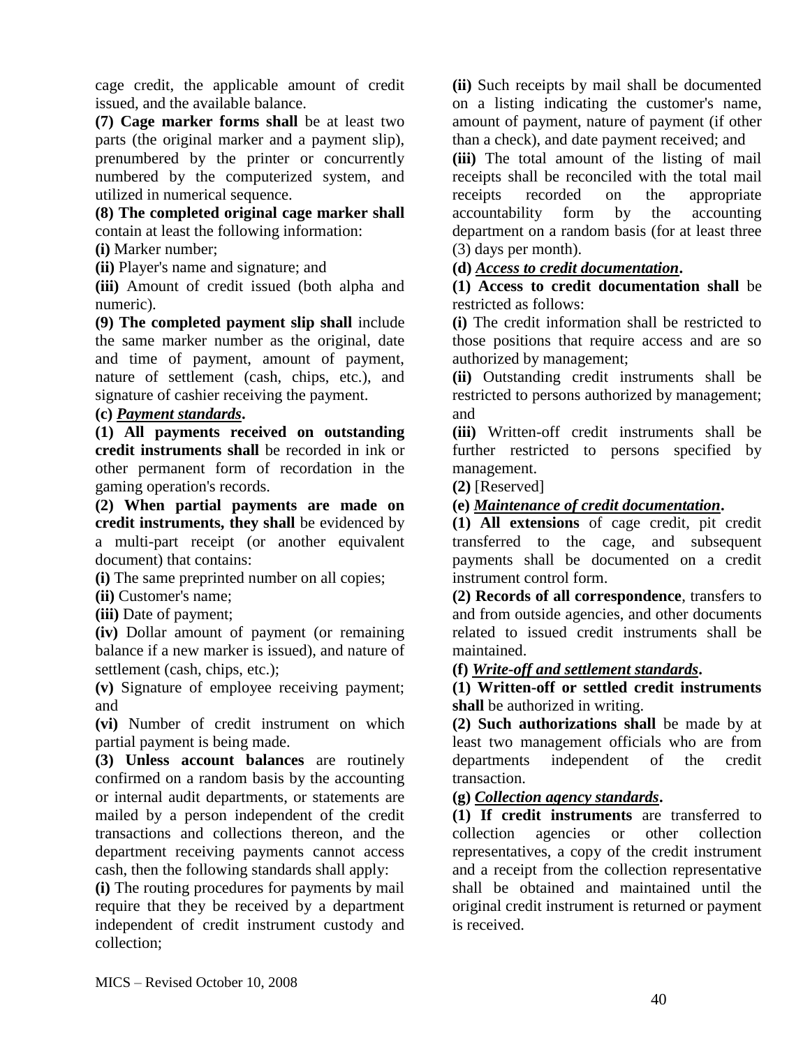cage credit, the applicable amount of credit issued, and the available balance.

**(7) Cage marker forms shall** be at least two parts (the original marker and a payment slip), prenumbered by the printer or concurrently numbered by the computerized system, and utilized in numerical sequence.

**(8) The completed original cage marker shall** contain at least the following information:

**(i)** Marker number;

**(ii)** Player's name and signature; and

**(iii)** Amount of credit issued (both alpha and numeric).

**(9) The completed payment slip shall** include the same marker number as the original, date and time of payment, amount of payment, nature of settlement (cash, chips, etc.), and signature of cashier receiving the payment.

**(c)** ***Payment standards*****.**

**(1) All payments received on outstanding credit instruments shall** be recorded in ink or other permanent form of recordation in the gaming operation's records.

**(2) When partial payments are made on credit instruments, they shall** be evidenced by a multi-part receipt (or another equivalent document) that contains:

**(i)** The same preprinted number on all copies;

**(ii)** Customer's name;

**(iii)** Date of payment;

**(iv)** Dollar amount of payment (or remaining balance if a new marker is issued), and nature of settlement (cash, chips, etc.);

**(v)** Signature of employee receiving payment; and

**(vi)** Number of credit instrument on which partial payment is being made.

**(3) Unless account balances** are routinely confirmed on a random basis by the accounting or internal audit departments, or statements are mailed by a person independent of the credit transactions and collections thereon, and the department receiving payments cannot access cash, then the following standards shall apply:

**(i)** The routing procedures for payments by mail require that they be received by a department independent of credit instrument custody and collection;

**(ii)** Such receipts by mail shall be documented on a listing indicating the customer's name, amount of payment, nature of payment (if other than a check), and date payment received; and

**(iii)** The total amount of the listing of mail receipts shall be reconciled with the total mail receipts recorded on the appropriate accountability form by the accounting department on a random basis (for at least three (3) days per month).

**(d)** ***Access to credit documentation*****.**

**(1) Access to credit documentation shall** be restricted as follows:

**(i)** The credit information shall be restricted to those positions that require access and are so authorized by management;

**(ii)** Outstanding credit instruments shall be restricted to persons authorized by management; and

**(iii)** Written-off credit instruments shall be further restricted to persons specified by management.

**(2)** [Reserved]

**(e)** ***Maintenance of credit documentation*****.**

**(1) All extensions** of cage credit, pit credit transferred to the cage, and subsequent payments shall be documented on a credit instrument control form.

**(2) Records of all correspondence**, transfers to and from outside agencies, and other documents related to issued credit instruments shall be maintained.

**(f)** ***Write-off and settlement standards*****.**

**(1) Written-off or settled credit instruments shall** be authorized in writing.

**(2) Such authorizations shall** be made by at least two management officials who are from departments independent of the credit transaction.

**(g)** ***Collection agency standards*****.**

**(1) If credit instruments** are transferred to collection agencies or other collection representatives, a copy of the credit instrument and a receipt from the collection representative shall be obtained and maintained until the original credit instrument is returned or payment is received.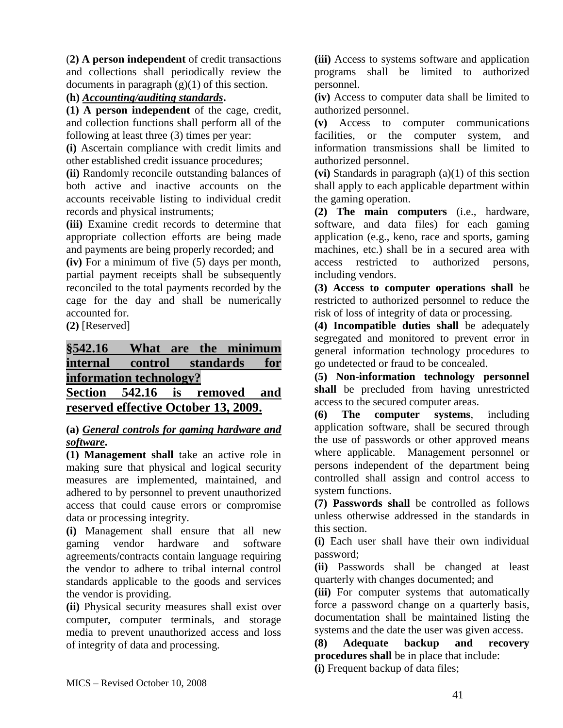(**2) A person independent** of credit transactions and collections shall periodically review the documents in paragraph (g)(1) of this section.

**(h)** ***Accounting/auditing standards*****.**

**(1) A person independent** of the cage, credit, and collection functions shall perform all of the following at least three (3) times per year:

**(i)** Ascertain compliance with credit limits and other established credit issuance procedures;

**(ii)** Randomly reconcile outstanding balances of both active and inactive accounts on the accounts receivable listing to individual credit records and physical instruments;

**(iii)** Examine credit records to determine that appropriate collection efforts are being made and payments are being properly recorded; and

**(iv)** For a minimum of five (5) days per month, partial payment receipts shall be subsequently reconciled to the total payments recorded by the cage for the day and shall be numerically accounted for.

**(2)** [Reserved]

## §542.16 What are the minimum internal control standards for information technology?

## Section 542.16 is removed and reserved effective October 13, 2009.

**(a)** ***General controls for gaming hardware and software*****.**

**(1) Management shall** take an active role in making sure that physical and logical security measures are implemented, maintained, and adhered to by personnel to prevent unauthorized access that could cause errors or compromise data or processing integrity.

**(i)** Management shall ensure that all new gaming vendor hardware and software agreements/contracts contain language requiring the vendor to adhere to tribal internal control standards applicable to the goods and services the vendor is providing.

**(ii)** Physical security measures shall exist over computer, computer terminals, and storage media to prevent unauthorized access and loss of integrity of data and processing.

**(iii)** Access to systems software and application programs shall be limited to authorized personnel.

**(iv)** Access to computer data shall be limited to authorized personnel.

**(v)** Access to computer communications facilities, or the computer system, and information transmissions shall be limited to authorized personnel.

**(vi)** Standards in paragraph (a)(1) of this section shall apply to each applicable department within the gaming operation.

**(2) The main computers** (i.e., hardware, software, and data files) for each gaming application (e.g., keno, race and sports, gaming machines, etc.) shall be in a secured area with access restricted to authorized persons, including vendors.

**(3) Access to computer operations shall** be restricted to authorized personnel to reduce the risk of loss of integrity of data or processing.

**(4) Incompatible duties shall** be adequately segregated and monitored to prevent error in general information technology procedures to go undetected or fraud to be concealed.

**(5) Non-information technology personnel shall** be precluded from having unrestricted access to the secured computer areas.

**(6) The computer systems**, including application software, shall be secured through the use of passwords or other approved means where applicable. Management personnel or persons independent of the department being controlled shall assign and control access to system functions.

**(7) Passwords shall** be controlled as follows unless otherwise addressed in the standards in this section.

**(i)** Each user shall have their own individual password;

**(ii)** Passwords shall be changed at least quarterly with changes documented; and

**(iii)** For computer systems that automatically force a password change on a quarterly basis, documentation shall be maintained listing the systems and the date the user was given access.

**(8) Adequate backup and recovery procedures shall** be in place that include:

**(i)** Frequent backup of data files;

MICS – Revised October 10, 2008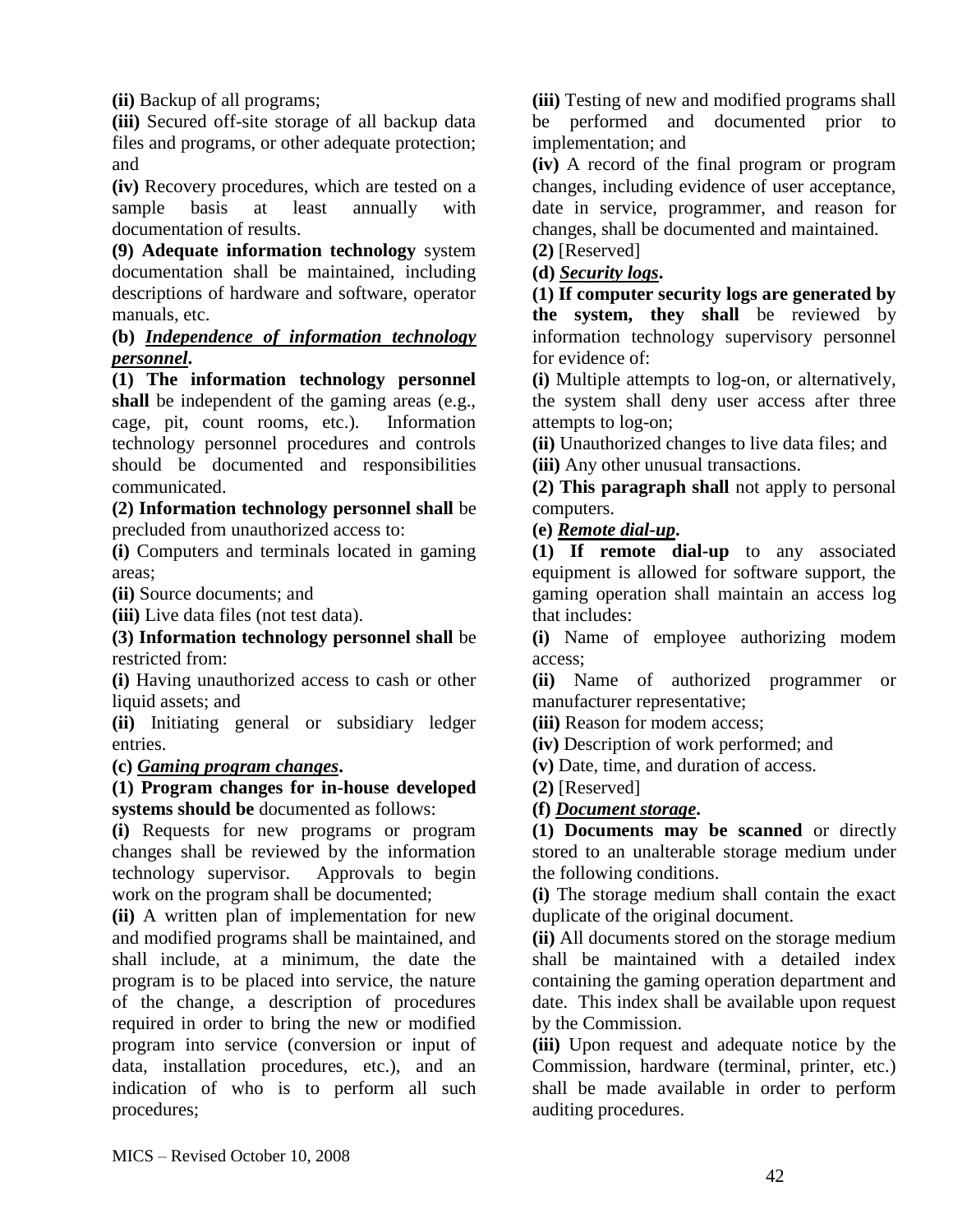**(ii)** Backup of all programs;

**(iii)** Secured off-site storage of all backup data files and programs, or other adequate protection; and

**(iv)** Recovery procedures, which are tested on a sample basis at least annually with documentation of results.

**(9) Adequate information technology** system documentation shall be maintained, including descriptions of hardware and software, operator manuals, etc.

**(b)** ***Independence of information technology personnel*.**

**(1) The information technology personnel shall** be independent of the gaming areas (e.g., cage, pit, count rooms, etc.). Information technology personnel procedures and controls should be documented and responsibilities communicated.

**(2) Information technology personnel shall** be precluded from unauthorized access to:

**(i)** Computers and terminals located in gaming areas;

**(ii)** Source documents; and

**(iii)** Live data files (not test data).

**(3) Information technology personnel shall** be restricted from:

**(i)** Having unauthorized access to cash or other liquid assets; and

**(ii)** Initiating general or subsidiary ledger entries.

**(c)** ***Gaming program changes*.**

**(1) Program changes for in-house developed systems should be** documented as follows:

**(i)** Requests for new programs or program changes shall be reviewed by the information technology supervisor. Approvals to begin work on the program shall be documented;

**(ii)** A written plan of implementation for new and modified programs shall be maintained, and shall include, at a minimum, the date the program is to be placed into service, the nature of the change, a description of procedures required in order to bring the new or modified program into service (conversion or input of data, installation procedures, etc.), and an indication of who is to perform all such procedures;

**(iii)** Testing of new and modified programs shall be performed and documented prior to implementation; and

**(iv)** A record of the final program or program changes, including evidence of user acceptance, date in service, programmer, and reason for changes, shall be documented and maintained.

**(2)** [Reserved]

**(d)** ***Security logs*.**

**(1) If computer security logs are generated by the system, they shall** be reviewed by information technology supervisory personnel for evidence of:

**(i)** Multiple attempts to log-on, or alternatively, the system shall deny user access after three attempts to log-on;

**(ii)** Unauthorized changes to live data files; and

**(iii)** Any other unusual transactions.

**(2) This paragraph shall** not apply to personal computers.

**(e)** ***Remote dial-up*.**

**(1) If remote dial-up** to any associated equipment is allowed for software support, the gaming operation shall maintain an access log that includes:

**(i)** Name of employee authorizing modem access;

**(ii)** Name of authorized programmer or manufacturer representative;

**(iii)** Reason for modem access;

**(iv)** Description of work performed; and

**(v)** Date, time, and duration of access.

**(2)** [Reserved]

**(f)** ***Document storage*.**

**(1) Documents may be scanned** or directly stored to an unalterable storage medium under the following conditions.

**(i)** The storage medium shall contain the exact duplicate of the original document.

**(ii)** All documents stored on the storage medium shall be maintained with a detailed index containing the gaming operation department and date. This index shall be available upon request by the Commission.

**(iii)** Upon request and adequate notice by the Commission, hardware (terminal, printer, etc.) shall be made available in order to perform auditing procedures.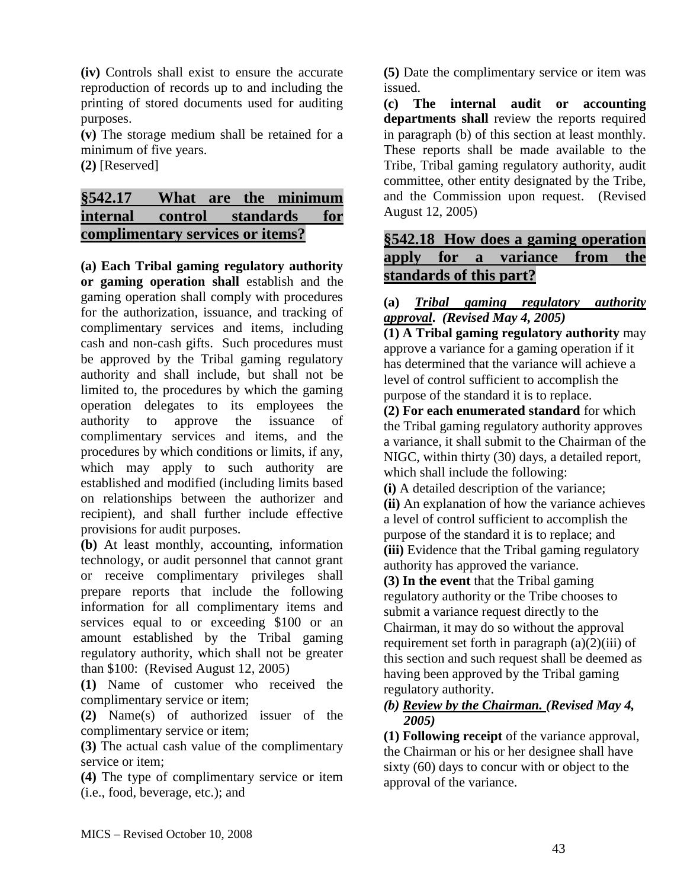**(iv)** Controls shall exist to ensure the accurate reproduction of records up to and including the printing of stored documents used for auditing purposes.

**(v)** The storage medium shall be retained for a minimum of five years.

**(2)** [Reserved]

## §542.17 What are the minimum internal control standards for complimentary services or items?

**(a) Each Tribal gaming regulatory authority or gaming operation shall** establish and the gaming operation shall comply with procedures for the authorization, issuance, and tracking of complimentary services and items, including cash and non-cash gifts. Such procedures must be approved by the Tribal gaming regulatory authority and shall include, but shall not be limited to, the procedures by which the gaming operation delegates to its employees the authority to approve the issuance of complimentary services and items, and the procedures by which conditions or limits, if any, which may apply to such authority are established and modified (including limits based on relationships between the authorizer and recipient), and shall further include effective provisions for audit purposes.

**(b)** At least monthly, accounting, information technology, or audit personnel that cannot grant or receive complimentary privileges shall prepare reports that include the following information for all complimentary items and services equal to or exceeding $100 or an amount established by the Tribal gaming regulatory authority, which shall not be greater than $100: (Revised August 12, 2005)

**(1)** Name of customer who received the complimentary service or item;

**(2)** Name(s) of authorized issuer of the complimentary service or item;

**(3)** The actual cash value of the complimentary service or item;

**(4)** The type of complimentary service or item (i.e., food, beverage, etc.); and

**(5)** Date the complimentary service or item was issued.

**(c) The internal audit or accounting departments shall** review the reports required in paragraph (b) of this section at least monthly. These reports shall be made available to the Tribe, Tribal gaming regulatory authority, audit committee, other entity designated by the Tribe, and the Commission upon request. (Revised August 12, 2005)

## §542.18 How does a gaming operation apply for a variance from the standards of this part?

**(a)** ***Tribal gaming regulatory authority approval. (Revised May 4, 2005)***

**(1) A Tribal gaming regulatory authority** may approve a variance for a gaming operation if it has determined that the variance will achieve a level of control sufficient to accomplish the purpose of the standard it is to replace.

**(2) For each enumerated standard** for which the Tribal gaming regulatory authority approves a variance, it shall submit to the Chairman of the NIGC, within thirty (30) days, a detailed report, which shall include the following:

**(i)** A detailed description of the variance;

**(ii)** An explanation of how the variance achieves a level of control sufficient to accomplish the purpose of the standard it is to replace; and

**(iii)** Evidence that the Tribal gaming regulatory authority has approved the variance.

**(3) In the event** that the Tribal gaming regulatory authority or the Tribe chooses to submit a variance request directly to the Chairman, it may do so without the approval requirement set forth in paragraph (a)(2)(iii) of this section and such request shall be deemed as having been approved by the Tribal gaming regulatory authority.

***(b) Review by the Chairman. (Revised May 4, 2005)***

**(1) Following receipt** of the variance approval, the Chairman or his or her designee shall have sixty (60) days to concur with or object to the approval of the variance.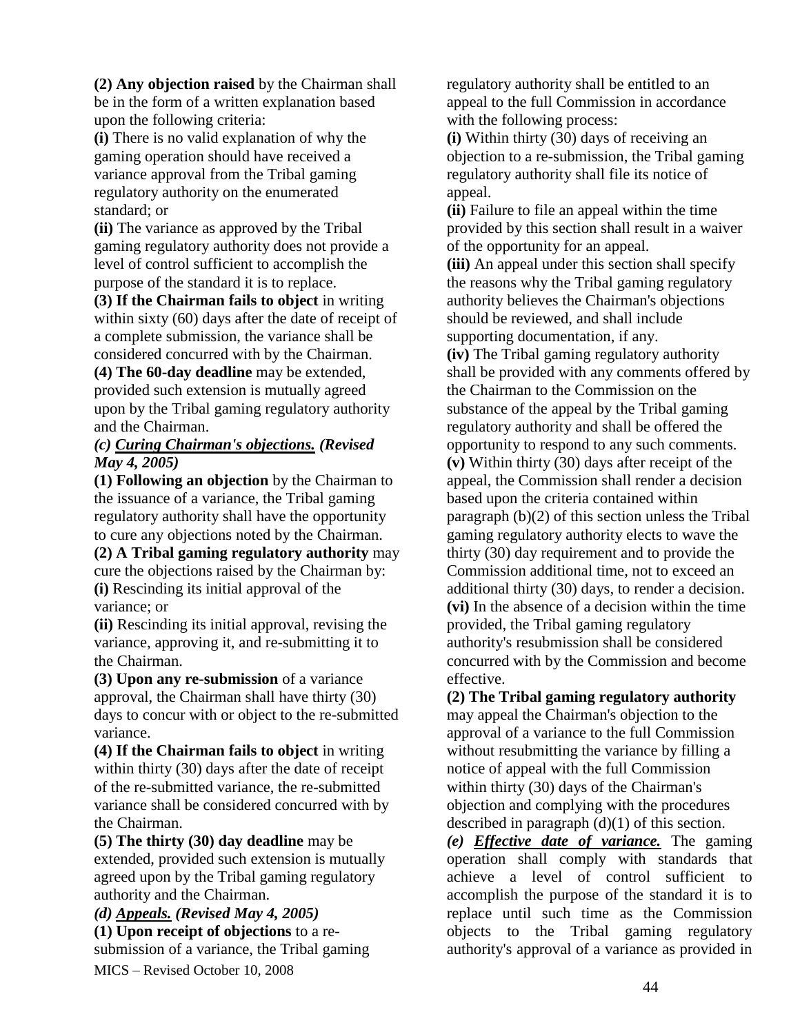**(2) Any objection raised** by the Chairman shall be in the form of a written explanation based upon the following criteria:

**(i)** There is no valid explanation of why the gaming operation should have received a variance approval from the Tribal gaming regulatory authority on the enumerated standard; or

**(ii)** The variance as approved by the Tribal gaming regulatory authority does not provide a level of control sufficient to accomplish the purpose of the standard it is to replace.

**(3) If the Chairman fails to object** in writing within sixty (60) days after the date of receipt of a complete submission, the variance shall be considered concurred with by the Chairman.

**(4) The 60-day deadline** may be extended, provided such extension is mutually agreed upon by the Tribal gaming regulatory authority and the Chairman.

***(c) <u>Curing Chairman's objections.</u> (Revised May 4, 2005)***

**(1) Following an objection** by the Chairman to the issuance of a variance, the Tribal gaming regulatory authority shall have the opportunity to cure any objections noted by the Chairman.

**(2) A Tribal gaming regulatory authority** may cure the objections raised by the Chairman by:

**(i)** Rescinding its initial approval of the variance; or

**(ii)** Rescinding its initial approval, revising the variance, approving it, and re-submitting it to the Chairman.

**(3) Upon any re-submission** of a variance approval, the Chairman shall have thirty (30) days to concur with or object to the re-submitted variance.

**(4) If the Chairman fails to object** in writing within thirty (30) days after the date of receipt of the re-submitted variance, the re-submitted variance shall be considered concurred with by the Chairman.

**(5) The thirty (30) day deadline** may be extended, provided such extension is mutually agreed upon by the Tribal gaming regulatory authority and the Chairman.

***(d) <u>Appeals.</u> (Revised May 4, 2005)***

**(1) Upon receipt of objections** to a re-submission of a variance, the Tribal gaming regulatory authority shall be entitled to an appeal to the full Commission in accordance with the following process:

**(i)** Within thirty (30) days of receiving an objection to a re-submission, the Tribal gaming regulatory authority shall file its notice of appeal.

**(ii)** Failure to file an appeal within the time provided by this section shall result in a waiver of the opportunity for an appeal.

**(iii)** An appeal under this section shall specify the reasons why the Tribal gaming regulatory authority believes the Chairman's objections should be reviewed, and shall include supporting documentation, if any.

**(iv)** The Tribal gaming regulatory authority shall be provided with any comments offered by the Chairman to the Commission on the substance of the appeal by the Tribal gaming regulatory authority and shall be offered the opportunity to respond to any such comments.

**(v)** Within thirty (30) days after receipt of the appeal, the Commission shall render a decision based upon the criteria contained within paragraph (b)(2) of this section unless the Tribal gaming regulatory authority elects to wave the thirty (30) day requirement and to provide the Commission additional time, not to exceed an additional thirty (30) days, to render a decision.

**(vi)** In the absence of a decision within the time provided, the Tribal gaming regulatory authority's resubmission shall be considered concurred with by the Commission and become effective.

**(2) The Tribal gaming regulatory authority** may appeal the Chairman's objection to the approval of a variance to the full Commission without resubmitting the variance by filling a notice of appeal with the full Commission within thirty (30) days of the Chairman's objection and complying with the procedures described in paragraph (d)(1) of this section.

***(e) <u>Effective date of variance.</u>*** The gaming operation shall comply with standards that achieve a level of control sufficient to accomplish the purpose of the standard it is to replace until such time as the Commission objects to the Tribal gaming regulatory authority's approval of a variance as provided in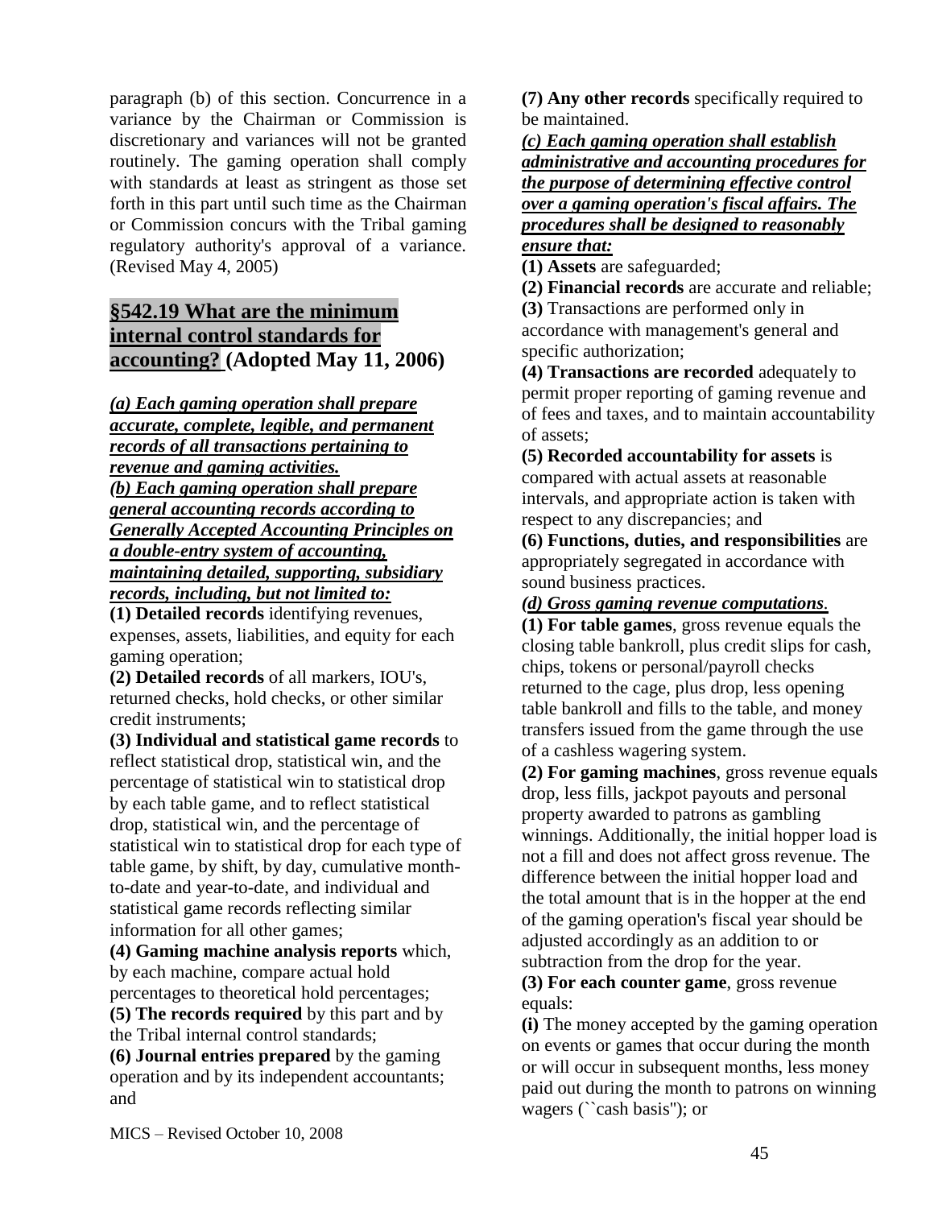paragraph (b) of this section. Concurrence in a variance by the Chairman or Commission is discretionary and variances will not be granted routinely. The gaming operation shall comply with standards at least as stringent as those set forth in this part until such time as the Chairman or Commission concurs with the Tribal gaming regulatory authority's approval of a variance. (Revised May 4, 2005)

## §542.19 What are the minimum internal control standards for accounting? (Adopted May 11, 2006)

***(a) Each gaming operation shall prepare accurate, complete, legible, and permanent records of all transactions pertaining to revenue and gaming activities.***

***(b) Each gaming operation shall prepare general accounting records according to Generally Accepted Accounting Principles on a double-entry system of accounting, maintaining detailed, supporting, subsidiary records, including, but not limited to:***

**(1) Detailed records** identifying revenues, expenses, assets, liabilities, and equity for each gaming operation;

**(2) Detailed records** of all markers, IOU's, returned checks, hold checks, or other similar credit instruments;

**(3) Individual and statistical game records** to reflect statistical drop, statistical win, and the percentage of statistical win to statistical drop by each table game, and to reflect statistical drop, statistical win, and the percentage of statistical win to statistical drop for each type of table game, by shift, by day, cumulative month-to-date and year-to-date, and individual and statistical game records reflecting similar information for all other games;

**(4) Gaming machine analysis reports** which, by each machine, compare actual hold percentages to theoretical hold percentages;

**(5) The records required** by this part and by the Tribal internal control standards;

**(6) Journal entries prepared** by the gaming operation and by its independent accountants; and

**(7) Any other records** specifically required to be maintained.

***(c) Each gaming operation shall establish administrative and accounting procedures for the purpose of determining effective control over a gaming operation's fiscal affairs. The procedures shall be designed to reasonably ensure that:***

**(1) Assets** are safeguarded;

**(2) Financial records** are accurate and reliable;

**(3)** Transactions are performed only in accordance with management's general and specific authorization;

**(4) Transactions are recorded** adequately to permit proper reporting of gaming revenue and of fees and taxes, and to maintain accountability of assets;

**(5) Recorded accountability for assets** is compared with actual assets at reasonable intervals, and appropriate action is taken with respect to any discrepancies; and

**(6) Functions, duties, and responsibilities** are appropriately segregated in accordance with sound business practices.

***(d) Gross gaming revenue computations.***

**(1) For table games**, gross revenue equals the closing table bankroll, plus credit slips for cash, chips, tokens or personal/payroll checks returned to the cage, plus drop, less opening table bankroll and fills to the table, and money transfers issued from the game through the use of a cashless wagering system.

**(2) For gaming machines**, gross revenue equals drop, less fills, jackpot payouts and personal property awarded to patrons as gambling winnings. Additionally, the initial hopper load is not a fill and does not affect gross revenue. The difference between the initial hopper load and the total amount that is in the hopper at the end of the gaming operation's fiscal year should be adjusted accordingly as an addition to or subtraction from the drop for the year.

**(3) For each counter game**, gross revenue equals:

**(i)** The money accepted by the gaming operation on events or games that occur during the month or will occur in subsequent months, less money paid out during the month to patrons on winning wagers (``cash basis''); or

MICS – Revised October 10, 2008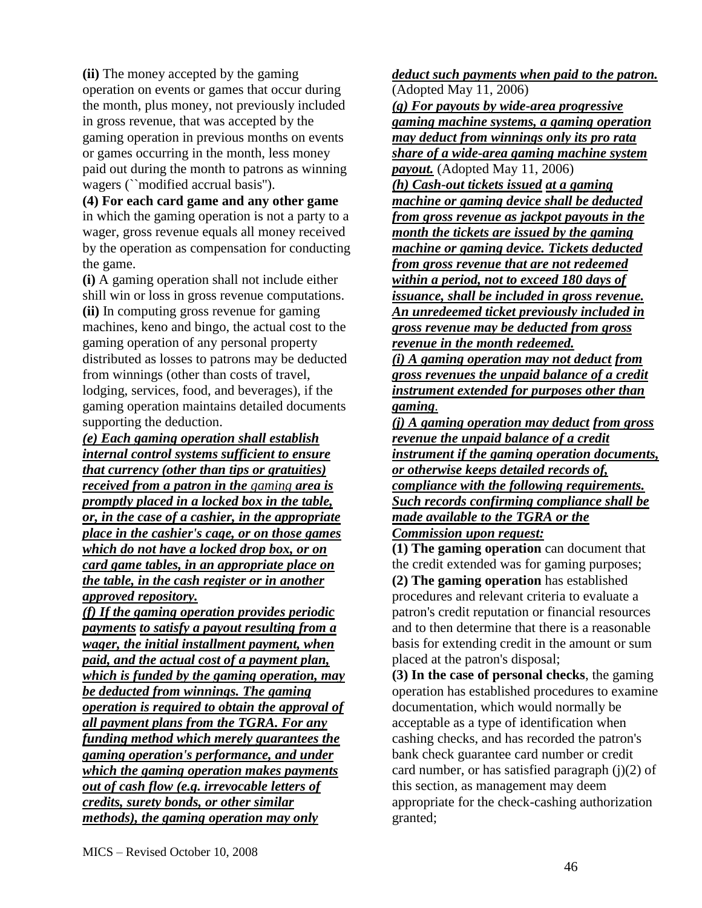**(ii)** The money accepted by the gaming operation on events or games that occur during the month, plus money, not previously included in gross revenue, that was accepted by the gaming operation in previous months on events or games occurring in the month, less money paid out during the month to patrons as winning wagers (``modified accrual basis'').

**(4) For each card game and any other game** in which the gaming operation is not a party to a wager, gross revenue equals all money received by the operation as compensation for conducting the game.

**(i)** A gaming operation shall not include either shill win or loss in gross revenue computations.

**(ii)** In computing gross revenue for gaming machines, keno and bingo, the actual cost to the gaming operation of any personal property distributed as losses to patrons may be deducted from winnings (other than costs of travel, lodging, services, food, and beverages), if the gaming operation maintains detailed documents supporting the deduction.

***(e) Each gaming operation shall establish internal control systems sufficient to ensure that currency (other than tips or gratuities) received from a patron in the*** *gaming* ***area is promptly placed in a locked box in the table, or, in the case of a cashier, in the appropriate place in the cashier's cage, or on those games which do not have a locked drop box, or on card game tables, in an appropriate place on the table, in the cash register or in another approved repository.***

***(f) If the gaming operation provides periodic payments to satisfy a payout resulting from a wager, the initial installment payment, when paid, and the actual cost of a payment plan, which is funded by the gaming operation, may be deducted from winnings. The gaming operation is required to obtain the approval of all payment plans from the TGRA. For any funding method which merely guarantees the gaming operation's performance, and under which the gaming operation makes payments out of cash flow (e.g. irrevocable letters of credits, surety bonds, or other similar methods), the gaming operation may only deduct such payments when paid to the patron.*** (Adopted May 11, 2006)

***(g) For payouts by wide-area progressive gaming machine systems, a gaming operation may deduct from winnings only its pro rata share of a wide-area gaming machine system payout.*** (Adopted May 11, 2006)

***(h) Cash-out tickets issued at a gaming machine or gaming device shall be deducted from gross revenue as jackpot payouts in the month the tickets are issued by the gaming machine or gaming device. Tickets deducted from gross revenue that are not redeemed within a period, not to exceed 180 days of issuance, shall be included in gross revenue. An unredeemed ticket previously included in gross revenue may be deducted from gross revenue in the month redeemed.***

***(i) A gaming operation may not deduct from gross revenues the unpaid balance of a credit instrument extended for purposes other than gaming.***

***(j) A gaming operation may deduct from gross revenue the unpaid balance of a credit instrument if the gaming operation documents, or otherwise keeps detailed records of, compliance with the following requirements. Such records confirming compliance shall be made available to the TGRA or the Commission upon request:***

**(1) The gaming operation** can document that the credit extended was for gaming purposes;

**(2) The gaming operation** has established procedures and relevant criteria to evaluate a patron's credit reputation or financial resources and to then determine that there is a reasonable basis for extending credit in the amount or sum placed at the patron's disposal;

**(3) In the case of personal checks**, the gaming operation has established procedures to examine documentation, which would normally be acceptable as a type of identification when cashing checks, and has recorded the patron's bank check guarantee card number or credit card number, or has satisfied paragraph (j)(2) of this section, as management may deem appropriate for the check-cashing authorization granted;

MICS – Revised October 10, 2008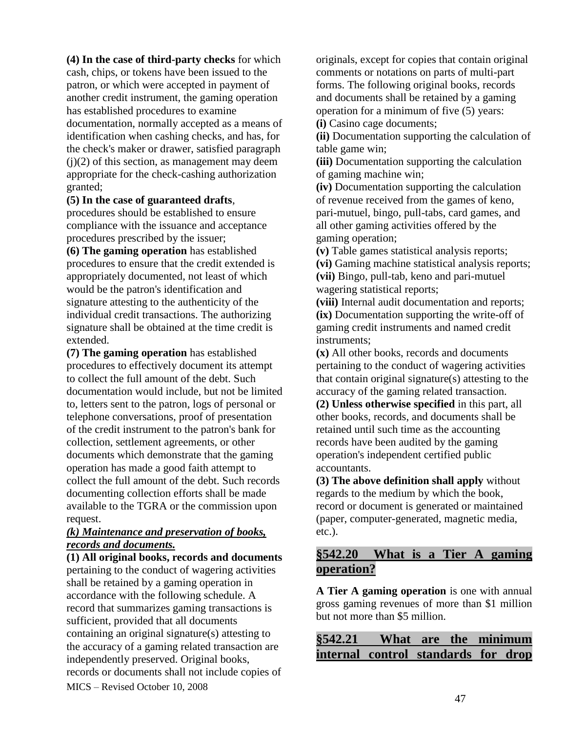**(4) In the case of third-party checks** for which cash, chips, or tokens have been issued to the patron, or which were accepted in payment of another credit instrument, the gaming operation has established procedures to examine documentation, normally accepted as a means of identification when cashing checks, and has, for the check's maker or drawer, satisfied paragraph (j)(2) of this section, as management may deem appropriate for the check-cashing authorization granted;

**(5) In the case of guaranteed drafts**, procedures should be established to ensure compliance with the issuance and acceptance procedures prescribed by the issuer;

**(6) The gaming operation** has established procedures to ensure that the credit extended is appropriately documented, not least of which would be the patron's identification and signature attesting to the authenticity of the individual credit transactions. The authorizing signature shall be obtained at the time credit is extended.

**(7) The gaming operation** has established procedures to effectively document its attempt to collect the full amount of the debt. Such documentation would include, but not be limited to, letters sent to the patron, logs of personal or telephone conversations, proof of presentation of the credit instrument to the patron's bank for collection, settlement agreements, or other documents which demonstrate that the gaming operation has made a good faith attempt to collect the full amount of the debt. Such records documenting collection efforts shall be made available to the TGRA or the commission upon request.

***(k) Maintenance and preservation of books, records and documents.***

**(1) All original books, records and documents** pertaining to the conduct of wagering activities shall be retained by a gaming operation in accordance with the following schedule. A record that summarizes gaming transactions is sufficient, provided that all documents containing an original signature(s) attesting to the accuracy of a gaming related transaction are independently preserved. Original books, records or documents shall not include copies of originals, except for copies that contain original comments or notations on parts of multi-part forms. The following original books, records and documents shall be retained by a gaming operation for a minimum of five (5) years:

**(i)** Casino cage documents;

**(ii)** Documentation supporting the calculation of table game win;

**(iii)** Documentation supporting the calculation of gaming machine win;

**(iv)** Documentation supporting the calculation of revenue received from the games of keno, pari-mutuel, bingo, pull-tabs, card games, and all other gaming activities offered by the gaming operation;

**(v)** Table games statistical analysis reports;

**(vi)** Gaming machine statistical analysis reports;

**(vii)** Bingo, pull-tab, keno and pari-mutuel wagering statistical reports;

**(viii)** Internal audit documentation and reports;

**(ix)** Documentation supporting the write-off of gaming credit instruments and named credit instruments;

**(x)** All other books, records and documents pertaining to the conduct of wagering activities that contain original signature(s) attesting to the accuracy of the gaming related transaction.

**(2) Unless otherwise specified** in this part, all other books, records, and documents shall be retained until such time as the accounting records have been audited by the gaming operation's independent certified public accountants.

**(3) The above definition shall apply** without regards to the medium by which the book, record or document is generated or maintained (paper, computer-generated, magnetic media, etc.).

## §542.20 What is a Tier A gaming operation?

**A Tier A gaming operation** is one with annual gross gaming revenues of more than $1 million but not more than $5 million.

## §542.21 What are the minimum internal control standards for drop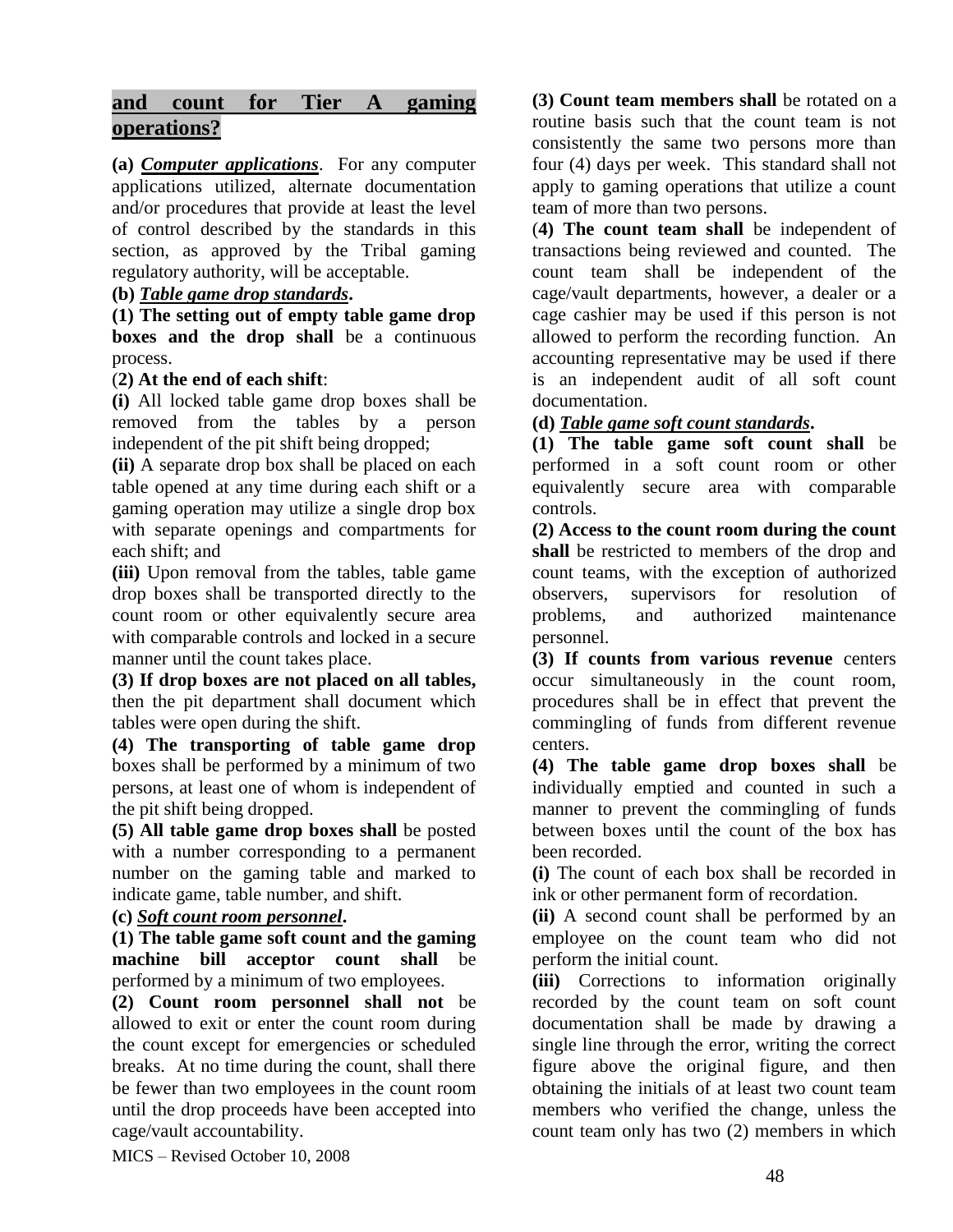**and count for Tier A gaming operations?**

**(a)** ***Computer applications***. For any computer applications utilized, alternate documentation and/or procedures that provide at least the level of control described by the standards in this section, as approved by the Tribal gaming regulatory authority, will be acceptable.

**(b)** ***Table game drop standards*.**

**(1) The setting out of empty table game drop boxes and the drop shall** be a continuous process.

(**2) At the end of each shift**:

**(i)** All locked table game drop boxes shall be removed from the tables by a person independent of the pit shift being dropped;

**(ii)** A separate drop box shall be placed on each table opened at any time during each shift or a gaming operation may utilize a single drop box with separate openings and compartments for each shift; and

**(iii)** Upon removal from the tables, table game drop boxes shall be transported directly to the count room or other equivalently secure area with comparable controls and locked in a secure manner until the count takes place.

**(3) If drop boxes are not placed on all tables,** then the pit department shall document which tables were open during the shift.

**(4) The transporting of table game drop** boxes shall be performed by a minimum of two persons, at least one of whom is independent of the pit shift being dropped.

**(5) All table game drop boxes shall** be posted with a number corresponding to a permanent number on the gaming table and marked to indicate game, table number, and shift.

**(c)** ***Soft count room personnel*.**

**(1) The table game soft count and the gaming machine bill acceptor count shall** be performed by a minimum of two employees.

**(2) Count room personnel shall not** be allowed to exit or enter the count room during the count except for emergencies or scheduled breaks. At no time during the count, shall there be fewer than two employees in the count room until the drop proceeds have been accepted into cage/vault accountability.

**(3) Count team members shall** be rotated on a routine basis such that the count team is not consistently the same two persons more than four (4) days per week. This standard shall not apply to gaming operations that utilize a count team of more than two persons.

(**4) The count team shall** be independent of transactions being reviewed and counted. The count team shall be independent of the cage/vault departments, however, a dealer or a cage cashier may be used if this person is not allowed to perform the recording function. An accounting representative may be used if there is an independent audit of all soft count documentation.

**(d)** ***Table game soft count standards*.**

**(1) The table game soft count shall** be performed in a soft count room or other equivalently secure area with comparable controls.

**(2) Access to the count room during the count shall** be restricted to members of the drop and count teams, with the exception of authorized observers, supervisors for resolution of problems, and authorized maintenance personnel.

**(3) If counts from various revenue** centers occur simultaneously in the count room, procedures shall be in effect that prevent the commingling of funds from different revenue centers.

**(4) The table game drop boxes shall** be individually emptied and counted in such a manner to prevent the commingling of funds between boxes until the count of the box has been recorded.

**(i)** The count of each box shall be recorded in ink or other permanent form of recordation.

**(ii)** A second count shall be performed by an employee on the count team who did not perform the initial count.

**(iii)** Corrections to information originally recorded by the count team on soft count documentation shall be made by drawing a single line through the error, writing the correct figure above the original figure, and then obtaining the initials of at least two count team members who verified the change, unless the count team only has two (2) members in which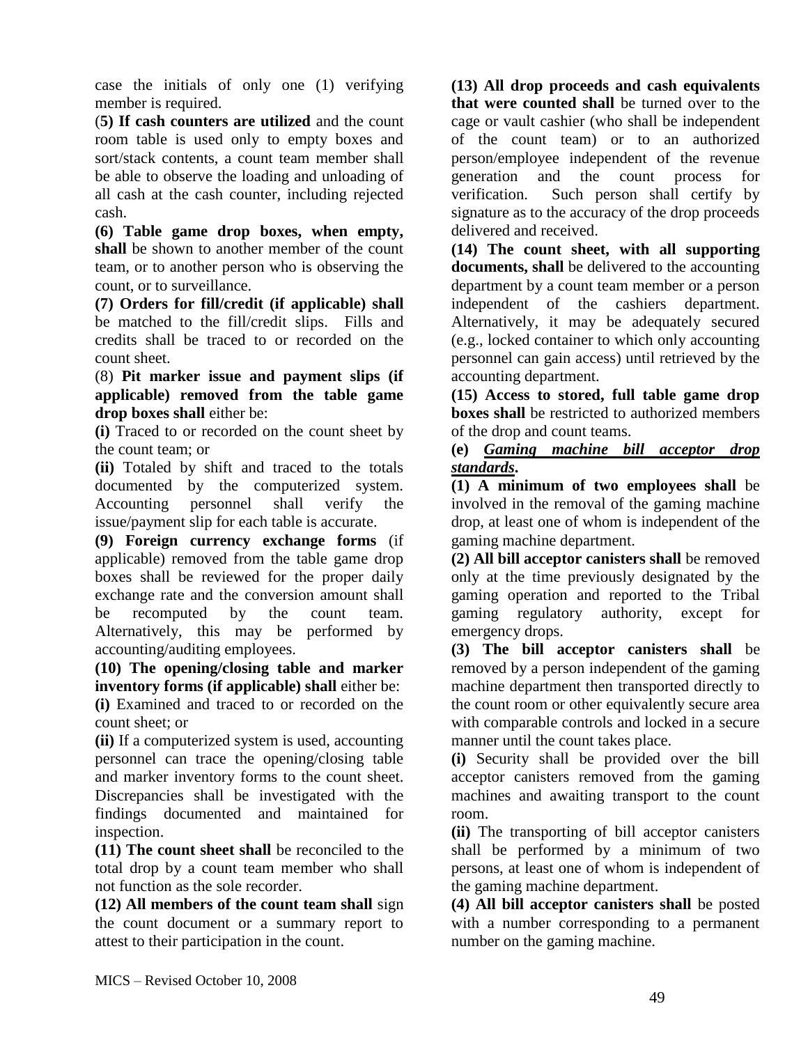case the initials of only one (1) verifying member is required.

(**5) If cash counters are utilized** and the count room table is used only to empty boxes and sort/stack contents, a count team member shall be able to observe the loading and unloading of all cash at the cash counter, including rejected cash.

**(6) Table game drop boxes, when empty, shall** be shown to another member of the count team, or to another person who is observing the count, or to surveillance.

**(7) Orders for fill/credit (if applicable) shall** be matched to the fill/credit slips. Fills and credits shall be traced to or recorded on the count sheet.

(8) **Pit marker issue and payment slips (if applicable) removed from the table game drop boxes shall** either be:

**(i)** Traced to or recorded on the count sheet by the count team; or

**(ii)** Totaled by shift and traced to the totals documented by the computerized system. Accounting personnel shall verify the issue/payment slip for each table is accurate.

**(9) Foreign currency exchange forms** (if applicable) removed from the table game drop boxes shall be reviewed for the proper daily exchange rate and the conversion amount shall be recomputed by the count team. Alternatively, this may be performed by accounting/auditing employees.

**(10) The opening/closing table and marker inventory forms (if applicable) shall** either be:

**(i)** Examined and traced to or recorded on the count sheet; or

**(ii)** If a computerized system is used, accounting personnel can trace the opening/closing table and marker inventory forms to the count sheet. Discrepancies shall be investigated with the findings documented and maintained for inspection.

**(11) The count sheet shall** be reconciled to the total drop by a count team member who shall not function as the sole recorder.

**(12) All members of the count team shall** sign the count document or a summary report to attest to their participation in the count.

**(13) All drop proceeds and cash equivalents that were counted shall** be turned over to the cage or vault cashier (who shall be independent of the count team) or to an authorized person/employee independent of the revenue generation and the count process for verification. Such person shall certify by signature as to the accuracy of the drop proceeds delivered and received.

**(14) The count sheet, with all supporting documents, shall** be delivered to the accounting department by a count team member or a person independent of the cashiers department. Alternatively, it may be adequately secured (e.g., locked container to which only accounting personnel can gain access) until retrieved by the accounting department.

**(15) Access to stored, full table game drop boxes shall** be restricted to authorized members of the drop and count teams.

**(e)** ***Gaming machine bill acceptor drop standards*.**

**(1) A minimum of two employees shall** be involved in the removal of the gaming machine drop, at least one of whom is independent of the gaming machine department.

**(2) All bill acceptor canisters shall** be removed only at the time previously designated by the gaming operation and reported to the Tribal gaming regulatory authority, except for emergency drops.

**(3) The bill acceptor canisters shall** be removed by a person independent of the gaming machine department then transported directly to the count room or other equivalently secure area with comparable controls and locked in a secure manner until the count takes place.

**(i)** Security shall be provided over the bill acceptor canisters removed from the gaming machines and awaiting transport to the count room.

**(ii)** The transporting of bill acceptor canisters shall be performed by a minimum of two persons, at least one of whom is independent of the gaming machine department.

**(4) All bill acceptor canisters shall** be posted with a number corresponding to a permanent number on the gaming machine.

MICS – Revised October 10, 2008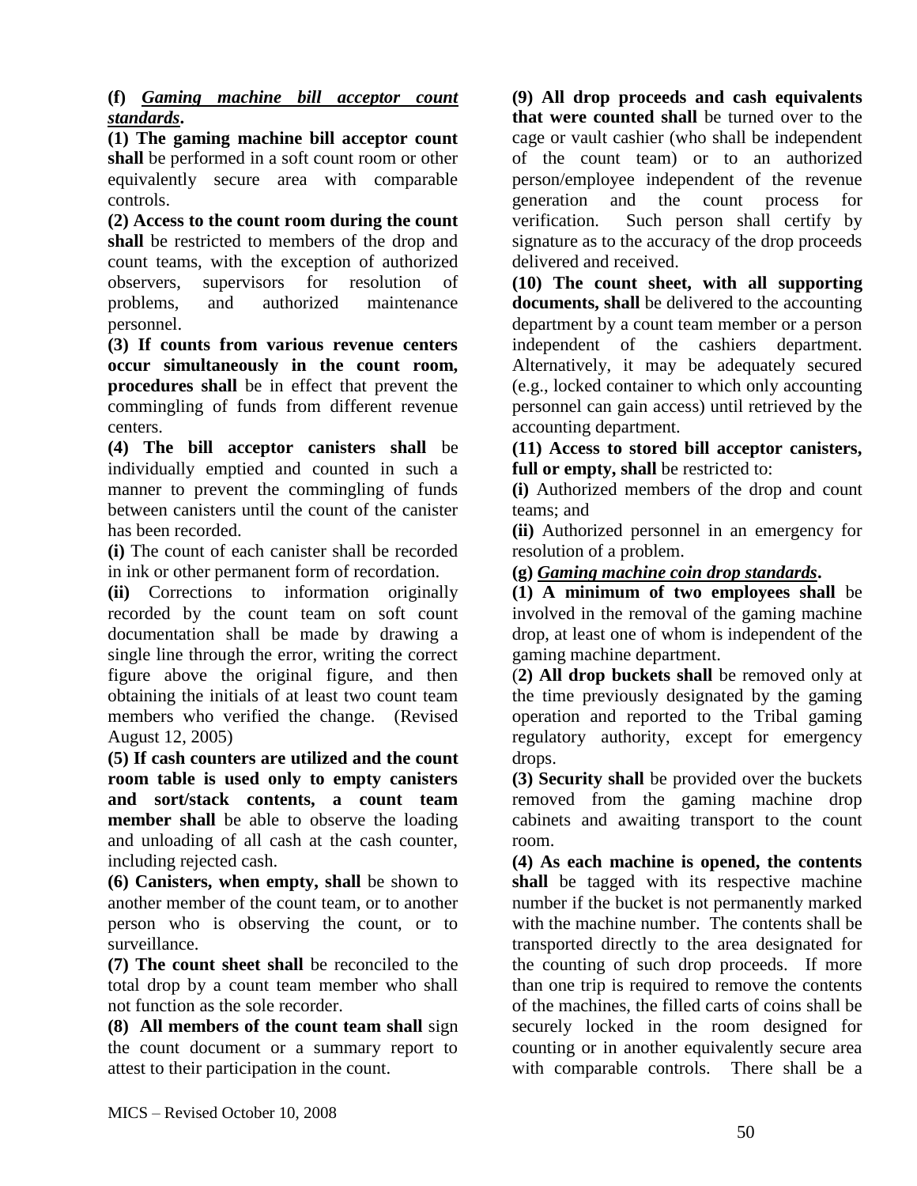**(f)** ***Gaming machine bill acceptor count standards*.**

**(1) The gaming machine bill acceptor count shall** be performed in a soft count room or other equivalently secure area with comparable controls.

**(2) Access to the count room during the count shall** be restricted to members of the drop and count teams, with the exception of authorized observers, supervisors for resolution of problems, and authorized maintenance personnel.

**(3) If counts from various revenue centers occur simultaneously in the count room, procedures shall** be in effect that prevent the commingling of funds from different revenue centers.

**(4) The bill acceptor canisters shall** be individually emptied and counted in such a manner to prevent the commingling of funds between canisters until the count of the canister has been recorded.

**(i)** The count of each canister shall be recorded in ink or other permanent form of recordation.

**(ii)** Corrections to information originally recorded by the count team on soft count documentation shall be made by drawing a single line through the error, writing the correct figure above the original figure, and then obtaining the initials of at least two count team members who verified the change. (Revised August 12, 2005)

**(5) If cash counters are utilized and the count room table is used only to empty canisters and sort/stack contents, a count team member shall** be able to observe the loading and unloading of all cash at the cash counter, including rejected cash.

**(6) Canisters, when empty, shall** be shown to another member of the count team, or to another person who is observing the count, or to surveillance.

**(7) The count sheet shall** be reconciled to the total drop by a count team member who shall not function as the sole recorder.

**(8) All members of the count team shall** sign the count document or a summary report to attest to their participation in the count.

**(9) All drop proceeds and cash equivalents that were counted shall** be turned over to the cage or vault cashier (who shall be independent of the count team) or to an authorized person/employee independent of the revenue generation and the count process for verification. Such person shall certify by signature as to the accuracy of the drop proceeds delivered and received.

**(10) The count sheet, with all supporting documents, shall** be delivered to the accounting department by a count team member or a person independent of the cashiers department. Alternatively, it may be adequately secured (e.g., locked container to which only accounting personnel can gain access) until retrieved by the accounting department.

**(11) Access to stored bill acceptor canisters, full or empty, shall** be restricted to:

**(i)** Authorized members of the drop and count teams; and

**(ii)** Authorized personnel in an emergency for resolution of a problem.

**(g)** ***Gaming machine coin drop standards*.**

**(1) A minimum of two employees shall** be involved in the removal of the gaming machine drop, at least one of whom is independent of the gaming machine department.

(**2) All drop buckets shall** be removed only at the time previously designated by the gaming operation and reported to the Tribal gaming regulatory authority, except for emergency drops.

**(3) Security shall** be provided over the buckets removed from the gaming machine drop cabinets and awaiting transport to the count room.

**(4) As each machine is opened, the contents shall** be tagged with its respective machine number if the bucket is not permanently marked with the machine number. The contents shall be transported directly to the area designated for the counting of such drop proceeds. If more than one trip is required to remove the contents of the machines, the filled carts of coins shall be securely locked in the room designed for counting or in another equivalently secure area with comparable controls. There shall be a

MICS – Revised October 10, 2008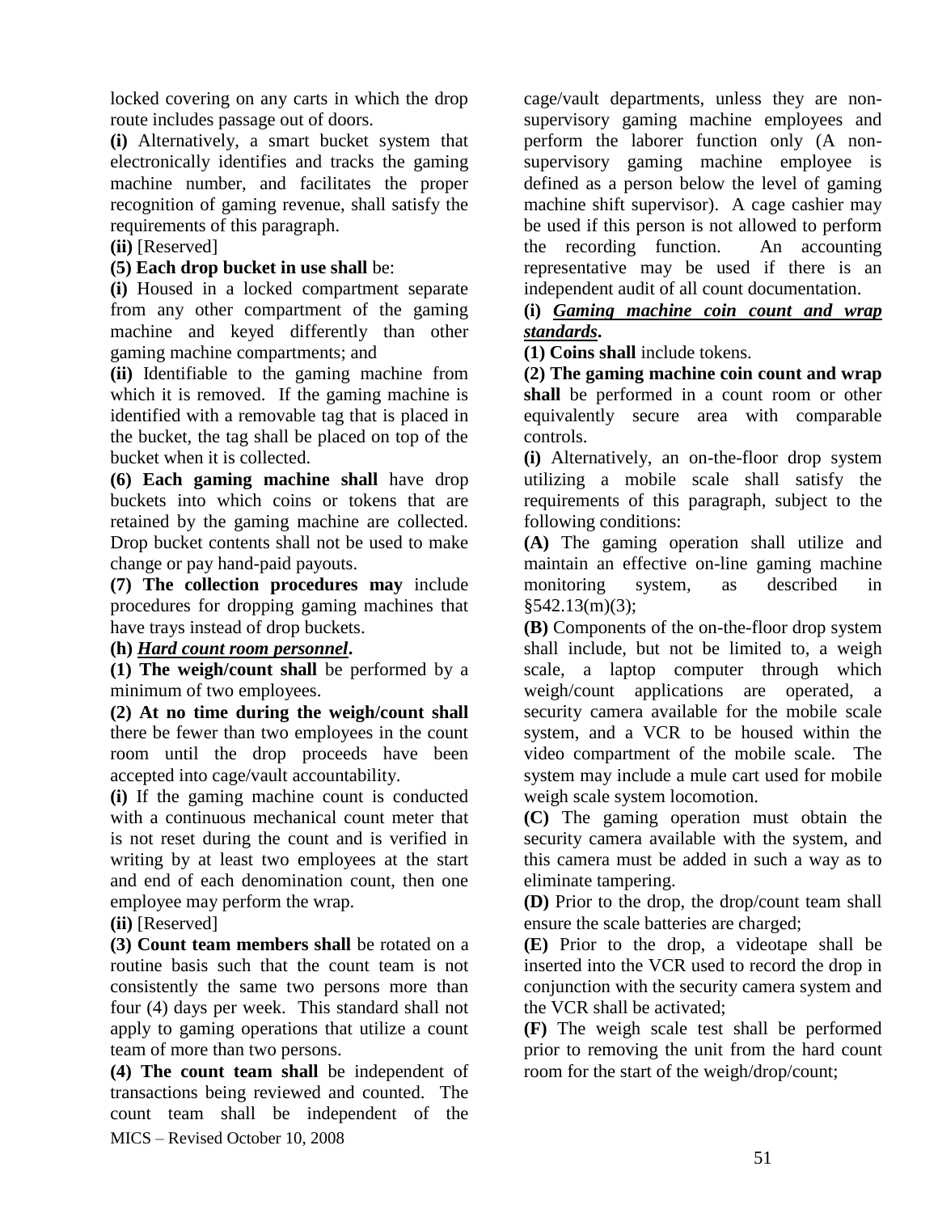locked covering on any carts in which the drop route includes passage out of doors.

**(i)** Alternatively, a smart bucket system that electronically identifies and tracks the gaming machine number, and facilitates the proper recognition of gaming revenue, shall satisfy the requirements of this paragraph.

**(ii)** [Reserved]

**(5) Each drop bucket in use shall** be:

**(i)** Housed in a locked compartment separate from any other compartment of the gaming machine and keyed differently than other gaming machine compartments; and

**(ii)** Identifiable to the gaming machine from which it is removed. If the gaming machine is identified with a removable tag that is placed in the bucket, the tag shall be placed on top of the bucket when it is collected.

**(6) Each gaming machine shall** have drop buckets into which coins or tokens that are retained by the gaming machine are collected. Drop bucket contents shall not be used to make change or pay hand-paid payouts.

**(7) The collection procedures may** include procedures for dropping gaming machines that have trays instead of drop buckets.

**(h)** ***Hard count room personnel*****.**

**(1) The weigh/count shall** be performed by a minimum of two employees.

**(2) At no time during the weigh/count shall** there be fewer than two employees in the count room until the drop proceeds have been accepted into cage/vault accountability.

**(i)** If the gaming machine count is conducted with a continuous mechanical count meter that is not reset during the count and is verified in writing by at least two employees at the start and end of each denomination count, then one employee may perform the wrap.

**(ii)** [Reserved]

**(3) Count team members shall** be rotated on a routine basis such that the count team is not consistently the same two persons more than four (4) days per week. This standard shall not apply to gaming operations that utilize a count team of more than two persons.

**(4) The count team shall** be independent of transactions being reviewed and counted. The count team shall be independent of the cage/vault departments, unless they are non-supervisory gaming machine employees and perform the laborer function only (A non-supervisory gaming machine employee is defined as a person below the level of gaming machine shift supervisor). A cage cashier may be used if this person is not allowed to perform the recording function. An accounting representative may be used if there is an independent audit of all count documentation.

**(i)** ***Gaming machine coin count and wrap standards*****.**

**(1) Coins shall** include tokens.

**(2) The gaming machine coin count and wrap shall** be performed in a count room or other equivalently secure area with comparable controls.

**(i)** Alternatively, an on-the-floor drop system utilizing a mobile scale shall satisfy the requirements of this paragraph, subject to the following conditions:

**(A)** The gaming operation shall utilize and maintain an effective on-line gaming machine monitoring system, as described in §542.13(m)(3);

**(B)** Components of the on-the-floor drop system shall include, but not be limited to, a weigh scale, a laptop computer through which weigh/count applications are operated, a security camera available for the mobile scale system, and a VCR to be housed within the video compartment of the mobile scale. The system may include a mule cart used for mobile weigh scale system locomotion.

**(C)** The gaming operation must obtain the security camera available with the system, and this camera must be added in such a way as to eliminate tampering.

**(D)** Prior to the drop, the drop/count team shall ensure the scale batteries are charged;

**(E)** Prior to the drop, a videotape shall be inserted into the VCR used to record the drop in conjunction with the security camera system and the VCR shall be activated;

**(F)** The weigh scale test shall be performed prior to removing the unit from the hard count room for the start of the weigh/drop/count;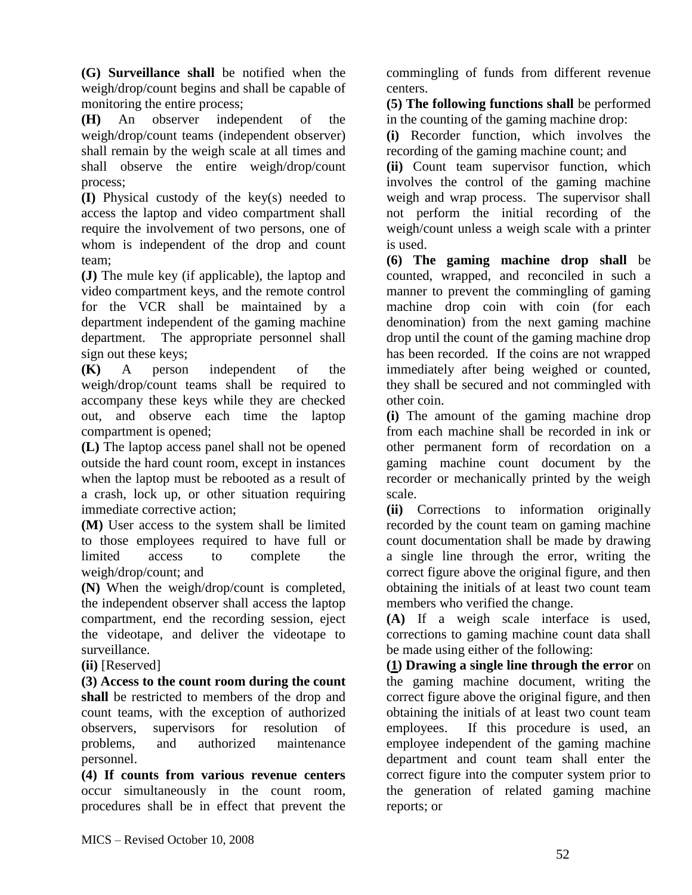**(G) Surveillance shall** be notified when the weigh/drop/count begins and shall be capable of monitoring the entire process;

**(H)** An observer independent of the weigh/drop/count teams (independent observer) shall remain by the weigh scale at all times and shall observe the entire weigh/drop/count process;

**(I)** Physical custody of the key(s) needed to access the laptop and video compartment shall require the involvement of two persons, one of whom is independent of the drop and count team;

**(J)** The mule key (if applicable), the laptop and video compartment keys, and the remote control for the VCR shall be maintained by a department independent of the gaming machine department. The appropriate personnel shall sign out these keys;

**(K)** A person independent of the weigh/drop/count teams shall be required to accompany these keys while they are checked out, and observe each time the laptop compartment is opened;

**(L)** The laptop access panel shall not be opened outside the hard count room, except in instances when the laptop must be rebooted as a result of a crash, lock up, or other situation requiring immediate corrective action;

**(M)** User access to the system shall be limited to those employees required to have full or limited access to complete the weigh/drop/count; and

**(N)** When the weigh/drop/count is completed, the independent observer shall access the laptop compartment, end the recording session, eject the videotape, and deliver the videotape to surveillance.

**(ii)** [Reserved]

**(3) Access to the count room during the count shall** be restricted to members of the drop and count teams, with the exception of authorized observers, supervisors for resolution of problems, and authorized maintenance personnel.

**(4) If counts from various revenue centers** occur simultaneously in the count room, procedures shall be in effect that prevent the commingling of funds from different revenue centers.

**(5) The following functions shall** be performed in the counting of the gaming machine drop:

**(i)** Recorder function, which involves the recording of the gaming machine count; and

**(ii)** Count team supervisor function, which involves the control of the gaming machine weigh and wrap process. The supervisor shall not perform the initial recording of the weigh/count unless a weigh scale with a printer is used.

**(6) The gaming machine drop shall** be counted, wrapped, and reconciled in such a manner to prevent the commingling of gaming machine drop coin with coin (for each denomination) from the next gaming machine drop until the count of the gaming machine drop has been recorded. If the coins are not wrapped immediately after being weighed or counted, they shall be secured and not commingled with other coin.

**(i)** The amount of the gaming machine drop from each machine shall be recorded in ink or other permanent form of recordation on a gaming machine count document by the recorder or mechanically printed by the weigh scale.

**(ii)** Corrections to information originally recorded by the count team on gaming machine count documentation shall be made by drawing a single line through the error, writing the correct figure above the original figure, and then obtaining the initials of at least two count team members who verified the change.

**(A)** If a weigh scale interface is used, corrections to gaming machine count data shall be made using either of the following:

**(1) Drawing a single line through the error** on the gaming machine document, writing the correct figure above the original figure, and then obtaining the initials of at least two count team employees. If this procedure is used, an employee independent of the gaming machine department and count team shall enter the correct figure into the computer system prior to the generation of related gaming machine reports; or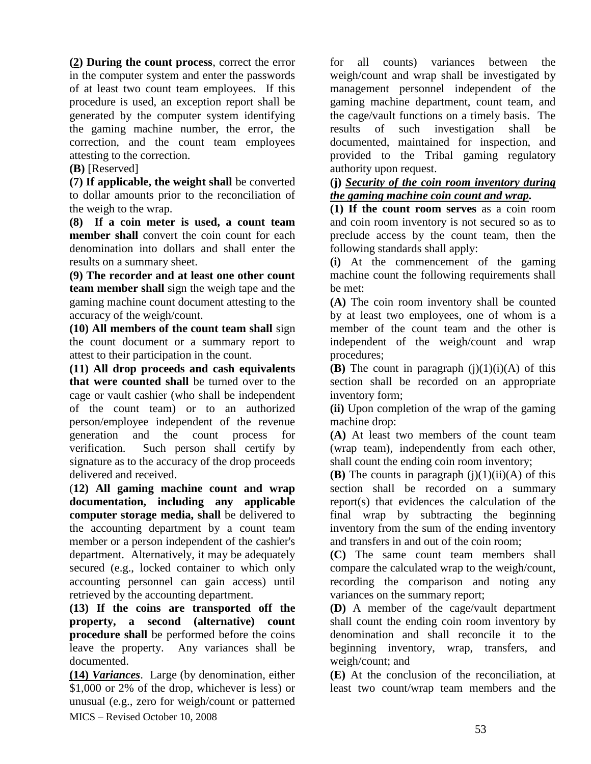**(2) During the count process**, correct the error in the computer system and enter the passwords of at least two count team employees. If this procedure is used, an exception report shall be generated by the computer system identifying the gaming machine number, the error, the correction, and the count team employees attesting to the correction.

**(B)** [Reserved]

**(7) If applicable, the weight shall** be converted to dollar amounts prior to the reconciliation of the weigh to the wrap.

**(8) If a coin meter is used, a count team member shall** convert the coin count for each denomination into dollars and shall enter the results on a summary sheet.

**(9) The recorder and at least one other count team member shall** sign the weigh tape and the gaming machine count document attesting to the accuracy of the weigh/count.

**(10) All members of the count team shall** sign the count document or a summary report to attest to their participation in the count.

**(11) All drop proceeds and cash equivalents that were counted shall** be turned over to the cage or vault cashier (who shall be independent of the count team) or to an authorized person/employee independent of the revenue generation and the count process for verification. Such person shall certify by signature as to the accuracy of the drop proceeds delivered and received.

**(12) All gaming machine count and wrap documentation, including any applicable computer storage media, shall** be delivered to the accounting department by a count team member or a person independent of the cashier's department. Alternatively, it may be adequately secured (e.g., locked container to which only accounting personnel can gain access) until retrieved by the accounting department.

**(13) If the coins are transported off the property, a second (alternative) count procedure shall** be performed before the coins leave the property. Any variances shall be documented.

***(14) Variances***. Large (by denomination, either $1,000 or 2% of the drop, whichever is less) or unusual (e.g., zero for weigh/count or patterned for all counts) variances between the weigh/count and wrap shall be investigated by management personnel independent of the gaming machine department, count team, and the cage/vault functions on a timely basis. The results of such investigation shall be documented, maintained for inspection, and provided to the Tribal gaming regulatory authority upon request.

**(j) *Security of the coin room inventory during the gaming machine coin count and wrap.***

**(1) If the count room serves** as a coin room and coin room inventory is not secured so as to preclude access by the count team, then the following standards shall apply:

**(i)** At the commencement of the gaming machine count the following requirements shall be met:

**(A)** The coin room inventory shall be counted by at least two employees, one of whom is a member of the count team and the other is independent of the weigh/count and wrap procedures;

**(B)** The count in paragraph (j)(1)(i)(A) of this section shall be recorded on an appropriate inventory form;

**(ii)** Upon completion of the wrap of the gaming machine drop:

**(A)** At least two members of the count team (wrap team), independently from each other, shall count the ending coin room inventory;

**(B)** The counts in paragraph (j)(1)(ii)(A) of this section shall be recorded on a summary report(s) that evidences the calculation of the final wrap by subtracting the beginning inventory from the sum of the ending inventory and transfers in and out of the coin room;

**(C)** The same count team members shall compare the calculated wrap to the weigh/count, recording the comparison and noting any variances on the summary report;

**(D)** A member of the cage/vault department shall count the ending coin room inventory by denomination and shall reconcile it to the beginning inventory, wrap, transfers, and weigh/count; and

**(E)** At the conclusion of the reconciliation, at least two count/wrap team members and the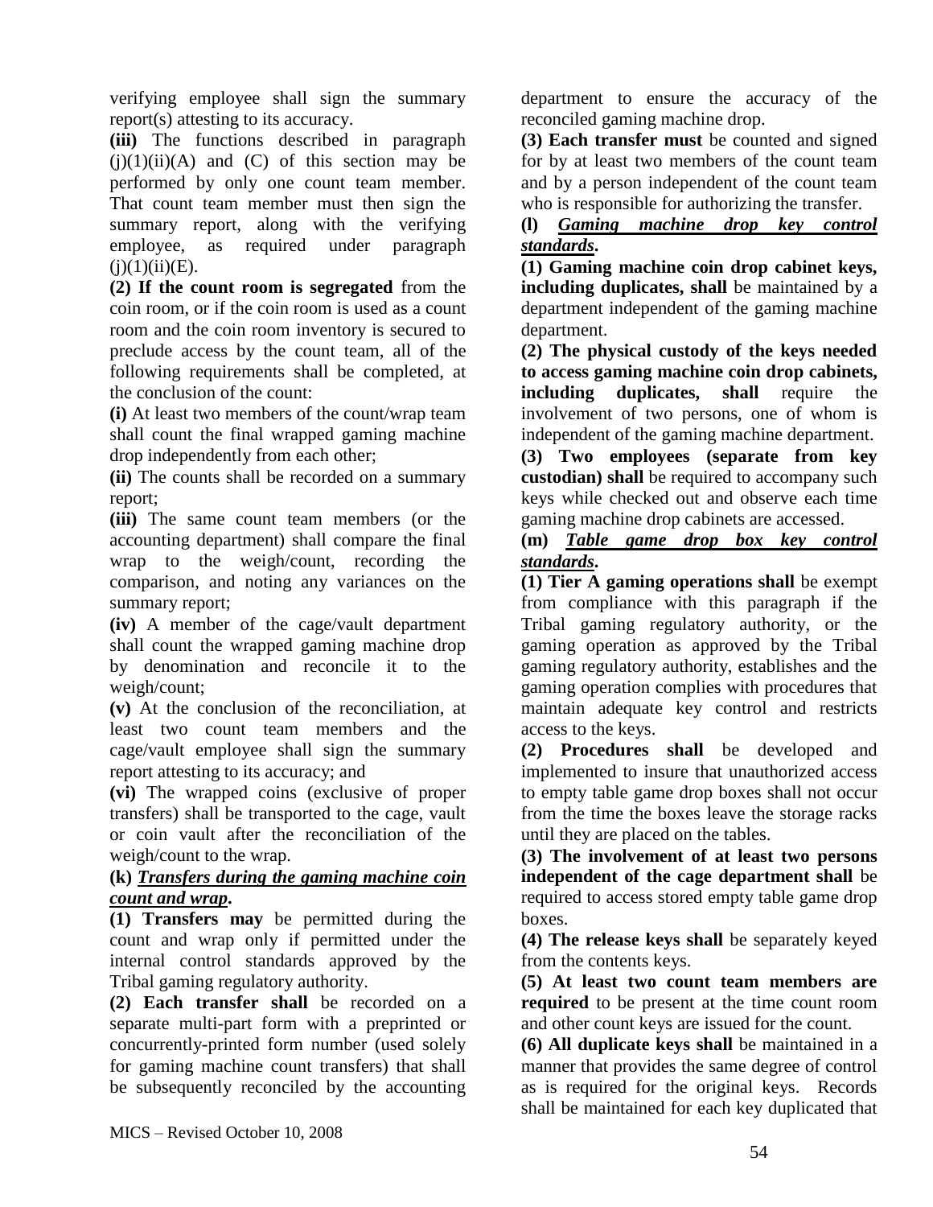verifying employee shall sign the summary report(s) attesting to its accuracy.

**(iii)** The functions described in paragraph (j)(1)(ii)(A) and (C) of this section may be performed by only one count team member. That count team member must then sign the summary report, along with the verifying employee, as required under paragraph (j)(1)(ii)(E).

**(2) If the count room is segregated** from the coin room, or if the coin room is used as a count room and the coin room inventory is secured to preclude access by the count team, all of the following requirements shall be completed, at the conclusion of the count:

**(i)** At least two members of the count/wrap team shall count the final wrapped gaming machine drop independently from each other;

**(ii)** The counts shall be recorded on a summary report;

**(iii)** The same count team members (or the accounting department) shall compare the final wrap to the weigh/count, recording the comparison, and noting any variances on the summary report;

**(iv)** A member of the cage/vault department shall count the wrapped gaming machine drop by denomination and reconcile it to the weigh/count;

**(v)** At the conclusion of the reconciliation, at least two count team members and the cage/vault employee shall sign the summary report attesting to its accuracy; and

**(vi)** The wrapped coins (exclusive of proper transfers) shall be transported to the cage, vault or coin vault after the reconciliation of the weigh/count to the wrap.

**(k)** ***Transfers during the gaming machine coin count and wrap*.**

**(1) Transfers may** be permitted during the count and wrap only if permitted under the internal control standards approved by the Tribal gaming regulatory authority.

**(2) Each transfer shall** be recorded on a separate multi-part form with a preprinted or concurrently-printed form number (used solely for gaming machine count transfers) that shall be subsequently reconciled by the accounting department to ensure the accuracy of the reconciled gaming machine drop.

**(3) Each transfer must** be counted and signed for by at least two members of the count team and by a person independent of the count team who is responsible for authorizing the transfer.

**(l)** ***Gaming machine drop key control standards*.**

**(1) Gaming machine coin drop cabinet keys, including duplicates, shall** be maintained by a department independent of the gaming machine department.

**(2) The physical custody of the keys needed to access gaming machine coin drop cabinets, including duplicates, shall** require the involvement of two persons, one of whom is independent of the gaming machine department.

**(3) Two employees (separate from key custodian) shall** be required to accompany such keys while checked out and observe each time gaming machine drop cabinets are accessed.

**(m)** ***Table game drop box key control standards*.**

**(1) Tier A gaming operations shall** be exempt from compliance with this paragraph if the Tribal gaming regulatory authority, or the gaming operation as approved by the Tribal gaming regulatory authority, establishes and the gaming operation complies with procedures that maintain adequate key control and restricts access to the keys.

**(2) Procedures shall** be developed and implemented to insure that unauthorized access to empty table game drop boxes shall not occur from the time the boxes leave the storage racks until they are placed on the tables.

**(3) The involvement of at least two persons independent of the cage department shall** be required to access stored empty table game drop boxes.

**(4) The release keys shall** be separately keyed from the contents keys.

**(5) At least two count team members are required** to be present at the time count room and other count keys are issued for the count.

**(6) All duplicate keys shall** be maintained in a manner that provides the same degree of control as is required for the original keys. Records shall be maintained for each key duplicated that

MICS – Revised October 10, 2008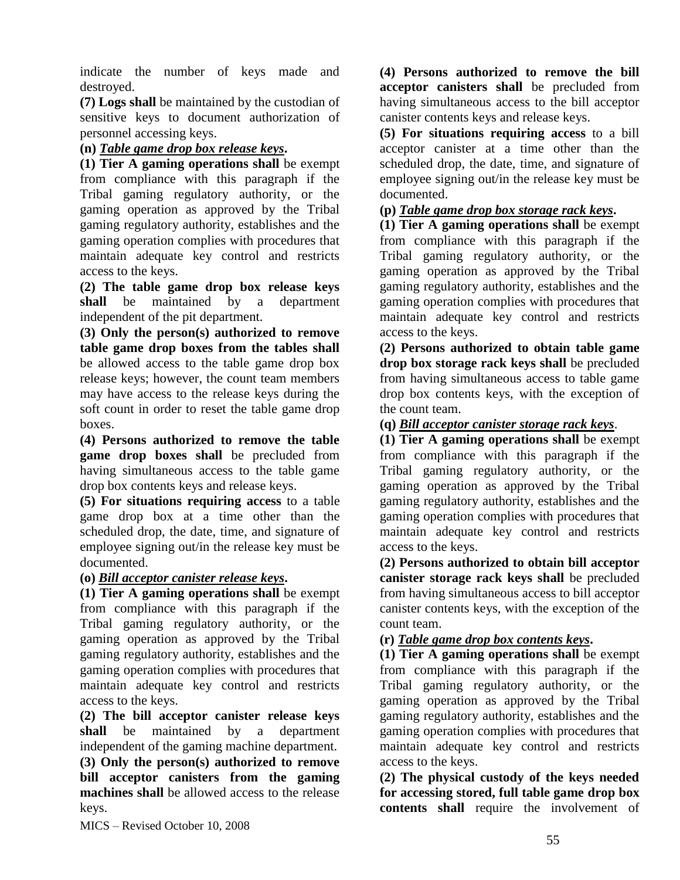indicate the number of keys made and destroyed.

**(7) Logs shall** be maintained by the custodian of sensitive keys to document authorization of personnel accessing keys.

**(n)** ***Table game drop box release keys*.**

**(1) Tier A gaming operations shall** be exempt from compliance with this paragraph if the Tribal gaming regulatory authority, or the gaming operation as approved by the Tribal gaming regulatory authority, establishes and the gaming operation complies with procedures that maintain adequate key control and restricts access to the keys.

**(2) The table game drop box release keys shall** be maintained by a department independent of the pit department.

**(3) Only the person(s) authorized to remove table game drop boxes from the tables shall** be allowed access to the table game drop box release keys; however, the count team members may have access to the release keys during the soft count in order to reset the table game drop boxes.

**(4) Persons authorized to remove the table game drop boxes shall** be precluded from having simultaneous access to the table game drop box contents keys and release keys.

**(5) For situations requiring access** to a table game drop box at a time other than the scheduled drop, the date, time, and signature of employee signing out/in the release key must be documented.

**(o)** ***Bill acceptor canister release keys*.**

**(1) Tier A gaming operations shall** be exempt from compliance with this paragraph if the Tribal gaming regulatory authority, or the gaming operation as approved by the Tribal gaming regulatory authority, establishes and the gaming operation complies with procedures that maintain adequate key control and restricts access to the keys.

**(2) The bill acceptor canister release keys shall** be maintained by a department independent of the gaming machine department.

**(3) Only the person(s) authorized to remove bill acceptor canisters from the gaming machines shall** be allowed access to the release keys.

**(4) Persons authorized to remove the bill acceptor canisters shall** be precluded from having simultaneous access to the bill acceptor canister contents keys and release keys.

**(5) For situations requiring access** to a bill acceptor canister at a time other than the scheduled drop, the date, time, and signature of employee signing out/in the release key must be documented.

**(p)** ***Table game drop box storage rack keys*.**

**(1) Tier A gaming operations shall** be exempt from compliance with this paragraph if the Tribal gaming regulatory authority, or the gaming operation as approved by the Tribal gaming regulatory authority, establishes and the gaming operation complies with procedures that maintain adequate key control and restricts access to the keys.

**(2) Persons authorized to obtain table game drop box storage rack keys shall** be precluded from having simultaneous access to table game drop box contents keys, with the exception of the count team.

**(q)** ***Bill acceptor canister storage rack keys*.**

**(1) Tier A gaming operations shall** be exempt from compliance with this paragraph if the Tribal gaming regulatory authority, or the gaming operation as approved by the Tribal gaming regulatory authority, establishes and the gaming operation complies with procedures that maintain adequate key control and restricts access to the keys.

**(2) Persons authorized to obtain bill acceptor canister storage rack keys shall** be precluded from having simultaneous access to bill acceptor canister contents keys, with the exception of the count team.

**(r)** ***Table game drop box contents keys*.**

**(1) Tier A gaming operations shall** be exempt from compliance with this paragraph if the Tribal gaming regulatory authority, or the gaming operation as approved by the Tribal gaming regulatory authority, establishes and the gaming operation complies with procedures that maintain adequate key control and restricts access to the keys.

**(2) The physical custody of the keys needed for accessing stored, full table game drop box contents shall** require the involvement of

MICS – Revised October 10, 2008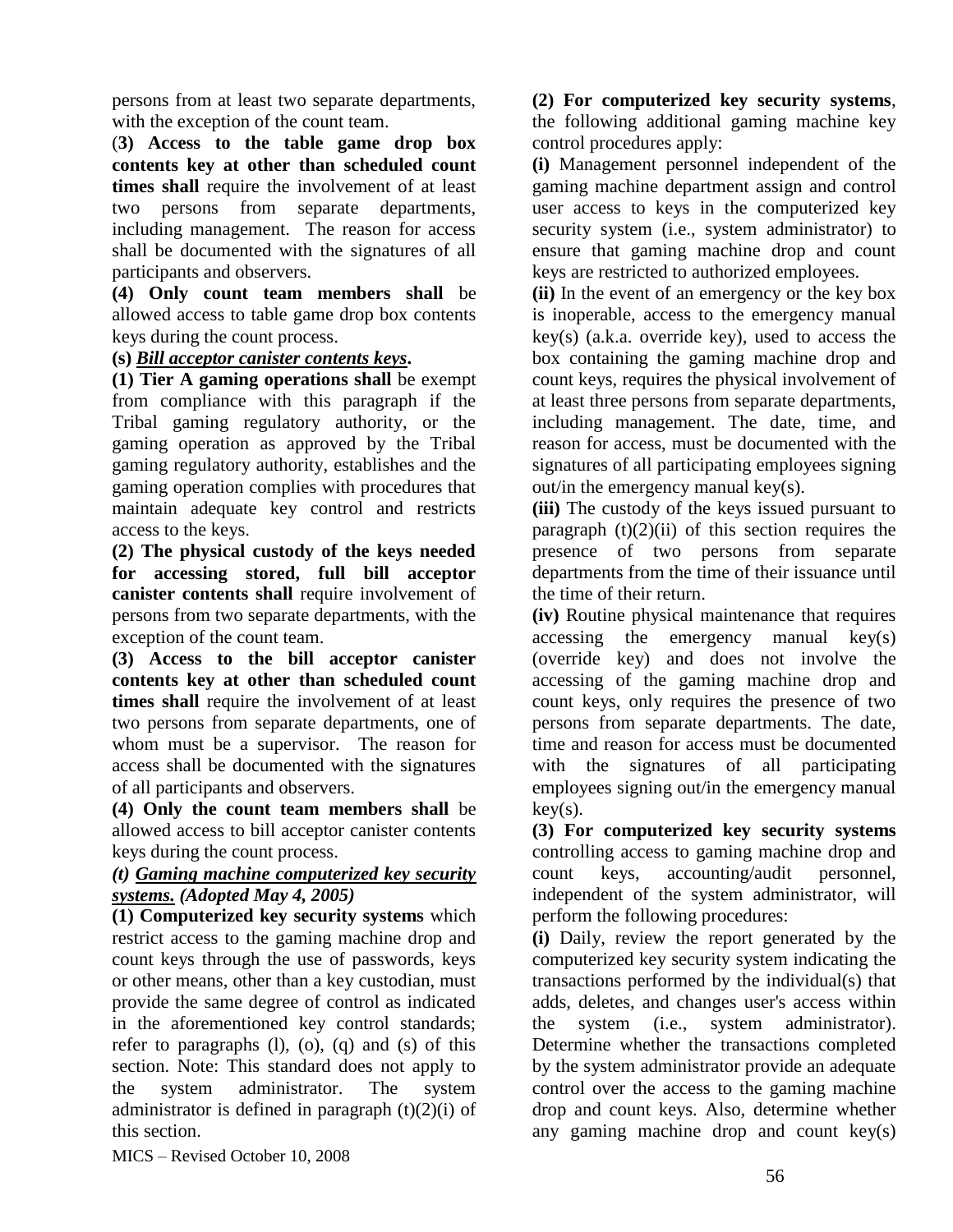persons from at least two separate departments, with the exception of the count team.

(**3) Access to the table game drop box contents key at other than scheduled count times shall** require the involvement of at least two persons from separate departments, including management. The reason for access shall be documented with the signatures of all participants and observers.

**(4) Only count team members shall** be allowed access to table game drop box contents keys during the count process.

**(s) _Bill acceptor canister contents keys_.**

**(1) Tier A gaming operations shall** be exempt from compliance with this paragraph if the Tribal gaming regulatory authority, or the gaming operation as approved by the Tribal gaming regulatory authority, establishes and the gaming operation complies with procedures that maintain adequate key control and restricts access to the keys.

**(2) The physical custody of the keys needed for accessing stored, full bill acceptor canister contents shall** require involvement of persons from two separate departments, with the exception of the count team.

**(3) Access to the bill acceptor canister contents key at other than scheduled count times shall** require the involvement of at least two persons from separate departments, one of whom must be a supervisor. The reason for access shall be documented with the signatures of all participants and observers.

**(4) Only the count team members shall** be allowed access to bill acceptor canister contents keys during the count process.

***(t) _Gaming machine computerized key security systems._ (Adopted May 4, 2005)***

**(1) Computerized key security systems** which restrict access to the gaming machine drop and count keys through the use of passwords, keys or other means, other than a key custodian, must provide the same degree of control as indicated in the aforementioned key control standards; refer to paragraphs (l), (o), (q) and (s) of this section. Note: This standard does not apply to the system administrator. The system administrator is defined in paragraph (t)(2)(i) of this section.

**(2) For computerized key security systems**, the following additional gaming machine key control procedures apply:

**(i)** Management personnel independent of the gaming machine department assign and control user access to keys in the computerized key security system (i.e., system administrator) to ensure that gaming machine drop and count keys are restricted to authorized employees.

**(ii)** In the event of an emergency or the key box is inoperable, access to the emergency manual key(s) (a.k.a. override key), used to access the box containing the gaming machine drop and count keys, requires the physical involvement of at least three persons from separate departments, including management. The date, time, and reason for access, must be documented with the signatures of all participating employees signing out/in the emergency manual key(s).

**(iii)** The custody of the keys issued pursuant to paragraph (t)(2)(ii) of this section requires the presence of two persons from separate departments from the time of their issuance until the time of their return.

**(iv)** Routine physical maintenance that requires accessing the emergency manual key(s) (override key) and does not involve the accessing of the gaming machine drop and count keys, only requires the presence of two persons from separate departments. The date, time and reason for access must be documented with the signatures of all participating employees signing out/in the emergency manual key(s).

**(3) For computerized key security systems** controlling access to gaming machine drop and count keys, accounting/audit personnel, independent of the system administrator, will perform the following procedures:

**(i)** Daily, review the report generated by the computerized key security system indicating the transactions performed by the individual(s) that adds, deletes, and changes user's access within the system (i.e., system administrator). Determine whether the transactions completed by the system administrator provide an adequate control over the access to the gaming machine drop and count keys. Also, determine whether any gaming machine drop and count key(s)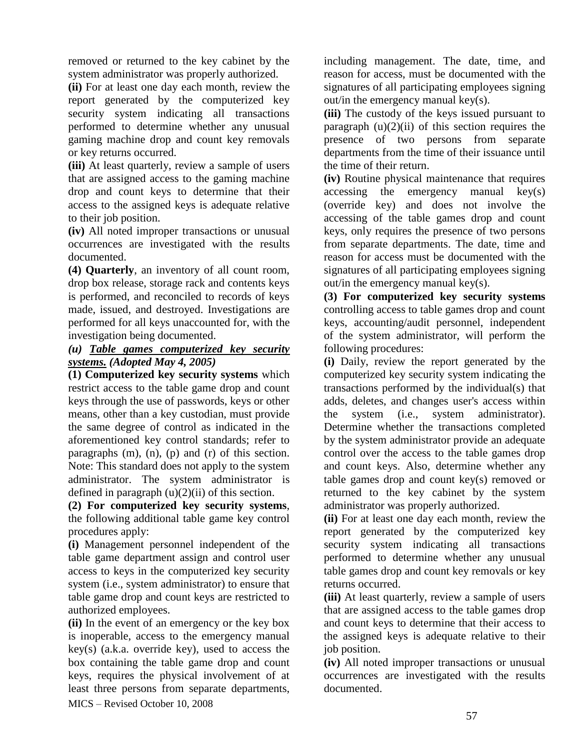removed or returned to the key cabinet by the system administrator was properly authorized.

**(ii)** For at least one day each month, review the report generated by the computerized key security system indicating all transactions performed to determine whether any unusual gaming machine drop and count key removals or key returns occurred.

**(iii)** At least quarterly, review a sample of users that are assigned access to the gaming machine drop and count keys to determine that their access to the assigned keys is adequate relative to their job position.

**(iv)** All noted improper transactions or unusual occurrences are investigated with the results documented.

**(4) Quarterly**, an inventory of all count room, drop box release, storage rack and contents keys is performed, and reconciled to records of keys made, issued, and destroyed. Investigations are performed for all keys unaccounted for, with the investigation being documented.

***(u) <u>Table games computerized key security systems.</u> (Adopted May 4, 2005)***

**(1) Computerized key security systems** which restrict access to the table game drop and count keys through the use of passwords, keys or other means, other than a key custodian, must provide the same degree of control as indicated in the aforementioned key control standards; refer to paragraphs (m), (n), (p) and (r) of this section. Note: This standard does not apply to the system administrator. The system administrator is defined in paragraph (u)(2)(ii) of this section.

**(2) For computerized key security systems**, the following additional table game key control procedures apply:

**(i)** Management personnel independent of the table game department assign and control user access to keys in the computerized key security system (i.e., system administrator) to ensure that table game drop and count keys are restricted to authorized employees.

**(ii)** In the event of an emergency or the key box is inoperable, access to the emergency manual key(s) (a.k.a. override key), used to access the box containing the table game drop and count keys, requires the physical involvement of at least three persons from separate departments, including management. The date, time, and reason for access, must be documented with the signatures of all participating employees signing out/in the emergency manual key(s).

**(iii)** The custody of the keys issued pursuant to paragraph (u)(2)(ii) of this section requires the presence of two persons from separate departments from the time of their issuance until the time of their return.

**(iv)** Routine physical maintenance that requires accessing the emergency manual key(s) (override key) and does not involve the accessing of the table games drop and count keys, only requires the presence of two persons from separate departments. The date, time and reason for access must be documented with the signatures of all participating employees signing out/in the emergency manual key(s).

**(3) For computerized key security systems** controlling access to table games drop and count keys, accounting/audit personnel, independent of the system administrator, will perform the following procedures:

**(i)** Daily, review the report generated by the computerized key security system indicating the transactions performed by the individual(s) that adds, deletes, and changes user's access within the system (i.e., system administrator). Determine whether the transactions completed by the system administrator provide an adequate control over the access to the table games drop and count keys. Also, determine whether any table games drop and count key(s) removed or returned to the key cabinet by the system administrator was properly authorized.

**(ii)** For at least one day each month, review the report generated by the computerized key security system indicating all transactions performed to determine whether any unusual table games drop and count key removals or key returns occurred.

**(iii)** At least quarterly, review a sample of users that are assigned access to the table games drop and count keys to determine that their access to the assigned keys is adequate relative to their job position.

**(iv)** All noted improper transactions or unusual occurrences are investigated with the results documented.

MICS – Revised October 10, 2008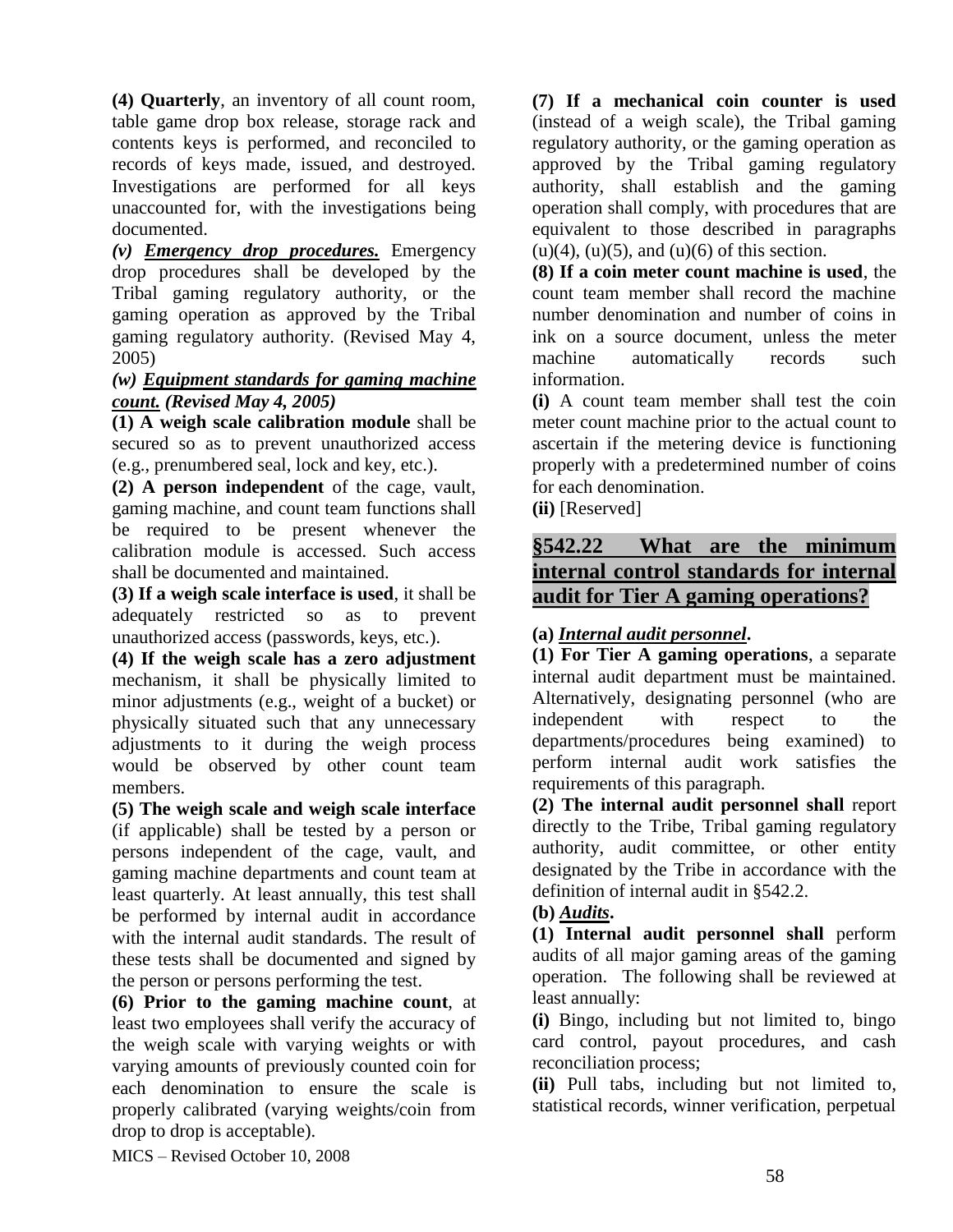**(4) Quarterly**, an inventory of all count room, table game drop box release, storage rack and contents keys is performed, and reconciled to records of keys made, issued, and destroyed. Investigations are performed for all keys unaccounted for, with the investigations being documented.

***(v) Emergency drop procedures.*** Emergency drop procedures shall be developed by the Tribal gaming regulatory authority, or the gaming operation as approved by the Tribal gaming regulatory authority. (Revised May 4, 2005)

***(w) Equipment standards for gaming machine count. (Revised May 4, 2005)***

**(1) A weigh scale calibration module** shall be secured so as to prevent unauthorized access (e.g., prenumbered seal, lock and key, etc.).

**(2) A person independent** of the cage, vault, gaming machine, and count team functions shall be required to be present whenever the calibration module is accessed. Such access shall be documented and maintained.

**(3) If a weigh scale interface is used**, it shall be adequately restricted so as to prevent unauthorized access (passwords, keys, etc.).

**(4) If the weigh scale has a zero adjustment** mechanism, it shall be physically limited to minor adjustments (e.g., weight of a bucket) or physically situated such that any unnecessary adjustments to it during the weigh process would be observed by other count team members.

**(5) The weigh scale and weigh scale interface** (if applicable) shall be tested by a person or persons independent of the cage, vault, and gaming machine departments and count team at least quarterly. At least annually, this test shall be performed by internal audit in accordance with the internal audit standards. The result of these tests shall be documented and signed by the person or persons performing the test.

**(6) Prior to the gaming machine count**, at least two employees shall verify the accuracy of the weigh scale with varying weights or with varying amounts of previously counted coin for each denomination to ensure the scale is properly calibrated (varying weights/coin from drop to drop is acceptable).

**(7) If a mechanical coin counter is used** (instead of a weigh scale), the Tribal gaming regulatory authority, or the gaming operation as approved by the Tribal gaming regulatory authority, shall establish and the gaming operation shall comply, with procedures that are equivalent to those described in paragraphs (u)(4), (u)(5), and (u)(6) of this section.

**(8) If a coin meter count machine is used**, the count team member shall record the machine number denomination and number of coins in ink on a source document, unless the meter machine automatically records such information.

**(i)** A count team member shall test the coin meter count machine prior to the actual count to ascertain if the metering device is functioning properly with a predetermined number of coins for each denomination.

**(ii)** [Reserved]

## §542.22 What are the minimum internal control standards for internal audit for Tier A gaming operations?

**(a) *Internal audit personnel*.**

**(1) For Tier A gaming operations**, a separate internal audit department must be maintained. Alternatively, designating personnel (who are independent with respect to the departments/procedures being examined) to perform internal audit work satisfies the requirements of this paragraph.

**(2) The internal audit personnel shall** report directly to the Tribe, Tribal gaming regulatory authority, audit committee, or other entity designated by the Tribe in accordance with the definition of internal audit in §542.2.

**(b) *Audits*.**

**(1) Internal audit personnel shall** perform audits of all major gaming areas of the gaming operation. The following shall be reviewed at least annually:

**(i)** Bingo, including but not limited to, bingo card control, payout procedures, and cash reconciliation process;

**(ii)** Pull tabs, including but not limited to, statistical records, winner verification, perpetual

MICS – Revised October 10, 2008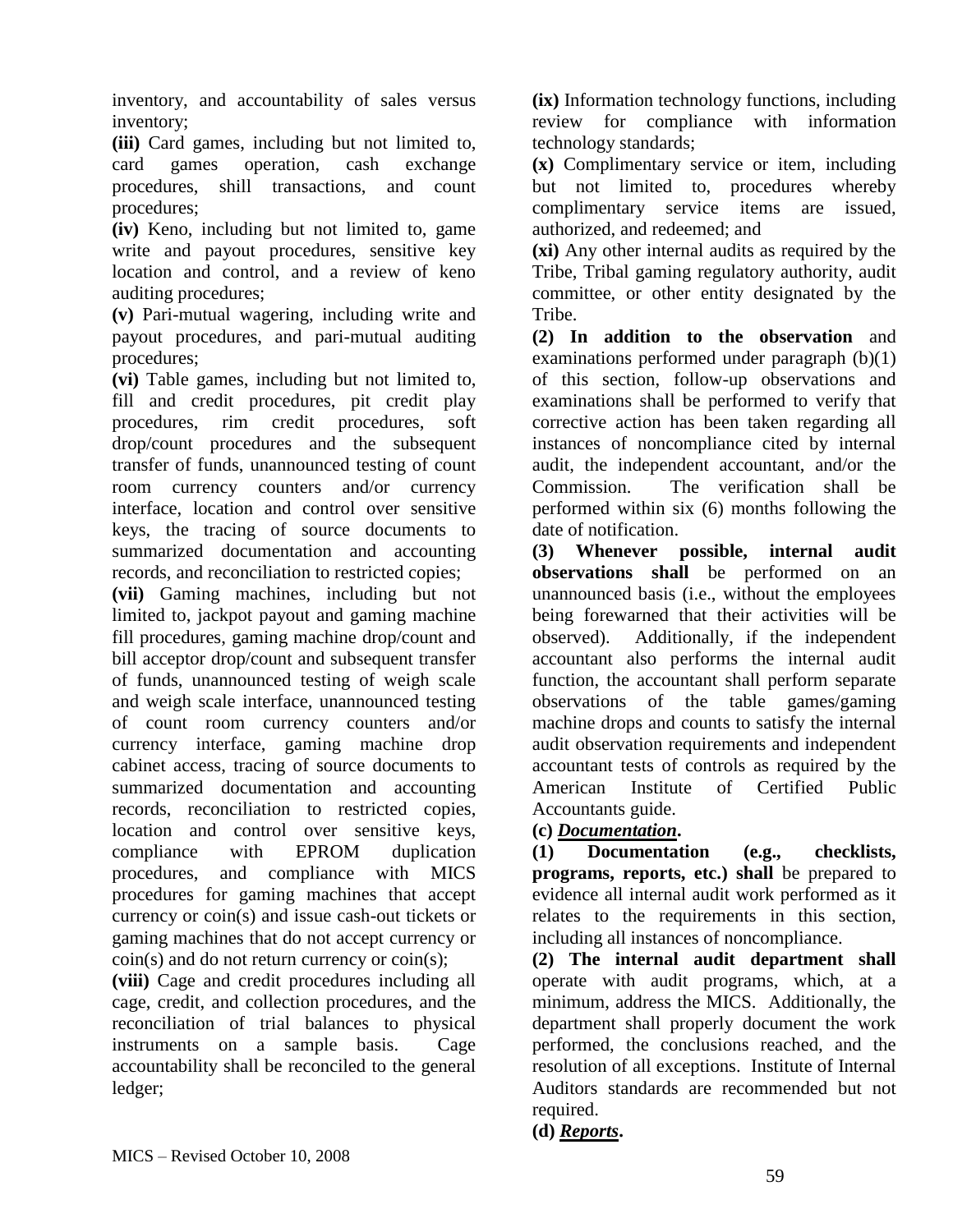inventory, and accountability of sales versus inventory;

**(iii)** Card games, including but not limited to, card games operation, cash exchange procedures, shill transactions, and count procedures;

**(iv)** Keno, including but not limited to, game write and payout procedures, sensitive key location and control, and a review of keno auditing procedures;

**(v)** Pari-mutual wagering, including write and payout procedures, and pari-mutual auditing procedures;

**(vi)** Table games, including but not limited to, fill and credit procedures, pit credit play procedures, rim credit procedures, soft drop/count procedures and the subsequent transfer of funds, unannounced testing of count room currency counters and/or currency interface, location and control over sensitive keys, the tracing of source documents to summarized documentation and accounting records, and reconciliation to restricted copies;

**(vii)** Gaming machines, including but not limited to, jackpot payout and gaming machine fill procedures, gaming machine drop/count and bill acceptor drop/count and subsequent transfer of funds, unannounced testing of weigh scale and weigh scale interface, unannounced testing of count room currency counters and/or currency interface, gaming machine drop cabinet access, tracing of source documents to summarized documentation and accounting records, reconciliation to restricted copies, location and control over sensitive keys, compliance with EPROM duplication procedures, and compliance with MICS procedures for gaming machines that accept currency or coin(s) and issue cash-out tickets or gaming machines that do not accept currency or coin(s) and do not return currency or coin(s);

**(viii)** Cage and credit procedures including all cage, credit, and collection procedures, and the reconciliation of trial balances to physical instruments on a sample basis. Cage accountability shall be reconciled to the general ledger;

**(ix)** Information technology functions, including review for compliance with information technology standards;

**(x)** Complimentary service or item, including but not limited to, procedures whereby complimentary service items are issued, authorized, and redeemed; and

**(xi)** Any other internal audits as required by the Tribe, Tribal gaming regulatory authority, audit committee, or other entity designated by the Tribe.

**(2) In addition to the observation** and examinations performed under paragraph (b)(1) of this section, follow-up observations and examinations shall be performed to verify that corrective action has been taken regarding all instances of noncompliance cited by internal audit, the independent accountant, and/or the Commission. The verification shall be performed within six (6) months following the date of notification.

**(3) Whenever possible, internal audit observations shall** be performed on an unannounced basis (i.e., without the employees being forewarned that their activities will be observed). Additionally, if the independent accountant also performs the internal audit function, the accountant shall perform separate observations of the table games/gaming machine drops and counts to satisfy the internal audit observation requirements and independent accountant tests of controls as required by the American Institute of Certified Public Accountants guide.

**(c) *Documentation*.**

**(1) Documentation (e.g., checklists, programs, reports, etc.) shall** be prepared to evidence all internal audit work performed as it relates to the requirements in this section, including all instances of noncompliance.

**(2) The internal audit department shall** operate with audit programs, which, at a minimum, address the MICS. Additionally, the department shall properly document the work performed, the conclusions reached, and the resolution of all exceptions. Institute of Internal Auditors standards are recommended but not required.

**(d) *Reports*.**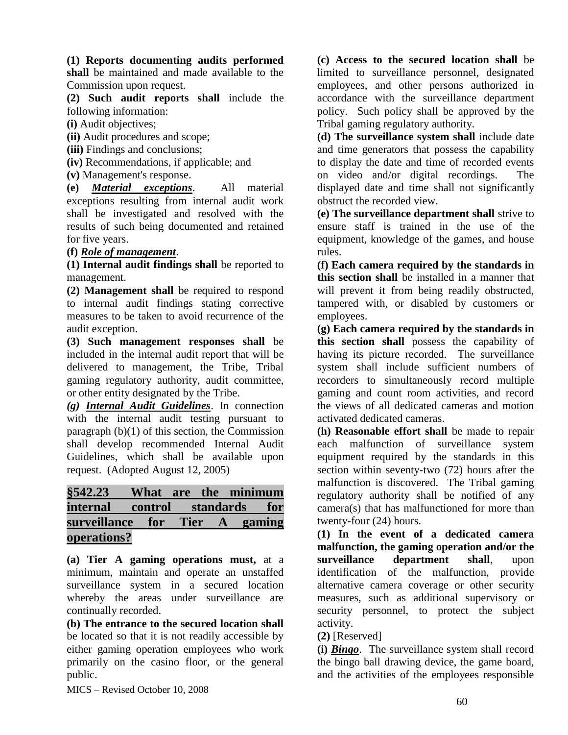**(1) Reports documenting audits performed shall** be maintained and made available to the Commission upon request.

**(2) Such audit reports shall** include the following information:

**(i)** Audit objectives;

**(ii)** Audit procedures and scope;

**(iii)** Findings and conclusions;

**(iv)** Recommendations, if applicable; and

**(v)** Management's response.

**(e)** ***Material exceptions***. All material exceptions resulting from internal audit work shall be investigated and resolved with the results of such being documented and retained for five years.

**(f)** ***Role of management***.

**(1) Internal audit findings shall** be reported to management.

**(2) Management shall** be required to respond to internal audit findings stating corrective measures to be taken to avoid recurrence of the audit exception.

**(3) Such management responses shall** be included in the internal audit report that will be delivered to management, the Tribe, Tribal gaming regulatory authority, audit committee, or other entity designated by the Tribe.

***(g) Internal Audit Guidelines***. In connection with the internal audit testing pursuant to paragraph (b)(1) of this section, the Commission shall develop recommended Internal Audit Guidelines, which shall be available upon request. (Adopted August 12, 2005)

## §542.23 What are the minimum internal control standards for surveillance for Tier A gaming operations?

**(a) Tier A gaming operations must,** at a minimum, maintain and operate an unstaffed surveillance system in a secured location whereby the areas under surveillance are continually recorded.

**(b) The entrance to the secured location shall** be located so that it is not readily accessible by either gaming operation employees who work primarily on the casino floor, or the general public.

**(c) Access to the secured location shall** be limited to surveillance personnel, designated employees, and other persons authorized in accordance with the surveillance department policy. Such policy shall be approved by the Tribal gaming regulatory authority.

**(d) The surveillance system shall** include date and time generators that possess the capability to display the date and time of recorded events on video and/or digital recordings. The displayed date and time shall not significantly obstruct the recorded view.

**(e) The surveillance department shall** strive to ensure staff is trained in the use of the equipment, knowledge of the games, and house rules.

**(f) Each camera required by the standards in this section shall** be installed in a manner that will prevent it from being readily obstructed, tampered with, or disabled by customers or employees.

**(g) Each camera required by the standards in this section shall** possess the capability of having its picture recorded. The surveillance system shall include sufficient numbers of recorders to simultaneously record multiple gaming and count room activities, and record the views of all dedicated cameras and motion activated dedicated cameras.

**(h) Reasonable effort shall** be made to repair each malfunction of surveillance system equipment required by the standards in this section within seventy-two (72) hours after the malfunction is discovered. The Tribal gaming regulatory authority shall be notified of any camera(s) that has malfunctioned for more than twenty-four (24) hours.

**(1) In the event of a dedicated camera malfunction, the gaming operation and/or the surveillance department shall**, upon identification of the malfunction, provide alternative camera coverage or other security measures, such as additional supervisory or security personnel, to protect the subject activity.

**(2)** [Reserved]

**(i)** ***Bingo***. The surveillance system shall record the bingo ball drawing device, the game board, and the activities of the employees responsible

MICS – Revised October 10, 2008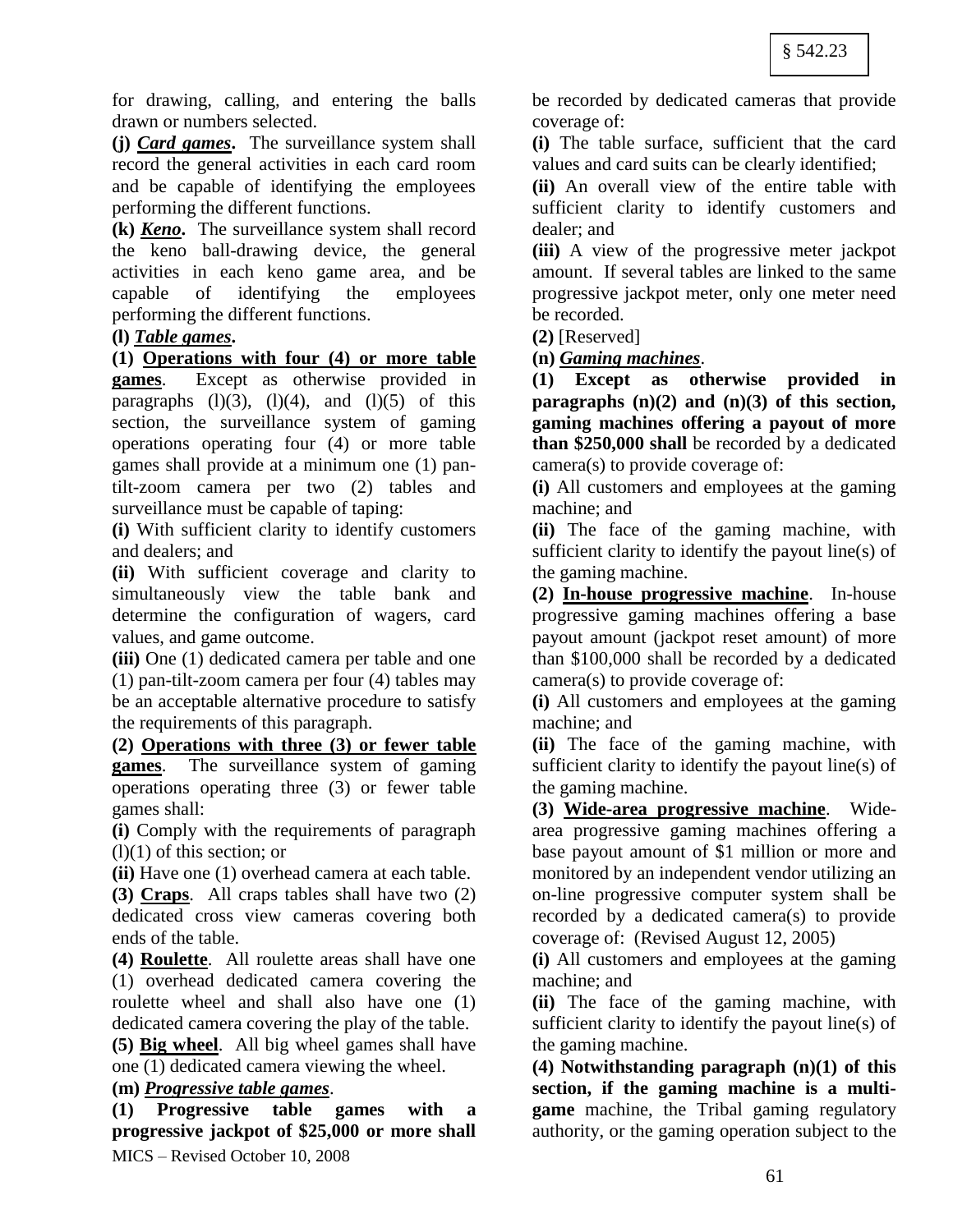for drawing, calling, and entering the balls drawn or numbers selected.

**(j)** ***Card games*****.** The surveillance system shall record the general activities in each card room and be capable of identifying the employees performing the different functions.

**(k)** ***Keno*****.** The surveillance system shall record the keno ball-drawing device, the general activities in each keno game area, and be capable of identifying the employees performing the different functions.

**(l)** ***Table games*****.**

**(1)** **Operations with four (4) or more table games**. Except as otherwise provided in paragraphs (l)(3), (l)(4), and (l)(5) of this section, the surveillance system of gaming operations operating four (4) or more table games shall provide at a minimum one (1) pan-tilt-zoom camera per two (2) tables and surveillance must be capable of taping:

**(i)** With sufficient clarity to identify customers and dealers; and

**(ii)** With sufficient coverage and clarity to simultaneously view the table bank and determine the configuration of wagers, card values, and game outcome.

**(iii)** One (1) dedicated camera per table and one (1) pan-tilt-zoom camera per four (4) tables may be an acceptable alternative procedure to satisfy the requirements of this paragraph.

**(2)** **Operations with three (3) or fewer table games**. The surveillance system of gaming operations operating three (3) or fewer table games shall:

**(i)** Comply with the requirements of paragraph (l)(1) of this section; or

**(ii)** Have one (1) overhead camera at each table.

**(3)** **Craps**. All craps tables shall have two (2) dedicated cross view cameras covering both ends of the table.

**(4)** **Roulette**. All roulette areas shall have one (1) overhead dedicated camera covering the roulette wheel and shall also have one (1) dedicated camera covering the play of the table.

**(5)** **Big wheel**. All big wheel games shall have one (1) dedicated camera viewing the wheel.

**(m)** ***Progressive table games***.

**(1) Progressive table games with a progressive jackpot of $25,000 or more shall** be recorded by dedicated cameras that provide coverage of:

**(i)** The table surface, sufficient that the card values and card suits can be clearly identified;

**(ii)** An overall view of the entire table with sufficient clarity to identify customers and dealer; and

**(iii)** A view of the progressive meter jackpot amount. If several tables are linked to the same progressive jackpot meter, only one meter need be recorded.

**(2)** [Reserved]

**(n)** ***Gaming machines***.

**(1) Except as otherwise provided in paragraphs (n)(2) and (n)(3) of this section, gaming machines offering a payout of more than $250,000 shall** be recorded by a dedicated camera(s) to provide coverage of:

**(i)** All customers and employees at the gaming machine; and

**(ii)** The face of the gaming machine, with sufficient clarity to identify the payout line(s) of the gaming machine.

**(2)** **In-house progressive machine**. In-house progressive gaming machines offering a base payout amount (jackpot reset amount) of more than $100,000 shall be recorded by a dedicated camera(s) to provide coverage of:

**(i)** All customers and employees at the gaming machine; and

**(ii)** The face of the gaming machine, with sufficient clarity to identify the payout line(s) of the gaming machine.

**(3)** **Wide-area progressive machine**. Wide-area progressive gaming machines offering a base payout amount of $1 million or more and monitored by an independent vendor utilizing an on-line progressive computer system shall be recorded by a dedicated camera(s) to provide coverage of: (Revised August 12, 2005)

**(i)** All customers and employees at the gaming machine; and

**(ii)** The face of the gaming machine, with sufficient clarity to identify the payout line(s) of the gaming machine.

**(4) Notwithstanding paragraph (n)(1) of this section, if the gaming machine is a multi-game** machine, the Tribal gaming regulatory authority, or the gaming operation subject to the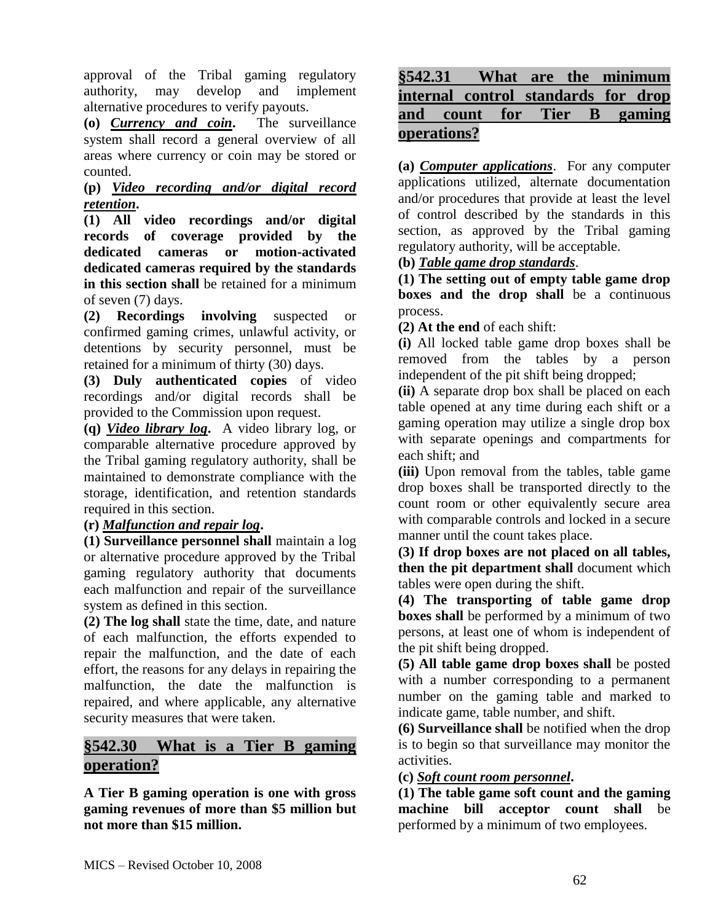approval of the Tribal gaming regulatory authority, may develop and implement alternative procedures to verify payouts.

**(o)** ***Currency and coin*.** The surveillance system shall record a general overview of all areas where currency or coin may be stored or counted.

**(p)** ***Video recording and/or digital record retention*.**

**(1) All video recordings and/or digital records of coverage provided by the dedicated cameras or motion-activated dedicated cameras required by the standards in this section shall** be retained for a minimum of seven (7) days.

**(2) Recordings involving** suspected or confirmed gaming crimes, unlawful activity, or detentions by security personnel, must be retained for a minimum of thirty (30) days.

**(3) Duly authenticated copies** of video recordings and/or digital records shall be provided to the Commission upon request.

**(q)** ***Video library log*.** A video library log, or comparable alternative procedure approved by the Tribal gaming regulatory authority, shall be maintained to demonstrate compliance with the storage, identification, and retention standards required in this section.

**(r)** ***Malfunction and repair log*.**

**(1) Surveillance personnel shall** maintain a log or alternative procedure approved by the Tribal gaming regulatory authority that documents each malfunction and repair of the surveillance system as defined in this section.

**(2) The log shall** state the time, date, and nature of each malfunction, the efforts expended to repair the malfunction, and the date of each effort, the reasons for any delays in repairing the malfunction, the date the malfunction is repaired, and where applicable, any alternative security measures that were taken.

## §542.30 What is a Tier B gaming operation?

**A Tier B gaming operation is one with gross gaming revenues of more than $5 million but not more than $15 million.**

## §542.31 What are the minimum internal control standards for drop and count for Tier B gaming operations?

**(a)** ***Computer applications***. For any computer applications utilized, alternate documentation and/or procedures that provide at least the level of control described by the standards in this section, as approved by the Tribal gaming regulatory authority, will be acceptable.

**(b)** ***Table game drop standards***.

**(1) The setting out of empty table game drop boxes and the drop shall** be a continuous process.

**(2) At the end** of each shift:

**(i)** All locked table game drop boxes shall be removed from the tables by a person independent of the pit shift being dropped;

**(ii)** A separate drop box shall be placed on each table opened at any time during each shift or a gaming operation may utilize a single drop box with separate openings and compartments for each shift; and

**(iii)** Upon removal from the tables, table game drop boxes shall be transported directly to the count room or other equivalently secure area with comparable controls and locked in a secure manner until the count takes place.

**(3) If drop boxes are not placed on all tables, then the pit department shall** document which tables were open during the shift.

**(4) The transporting of table game drop boxes shall** be performed by a minimum of two persons, at least one of whom is independent of the pit shift being dropped.

**(5) All table game drop boxes shall** be posted with a number corresponding to a permanent number on the gaming table and marked to indicate game, table number, and shift.

**(6) Surveillance shall** be notified when the drop is to begin so that surveillance may monitor the activities.

**(c)** ***Soft count room personnel*.**

**(1) The table game soft count and the gaming machine bill acceptor count shall** be performed by a minimum of two employees.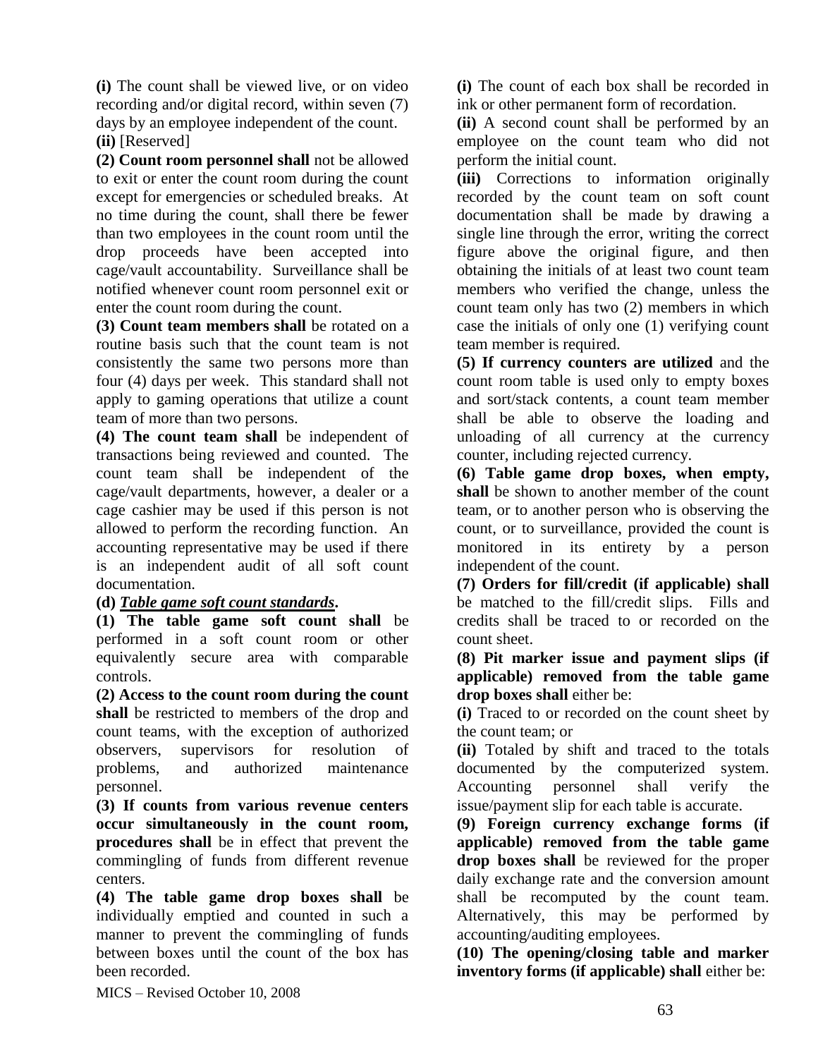**(i)** The count shall be viewed live, or on video recording and/or digital record, within seven (7) days by an employee independent of the count.

**(ii)** [Reserved]

**(2) Count room personnel shall** not be allowed to exit or enter the count room during the count except for emergencies or scheduled breaks. At no time during the count, shall there be fewer than two employees in the count room until the drop proceeds have been accepted into cage/vault accountability. Surveillance shall be notified whenever count room personnel exit or enter the count room during the count.

**(3) Count team members shall** be rotated on a routine basis such that the count team is not consistently the same two persons more than four (4) days per week. This standard shall not apply to gaming operations that utilize a count team of more than two persons.

**(4) The count team shall** be independent of transactions being reviewed and counted. The count team shall be independent of the cage/vault departments, however, a dealer or a cage cashier may be used if this person is not allowed to perform the recording function. An accounting representative may be used if there is an independent audit of all soft count documentation.

**(d)** ***Table game soft count standards*.**

**(1) The table game soft count shall** be performed in a soft count room or other equivalently secure area with comparable controls.

**(2) Access to the count room during the count shall** be restricted to members of the drop and count teams, with the exception of authorized observers, supervisors for resolution of problems, and authorized maintenance personnel.

**(3) If counts from various revenue centers occur simultaneously in the count room, procedures shall** be in effect that prevent the commingling of funds from different revenue centers.

**(4) The table game drop boxes shall** be individually emptied and counted in such a manner to prevent the commingling of funds between boxes until the count of the box has been recorded.

**(i)** The count of each box shall be recorded in ink or other permanent form of recordation.

**(ii)** A second count shall be performed by an employee on the count team who did not perform the initial count.

**(iii)** Corrections to information originally recorded by the count team on soft count documentation shall be made by drawing a single line through the error, writing the correct figure above the original figure, and then obtaining the initials of at least two count team members who verified the change, unless the count team only has two (2) members in which case the initials of only one (1) verifying count team member is required.

**(5) If currency counters are utilized** and the count room table is used only to empty boxes and sort/stack contents, a count team member shall be able to observe the loading and unloading of all currency at the currency counter, including rejected currency.

**(6) Table game drop boxes, when empty, shall** be shown to another member of the count team, or to another person who is observing the count, or to surveillance, provided the count is monitored in its entirety by a person independent of the count.

**(7) Orders for fill/credit (if applicable) shall** be matched to the fill/credit slips. Fills and credits shall be traced to or recorded on the count sheet.

**(8) Pit marker issue and payment slips (if applicable) removed from the table game drop boxes shall** either be:

**(i)** Traced to or recorded on the count sheet by the count team; or

**(ii)** Totaled by shift and traced to the totals documented by the computerized system. Accounting personnel shall verify the issue/payment slip for each table is accurate.

**(9) Foreign currency exchange forms (if applicable) removed from the table game drop boxes shall** be reviewed for the proper daily exchange rate and the conversion amount shall be recomputed by the count team. Alternatively, this may be performed by accounting/auditing employees.

**(10) The opening/closing table and marker inventory forms (if applicable) shall** either be: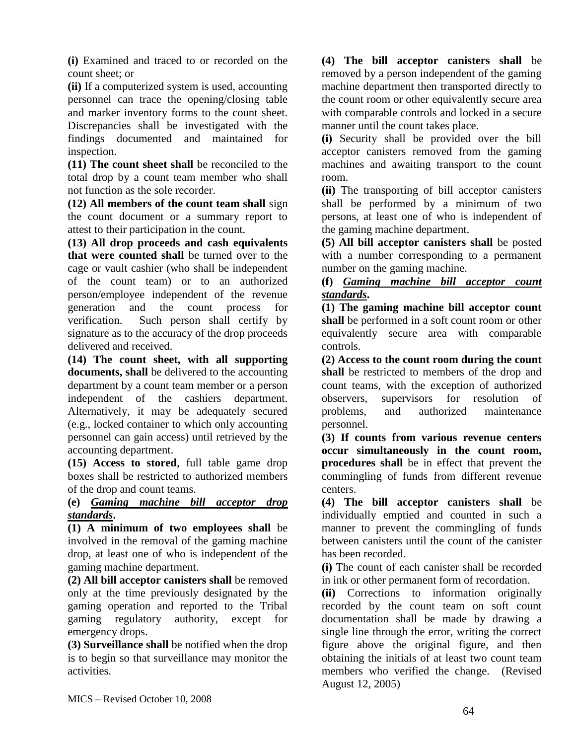**(i)** Examined and traced to or recorded on the count sheet; or

**(ii)** If a computerized system is used, accounting personnel can trace the opening/closing table and marker inventory forms to the count sheet. Discrepancies shall be investigated with the findings documented and maintained for inspection.

**(11) The count sheet shall** be reconciled to the total drop by a count team member who shall not function as the sole recorder.

**(12) All members of the count team shall** sign the count document or a summary report to attest to their participation in the count.

**(13) All drop proceeds and cash equivalents that were counted shall** be turned over to the cage or vault cashier (who shall be independent of the count team) or to an authorized person/employee independent of the revenue generation and the count process for verification. Such person shall certify by signature as to the accuracy of the drop proceeds delivered and received.

**(14) The count sheet, with all supporting documents, shall** be delivered to the accounting department by a count team member or a person independent of the cashiers department. Alternatively, it may be adequately secured (e.g., locked container to which only accounting personnel can gain access) until retrieved by the accounting department.

**(15) Access to stored**, full table game drop boxes shall be restricted to authorized members of the drop and count teams.

**(e)** ***<u>Gaming machine bill acceptor drop standards</u>*.**

**(1) A minimum of two employees shall** be involved in the removal of the gaming machine drop, at least one of who is independent of the gaming machine department.

**(2) All bill acceptor canisters shall** be removed only at the time previously designated by the gaming operation and reported to the Tribal gaming regulatory authority, except for emergency drops.

**(3) Surveillance shall** be notified when the drop is to begin so that surveillance may monitor the activities.

**(4) The bill acceptor canisters shall** be removed by a person independent of the gaming machine department then transported directly to the count room or other equivalently secure area with comparable controls and locked in a secure manner until the count takes place.

**(i)** Security shall be provided over the bill acceptor canisters removed from the gaming machines and awaiting transport to the count room.

**(ii)** The transporting of bill acceptor canisters shall be performed by a minimum of two persons, at least one of who is independent of the gaming machine department.

**(5) All bill acceptor canisters shall** be posted with a number corresponding to a permanent number on the gaming machine.

**(f)** ***<u>Gaming machine bill acceptor count standards</u>*.**

**(1) The gaming machine bill acceptor count shall** be performed in a soft count room or other equivalently secure area with comparable controls.

**(2) Access to the count room during the count shall** be restricted to members of the drop and count teams, with the exception of authorized observers, supervisors for resolution of problems, and authorized maintenance personnel.

**(3) If counts from various revenue centers occur simultaneously in the count room, procedures shall** be in effect that prevent the commingling of funds from different revenue centers.

**(4) The bill acceptor canisters shall** be individually emptied and counted in such a manner to prevent the commingling of funds between canisters until the count of the canister has been recorded.

**(i)** The count of each canister shall be recorded in ink or other permanent form of recordation.

**(ii)** Corrections to information originally recorded by the count team on soft count documentation shall be made by drawing a single line through the error, writing the correct figure above the original figure, and then obtaining the initials of at least two count team members who verified the change. (Revised August 12, 2005)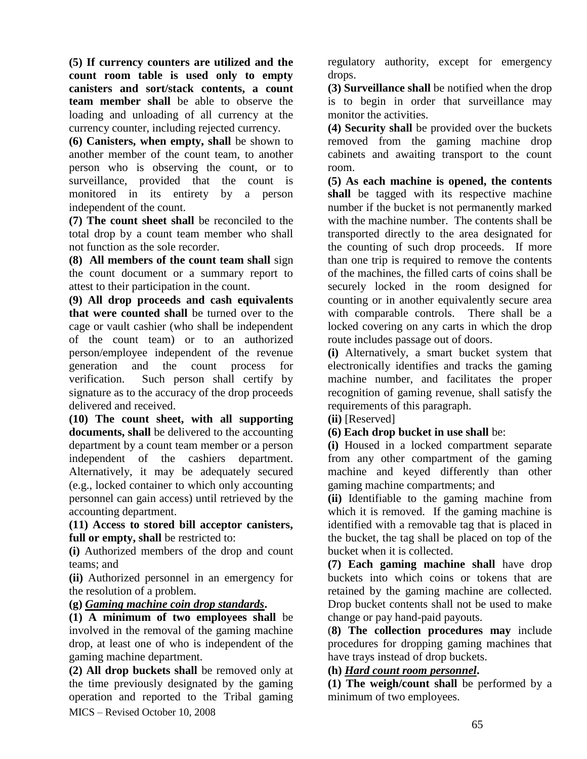**(5) If currency counters are utilized and the count room table is used only to empty canisters and sort/stack contents, a count team member shall** be able to observe the loading and unloading of all currency at the currency counter, including rejected currency.

**(6) Canisters, when empty, shall** be shown to another member of the count team, to another person who is observing the count, or to surveillance, provided that the count is monitored in its entirety by a person independent of the count.

**(7) The count sheet shall** be reconciled to the total drop by a count team member who shall not function as the sole recorder.

**(8) All members of the count team shall** sign the count document or a summary report to attest to their participation in the count.

**(9) All drop proceeds and cash equivalents that were counted shall** be turned over to the cage or vault cashier (who shall be independent of the count team) or to an authorized person/employee independent of the revenue generation and the count process for verification. Such person shall certify by signature as to the accuracy of the drop proceeds delivered and received.

**(10) The count sheet, with all supporting documents, shall** be delivered to the accounting department by a count team member or a person independent of the cashiers department. Alternatively, it may be adequately secured (e.g., locked container to which only accounting personnel can gain access) until retrieved by the accounting department.

**(11) Access to stored bill acceptor canisters, full or empty, shall** be restricted to:

**(i)** Authorized members of the drop and count teams; and

**(ii)** Authorized personnel in an emergency for the resolution of a problem.

**(g)** ***Gaming machine coin drop standards*.**

**(1) A minimum of two employees shall** be involved in the removal of the gaming machine drop, at least one of who is independent of the gaming machine department.

**(2) All drop buckets shall** be removed only at the time previously designated by the gaming operation and reported to the Tribal gaming regulatory authority, except for emergency drops.

**(3) Surveillance shall** be notified when the drop is to begin in order that surveillance may monitor the activities.

**(4) Security shall** be provided over the buckets removed from the gaming machine drop cabinets and awaiting transport to the count room.

**(5) As each machine is opened, the contents shall** be tagged with its respective machine number if the bucket is not permanently marked with the machine number. The contents shall be transported directly to the area designated for the counting of such drop proceeds. If more than one trip is required to remove the contents of the machines, the filled carts of coins shall be securely locked in the room designed for counting or in another equivalently secure area with comparable controls. There shall be a locked covering on any carts in which the drop route includes passage out of doors.

**(i)** Alternatively, a smart bucket system that electronically identifies and tracks the gaming machine number, and facilitates the proper recognition of gaming revenue, shall satisfy the requirements of this paragraph.

**(ii)** [Reserved]

**(6) Each drop bucket in use shall** be:

**(i)** Housed in a locked compartment separate from any other compartment of the gaming machine and keyed differently than other gaming machine compartments; and

**(ii)** Identifiable to the gaming machine from which it is removed. If the gaming machine is identified with a removable tag that is placed in the bucket, the tag shall be placed on top of the bucket when it is collected.

**(7) Each gaming machine shall** have drop buckets into which coins or tokens that are retained by the gaming machine are collected. Drop bucket contents shall not be used to make change or pay hand-paid payouts.

(**8) The collection procedures may** include procedures for dropping gaming machines that have trays instead of drop buckets.

**(h)** ***Hard count room personnel*.**

**(1) The weigh/count shall** be performed by a minimum of two employees.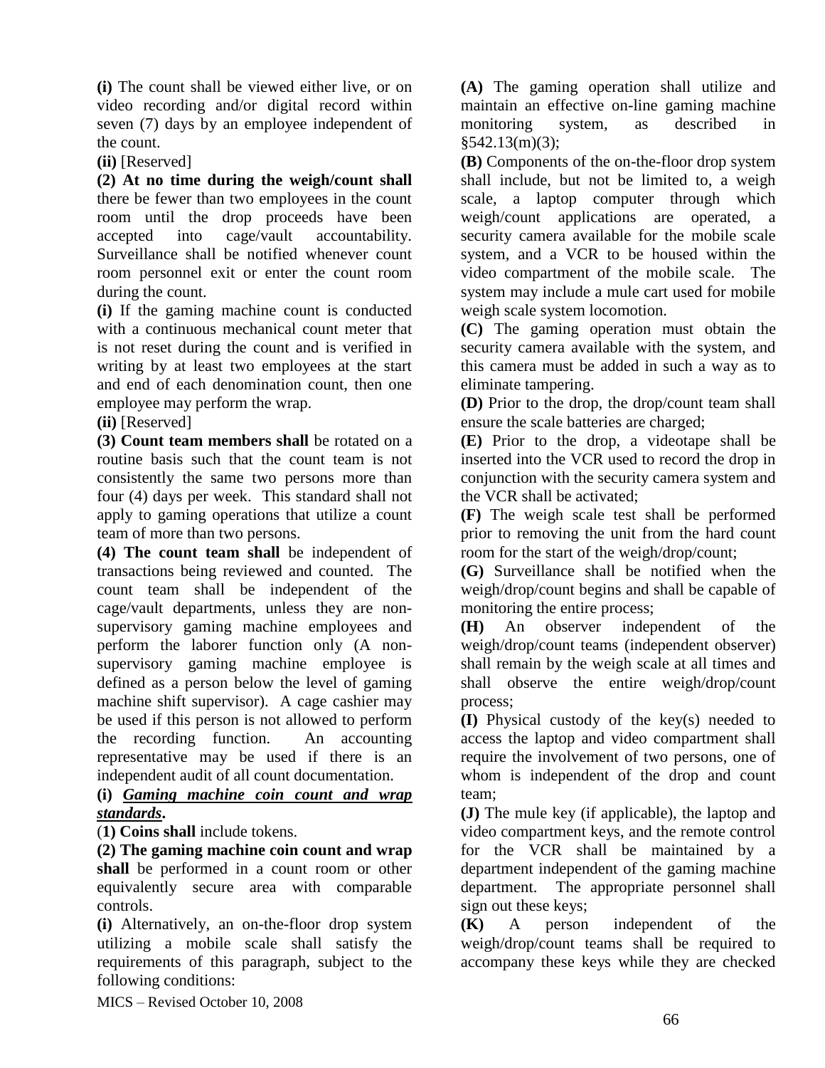**(i)** The count shall be viewed either live, or on video recording and/or digital record within seven (7) days by an employee independent of the count.

**(ii)** [Reserved]

**(2) At no time during the weigh/count shall** there be fewer than two employees in the count room until the drop proceeds have been accepted into cage/vault accountability. Surveillance shall be notified whenever count room personnel exit or enter the count room during the count.

**(i)** If the gaming machine count is conducted with a continuous mechanical count meter that is not reset during the count and is verified in writing by at least two employees at the start and end of each denomination count, then one employee may perform the wrap.

**(ii)** [Reserved]

**(3) Count team members shall** be rotated on a routine basis such that the count team is not consistently the same two persons more than four (4) days per week. This standard shall not apply to gaming operations that utilize a count team of more than two persons.

**(4) The count team shall** be independent of transactions being reviewed and counted. The count team shall be independent of the cage/vault departments, unless they are non-supervisory gaming machine employees and perform the laborer function only (A non-supervisory gaming machine employee is defined as a person below the level of gaming machine shift supervisor). A cage cashier may be used if this person is not allowed to perform the recording function. An accounting representative may be used if there is an independent audit of all count documentation.

**(i)** ***Gaming machine coin count and wrap standards*.**

(**1) Coins shall** include tokens.

**(2) The gaming machine coin count and wrap shall** be performed in a count room or other equivalently secure area with comparable controls.

**(i)** Alternatively, an on-the-floor drop system utilizing a mobile scale shall satisfy the requirements of this paragraph, subject to the following conditions:

**(A)** The gaming operation shall utilize and maintain an effective on-line gaming machine monitoring system, as described in §542.13(m)(3);

**(B)** Components of the on-the-floor drop system shall include, but not be limited to, a weigh scale, a laptop computer through which weigh/count applications are operated, a security camera available for the mobile scale system, and a VCR to be housed within the video compartment of the mobile scale. The system may include a mule cart used for mobile weigh scale system locomotion.

**(C)** The gaming operation must obtain the security camera available with the system, and this camera must be added in such a way as to eliminate tampering.

**(D)** Prior to the drop, the drop/count team shall ensure the scale batteries are charged;

**(E)** Prior to the drop, a videotape shall be inserted into the VCR used to record the drop in conjunction with the security camera system and the VCR shall be activated;

**(F)** The weigh scale test shall be performed prior to removing the unit from the hard count room for the start of the weigh/drop/count;

**(G)** Surveillance shall be notified when the weigh/drop/count begins and shall be capable of monitoring the entire process;

**(H)** An observer independent of the weigh/drop/count teams (independent observer) shall remain by the weigh scale at all times and shall observe the entire weigh/drop/count process;

**(I)** Physical custody of the key(s) needed to access the laptop and video compartment shall require the involvement of two persons, one of whom is independent of the drop and count team;

**(J)** The mule key (if applicable), the laptop and video compartment keys, and the remote control for the VCR shall be maintained by a department independent of the gaming machine department. The appropriate personnel shall sign out these keys;

**(K)** A person independent of the weigh/drop/count teams shall be required to accompany these keys while they are checked

MICS – Revised October 10, 2008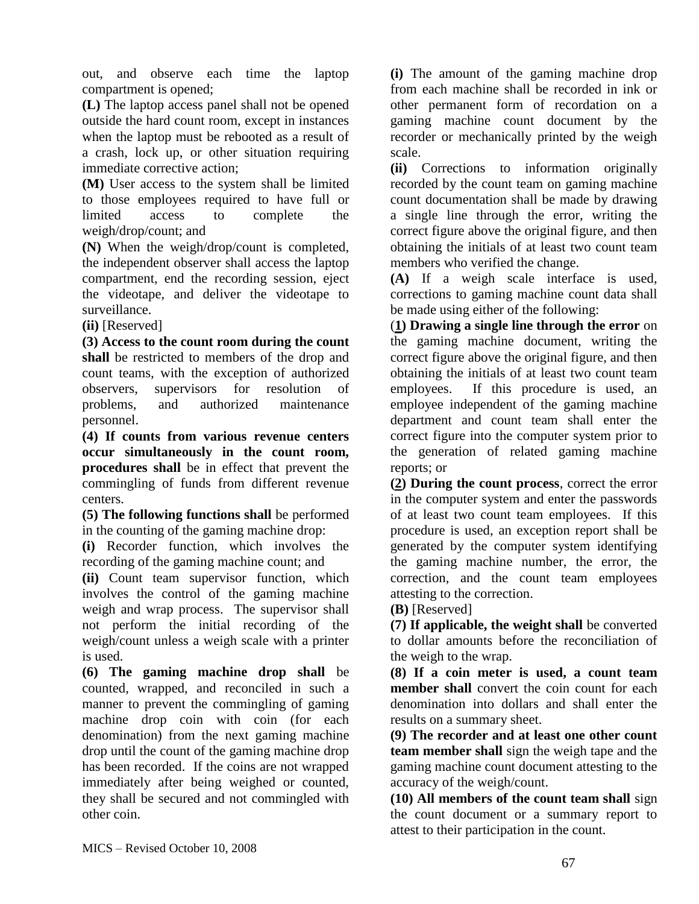out, and observe each time the laptop compartment is opened;

**(L)** The laptop access panel shall not be opened outside the hard count room, except in instances when the laptop must be rebooted as a result of a crash, lock up, or other situation requiring immediate corrective action;

**(M)** User access to the system shall be limited to those employees required to have full or limited access to complete the weigh/drop/count; and

**(N)** When the weigh/drop/count is completed, the independent observer shall access the laptop compartment, end the recording session, eject the videotape, and deliver the videotape to surveillance.

**(ii)** [Reserved]

**(3) Access to the count room during the count shall** be restricted to members of the drop and count teams, with the exception of authorized observers, supervisors for resolution of problems, and authorized maintenance personnel.

**(4) If counts from various revenue centers occur simultaneously in the count room, procedures shall** be in effect that prevent the commingling of funds from different revenue centers.

**(5) The following functions shall** be performed in the counting of the gaming machine drop:

**(i)** Recorder function, which involves the recording of the gaming machine count; and

**(ii)** Count team supervisor function, which involves the control of the gaming machine weigh and wrap process. The supervisor shall not perform the initial recording of the weigh/count unless a weigh scale with a printer is used.

**(6) The gaming machine drop shall** be counted, wrapped, and reconciled in such a manner to prevent the commingling of gaming machine drop coin with coin (for each denomination) from the next gaming machine drop until the count of the gaming machine drop has been recorded. If the coins are not wrapped immediately after being weighed or counted, they shall be secured and not commingled with other coin.

**(i)** The amount of the gaming machine drop from each machine shall be recorded in ink or other permanent form of recordation on a gaming machine count document by the recorder or mechanically printed by the weigh scale.

**(ii)** Corrections to information originally recorded by the count team on gaming machine count documentation shall be made by drawing a single line through the error, writing the correct figure above the original figure, and then obtaining the initials of at least two count team members who verified the change.

**(A)** If a weigh scale interface is used, corrections to gaming machine count data shall be made using either of the following:

(**1**) **Drawing a single line through the error** on the gaming machine document, writing the correct figure above the original figure, and then obtaining the initials of at least two count team employees. If this procedure is used, an employee independent of the gaming machine department and count team shall enter the correct figure into the computer system prior to the generation of related gaming machine reports; or

(**2**) **During the count process**, correct the error in the computer system and enter the passwords of at least two count team employees. If this procedure is used, an exception report shall be generated by the computer system identifying the gaming machine number, the error, the correction, and the count team employees attesting to the correction.

**(B)** [Reserved]

**(7) If applicable, the weight shall** be converted to dollar amounts before the reconciliation of the weigh to the wrap.

**(8) If a coin meter is used, a count team member shall** convert the coin count for each denomination into dollars and shall enter the results on a summary sheet.

**(9) The recorder and at least one other count team member shall** sign the weigh tape and the gaming machine count document attesting to the accuracy of the weigh/count.

**(10) All members of the count team shall** sign the count document or a summary report to attest to their participation in the count.

MICS – Revised October 10, 2008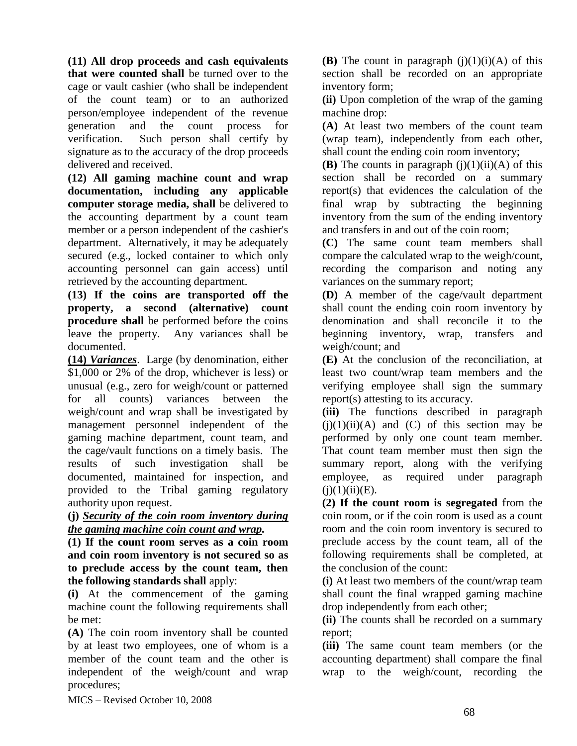**(11) All drop proceeds and cash equivalents that were counted shall** be turned over to the cage or vault cashier (who shall be independent of the count team) or to an authorized person/employee independent of the revenue generation and the count process for verification. Such person shall certify by signature as to the accuracy of the drop proceeds delivered and received.

**(12) All gaming machine count and wrap documentation, including any applicable computer storage media, shall** be delivered to the accounting department by a count team member or a person independent of the cashier's department. Alternatively, it may be adequately secured (e.g., locked container to which only accounting personnel can gain access) until retrieved by the accounting department.

**(13) If the coins are transported off the property, a second (alternative) count procedure shall** be performed before the coins leave the property. Any variances shall be documented.

**(14)** ***Variances***. Large (by denomination, either $1,000 or 2% of the drop, whichever is less) or unusual (e.g., zero for weigh/count or patterned for all counts) variances between the weigh/count and wrap shall be investigated by management personnel independent of the gaming machine department, count team, and the cage/vault functions on a timely basis. The results of such investigation shall be documented, maintained for inspection, and provided to the Tribal gaming regulatory authority upon request.

**(j)** ***Security of the coin room inventory during the gaming machine coin count and wrap.***

**(1) If the count room serves as a coin room and coin room inventory is not secured so as to preclude access by the count team, then the following standards shall** apply:

**(i)** At the commencement of the gaming machine count the following requirements shall be met:

**(A)** The coin room inventory shall be counted by at least two employees, one of whom is a member of the count team and the other is independent of the weigh/count and wrap procedures;

**(B)** The count in paragraph (j)(1)(i)(A) of this section shall be recorded on an appropriate inventory form;

**(ii)** Upon completion of the wrap of the gaming machine drop:

**(A)** At least two members of the count team (wrap team), independently from each other, shall count the ending coin room inventory;

**(B)** The counts in paragraph (j)(1)(ii)(A) of this section shall be recorded on a summary report(s) that evidences the calculation of the final wrap by subtracting the beginning inventory from the sum of the ending inventory and transfers in and out of the coin room;

**(C)** The same count team members shall compare the calculated wrap to the weigh/count, recording the comparison and noting any variances on the summary report;

**(D)** A member of the cage/vault department shall count the ending coin room inventory by denomination and shall reconcile it to the beginning inventory, wrap, transfers and weigh/count; and

**(E)** At the conclusion of the reconciliation, at least two count/wrap team members and the verifying employee shall sign the summary report(s) attesting to its accuracy.

**(iii)** The functions described in paragraph (j)(1)(ii)(A) and (C) of this section may be performed by only one count team member. That count team member must then sign the summary report, along with the verifying employee, as required under paragraph (j)(1)(ii)(E).

**(2) If the count room is segregated** from the coin room, or if the coin room is used as a count room and the coin room inventory is secured to preclude access by the count team, all of the following requirements shall be completed, at the conclusion of the count:

**(i)** At least two members of the count/wrap team shall count the final wrapped gaming machine drop independently from each other;

**(ii)** The counts shall be recorded on a summary report;

**(iii)** The same count team members (or the accounting department) shall compare the final wrap to the weigh/count, recording the

MICS – Revised October 10, 2008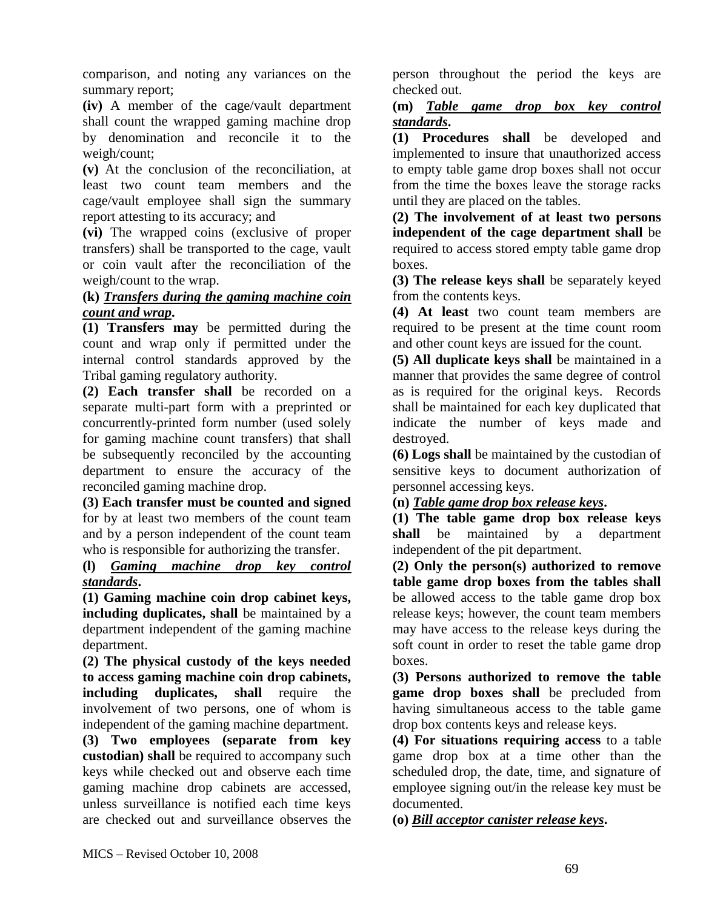comparison, and noting any variances on the summary report;

**(iv)** A member of the cage/vault department shall count the wrapped gaming machine drop by denomination and reconcile it to the weigh/count;

**(v)** At the conclusion of the reconciliation, at least two count team members and the cage/vault employee shall sign the summary report attesting to its accuracy; and

**(vi)** The wrapped coins (exclusive of proper transfers) shall be transported to the cage, vault or coin vault after the reconciliation of the weigh/count to the wrap.

**(k)** ***Transfers during the gaming machine coin count and wrap*.**

**(1) Transfers may** be permitted during the count and wrap only if permitted under the internal control standards approved by the Tribal gaming regulatory authority.

**(2) Each transfer shall** be recorded on a separate multi-part form with a preprinted or concurrently-printed form number (used solely for gaming machine count transfers) that shall be subsequently reconciled by the accounting department to ensure the accuracy of the reconciled gaming machine drop.

**(3) Each transfer must be counted and signed** for by at least two members of the count team and by a person independent of the count team who is responsible for authorizing the transfer.

**(l)** ***Gaming machine drop key control standards*.**

**(1) Gaming machine coin drop cabinet keys, including duplicates, shall** be maintained by a department independent of the gaming machine department.

**(2) The physical custody of the keys needed to access gaming machine coin drop cabinets, including duplicates, shall** require the involvement of two persons, one of whom is independent of the gaming machine department.

**(3) Two employees (separate from key custodian) shall** be required to accompany such keys while checked out and observe each time gaming machine drop cabinets are accessed, unless surveillance is notified each time keys are checked out and surveillance observes the person throughout the period the keys are checked out.

**(m)** ***Table game drop box key control standards*.**

**(1) Procedures shall** be developed and implemented to insure that unauthorized access to empty table game drop boxes shall not occur from the time the boxes leave the storage racks until they are placed on the tables.

**(2) The involvement of at least two persons independent of the cage department shall** be required to access stored empty table game drop boxes.

**(3) The release keys shall** be separately keyed from the contents keys.

**(4) At least** two count team members are required to be present at the time count room and other count keys are issued for the count.

**(5) All duplicate keys shall** be maintained in a manner that provides the same degree of control as is required for the original keys. Records shall be maintained for each key duplicated that indicate the number of keys made and destroyed.

**(6) Logs shall** be maintained by the custodian of sensitive keys to document authorization of personnel accessing keys.

**(n)** ***Table game drop box release keys*.**

**(1) The table game drop box release keys shall** be maintained by a department independent of the pit department.

**(2) Only the person(s) authorized to remove table game drop boxes from the tables shall** be allowed access to the table game drop box release keys; however, the count team members may have access to the release keys during the soft count in order to reset the table game drop boxes.

**(3) Persons authorized to remove the table game drop boxes shall** be precluded from having simultaneous access to the table game drop box contents keys and release keys.

**(4) For situations requiring access** to a table game drop box at a time other than the scheduled drop, the date, time, and signature of employee signing out/in the release key must be documented.

**(o)** ***Bill acceptor canister release keys*.**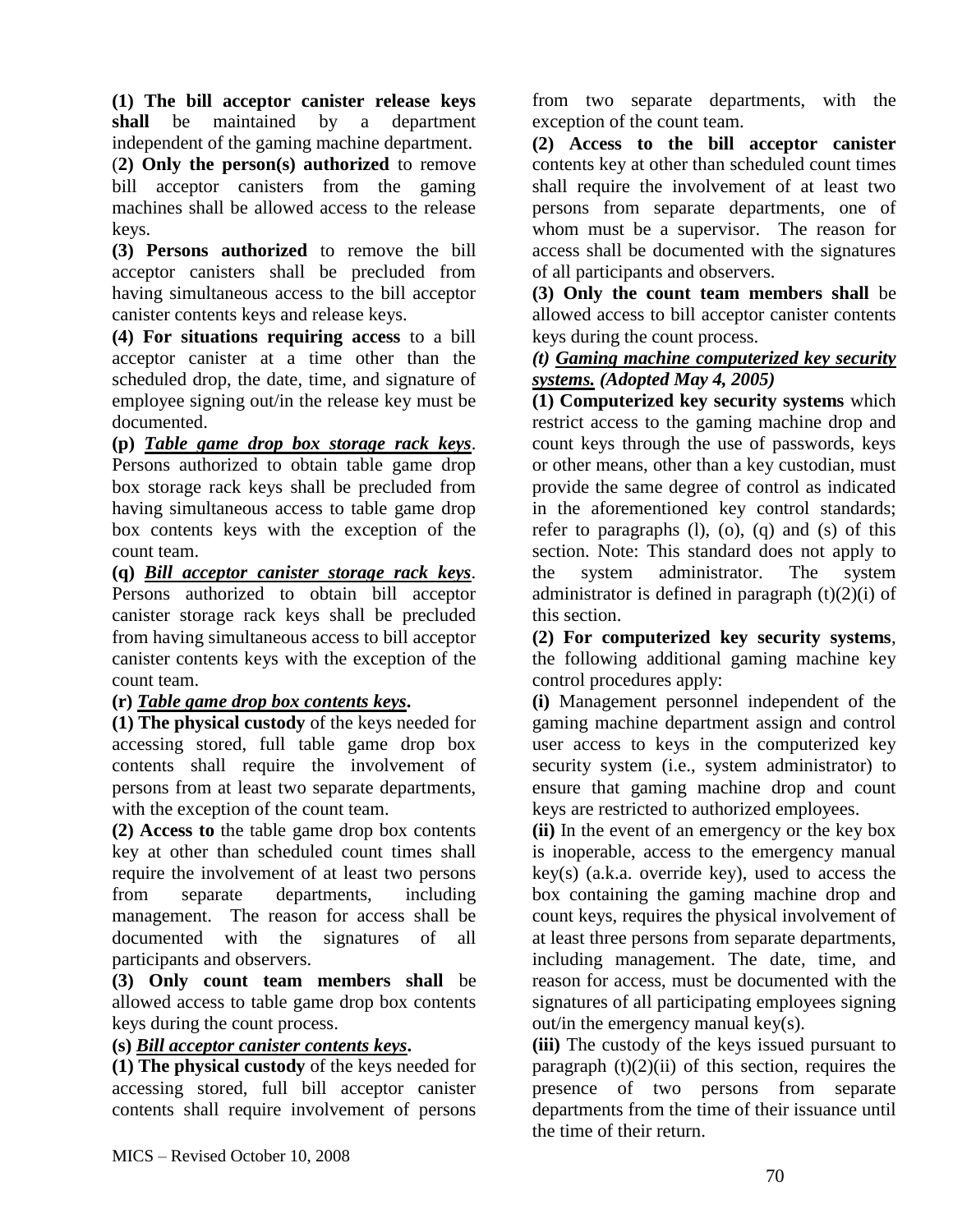**(1) The bill acceptor canister release keys shall** be maintained by a department independent of the gaming machine department.

(**2) Only the person(s) authorized** to remove bill acceptor canisters from the gaming machines shall be allowed access to the release keys.

**(3) Persons authorized** to remove the bill acceptor canisters shall be precluded from having simultaneous access to the bill acceptor canister contents keys and release keys.

**(4) For situations requiring access** to a bill acceptor canister at a time other than the scheduled drop, the date, time, and signature of employee signing out/in the release key must be documented.

**(p)** ***Table game drop box storage rack keys***. Persons authorized to obtain table game drop box storage rack keys shall be precluded from having simultaneous access to table game drop box contents keys with the exception of the count team.

**(q)** ***Bill acceptor canister storage rack keys***. Persons authorized to obtain bill acceptor canister storage rack keys shall be precluded from having simultaneous access to bill acceptor canister contents keys with the exception of the count team.

**(r)** ***Table game drop box contents keys*****.**

**(1) The physical custody** of the keys needed for accessing stored, full table game drop box contents shall require the involvement of persons from at least two separate departments, with the exception of the count team.

**(2) Access to** the table game drop box contents key at other than scheduled count times shall require the involvement of at least two persons from separate departments, including management. The reason for access shall be documented with the signatures of all participants and observers.

**(3) Only count team members shall** be allowed access to table game drop box contents keys during the count process.

**(s)** ***Bill acceptor canister contents keys*****.**

**(1) The physical custody** of the keys needed for accessing stored, full bill acceptor canister contents shall require involvement of persons from two separate departments, with the exception of the count team.

**(2) Access to the bill acceptor canister** contents key at other than scheduled count times shall require the involvement of at least two persons from separate departments, one of whom must be a supervisor. The reason for access shall be documented with the signatures of all participants and observers.

**(3) Only the count team members shall** be allowed access to bill acceptor canister contents keys during the count process.

***(t) Gaming machine computerized key security systems. (Adopted May 4, 2005)***

**(1) Computerized key security systems** which restrict access to the gaming machine drop and count keys through the use of passwords, keys or other means, other than a key custodian, must provide the same degree of control as indicated in the aforementioned key control standards; refer to paragraphs (l), (o), (q) and (s) of this section. Note: This standard does not apply to the system administrator. The system administrator is defined in paragraph (t)(2)(i) of this section.

**(2) For computerized key security systems**, the following additional gaming machine key control procedures apply:

**(i)** Management personnel independent of the gaming machine department assign and control user access to keys in the computerized key security system (i.e., system administrator) to ensure that gaming machine drop and count keys are restricted to authorized employees.

**(ii)** In the event of an emergency or the key box is inoperable, access to the emergency manual key(s) (a.k.a. override key), used to access the box containing the gaming machine drop and count keys, requires the physical involvement of at least three persons from separate departments, including management. The date, time, and reason for access, must be documented with the signatures of all participating employees signing out/in the emergency manual key(s).

**(iii)** The custody of the keys issued pursuant to paragraph (t)(2)(ii) of this section, requires the presence of two persons from separate departments from the time of their issuance until the time of their return.

MICS – Revised October 10, 2008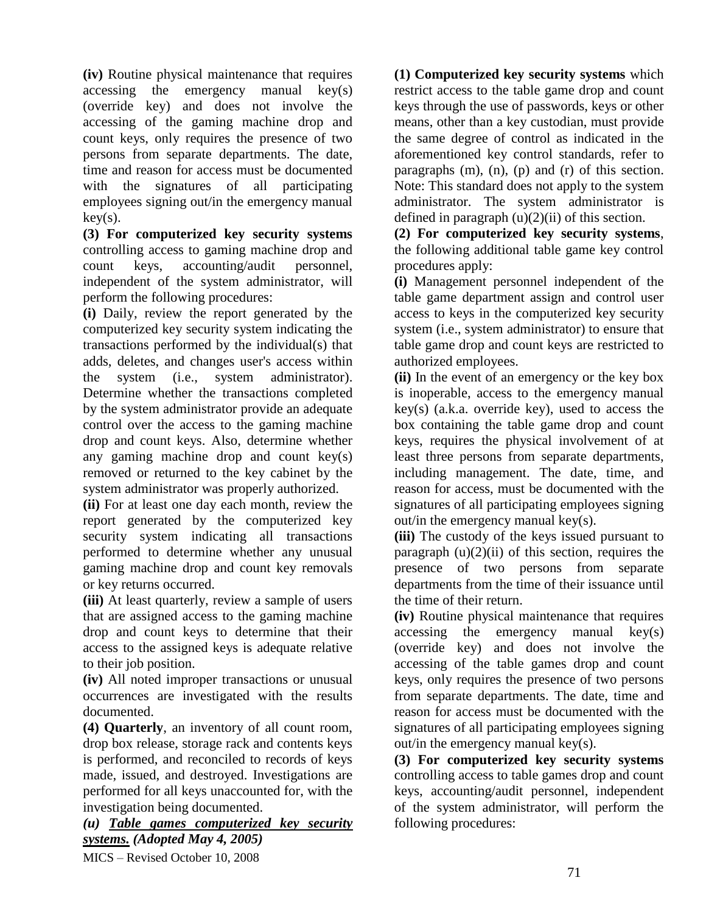**(iv)** Routine physical maintenance that requires accessing the emergency manual key(s) (override key) and does not involve the accessing of the gaming machine drop and count keys, only requires the presence of two persons from separate departments. The date, time and reason for access must be documented with the signatures of all participating employees signing out/in the emergency manual key(s).

**(3) For computerized key security systems** controlling access to gaming machine drop and count keys, accounting/audit personnel, independent of the system administrator, will perform the following procedures:

**(i)** Daily, review the report generated by the computerized key security system indicating the transactions performed by the individual(s) that adds, deletes, and changes user's access within the system (i.e., system administrator). Determine whether the transactions completed by the system administrator provide an adequate control over the access to the gaming machine drop and count keys. Also, determine whether any gaming machine drop and count key(s) removed or returned to the key cabinet by the system administrator was properly authorized.

**(ii)** For at least one day each month, review the report generated by the computerized key security system indicating all transactions performed to determine whether any unusual gaming machine drop and count key removals or key returns occurred.

**(iii)** At least quarterly, review a sample of users that are assigned access to the gaming machine drop and count keys to determine that their access to the assigned keys is adequate relative to their job position.

**(iv)** All noted improper transactions or unusual occurrences are investigated with the results documented.

**(4) Quarterly**, an inventory of all count room, drop box release, storage rack and contents keys is performed, and reconciled to records of keys made, issued, and destroyed. Investigations are performed for all keys unaccounted for, with the investigation being documented.

***(u) <u>Table games computerized key security systems.</u> (Adopted May 4, 2005)***

**(1) Computerized key security systems** which restrict access to the table game drop and count keys through the use of passwords, keys or other means, other than a key custodian, must provide the same degree of control as indicated in the aforementioned key control standards, refer to paragraphs (m), (n), (p) and (r) of this section. Note: This standard does not apply to the system administrator. The system administrator is defined in paragraph (u)(2)(ii) of this section.

**(2) For computerized key security systems**, the following additional table game key control procedures apply:

**(i)** Management personnel independent of the table game department assign and control user access to keys in the computerized key security system (i.e., system administrator) to ensure that table game drop and count keys are restricted to authorized employees.

**(ii)** In the event of an emergency or the key box is inoperable, access to the emergency manual key(s) (a.k.a. override key), used to access the box containing the table game drop and count keys, requires the physical involvement of at least three persons from separate departments, including management. The date, time, and reason for access, must be documented with the signatures of all participating employees signing out/in the emergency manual key(s).

**(iii)** The custody of the keys issued pursuant to paragraph (u)(2)(ii) of this section, requires the presence of two persons from separate departments from the time of their issuance until the time of their return.

**(iv)** Routine physical maintenance that requires accessing the emergency manual key(s) (override key) and does not involve the accessing of the table games drop and count keys, only requires the presence of two persons from separate departments. The date, time and reason for access must be documented with the signatures of all participating employees signing out/in the emergency manual key(s).

**(3) For computerized key security systems** controlling access to table games drop and count keys, accounting/audit personnel, independent of the system administrator, will perform the following procedures: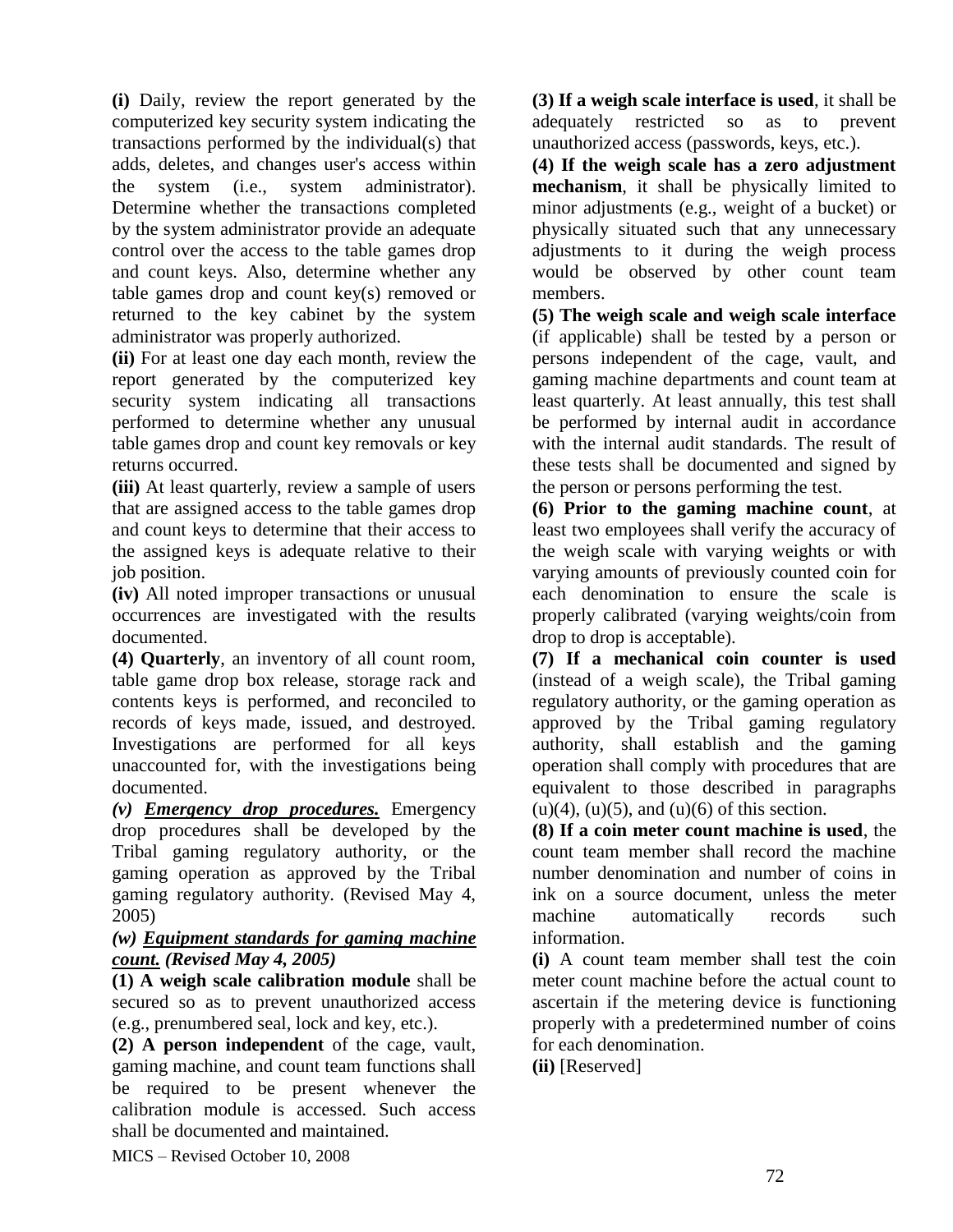**(i)** Daily, review the report generated by the computerized key security system indicating the transactions performed by the individual(s) that adds, deletes, and changes user's access within the system (i.e., system administrator). Determine whether the transactions completed by the system administrator provide an adequate control over the access to the table games drop and count keys. Also, determine whether any table games drop and count key(s) removed or returned to the key cabinet by the system administrator was properly authorized.

**(ii)** For at least one day each month, review the report generated by the computerized key security system indicating all transactions performed to determine whether any unusual table games drop and count key removals or key returns occurred.

**(iii)** At least quarterly, review a sample of users that are assigned access to the table games drop and count keys to determine that their access to the assigned keys is adequate relative to their job position.

**(iv)** All noted improper transactions or unusual occurrences are investigated with the results documented.

**(4) Quarterly**, an inventory of all count room, table game drop box release, storage rack and contents keys is performed, and reconciled to records of keys made, issued, and destroyed. Investigations are performed for all keys unaccounted for, with the investigations being documented.

***(v) <u>Emergency drop procedures.</u>*** Emergency drop procedures shall be developed by the Tribal gaming regulatory authority, or the gaming operation as approved by the Tribal gaming regulatory authority. (Revised May 4, 2005)

***(w) <u>Equipment standards for gaming machine count.</u> (Revised May 4, 2005)***

**(1) A weigh scale calibration module** shall be secured so as to prevent unauthorized access (e.g., prenumbered seal, lock and key, etc.).

**(2) A person independent** of the cage, vault, gaming machine, and count team functions shall be required to be present whenever the calibration module is accessed. Such access shall be documented and maintained.

**(3) If a weigh scale interface is used**, it shall be adequately restricted so as to prevent unauthorized access (passwords, keys, etc.).

**(4) If the weigh scale has a zero adjustment mechanism**, it shall be physically limited to minor adjustments (e.g., weight of a bucket) or physically situated such that any unnecessary adjustments to it during the weigh process would be observed by other count team members.

**(5) The weigh scale and weigh scale interface** (if applicable) shall be tested by a person or persons independent of the cage, vault, and gaming machine departments and count team at least quarterly. At least annually, this test shall be performed by internal audit in accordance with the internal audit standards. The result of these tests shall be documented and signed by the person or persons performing the test.

**(6) Prior to the gaming machine count**, at least two employees shall verify the accuracy of the weigh scale with varying weights or with varying amounts of previously counted coin for each denomination to ensure the scale is properly calibrated (varying weights/coin from drop to drop is acceptable).

**(7) If a mechanical coin counter is used** (instead of a weigh scale), the Tribal gaming regulatory authority, or the gaming operation as approved by the Tribal gaming regulatory authority, shall establish and the gaming operation shall comply with procedures that are equivalent to those described in paragraphs (u)(4), (u)(5), and (u)(6) of this section.

**(8) If a coin meter count machine is used**, the count team member shall record the machine number denomination and number of coins in ink on a source document, unless the meter machine automatically records such information.

**(i)** A count team member shall test the coin meter count machine before the actual count to ascertain if the metering device is functioning properly with a predetermined number of coins for each denomination.

**(ii)** [Reserved]

MICS – Revised October 10, 2008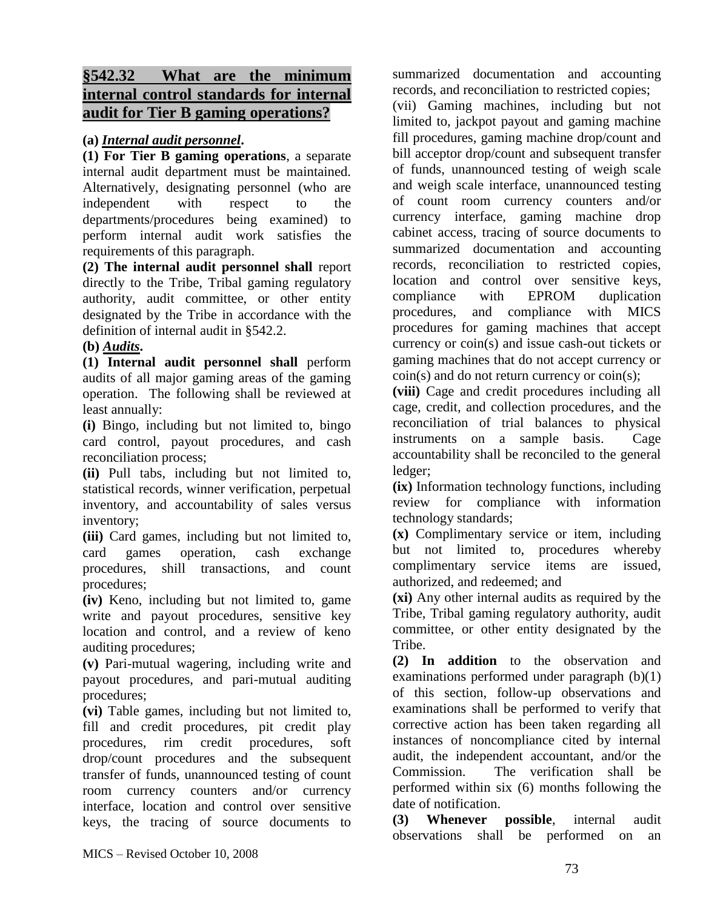## §542.32 What are the minimum internal control standards for internal audit for Tier B gaming operations?

**(a)** ***Internal audit personnel*.**

**(1) For Tier B gaming operations**, a separate internal audit department must be maintained. Alternatively, designating personnel (who are independent with respect to the departments/procedures being examined) to perform internal audit work satisfies the requirements of this paragraph.

**(2) The internal audit personnel shall** report directly to the Tribe, Tribal gaming regulatory authority, audit committee, or other entity designated by the Tribe in accordance with the definition of internal audit in §542.2.

**(b)** ***Audits*.**

**(1) Internal audit personnel shall** perform audits of all major gaming areas of the gaming operation. The following shall be reviewed at least annually:

**(i)** Bingo, including but not limited to, bingo card control, payout procedures, and cash reconciliation process;

**(ii)** Pull tabs, including but not limited to, statistical records, winner verification, perpetual inventory, and accountability of sales versus inventory;

**(iii)** Card games, including but not limited to, card games operation, cash exchange procedures, shill transactions, and count procedures;

**(iv)** Keno, including but not limited to, game write and payout procedures, sensitive key location and control, and a review of keno auditing procedures;

**(v)** Pari-mutual wagering, including write and payout procedures, and pari-mutual auditing procedures;

**(vi)** Table games, including but not limited to, fill and credit procedures, pit credit play procedures, rim credit procedures, soft drop/count procedures and the subsequent transfer of funds, unannounced testing of count room currency counters and/or currency interface, location and control over sensitive keys, the tracing of source documents to summarized documentation and accounting records, and reconciliation to restricted copies;

(vii) Gaming machines, including but not limited to, jackpot payout and gaming machine fill procedures, gaming machine drop/count and bill acceptor drop/count and subsequent transfer of funds, unannounced testing of weigh scale and weigh scale interface, unannounced testing of count room currency counters and/or currency interface, gaming machine drop cabinet access, tracing of source documents to summarized documentation and accounting records, reconciliation to restricted copies, location and control over sensitive keys, compliance with EPROM duplication procedures, and compliance with MICS procedures for gaming machines that accept currency or coin(s) and issue cash-out tickets or gaming machines that do not accept currency or coin(s) and do not return currency or coin(s);

**(viii)** Cage and credit procedures including all cage, credit, and collection procedures, and the reconciliation of trial balances to physical instruments on a sample basis. Cage accountability shall be reconciled to the general ledger;

**(ix)** Information technology functions, including review for compliance with information technology standards;

**(x)** Complimentary service or item, including but not limited to, procedures whereby complimentary service items are issued, authorized, and redeemed; and

**(xi)** Any other internal audits as required by the Tribe, Tribal gaming regulatory authority, audit committee, or other entity designated by the Tribe.

**(2) In addition** to the observation and examinations performed under paragraph (b)(1) of this section, follow-up observations and examinations shall be performed to verify that corrective action has been taken regarding all instances of noncompliance cited by internal audit, the independent accountant, and/or the Commission. The verification shall be performed within six (6) months following the date of notification.

**(3) Whenever possible**, internal audit observations shall be performed on an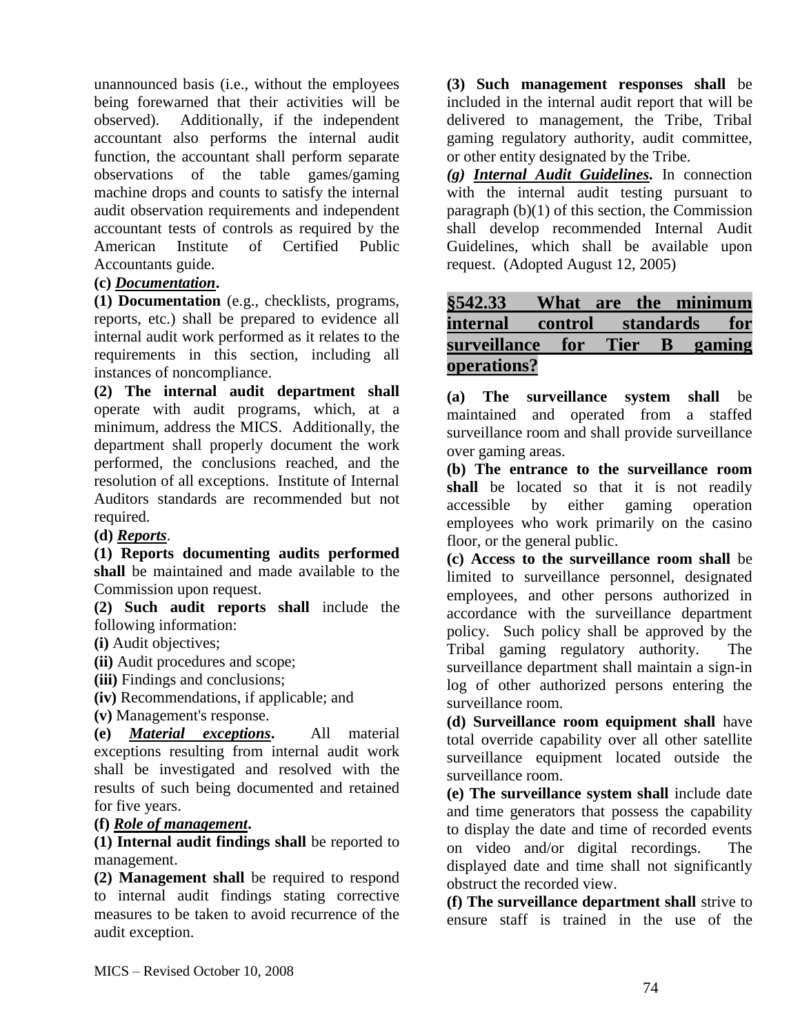unannounced basis (i.e., without the employees being forewarned that their activities will be observed). Additionally, if the independent accountant also performs the internal audit function, the accountant shall perform separate observations of the table games/gaming machine drops and counts to satisfy the internal audit observation requirements and independent accountant tests of controls as required by the American Institute of Certified Public Accountants guide.

**(c) *Documentation*.**

**(1) Documentation** (e.g., checklists, programs, reports, etc.) shall be prepared to evidence all internal audit work performed as it relates to the requirements in this section, including all instances of noncompliance.

**(2) The internal audit department shall** operate with audit programs, which, at a minimum, address the MICS. Additionally, the department shall properly document the work performed, the conclusions reached, and the resolution of all exceptions. Institute of Internal Auditors standards are recommended but not required.

**(d) *Reports*.**

**(1) Reports documenting audits performed shall** be maintained and made available to the Commission upon request.

**(2) Such audit reports shall** include the following information:

**(i)** Audit objectives;

**(ii)** Audit procedures and scope;

**(iii)** Findings and conclusions;

**(iv)** Recommendations, if applicable; and

**(v)** Management's response.

**(e) *Material exceptions*.** All material exceptions resulting from internal audit work shall be investigated and resolved with the results of such being documented and retained for five years.

**(f) *Role of management*.**

**(1) Internal audit findings shall** be reported to management.

**(2) Management shall** be required to respond to internal audit findings stating corrective measures to be taken to avoid recurrence of the audit exception.

**(3) Such management responses shall** be included in the internal audit report that will be delivered to management, the Tribe, Tribal gaming regulatory authority, audit committee, or other entity designated by the Tribe.

***(g) Internal Audit Guidelines.*** In connection with the internal audit testing pursuant to paragraph (b)(1) of this section, the Commission shall develop recommended Internal Audit Guidelines, which shall be available upon request. (Adopted August 12, 2005)

## §542.33 What are the minimum internal control standards for surveillance for Tier B gaming operations?

**(a) The surveillance system shall** be maintained and operated from a staffed surveillance room and shall provide surveillance over gaming areas.

**(b) The entrance to the surveillance room shall** be located so that it is not readily accessible by either gaming operation employees who work primarily on the casino floor, or the general public.

**(c) Access to the surveillance room shall** be limited to surveillance personnel, designated employees, and other persons authorized in accordance with the surveillance department policy. Such policy shall be approved by the Tribal gaming regulatory authority. The surveillance department shall maintain a sign-in log of other authorized persons entering the surveillance room.

**(d) Surveillance room equipment shall** have total override capability over all other satellite surveillance equipment located outside the surveillance room.

**(e) The surveillance system shall** include date and time generators that possess the capability to display the date and time of recorded events on video and/or digital recordings. The displayed date and time shall not significantly obstruct the recorded view.

**(f) The surveillance department shall** strive to ensure staff is trained in the use of the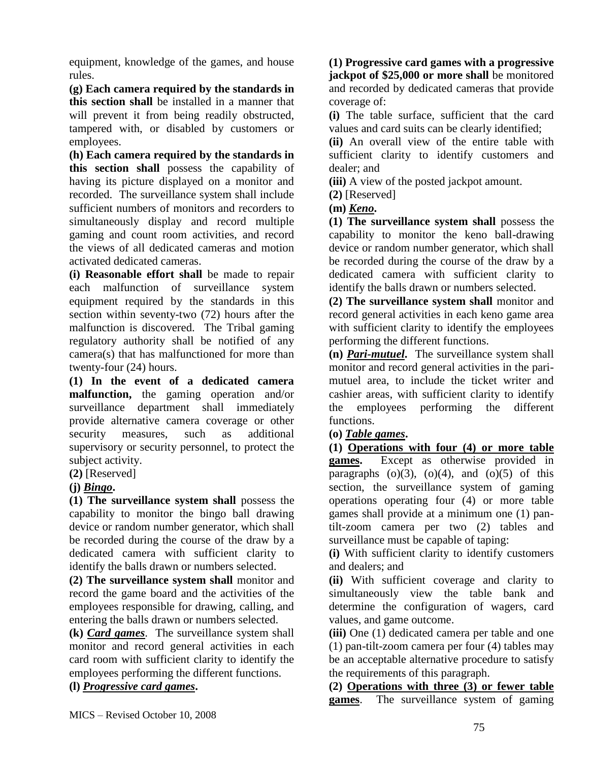equipment, knowledge of the games, and house rules.

**(g) Each camera required by the standards in this section shall** be installed in a manner that will prevent it from being readily obstructed, tampered with, or disabled by customers or employees.

**(h) Each camera required by the standards in this section shall** possess the capability of having its picture displayed on a monitor and recorded. The surveillance system shall include sufficient numbers of monitors and recorders to simultaneously display and record multiple gaming and count room activities, and record the views of all dedicated cameras and motion activated dedicated cameras.

**(i) Reasonable effort shall** be made to repair each malfunction of surveillance system equipment required by the standards in this section within seventy-two (72) hours after the malfunction is discovered. The Tribal gaming regulatory authority shall be notified of any camera(s) that has malfunctioned for more than twenty-four (24) hours.

**(1) In the event of a dedicated camera malfunction,** the gaming operation and/or surveillance department shall immediately provide alternative camera coverage or other security measures, such as additional supervisory or security personnel, to protect the subject activity.

**(2)** [Reserved]

**(j) _Bingo_.**

**(1) The surveillance system shall** possess the capability to monitor the bingo ball drawing device or random number generator, which shall be recorded during the course of the draw by a dedicated camera with sufficient clarity to identify the balls drawn or numbers selected.

**(2) The surveillance system shall** monitor and record the game board and the activities of the employees responsible for drawing, calling, and entering the balls drawn or numbers selected.

**(k) _Card games_**. The surveillance system shall monitor and record general activities in each card room with sufficient clarity to identify the employees performing the different functions.

**(l) _Progressive card games_.**

**(1) Progressive card games with a progressive jackpot of $25,000 or more shall** be monitored and recorded by dedicated cameras that provide coverage of:

**(i)** The table surface, sufficient that the card values and card suits can be clearly identified;

**(ii)** An overall view of the entire table with sufficient clarity to identify customers and dealer; and

**(iii)** A view of the posted jackpot amount.

**(2)** [Reserved]

**(m) _Keno_.**

**(1) The surveillance system shall** possess the capability to monitor the keno ball-drawing device or random number generator, which shall be recorded during the course of the draw by a dedicated camera with sufficient clarity to identify the balls drawn or numbers selected.

**(2) The surveillance system shall** monitor and record general activities in each keno game area with sufficient clarity to identify the employees performing the different functions.

**(n) _Pari-mutuel_.** The surveillance system shall monitor and record general activities in the pari-mutuel area, to include the ticket writer and cashier areas, with sufficient clarity to identify the employees performing the different functions.

**(o) _Table games_.**

**(1) <u>Operations with four (4) or more table games</u>.** Except as otherwise provided in paragraphs (o)(3), (o)(4), and (o)(5) of this section, the surveillance system of gaming operations operating four (4) or more table games shall provide at a minimum one (1) pan-tilt-zoom camera per two (2) tables and surveillance must be capable of taping:

**(i)** With sufficient clarity to identify customers and dealers; and

**(ii)** With sufficient coverage and clarity to simultaneously view the table bank and determine the configuration of wagers, card values, and game outcome.

**(iii)** One (1) dedicated camera per table and one (1) pan-tilt-zoom camera per four (4) tables may be an acceptable alternative procedure to satisfy the requirements of this paragraph.

**(2) <u>Operations with three (3) or fewer table games</u>**. The surveillance system of gaming

MICS – Revised October 10, 2008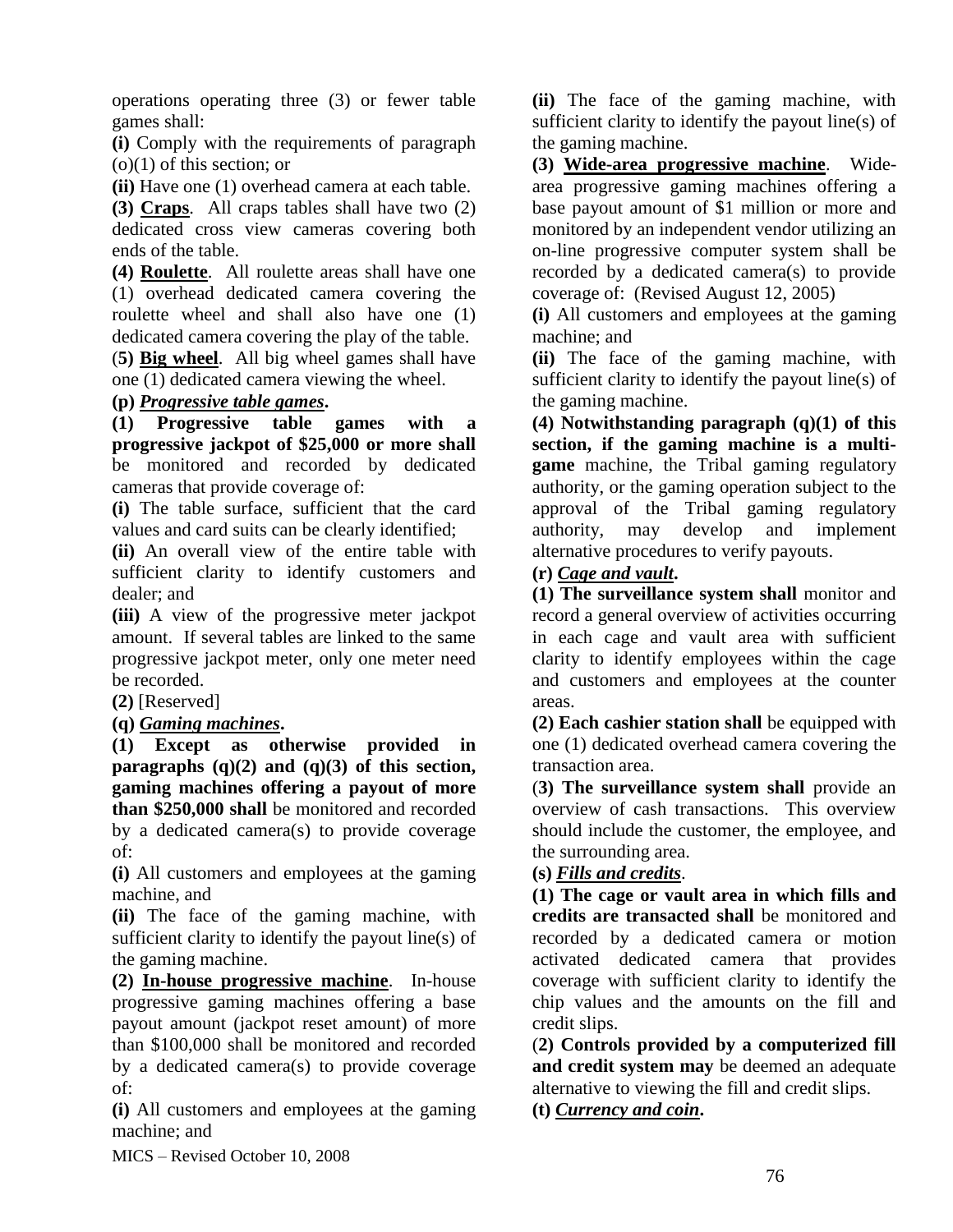operations operating three (3) or fewer table games shall:

**(i)** Comply with the requirements of paragraph (o)(1) of this section; or

**(ii)** Have one (1) overhead camera at each table.

**(3) Craps**. All craps tables shall have two (2) dedicated cross view cameras covering both ends of the table.

**(4) Roulette**. All roulette areas shall have one (1) overhead dedicated camera covering the roulette wheel and shall also have one (1) dedicated camera covering the play of the table.

(**5) Big wheel**. All big wheel games shall have one (1) dedicated camera viewing the wheel.

**(p) *Progressive table games*.**

**(1) Progressive table games with a progressive jackpot of $25,000 or more shall** be monitored and recorded by dedicated cameras that provide coverage of:

**(i)** The table surface, sufficient that the card values and card suits can be clearly identified;

**(ii)** An overall view of the entire table with sufficient clarity to identify customers and dealer; and

**(iii)** A view of the progressive meter jackpot amount. If several tables are linked to the same progressive jackpot meter, only one meter need be recorded.

**(2)** [Reserved]

**(q) *Gaming machines*.**

**(1) Except as otherwise provided in paragraphs (q)(2) and (q)(3) of this section, gaming machines offering a payout of more than $250,000 shall** be monitored and recorded by a dedicated camera(s) to provide coverage of:

**(i)** All customers and employees at the gaming machine, and

**(ii)** The face of the gaming machine, with sufficient clarity to identify the payout line(s) of the gaming machine.

**(2) In-house progressive machine**. In-house progressive gaming machines offering a base payout amount (jackpot reset amount) of more than $100,000 shall be monitored and recorded by a dedicated camera(s) to provide coverage of:

**(i)** All customers and employees at the gaming machine; and

**(ii)** The face of the gaming machine, with sufficient clarity to identify the payout line(s) of the gaming machine.

**(3) Wide-area progressive machine**. Wide-area progressive gaming machines offering a base payout amount of $1 million or more and monitored by an independent vendor utilizing an on-line progressive computer system shall be recorded by a dedicated camera(s) to provide coverage of: (Revised August 12, 2005)

**(i)** All customers and employees at the gaming machine; and

**(ii)** The face of the gaming machine, with sufficient clarity to identify the payout line(s) of the gaming machine.

**(4) Notwithstanding paragraph (q)(1) of this section, if the gaming machine is a multi-game** machine, the Tribal gaming regulatory authority, or the gaming operation subject to the approval of the Tribal gaming regulatory authority, may develop and implement alternative procedures to verify payouts.

**(r) *Cage and vault*.**

**(1) The surveillance system shall** monitor and record a general overview of activities occurring in each cage and vault area with sufficient clarity to identify employees within the cage and customers and employees at the counter areas.

**(2) Each cashier station shall** be equipped with one (1) dedicated overhead camera covering the transaction area.

(**3) The surveillance system shall** provide an overview of cash transactions. This overview should include the customer, the employee, and the surrounding area.

**(s) *Fills and credits*.**

**(1) The cage or vault area in which fills and credits are transacted shall** be monitored and recorded by a dedicated camera or motion activated dedicated camera that provides coverage with sufficient clarity to identify the chip values and the amounts on the fill and credit slips.

(**2) Controls provided by a computerized fill and credit system may** be deemed an adequate alternative to viewing the fill and credit slips.

**(t) *Currency and coin*.**

MICS – Revised October 10, 2008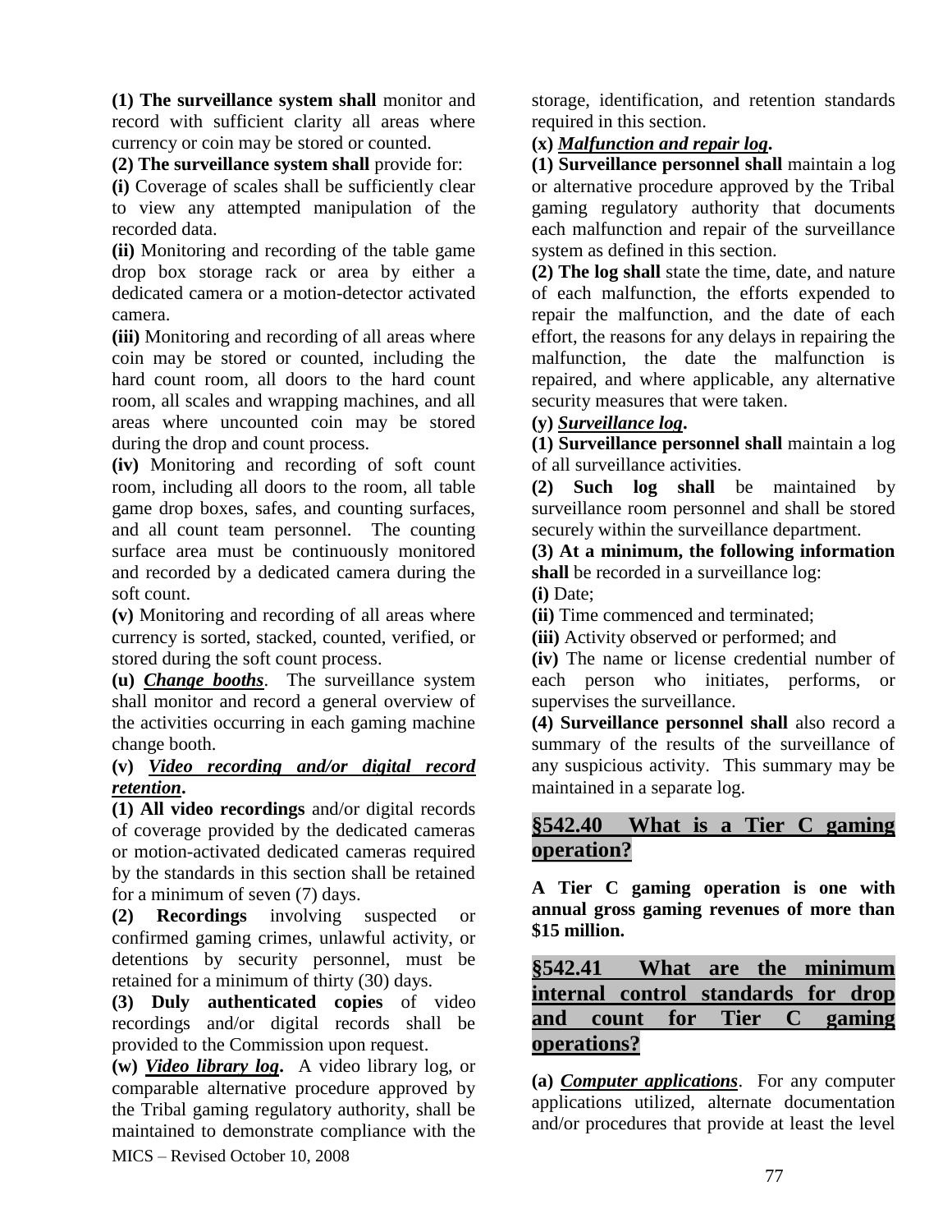**(1) The surveillance system shall** monitor and record with sufficient clarity all areas where currency or coin may be stored or counted.

**(2) The surveillance system shall** provide for:

**(i)** Coverage of scales shall be sufficiently clear to view any attempted manipulation of the recorded data.

**(ii)** Monitoring and recording of the table game drop box storage rack or area by either a dedicated camera or a motion-detector activated camera.

**(iii)** Monitoring and recording of all areas where coin may be stored or counted, including the hard count room, all doors to the hard count room, all scales and wrapping machines, and all areas where uncounted coin may be stored during the drop and count process.

**(iv)** Monitoring and recording of soft count room, including all doors to the room, all table game drop boxes, safes, and counting surfaces, and all count team personnel. The counting surface area must be continuously monitored and recorded by a dedicated camera during the soft count.

**(v)** Monitoring and recording of all areas where currency is sorted, stacked, counted, verified, or stored during the soft count process.

**(u)** ***Change booths***. The surveillance system shall monitor and record a general overview of the activities occurring in each gaming machine change booth.

**(v)** ***Video recording and/or digital record retention*.**

**(1) All video recordings** and/or digital records of coverage provided by the dedicated cameras or motion-activated dedicated cameras required by the standards in this section shall be retained for a minimum of seven (7) days.

**(2) Recordings** involving suspected or confirmed gaming crimes, unlawful activity, or detentions by security personnel, must be retained for a minimum of thirty (30) days.

**(3) Duly authenticated copies** of video recordings and/or digital records shall be provided to the Commission upon request.

**(w)** ***Video library log*.** A video library log, or comparable alternative procedure approved by the Tribal gaming regulatory authority, shall be maintained to demonstrate compliance with the storage, identification, and retention standards required in this section.

**(x)** ***Malfunction and repair log*.**

**(1) Surveillance personnel shall** maintain a log or alternative procedure approved by the Tribal gaming regulatory authority that documents each malfunction and repair of the surveillance system as defined in this section.

**(2) The log shall** state the time, date, and nature of each malfunction, the efforts expended to repair the malfunction, and the date of each effort, the reasons for any delays in repairing the malfunction, the date the malfunction is repaired, and where applicable, any alternative security measures that were taken.

**(y)** ***Surveillance log*.**

**(1) Surveillance personnel shall** maintain a log of all surveillance activities.

**(2) Such log shall** be maintained by surveillance room personnel and shall be stored securely within the surveillance department.

**(3) At a minimum, the following information shall** be recorded in a surveillance log:

**(i)** Date;

**(ii)** Time commenced and terminated;

**(iii)** Activity observed or performed; and

**(iv)** The name or license credential number of each person who initiates, performs, or supervises the surveillance.

**(4) Surveillance personnel shall** also record a summary of the results of the surveillance of any suspicious activity. This summary may be maintained in a separate log.

## §542.40 What is a Tier C gaming operation?

**A Tier C gaming operation is one with annual gross gaming revenues of more than \$15 million.**

## §542.41 What are the minimum internal control standards for drop and count for Tier C gaming operations?

**(a)** ***Computer applications***. For any computer applications utilized, alternate documentation and/or procedures that provide at least the level

MICS – Revised October 10, 2008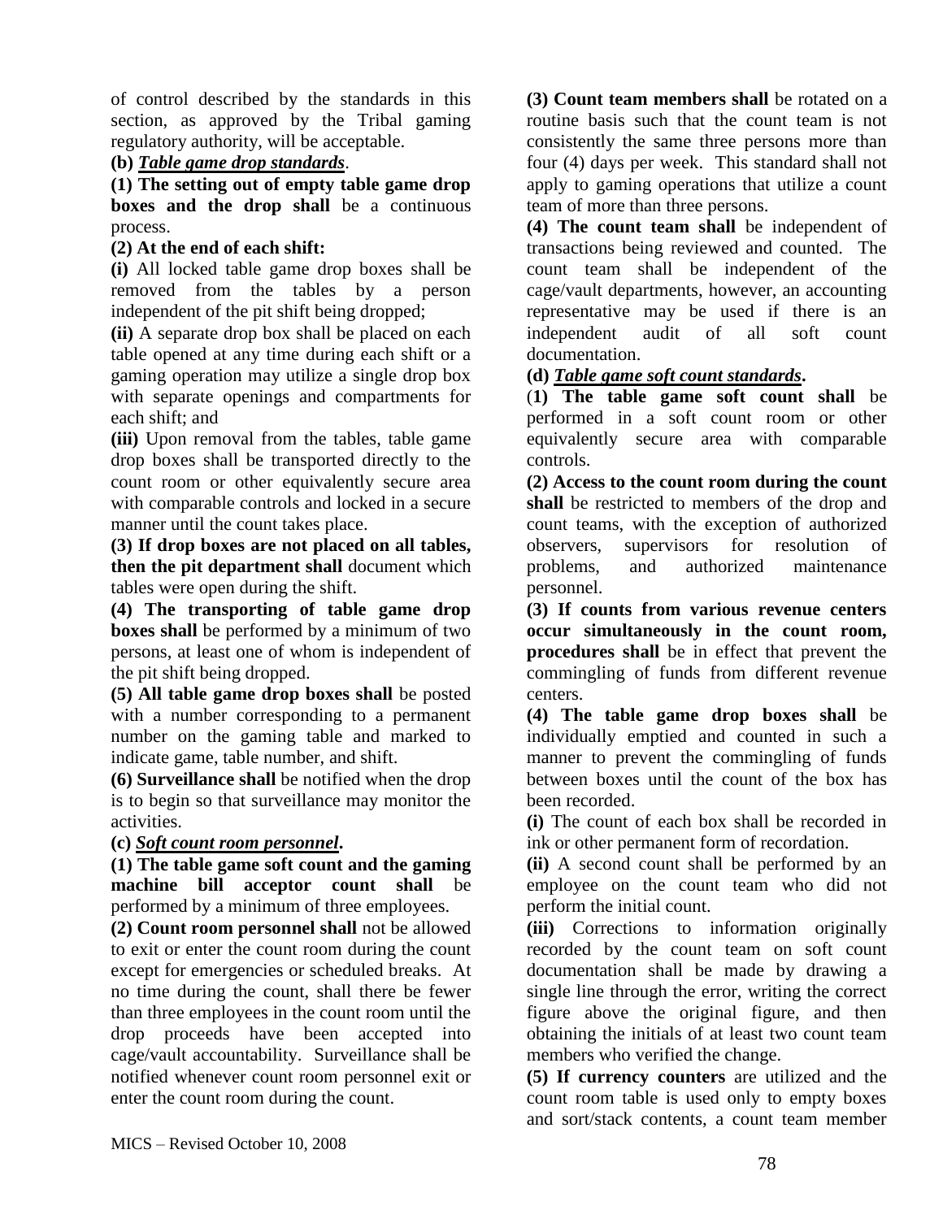of control described by the standards in this section, as approved by the Tribal gaming regulatory authority, will be acceptable.

**(b)** ***Table game drop standards***.

**(1) The setting out of empty table game drop boxes and the drop shall** be a continuous process.

**(2) At the end of each shift:**

**(i)** All locked table game drop boxes shall be removed from the tables by a person independent of the pit shift being dropped;

**(ii)** A separate drop box shall be placed on each table opened at any time during each shift or a gaming operation may utilize a single drop box with separate openings and compartments for each shift; and

**(iii)** Upon removal from the tables, table game drop boxes shall be transported directly to the count room or other equivalently secure area with comparable controls and locked in a secure manner until the count takes place.

**(3) If drop boxes are not placed on all tables, then the pit department shall** document which tables were open during the shift.

**(4) The transporting of table game drop boxes shall** be performed by a minimum of two persons, at least one of whom is independent of the pit shift being dropped.

**(5) All table game drop boxes shall** be posted with a number corresponding to a permanent number on the gaming table and marked to indicate game, table number, and shift.

**(6) Surveillance shall** be notified when the drop is to begin so that surveillance may monitor the activities.

**(c)** ***Soft count room personnel*.**

**(1) The table game soft count and the gaming machine bill acceptor count shall** be performed by a minimum of three employees.

**(2) Count room personnel shall** not be allowed to exit or enter the count room during the count except for emergencies or scheduled breaks. At no time during the count, shall there be fewer than three employees in the count room until the drop proceeds have been accepted into cage/vault accountability. Surveillance shall be notified whenever count room personnel exit or enter the count room during the count.

**(3) Count team members shall** be rotated on a routine basis such that the count team is not consistently the same three persons more than four (4) days per week. This standard shall not apply to gaming operations that utilize a count team of more than three persons.

**(4) The count team shall** be independent of transactions being reviewed and counted. The count team shall be independent of the cage/vault departments, however, an accounting representative may be used if there is an independent audit of all soft count documentation.

**(d)** ***Table game soft count standards*.**

**(1) The table game soft count shall** be performed in a soft count room or other equivalently secure area with comparable controls.

**(2) Access to the count room during the count shall** be restricted to members of the drop and count teams, with the exception of authorized observers, supervisors for resolution of problems, and authorized maintenance personnel.

**(3) If counts from various revenue centers occur simultaneously in the count room, procedures shall** be in effect that prevent the commingling of funds from different revenue centers.

**(4) The table game drop boxes shall** be individually emptied and counted in such a manner to prevent the commingling of funds between boxes until the count of the box has been recorded.

**(i)** The count of each box shall be recorded in ink or other permanent form of recordation.

**(ii)** A second count shall be performed by an employee on the count team who did not perform the initial count.

**(iii)** Corrections to information originally recorded by the count team on soft count documentation shall be made by drawing a single line through the error, writing the correct figure above the original figure, and then obtaining the initials of at least two count team members who verified the change.

**(5) If currency counters** are utilized and the count room table is used only to empty boxes and sort/stack contents, a count team member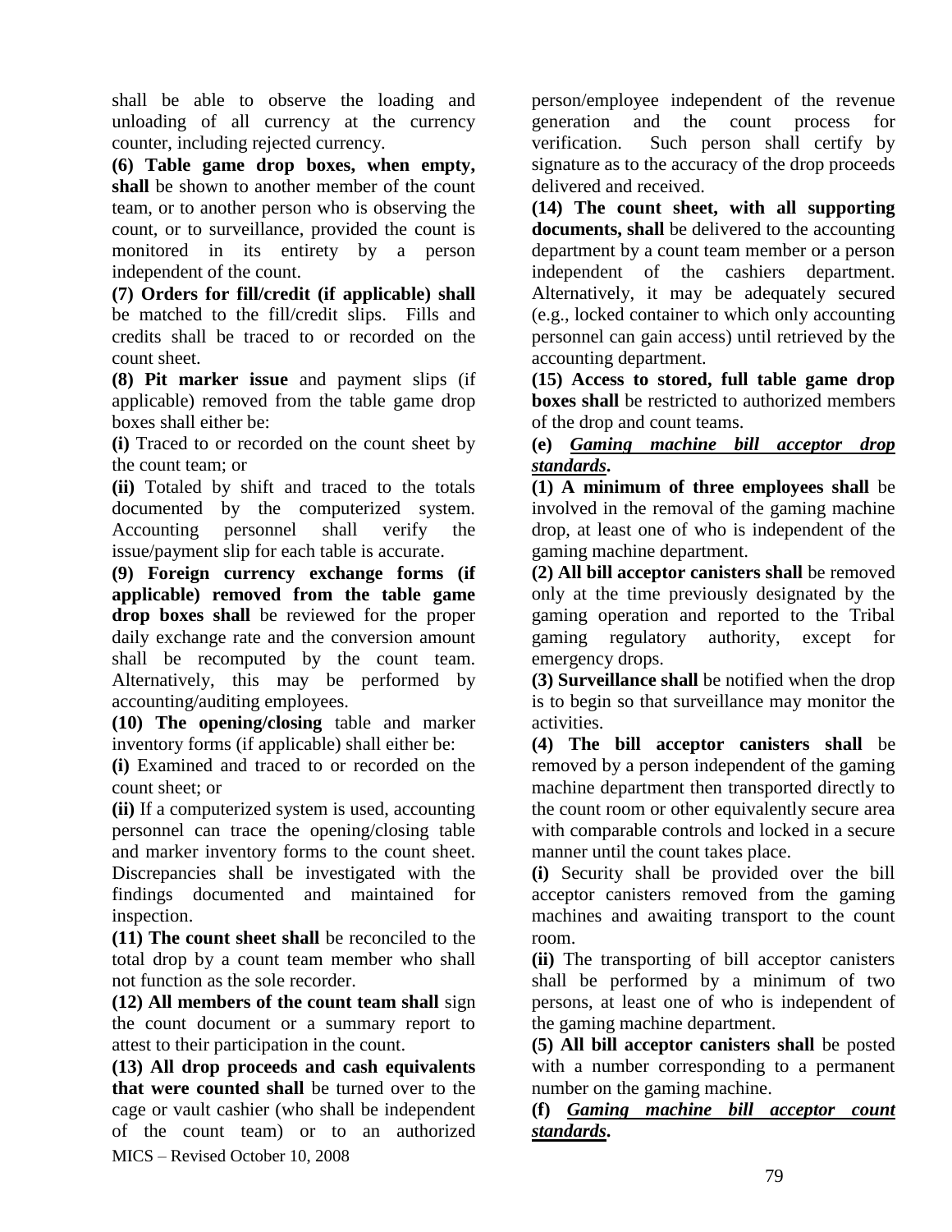shall be able to observe the loading and unloading of all currency at the currency counter, including rejected currency.

**(6) Table game drop boxes, when empty, shall** be shown to another member of the count team, or to another person who is observing the count, or to surveillance, provided the count is monitored in its entirety by a person independent of the count.

**(7) Orders for fill/credit (if applicable) shall** be matched to the fill/credit slips. Fills and credits shall be traced to or recorded on the count sheet.

**(8) Pit marker issue** and payment slips (if applicable) removed from the table game drop boxes shall either be:

**(i)** Traced to or recorded on the count sheet by the count team; or

**(ii)** Totaled by shift and traced to the totals documented by the computerized system. Accounting personnel shall verify the issue/payment slip for each table is accurate.

**(9) Foreign currency exchange forms (if applicable) removed from the table game drop boxes shall** be reviewed for the proper daily exchange rate and the conversion amount shall be recomputed by the count team. Alternatively, this may be performed by accounting/auditing employees.

**(10) The opening/closing** table and marker inventory forms (if applicable) shall either be:

**(i)** Examined and traced to or recorded on the count sheet; or

**(ii)** If a computerized system is used, accounting personnel can trace the opening/closing table and marker inventory forms to the count sheet. Discrepancies shall be investigated with the findings documented and maintained for inspection.

**(11) The count sheet shall** be reconciled to the total drop by a count team member who shall not function as the sole recorder.

**(12) All members of the count team shall** sign the count document or a summary report to attest to their participation in the count.

**(13) All drop proceeds and cash equivalents that were counted shall** be turned over to the cage or vault cashier (who shall be independent of the count team) or to an authorized person/employee independent of the revenue generation and the count process for verification. Such person shall certify by signature as to the accuracy of the drop proceeds delivered and received.

**(14) The count sheet, with all supporting documents, shall** be delivered to the accounting department by a count team member or a person independent of the cashiers department. Alternatively, it may be adequately secured (e.g., locked container to which only accounting personnel can gain access) until retrieved by the accounting department.

**(15) Access to stored, full table game drop boxes shall** be restricted to authorized members of the drop and count teams.

**(e)** ***Gaming machine bill acceptor drop standards*.**

**(1) A minimum of three employees shall** be involved in the removal of the gaming machine drop, at least one of who is independent of the gaming machine department.

**(2) All bill acceptor canisters shall** be removed only at the time previously designated by the gaming operation and reported to the Tribal gaming regulatory authority, except for emergency drops.

**(3) Surveillance shall** be notified when the drop is to begin so that surveillance may monitor the activities.

**(4) The bill acceptor canisters shall** be removed by a person independent of the gaming machine department then transported directly to the count room or other equivalently secure area with comparable controls and locked in a secure manner until the count takes place.

**(i)** Security shall be provided over the bill acceptor canisters removed from the gaming machines and awaiting transport to the count room.

**(ii)** The transporting of bill acceptor canisters shall be performed by a minimum of two persons, at least one of who is independent of the gaming machine department.

**(5) All bill acceptor canisters shall** be posted with a number corresponding to a permanent number on the gaming machine.

**(f)** ***Gaming machine bill acceptor count standards*.**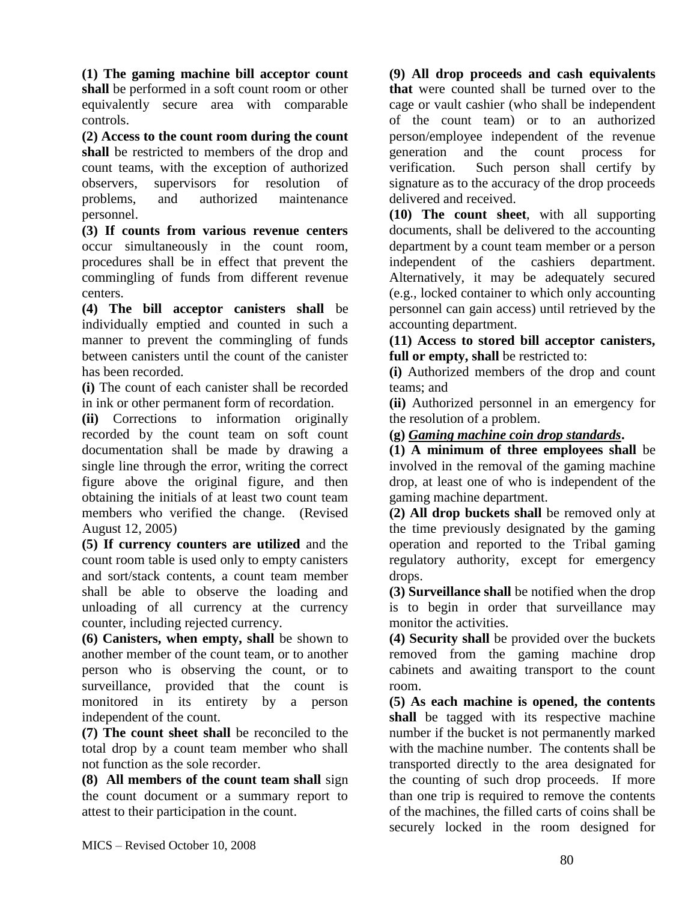**(1) The gaming machine bill acceptor count shall** be performed in a soft count room or other equivalently secure area with comparable controls.

**(2) Access to the count room during the count shall** be restricted to members of the drop and count teams, with the exception of authorized observers, supervisors for resolution of problems, and authorized maintenance personnel.

**(3) If counts from various revenue centers** occur simultaneously in the count room, procedures shall be in effect that prevent the commingling of funds from different revenue centers.

**(4) The bill acceptor canisters shall** be individually emptied and counted in such a manner to prevent the commingling of funds between canisters until the count of the canister has been recorded.

**(i)** The count of each canister shall be recorded in ink or other permanent form of recordation.

**(ii)** Corrections to information originally recorded by the count team on soft count documentation shall be made by drawing a single line through the error, writing the correct figure above the original figure, and then obtaining the initials of at least two count team members who verified the change. (Revised August 12, 2005)

**(5) If currency counters are utilized** and the count room table is used only to empty canisters and sort/stack contents, a count team member shall be able to observe the loading and unloading of all currency at the currency counter, including rejected currency.

**(6) Canisters, when empty, shall** be shown to another member of the count team, or to another person who is observing the count, or to surveillance, provided that the count is monitored in its entirety by a person independent of the count.

**(7) The count sheet shall** be reconciled to the total drop by a count team member who shall not function as the sole recorder.

**(8) All members of the count team shall** sign the count document or a summary report to attest to their participation in the count.

**(9) All drop proceeds and cash equivalents that** were counted shall be turned over to the cage or vault cashier (who shall be independent of the count team) or to an authorized person/employee independent of the revenue generation and the count process for verification. Such person shall certify by signature as to the accuracy of the drop proceeds delivered and received.

**(10) The count sheet**, with all supporting documents, shall be delivered to the accounting department by a count team member or a person independent of the cashiers department. Alternatively, it may be adequately secured (e.g., locked container to which only accounting personnel can gain access) until retrieved by the accounting department.

**(11) Access to stored bill acceptor canisters, full or empty, shall** be restricted to:

**(i)** Authorized members of the drop and count teams; and

**(ii)** Authorized personnel in an emergency for the resolution of a problem.

**(g)** ***Gaming machine coin drop standards*.**

**(1) A minimum of three employees shall** be involved in the removal of the gaming machine drop, at least one of who is independent of the gaming machine department.

**(2) All drop buckets shall** be removed only at the time previously designated by the gaming operation and reported to the Tribal gaming regulatory authority, except for emergency drops.

**(3) Surveillance shall** be notified when the drop is to begin in order that surveillance may monitor the activities.

**(4) Security shall** be provided over the buckets removed from the gaming machine drop cabinets and awaiting transport to the count room.

**(5) As each machine is opened, the contents shall** be tagged with its respective machine number if the bucket is not permanently marked with the machine number. The contents shall be transported directly to the area designated for the counting of such drop proceeds. If more than one trip is required to remove the contents of the machines, the filled carts of coins shall be securely locked in the room designed for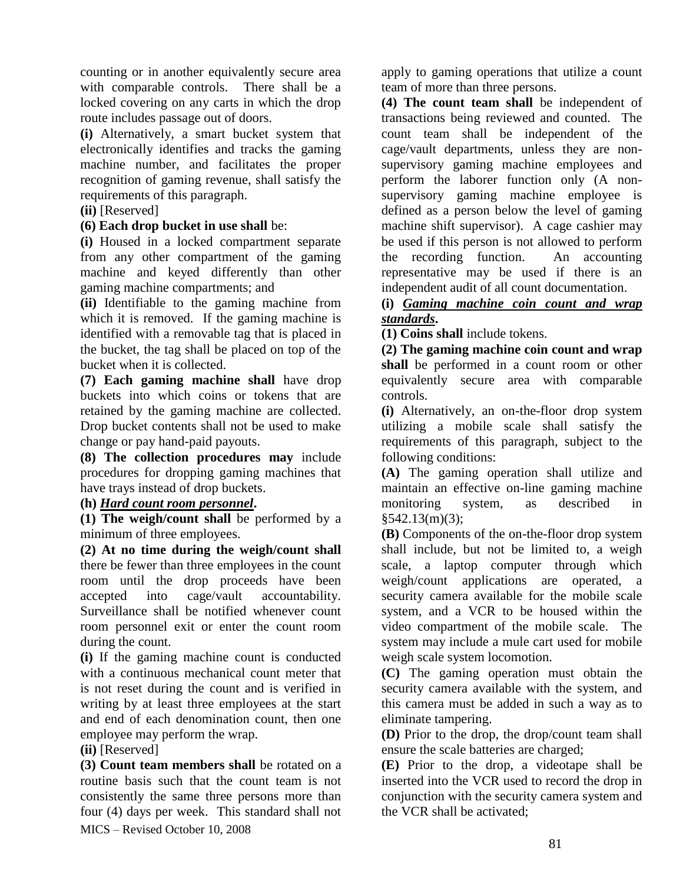counting or in another equivalently secure area with comparable controls. There shall be a locked covering on any carts in which the drop route includes passage out of doors.

**(i)** Alternatively, a smart bucket system that electronically identifies and tracks the gaming machine number, and facilitates the proper recognition of gaming revenue, shall satisfy the requirements of this paragraph.

**(ii)** [Reserved]

**(6) Each drop bucket in use shall** be:

**(i)** Housed in a locked compartment separate from any other compartment of the gaming machine and keyed differently than other gaming machine compartments; and

**(ii)** Identifiable to the gaming machine from which it is removed. If the gaming machine is identified with a removable tag that is placed in the bucket, the tag shall be placed on top of the bucket when it is collected.

**(7) Each gaming machine shall** have drop buckets into which coins or tokens that are retained by the gaming machine are collected. Drop bucket contents shall not be used to make change or pay hand-paid payouts.

**(8) The collection procedures may** include procedures for dropping gaming machines that have trays instead of drop buckets.

**(h) *Hard count room personnel*.**

**(1) The weigh/count shall** be performed by a minimum of three employees.

**(2) At no time during the weigh/count shall** there be fewer than three employees in the count room until the drop proceeds have been accepted into cage/vault accountability. Surveillance shall be notified whenever count room personnel exit or enter the count room during the count.

**(i)** If the gaming machine count is conducted with a continuous mechanical count meter that is not reset during the count and is verified in writing by at least three employees at the start and end of each denomination count, then one employee may perform the wrap.

**(ii)** [Reserved]

**(3) Count team members shall** be rotated on a routine basis such that the count team is not consistently the same three persons more than four (4) days per week. This standard shall not apply to gaming operations that utilize a count team of more than three persons.

**(4) The count team shall** be independent of transactions being reviewed and counted. The count team shall be independent of the cage/vault departments, unless they are non-supervisory gaming machine employees and perform the laborer function only (A non-supervisory gaming machine employee is defined as a person below the level of gaming machine shift supervisor). A cage cashier may be used if this person is not allowed to perform the recording function. An accounting representative may be used if there is an independent audit of all count documentation.

**(i) *Gaming machine coin count and wrap standards*.**

**(1) Coins shall** include tokens.

**(2) The gaming machine coin count and wrap shall** be performed in a count room or other equivalently secure area with comparable controls.

**(i)** Alternatively, an on-the-floor drop system utilizing a mobile scale shall satisfy the requirements of this paragraph, subject to the following conditions:

**(A)** The gaming operation shall utilize and maintain an effective on-line gaming machine monitoring system, as described in §542.13(m)(3);

**(B)** Components of the on-the-floor drop system shall include, but not be limited to, a weigh scale, a laptop computer through which weigh/count applications are operated, a security camera available for the mobile scale system, and a VCR to be housed within the video compartment of the mobile scale. The system may include a mule cart used for mobile weigh scale system locomotion.

**(C)** The gaming operation must obtain the security camera available with the system, and this camera must be added in such a way as to eliminate tampering.

**(D)** Prior to the drop, the drop/count team shall ensure the scale batteries are charged;

**(E)** Prior to the drop, a videotape shall be inserted into the VCR used to record the drop in conjunction with the security camera system and the VCR shall be activated;

MICS – Revised October 10, 2008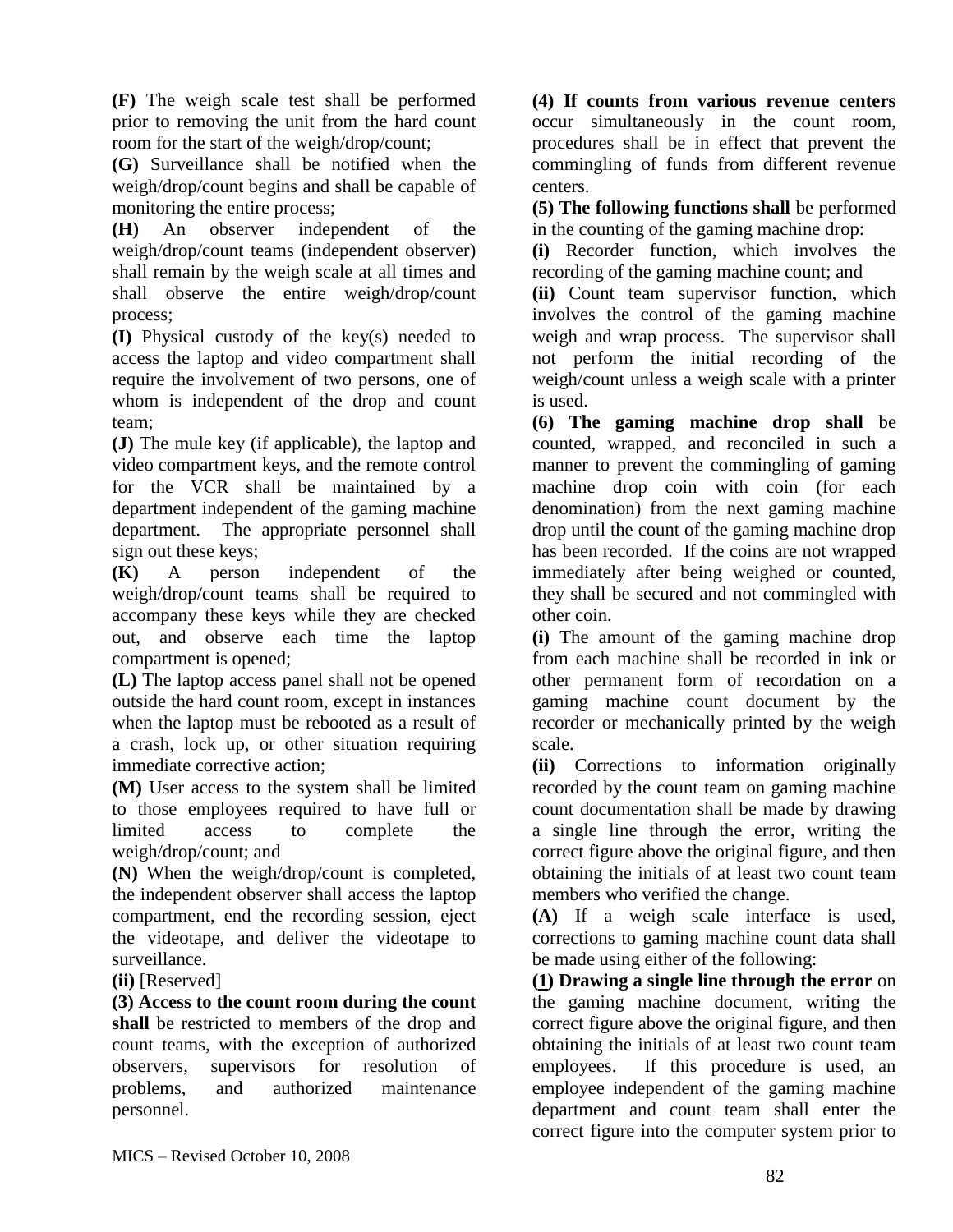**(F)** The weigh scale test shall be performed prior to removing the unit from the hard count room for the start of the weigh/drop/count;

**(G)** Surveillance shall be notified when the weigh/drop/count begins and shall be capable of monitoring the entire process;

**(H)** An observer independent of the weigh/drop/count teams (independent observer) shall remain by the weigh scale at all times and shall observe the entire weigh/drop/count process;

**(I)** Physical custody of the key(s) needed to access the laptop and video compartment shall require the involvement of two persons, one of whom is independent of the drop and count team;

**(J)** The mule key (if applicable), the laptop and video compartment keys, and the remote control for the VCR shall be maintained by a department independent of the gaming machine department. The appropriate personnel shall sign out these keys;

**(K)** A person independent of the weigh/drop/count teams shall be required to accompany these keys while they are checked out, and observe each time the laptop compartment is opened;

**(L)** The laptop access panel shall not be opened outside the hard count room, except in instances when the laptop must be rebooted as a result of a crash, lock up, or other situation requiring immediate corrective action;

**(M)** User access to the system shall be limited to those employees required to have full or limited access to complete the weigh/drop/count; and

**(N)** When the weigh/drop/count is completed, the independent observer shall access the laptop compartment, end the recording session, eject the videotape, and deliver the videotape to surveillance.

**(ii)** [Reserved]

**(3) Access to the count room during the count shall** be restricted to members of the drop and count teams, with the exception of authorized observers, supervisors for resolution of problems, and authorized maintenance personnel.

**(4) If counts from various revenue centers** occur simultaneously in the count room, procedures shall be in effect that prevent the commingling of funds from different revenue centers.

**(5) The following functions shall** be performed in the counting of the gaming machine drop:

**(i)** Recorder function, which involves the recording of the gaming machine count; and

**(ii)** Count team supervisor function, which involves the control of the gaming machine weigh and wrap process. The supervisor shall not perform the initial recording of the weigh/count unless a weigh scale with a printer is used.

**(6) The gaming machine drop shall** be counted, wrapped, and reconciled in such a manner to prevent the commingling of gaming machine drop coin with coin (for each denomination) from the next gaming machine drop until the count of the gaming machine drop has been recorded. If the coins are not wrapped immediately after being weighed or counted, they shall be secured and not commingled with other coin.

**(i)** The amount of the gaming machine drop from each machine shall be recorded in ink or other permanent form of recordation on a gaming machine count document by the recorder or mechanically printed by the weigh scale.

**(ii)** Corrections to information originally recorded by the count team on gaming machine count documentation shall be made by drawing a single line through the error, writing the correct figure above the original figure, and then obtaining the initials of at least two count team members who verified the change.

**(A)** If a weigh scale interface is used, corrections to gaming machine count data shall be made using either of the following:

**(1) Drawing a single line through the error** on the gaming machine document, writing the correct figure above the original figure, and then obtaining the initials of at least two count team employees. If this procedure is used, an employee independent of the gaming machine department and count team shall enter the correct figure into the computer system prior to

MICS – Revised October 10, 2008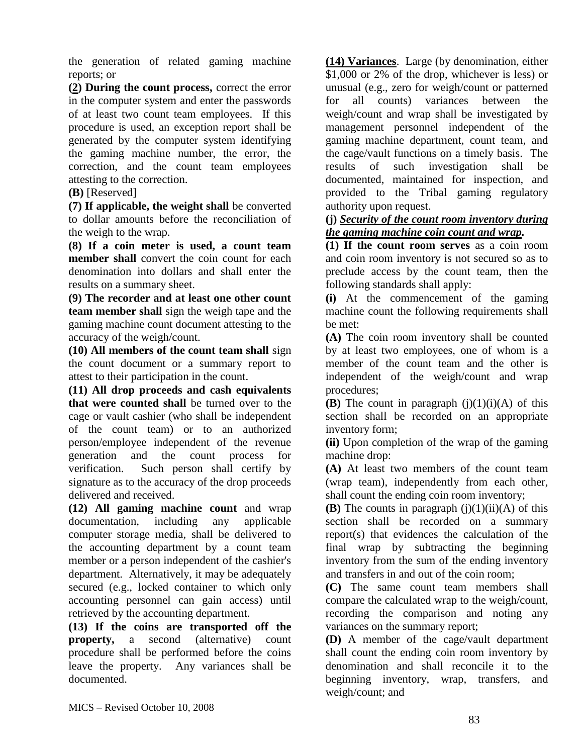the generation of related gaming machine reports; or

**(2) During the count process,** correct the error in the computer system and enter the passwords of at least two count team employees. If this procedure is used, an exception report shall be generated by the computer system identifying the gaming machine number, the error, the correction, and the count team employees attesting to the correction.

**(B)** [Reserved]

**(7) If applicable, the weight shall** be converted to dollar amounts before the reconciliation of the weigh to the wrap.

**(8) If a coin meter is used, a count team member shall** convert the coin count for each denomination into dollars and shall enter the results on a summary sheet.

**(9) The recorder and at least one other count team member shall** sign the weigh tape and the gaming machine count document attesting to the accuracy of the weigh/count.

**(10) All members of the count team shall** sign the count document or a summary report to attest to their participation in the count.

**(11) All drop proceeds and cash equivalents that were counted shall** be turned over to the cage or vault cashier (who shall be independent of the count team) or to an authorized person/employee independent of the revenue generation and the count process for verification. Such person shall certify by signature as to the accuracy of the drop proceeds delivered and received.

**(12) All gaming machine count** and wrap documentation, including any applicable computer storage media, shall be delivered to the accounting department by a count team member or a person independent of the cashier's department. Alternatively, it may be adequately secured (e.g., locked container to which only accounting personnel can gain access) until retrieved by the accounting department.

**(13) If the coins are transported off the property,** a second (alternative) count procedure shall be performed before the coins leave the property. Any variances shall be documented.

**(14) Variances**. Large (by denomination, either $1,000 or 2% of the drop, whichever is less) or unusual (e.g., zero for weigh/count or patterned for all counts) variances between the weigh/count and wrap shall be investigated by management personnel independent of the gaming machine department, count team, and the cage/vault functions on a timely basis. The results of such investigation shall be documented, maintained for inspection, and provided to the Tribal gaming regulatory authority upon request.

**(j)** ***Security of the count room inventory during the gaming machine coin count and wrap.***

**(1) If the count room serves** as a coin room and coin room inventory is not secured so as to preclude access by the count team, then the following standards shall apply:

**(i)** At the commencement of the gaming machine count the following requirements shall be met:

**(A)** The coin room inventory shall be counted by at least two employees, one of whom is a member of the count team and the other is independent of the weigh/count and wrap procedures;

**(B)** The count in paragraph (j)(1)(i)(A) of this section shall be recorded on an appropriate inventory form;

**(ii)** Upon completion of the wrap of the gaming machine drop:

**(A)** At least two members of the count team (wrap team), independently from each other, shall count the ending coin room inventory;

**(B)** The counts in paragraph (j)(1)(ii)(A) of this section shall be recorded on a summary report(s) that evidences the calculation of the final wrap by subtracting the beginning inventory from the sum of the ending inventory and transfers in and out of the coin room;

**(C)** The same count team members shall compare the calculated wrap to the weigh/count, recording the comparison and noting any variances on the summary report;

**(D)** A member of the cage/vault department shall count the ending coin room inventory by denomination and shall reconcile it to the beginning inventory, wrap, transfers, and weigh/count; and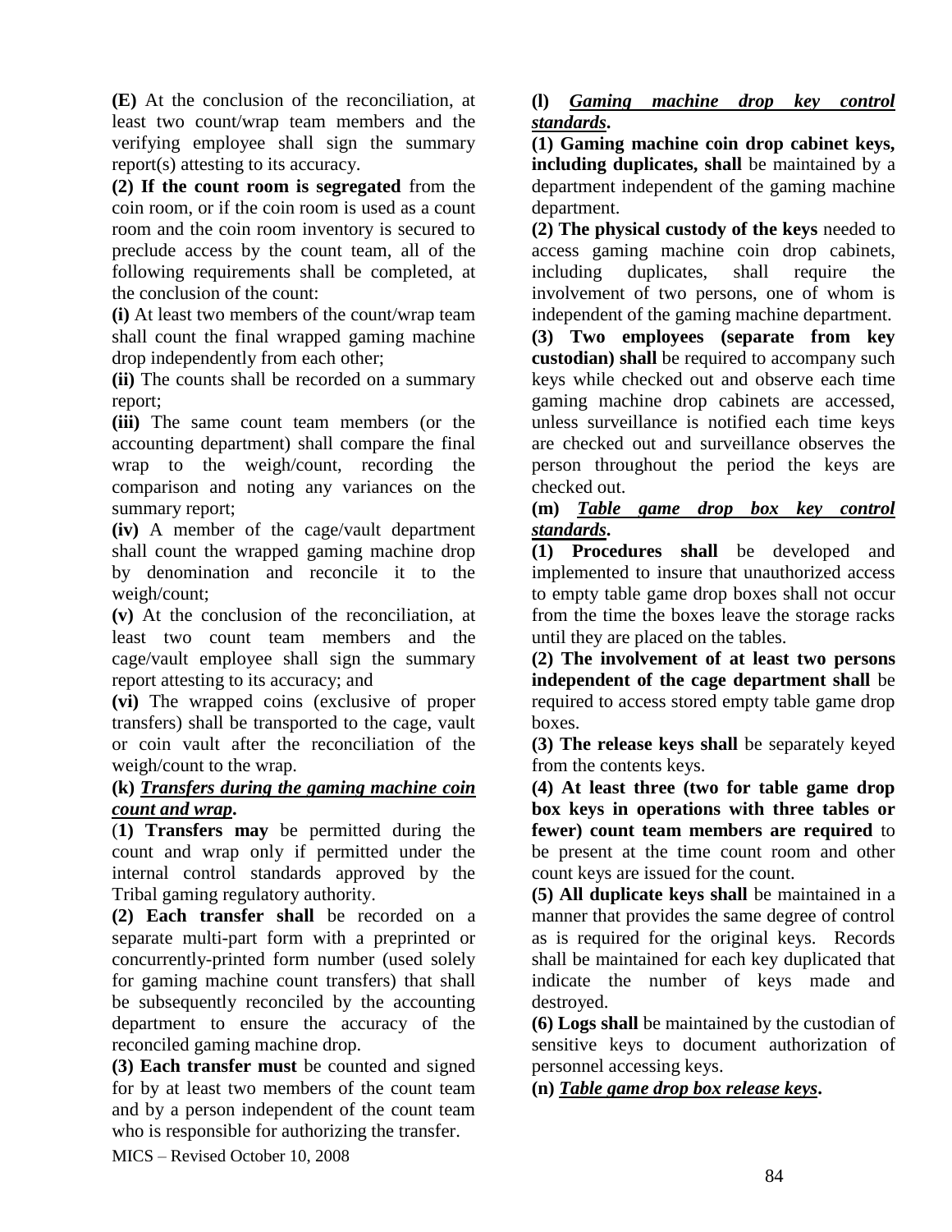**(E)** At the conclusion of the reconciliation, at least two count/wrap team members and the verifying employee shall sign the summary report(s) attesting to its accuracy.

**(2) If the count room is segregated** from the coin room, or if the coin room is used as a count room and the coin room inventory is secured to preclude access by the count team, all of the following requirements shall be completed, at the conclusion of the count:

**(i)** At least two members of the count/wrap team shall count the final wrapped gaming machine drop independently from each other;

**(ii)** The counts shall be recorded on a summary report;

**(iii)** The same count team members (or the accounting department) shall compare the final wrap to the weigh/count, recording the comparison and noting any variances on the summary report;

**(iv)** A member of the cage/vault department shall count the wrapped gaming machine drop by denomination and reconcile it to the weigh/count;

**(v)** At the conclusion of the reconciliation, at least two count team members and the cage/vault employee shall sign the summary report attesting to its accuracy; and

**(vi)** The wrapped coins (exclusive of proper transfers) shall be transported to the cage, vault or coin vault after the reconciliation of the weigh/count to the wrap.

**(k)** ***Transfers during the gaming machine coin count and wrap*.**

**(1) Transfers may** be permitted during the count and wrap only if permitted under the internal control standards approved by the Tribal gaming regulatory authority.

**(2) Each transfer shall** be recorded on a separate multi-part form with a preprinted or concurrently-printed form number (used solely for gaming machine count transfers) that shall be subsequently reconciled by the accounting department to ensure the accuracy of the reconciled gaming machine drop.

**(3) Each transfer must** be counted and signed for by at least two members of the count team and by a person independent of the count team who is responsible for authorizing the transfer.

**(l)** ***Gaming machine drop key control standards*.**

**(1) Gaming machine coin drop cabinet keys, including duplicates, shall** be maintained by a department independent of the gaming machine department.

**(2) The physical custody of the keys** needed to access gaming machine coin drop cabinets, including duplicates, shall require the involvement of two persons, one of whom is independent of the gaming machine department.

**(3) Two employees (separate from key custodian) shall** be required to accompany such keys while checked out and observe each time gaming machine drop cabinets are accessed, unless surveillance is notified each time keys are checked out and surveillance observes the person throughout the period the keys are checked out.

**(m)** ***Table game drop box key control standards*.**

**(1) Procedures shall** be developed and implemented to insure that unauthorized access to empty table game drop boxes shall not occur from the time the boxes leave the storage racks until they are placed on the tables.

**(2) The involvement of at least two persons independent of the cage department shall** be required to access stored empty table game drop boxes.

**(3) The release keys shall** be separately keyed from the contents keys.

**(4) At least three (two for table game drop box keys in operations with three tables or fewer) count team members are required** to be present at the time count room and other count keys are issued for the count.

**(5) All duplicate keys shall** be maintained in a manner that provides the same degree of control as is required for the original keys. Records shall be maintained for each key duplicated that indicate the number of keys made and destroyed.

**(6) Logs shall** be maintained by the custodian of sensitive keys to document authorization of personnel accessing keys.

**(n)** ***Table game drop box release keys*.**

MICS – Revised October 10, 2008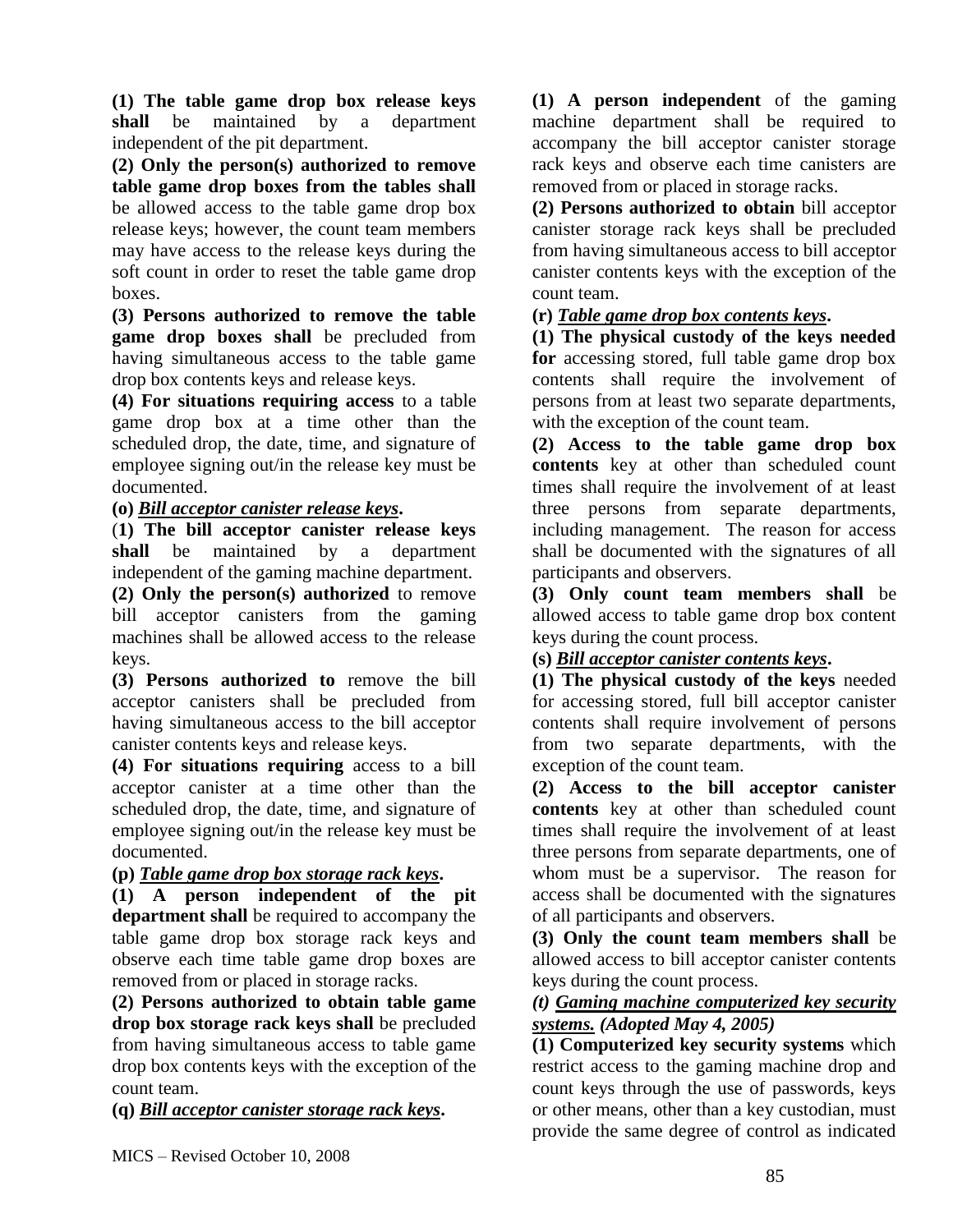**(1) The table game drop box release keys shall** be maintained by a department independent of the pit department.

**(2) Only the person(s) authorized to remove table game drop boxes from the tables shall** be allowed access to the table game drop box release keys; however, the count team members may have access to the release keys during the soft count in order to reset the table game drop boxes.

**(3) Persons authorized to remove the table game drop boxes shall** be precluded from having simultaneous access to the table game drop box contents keys and release keys.

**(4) For situations requiring access** to a table game drop box at a time other than the scheduled drop, the date, time, and signature of employee signing out/in the release key must be documented.

**(o)** ***Bill acceptor canister release keys*****.**

(**1) The bill acceptor canister release keys shall** be maintained by a department independent of the gaming machine department.

**(2) Only the person(s) authorized** to remove bill acceptor canisters from the gaming machines shall be allowed access to the release keys.

**(3) Persons authorized to** remove the bill acceptor canisters shall be precluded from having simultaneous access to the bill acceptor canister contents keys and release keys.

**(4) For situations requiring** access to a bill acceptor canister at a time other than the scheduled drop, the date, time, and signature of employee signing out/in the release key must be documented.

**(p)** ***Table game drop box storage rack keys*****.**

**(1) A person independent of the pit department shall** be required to accompany the table game drop box storage rack keys and observe each time table game drop boxes are removed from or placed in storage racks.

**(2) Persons authorized to obtain table game drop box storage rack keys shall** be precluded from having simultaneous access to table game drop box contents keys with the exception of the count team.

**(q)** ***Bill acceptor canister storage rack keys*****.**

**(1) A person independent** of the gaming machine department shall be required to accompany the bill acceptor canister storage rack keys and observe each time canisters are removed from or placed in storage racks.

**(2) Persons authorized to obtain** bill acceptor canister storage rack keys shall be precluded from having simultaneous access to bill acceptor canister contents keys with the exception of the count team.

**(r)** ***Table game drop box contents keys*****.**

**(1) The physical custody of the keys needed for** accessing stored, full table game drop box contents shall require the involvement of persons from at least two separate departments, with the exception of the count team.

**(2) Access to the table game drop box contents** key at other than scheduled count times shall require the involvement of at least three persons from separate departments, including management. The reason for access shall be documented with the signatures of all participants and observers.

**(3) Only count team members shall** be allowed access to table game drop box content keys during the count process.

**(s)** ***Bill acceptor canister contents keys*****.**

**(1) The physical custody of the keys** needed for accessing stored, full bill acceptor canister contents shall require involvement of persons from two separate departments, with the exception of the count team.

**(2) Access to the bill acceptor canister contents** key at other than scheduled count times shall require the involvement of at least three persons from separate departments, one of whom must be a supervisor. The reason for access shall be documented with the signatures of all participants and observers.

**(3) Only the count team members shall** be allowed access to bill acceptor canister contents keys during the count process.

***(t) Gaming machine computerized key security systems. (Adopted May 4, 2005)***

**(1) Computerized key security systems** which restrict access to the gaming machine drop and count keys through the use of passwords, keys or other means, other than a key custodian, must provide the same degree of control as indicated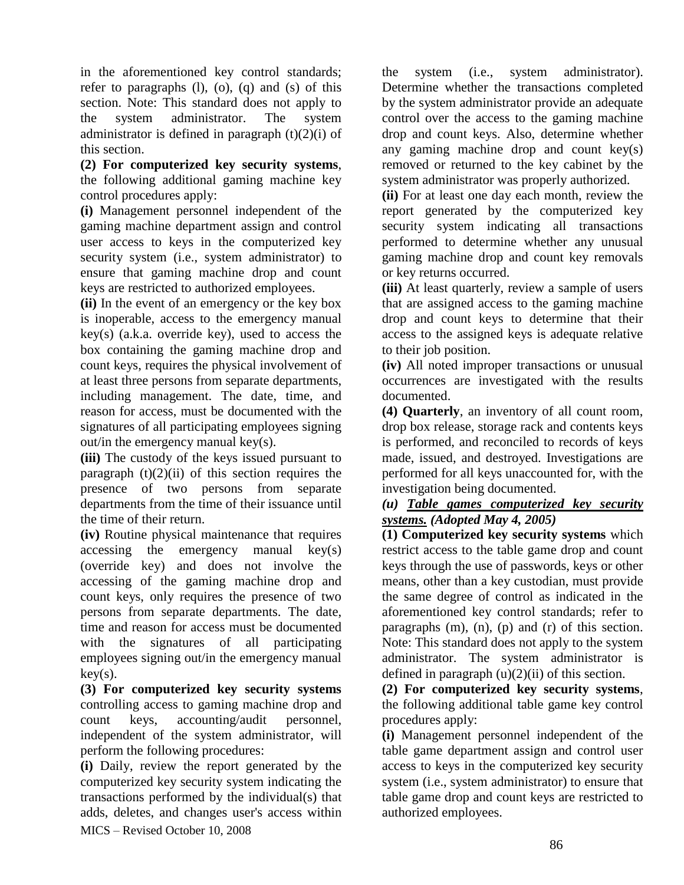in the aforementioned key control standards; refer to paragraphs (l), (o), (q) and (s) of this section. Note: This standard does not apply to the system administrator. The system administrator is defined in paragraph (t)(2)(i) of this section.

**(2) For computerized key security systems**, the following additional gaming machine key control procedures apply:

**(i)** Management personnel independent of the gaming machine department assign and control user access to keys in the computerized key security system (i.e., system administrator) to ensure that gaming machine drop and count keys are restricted to authorized employees.

**(ii)** In the event of an emergency or the key box is inoperable, access to the emergency manual key(s) (a.k.a. override key), used to access the box containing the gaming machine drop and count keys, requires the physical involvement of at least three persons from separate departments, including management. The date, time, and reason for access, must be documented with the signatures of all participating employees signing out/in the emergency manual key(s).

**(iii)** The custody of the keys issued pursuant to paragraph (t)(2)(ii) of this section requires the presence of two persons from separate departments from the time of their issuance until the time of their return.

**(iv)** Routine physical maintenance that requires accessing the emergency manual key(s) (override key) and does not involve the accessing of the gaming machine drop and count keys, only requires the presence of two persons from separate departments. The date, time and reason for access must be documented with the signatures of all participating employees signing out/in the emergency manual key(s).

**(3) For computerized key security systems** controlling access to gaming machine drop and count keys, accounting/audit personnel, independent of the system administrator, will perform the following procedures:

**(i)** Daily, review the report generated by the computerized key security system indicating the transactions performed by the individual(s) that adds, deletes, and changes user's access within the system (i.e., system administrator). Determine whether the transactions completed by the system administrator provide an adequate control over the access to the gaming machine drop and count keys. Also, determine whether any gaming machine drop and count key(s) removed or returned to the key cabinet by the system administrator was properly authorized.

**(ii)** For at least one day each month, review the report generated by the computerized key security system indicating all transactions performed to determine whether any unusual gaming machine drop and count key removals or key returns occurred.

**(iii)** At least quarterly, review a sample of users that are assigned access to the gaming machine drop and count keys to determine that their access to the assigned keys is adequate relative to their job position.

**(iv)** All noted improper transactions or unusual occurrences are investigated with the results documented.

**(4) Quarterly**, an inventory of all count room, drop box release, storage rack and contents keys is performed, and reconciled to records of keys made, issued, and destroyed. Investigations are performed for all keys unaccounted for, with the investigation being documented.

***(u) <u>Table games computerized key security systems.</u> (Adopted May 4, 2005)***

**(1) Computerized key security systems** which restrict access to the table game drop and count keys through the use of passwords, keys or other means, other than a key custodian, must provide the same degree of control as indicated in the aforementioned key control standards; refer to paragraphs (m), (n), (p) and (r) of this section. Note: This standard does not apply to the system administrator. The system administrator is defined in paragraph (u)(2)(ii) of this section.

**(2) For computerized key security systems**, the following additional table game key control procedures apply:

**(i)** Management personnel independent of the table game department assign and control user access to keys in the computerized key security system (i.e., system administrator) to ensure that table game drop and count keys are restricted to authorized employees.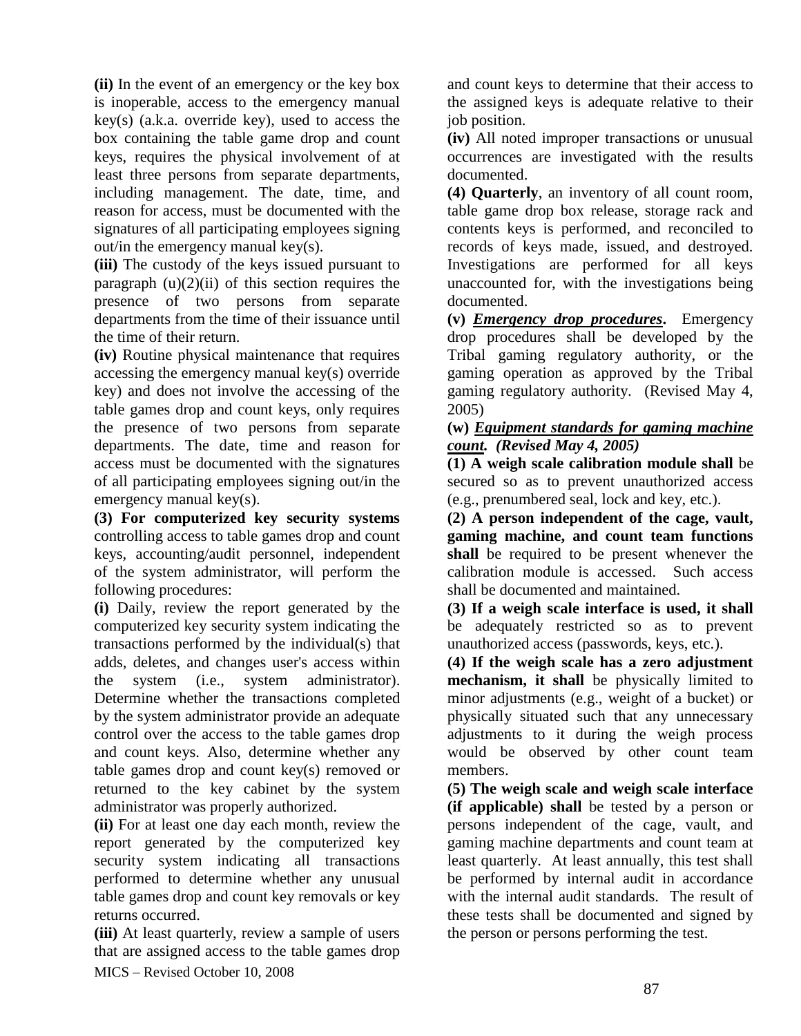**(ii)** In the event of an emergency or the key box is inoperable, access to the emergency manual key(s) (a.k.a. override key), used to access the box containing the table game drop and count keys, requires the physical involvement of at least three persons from separate departments, including management. The date, time, and reason for access, must be documented with the signatures of all participating employees signing out/in the emergency manual key(s).

**(iii)** The custody of the keys issued pursuant to paragraph (u)(2)(ii) of this section requires the presence of two persons from separate departments from the time of their issuance until the time of their return.

**(iv)** Routine physical maintenance that requires accessing the emergency manual key(s) override key) and does not involve the accessing of the table games drop and count keys, only requires the presence of two persons from separate departments. The date, time and reason for access must be documented with the signatures of all participating employees signing out/in the emergency manual key(s).

**(3) For computerized key security systems** controlling access to table games drop and count keys, accounting/audit personnel, independent of the system administrator, will perform the following procedures:

**(i)** Daily, review the report generated by the computerized key security system indicating the transactions performed by the individual(s) that adds, deletes, and changes user's access within the system (i.e., system administrator). Determine whether the transactions completed by the system administrator provide an adequate control over the access to the table games drop and count keys. Also, determine whether any table games drop and count key(s) removed or returned to the key cabinet by the system administrator was properly authorized.

**(ii)** For at least one day each month, review the report generated by the computerized key security system indicating all transactions performed to determine whether any unusual table games drop and count key removals or key returns occurred.

**(iii)** At least quarterly, review a sample of users that are assigned access to the table games drop and count keys to determine that their access to the assigned keys is adequate relative to their job position.

**(iv)** All noted improper transactions or unusual occurrences are investigated with the results documented.

**(4) Quarterly**, an inventory of all count room, table game drop box release, storage rack and contents keys is performed, and reconciled to records of keys made, issued, and destroyed. Investigations are performed for all keys unaccounted for, with the investigations being documented.

**(v)** ***Emergency drop procedures*****.** Emergency drop procedures shall be developed by the Tribal gaming regulatory authority, or the gaming operation as approved by the Tribal gaming regulatory authority. (Revised May 4, 2005)

**(w)** ***Equipment standards for gaming machine count. (Revised May 4, 2005)***

**(1) A weigh scale calibration module shall** be secured so as to prevent unauthorized access (e.g., prenumbered seal, lock and key, etc.).

**(2) A person independent of the cage, vault, gaming machine, and count team functions shall** be required to be present whenever the calibration module is accessed. Such access shall be documented and maintained.

**(3) If a weigh scale interface is used, it shall** be adequately restricted so as to prevent unauthorized access (passwords, keys, etc.).

**(4) If the weigh scale has a zero adjustment mechanism, it shall** be physically limited to minor adjustments (e.g., weight of a bucket) or physically situated such that any unnecessary adjustments to it during the weigh process would be observed by other count team members.

**(5) The weigh scale and weigh scale interface (if applicable) shall** be tested by a person or persons independent of the cage, vault, and gaming machine departments and count team at least quarterly. At least annually, this test shall be performed by internal audit in accordance with the internal audit standards. The result of these tests shall be documented and signed by the person or persons performing the test.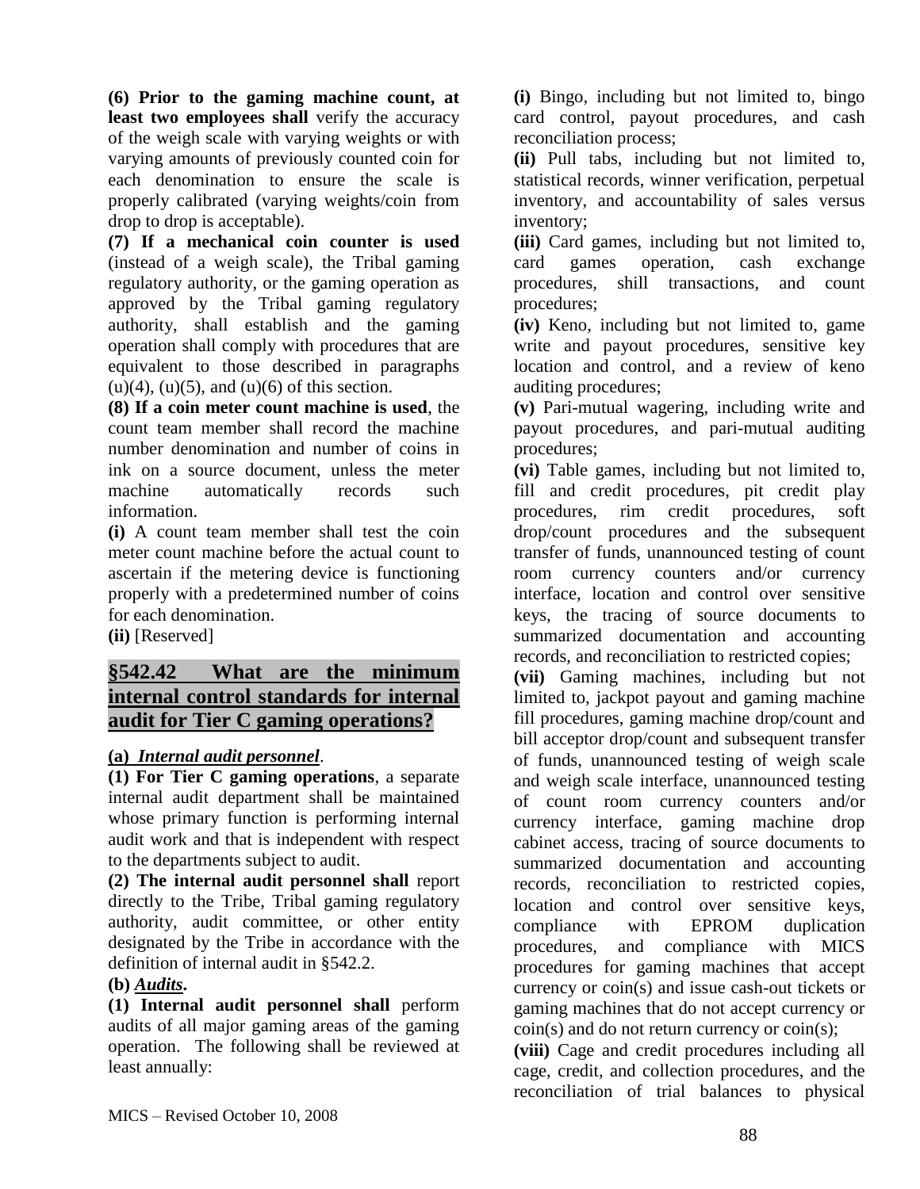**(6) Prior to the gaming machine count, at least two employees shall** verify the accuracy of the weigh scale with varying weights or with varying amounts of previously counted coin for each denomination to ensure the scale is properly calibrated (varying weights/coin from drop to drop is acceptable).

**(7) If a mechanical coin counter is used** (instead of a weigh scale), the Tribal gaming regulatory authority, or the gaming operation as approved by the Tribal gaming regulatory authority, shall establish and the gaming operation shall comply with procedures that are equivalent to those described in paragraphs (u)(4), (u)(5), and (u)(6) of this section.

**(8) If a coin meter count machine is used**, the count team member shall record the machine number denomination and number of coins in ink on a source document, unless the meter machine automatically records such information.

**(i)** A count team member shall test the coin meter count machine before the actual count to ascertain if the metering device is functioning properly with a predetermined number of coins for each denomination.

**(ii)** [Reserved]

## §542.42 What are the minimum internal control standards for internal audit for Tier C gaming operations?

**(a)** ***Internal audit personnel***.

**(1) For Tier C gaming operations**, a separate internal audit department shall be maintained whose primary function is performing internal audit work and that is independent with respect to the departments subject to audit.

**(2) The internal audit personnel shall** report directly to the Tribe, Tribal gaming regulatory authority, audit committee, or other entity designated by the Tribe in accordance with the definition of internal audit in §542.2.

**(b)** ***Audits***.

**(1) Internal audit personnel shall** perform audits of all major gaming areas of the gaming operation. The following shall be reviewed at least annually:

**(i)** Bingo, including but not limited to, bingo card control, payout procedures, and cash reconciliation process;

**(ii)** Pull tabs, including but not limited to, statistical records, winner verification, perpetual inventory, and accountability of sales versus inventory;

**(iii)** Card games, including but not limited to, card games operation, cash exchange procedures, shill transactions, and count procedures;

**(iv)** Keno, including but not limited to, game write and payout procedures, sensitive key location and control, and a review of keno auditing procedures;

**(v)** Pari-mutual wagering, including write and payout procedures, and pari-mutual auditing procedures;

**(vi)** Table games, including but not limited to, fill and credit procedures, pit credit play procedures, rim credit procedures, soft drop/count procedures and the subsequent transfer of funds, unannounced testing of count room currency counters and/or currency interface, location and control over sensitive keys, the tracing of source documents to summarized documentation and accounting records, and reconciliation to restricted copies;

**(vii)** Gaming machines, including but not limited to, jackpot payout and gaming machine fill procedures, gaming machine drop/count and bill acceptor drop/count and subsequent transfer of funds, unannounced testing of weigh scale and weigh scale interface, unannounced testing of count room currency counters and/or currency interface, gaming machine drop cabinet access, tracing of source documents to summarized documentation and accounting records, reconciliation to restricted copies, location and control over sensitive keys, compliance with EPROM duplication procedures, and compliance with MICS procedures for gaming machines that accept currency or coin(s) and issue cash-out tickets or gaming machines that do not accept currency or coin(s) and do not return currency or coin(s);

**(viii)** Cage and credit procedures including all cage, credit, and collection procedures, and the reconciliation of trial balances to physical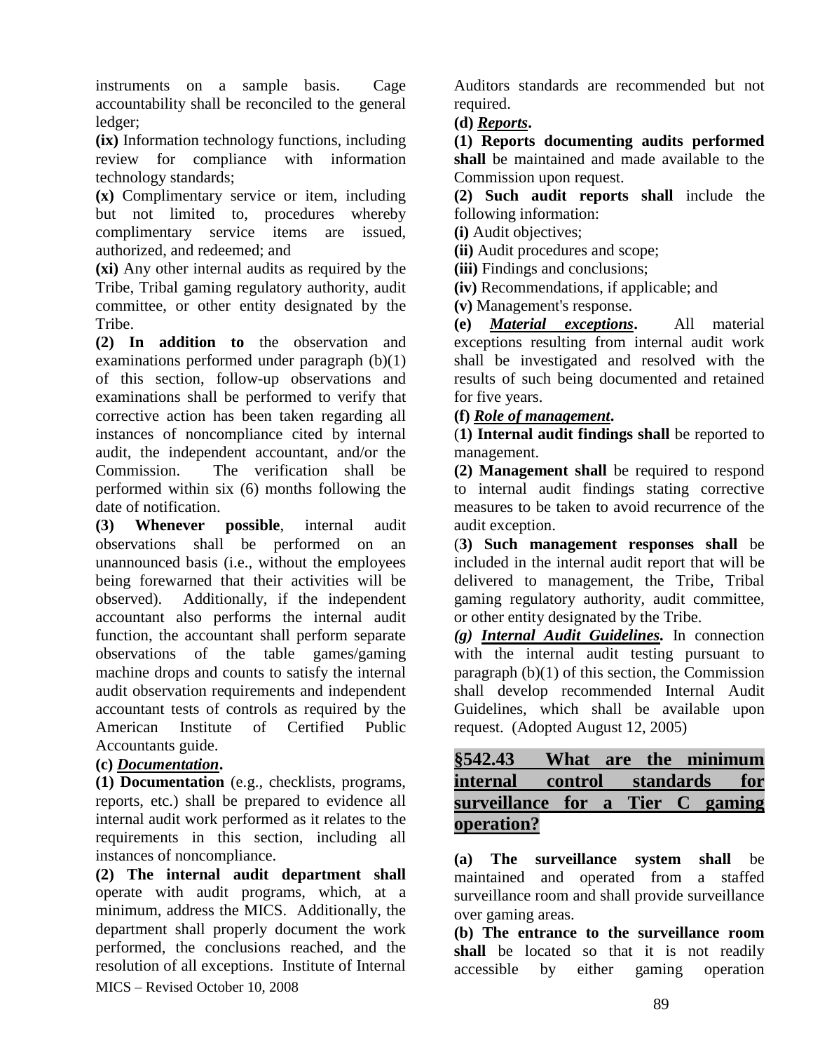instruments on a sample basis. Cage accountability shall be reconciled to the general ledger;

**(ix)** Information technology functions, including review for compliance with information technology standards;

**(x)** Complimentary service or item, including but not limited to, procedures whereby complimentary service items are issued, authorized, and redeemed; and

**(xi)** Any other internal audits as required by the Tribe, Tribal gaming regulatory authority, audit committee, or other entity designated by the Tribe.

**(2) In addition to** the observation and examinations performed under paragraph (b)(1) of this section, follow-up observations and examinations shall be performed to verify that corrective action has been taken regarding all instances of noncompliance cited by internal audit, the independent accountant, and/or the Commission. The verification shall be performed within six (6) months following the date of notification.

**(3) Whenever possible**, internal audit observations shall be performed on an unannounced basis (i.e., without the employees being forewarned that their activities will be observed). Additionally, if the independent accountant also performs the internal audit function, the accountant shall perform separate observations of the table games/gaming machine drops and counts to satisfy the internal audit observation requirements and independent accountant tests of controls as required by the American Institute of Certified Public Accountants guide.

**(c) _Documentation_.**

**(1) Documentation** (e.g., checklists, programs, reports, etc.) shall be prepared to evidence all internal audit work performed as it relates to the requirements in this section, including all instances of noncompliance.

**(2) The internal audit department shall** operate with audit programs, which, at a minimum, address the MICS. Additionally, the department shall properly document the work performed, the conclusions reached, and the resolution of all exceptions. Institute of Internal Auditors standards are recommended but not required.

**(d) _Reports_.**

**(1) Reports documenting audits performed shall** be maintained and made available to the Commission upon request.

**(2) Such audit reports shall** include the following information:

**(i)** Audit objectives;

**(ii)** Audit procedures and scope;

**(iii)** Findings and conclusions;

**(iv)** Recommendations, if applicable; and

**(v)** Management's response.

**(e) _Material exceptions_.** All material exceptions resulting from internal audit work shall be investigated and resolved with the results of such being documented and retained for five years.

**(f) _Role of management_.**

(**1) Internal audit findings shall** be reported to management.

**(2) Management shall** be required to respond to internal audit findings stating corrective measures to be taken to avoid recurrence of the audit exception.

(**3) Such management responses shall** be included in the internal audit report that will be delivered to management, the Tribe, Tribal gaming regulatory authority, audit committee, or other entity designated by the Tribe.

***(g) _Internal Audit Guidelines_.*** In connection with the internal audit testing pursuant to paragraph (b)(1) of this section, the Commission shall develop recommended Internal Audit Guidelines, which shall be available upon request. (Adopted August 12, 2005)

## §542.43 What are the minimum internal control standards for surveillance for a Tier C gaming operation?

**(a) The surveillance system shall** be maintained and operated from a staffed surveillance room and shall provide surveillance over gaming areas.

**(b) The entrance to the surveillance room shall** be located so that it is not readily accessible by either gaming operation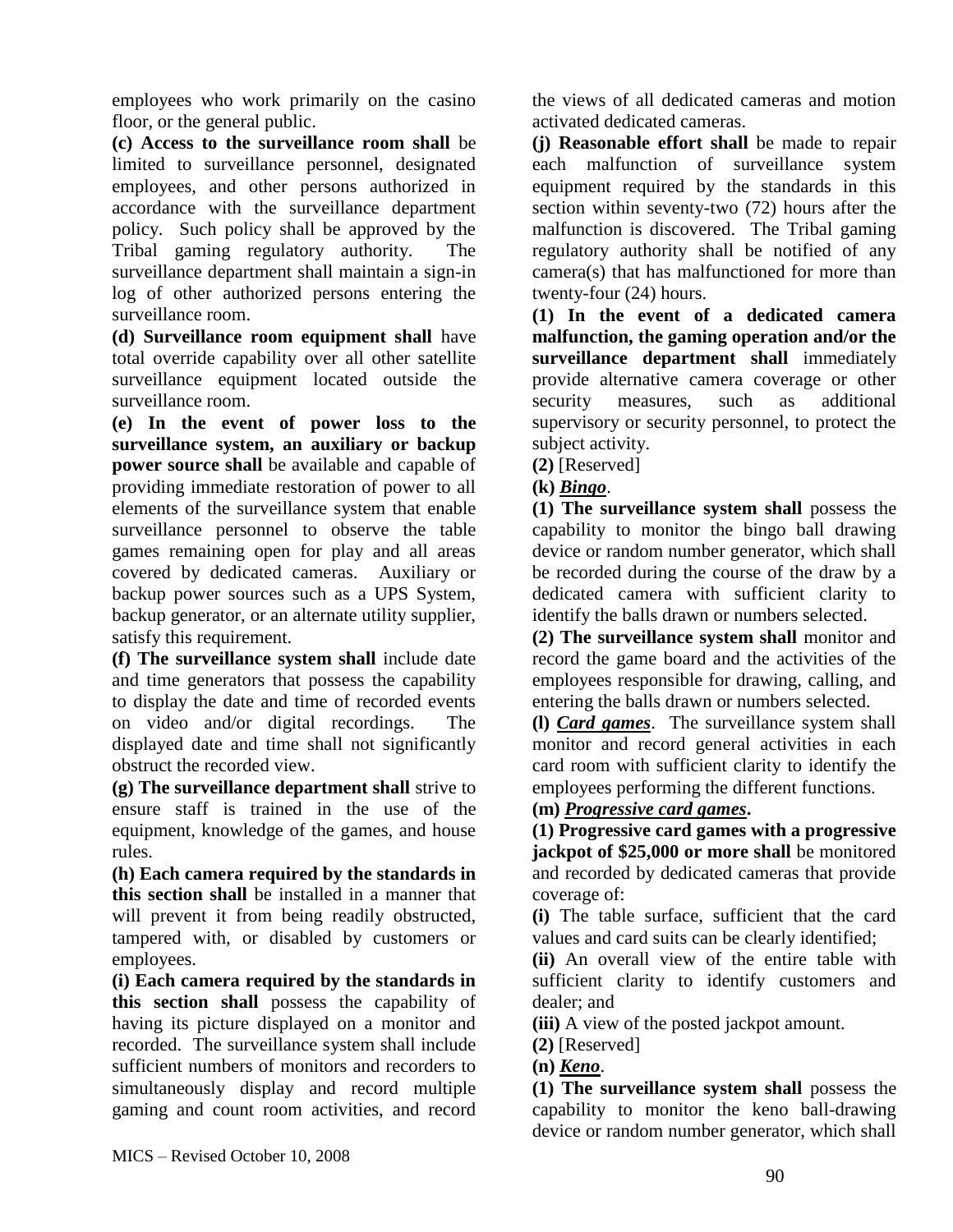employees who work primarily on the casino floor, or the general public.

**(c) Access to the surveillance room shall** be limited to surveillance personnel, designated employees, and other persons authorized in accordance with the surveillance department policy. Such policy shall be approved by the Tribal gaming regulatory authority. The surveillance department shall maintain a sign-in log of other authorized persons entering the surveillance room.

**(d) Surveillance room equipment shall** have total override capability over all other satellite surveillance equipment located outside the surveillance room.

**(e) In the event of power loss to the surveillance system, an auxiliary or backup power source shall** be available and capable of providing immediate restoration of power to all elements of the surveillance system that enable surveillance personnel to observe the table games remaining open for play and all areas covered by dedicated cameras. Auxiliary or backup power sources such as a UPS System, backup generator, or an alternate utility supplier, satisfy this requirement.

**(f) The surveillance system shall** include date and time generators that possess the capability to display the date and time of recorded events on video and/or digital recordings. The displayed date and time shall not significantly obstruct the recorded view.

**(g) The surveillance department shall** strive to ensure staff is trained in the use of the equipment, knowledge of the games, and house rules.

**(h) Each camera required by the standards in this section shall** be installed in a manner that will prevent it from being readily obstructed, tampered with, or disabled by customers or employees.

**(i) Each camera required by the standards in this section shall** possess the capability of having its picture displayed on a monitor and recorded. The surveillance system shall include sufficient numbers of monitors and recorders to simultaneously display and record multiple gaming and count room activities, and record the views of all dedicated cameras and motion activated dedicated cameras.

**(j) Reasonable effort shall** be made to repair each malfunction of surveillance system equipment required by the standards in this section within seventy-two (72) hours after the malfunction is discovered. The Tribal gaming regulatory authority shall be notified of any camera(s) that has malfunctioned for more than twenty-four (24) hours.

**(1) In the event of a dedicated camera malfunction, the gaming operation and/or the surveillance department shall** immediately provide alternative camera coverage or other security measures, such as additional supervisory or security personnel, to protect the subject activity.

**(2)** [Reserved]

**(k) *Bingo*.**

**(1) The surveillance system shall** possess the capability to monitor the bingo ball drawing device or random number generator, which shall be recorded during the course of the draw by a dedicated camera with sufficient clarity to identify the balls drawn or numbers selected.

**(2) The surveillance system shall** monitor and record the game board and the activities of the employees responsible for drawing, calling, and entering the balls drawn or numbers selected.

**(l) *Card games*.** The surveillance system shall monitor and record general activities in each card room with sufficient clarity to identify the employees performing the different functions.

**(m) *Progressive card games*.**

**(1) Progressive card games with a progressive jackpot of $25,000 or more shall** be monitored and recorded by dedicated cameras that provide coverage of:

**(i)** The table surface, sufficient that the card values and card suits can be clearly identified;

**(ii)** An overall view of the entire table with sufficient clarity to identify customers and dealer; and

**(iii)** A view of the posted jackpot amount.

**(2)** [Reserved]

**(n) *Keno*.**

**(1) The surveillance system shall** possess the capability to monitor the keno ball-drawing device or random number generator, which shall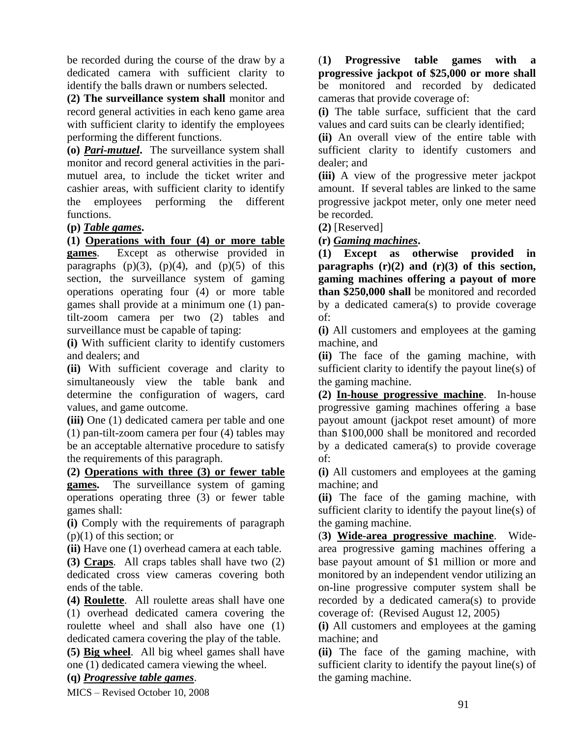be recorded during the course of the draw by a dedicated camera with sufficient clarity to identify the balls drawn or numbers selected.

**(2) The surveillance system shall** monitor and record general activities in each keno game area with sufficient clarity to identify the employees performing the different functions.

**(o)** ***Pari-mutuel*****.** The surveillance system shall monitor and record general activities in the pari-mutuel area, to include the ticket writer and cashier areas, with sufficient clarity to identify the employees performing the different functions.

**(p)** ***Table games*****.**

**(1) Operations with four (4) or more table games**. Except as otherwise provided in paragraphs (p)(3), (p)(4), and (p)(5) of this section, the surveillance system of gaming operations operating four (4) or more table games shall provide at a minimum one (1) pan-tilt-zoom camera per two (2) tables and surveillance must be capable of taping:

**(i)** With sufficient clarity to identify customers and dealers; and

**(ii)** With sufficient coverage and clarity to simultaneously view the table bank and determine the configuration of wagers, card values, and game outcome.

**(iii)** One (1) dedicated camera per table and one (1) pan-tilt-zoom camera per four (4) tables may be an acceptable alternative procedure to satisfy the requirements of this paragraph.

**(2) Operations with three (3) or fewer table games.** The surveillance system of gaming operations operating three (3) or fewer table games shall:

**(i)** Comply with the requirements of paragraph (p)(1) of this section; or

**(ii)** Have one (1) overhead camera at each table.

**(3) Craps**. All craps tables shall have two (2) dedicated cross view cameras covering both ends of the table.

**(4) Roulette**. All roulette areas shall have one (1) overhead dedicated camera covering the roulette wheel and shall also have one (1) dedicated camera covering the play of the table.

**(5) Big wheel**. All big wheel games shall have one (1) dedicated camera viewing the wheel.

**(q)** ***Progressive table games***.

**(1) Progressive table games with a progressive jackpot of $25,000 or more shall** be monitored and recorded by dedicated cameras that provide coverage of:

**(i)** The table surface, sufficient that the card values and card suits can be clearly identified;

**(ii)** An overall view of the entire table with sufficient clarity to identify customers and dealer; and

**(iii)** A view of the progressive meter jackpot amount. If several tables are linked to the same progressive jackpot meter, only one meter need be recorded.

**(2)** [Reserved]

**(r)** ***Gaming machines*****.**

**(1) Except as otherwise provided in paragraphs (r)(2) and (r)(3) of this section, gaming machines offering a payout of more than $250,000 shall** be monitored and recorded by a dedicated camera(s) to provide coverage of:

**(i)** All customers and employees at the gaming machine, and

**(ii)** The face of the gaming machine, with sufficient clarity to identify the payout line(s) of the gaming machine.

**(2) In-house progressive machine**. In-house progressive gaming machines offering a base payout amount (jackpot reset amount) of more than $100,000 shall be monitored and recorded by a dedicated camera(s) to provide coverage of:

**(i)** All customers and employees at the gaming machine; and

**(ii)** The face of the gaming machine, with sufficient clarity to identify the payout line(s) of the gaming machine.

**(3) Wide-area progressive machine**. Wide-area progressive gaming machines offering a base payout amount of $1 million or more and monitored by an independent vendor utilizing an on-line progressive computer system shall be recorded by a dedicated camera(s) to provide coverage of: (Revised August 12, 2005)

**(i)** All customers and employees at the gaming machine; and

**(ii)** The face of the gaming machine, with sufficient clarity to identify the payout line(s) of the gaming machine.

MICS – Revised October 10, 2008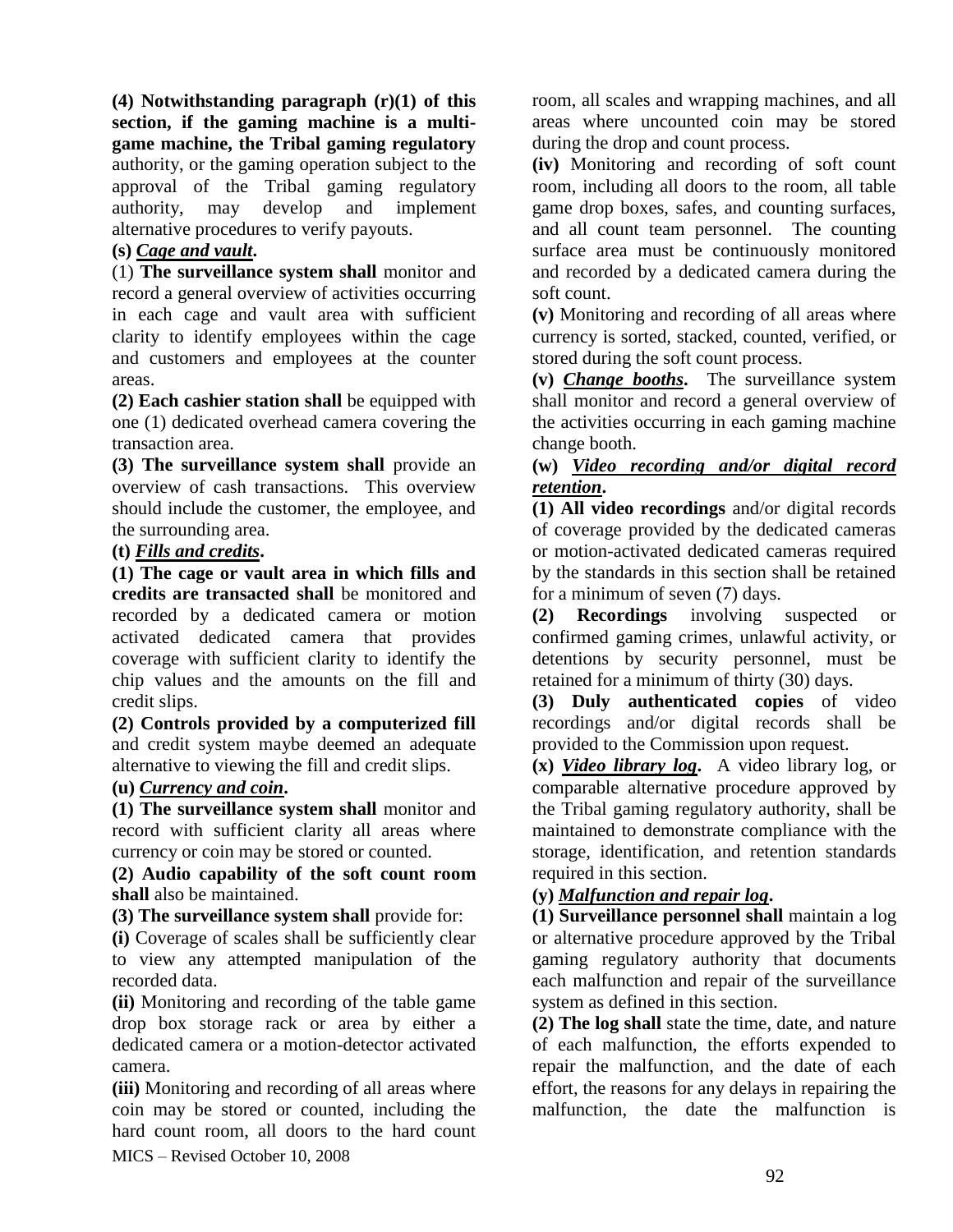**(4) Notwithstanding paragraph (r)(1) of this section, if the gaming machine is a multi-game machine, the Tribal gaming regulatory** authority, or the gaming operation subject to the approval of the Tribal gaming regulatory authority, may develop and implement alternative procedures to verify payouts.

**(s)** ***Cage and vault*****.**

(1) **The surveillance system shall** monitor and record a general overview of activities occurring in each cage and vault area with sufficient clarity to identify employees within the cage and customers and employees at the counter areas.

**(2) Each cashier station shall** be equipped with one (1) dedicated overhead camera covering the transaction area.

**(3) The surveillance system shall** provide an overview of cash transactions. This overview should include the customer, the employee, and the surrounding area.

**(t)** ***Fills and credits*****.**

**(1) The cage or vault area in which fills and credits are transacted shall** be monitored and recorded by a dedicated camera or motion activated dedicated camera that provides coverage with sufficient clarity to identify the chip values and the amounts on the fill and credit slips.

**(2) Controls provided by a computerized fill** and credit system maybe deemed an adequate alternative to viewing the fill and credit slips.

**(u)** ***Currency and coin*****.**

**(1) The surveillance system shall** monitor and record with sufficient clarity all areas where currency or coin may be stored or counted.

**(2) Audio capability of the soft count room shall** also be maintained.

**(3) The surveillance system shall** provide for:

**(i)** Coverage of scales shall be sufficiently clear to view any attempted manipulation of the recorded data.

**(ii)** Monitoring and recording of the table game drop box storage rack or area by either a dedicated camera or a motion-detector activated camera.

**(iii)** Monitoring and recording of all areas where coin may be stored or counted, including the hard count room, all doors to the hard count room, all scales and wrapping machines, and all areas where uncounted coin may be stored during the drop and count process.

**(iv)** Monitoring and recording of soft count room, including all doors to the room, all table game drop boxes, safes, and counting surfaces, and all count team personnel. The counting surface area must be continuously monitored and recorded by a dedicated camera during the soft count.

**(v)** Monitoring and recording of all areas where currency is sorted, stacked, counted, verified, or stored during the soft count process.

**(v)** ***Change booths*****.** The surveillance system shall monitor and record a general overview of the activities occurring in each gaming machine change booth.

**(w)** ***Video recording and/or digital record retention*****.**

**(1) All video recordings** and/or digital records of coverage provided by the dedicated cameras or motion-activated dedicated cameras required by the standards in this section shall be retained for a minimum of seven (7) days.

**(2) Recordings** involving suspected or confirmed gaming crimes, unlawful activity, or detentions by security personnel, must be retained for a minimum of thirty (30) days.

**(3) Duly authenticated copies** of video recordings and/or digital records shall be provided to the Commission upon request.

**(x)** ***Video library log*****.** A video library log, or comparable alternative procedure approved by the Tribal gaming regulatory authority, shall be maintained to demonstrate compliance with the storage, identification, and retention standards required in this section.

**(y)** ***Malfunction and repair log*****.**

**(1) Surveillance personnel shall** maintain a log or alternative procedure approved by the Tribal gaming regulatory authority that documents each malfunction and repair of the surveillance system as defined in this section.

**(2) The log shall** state the time, date, and nature of each malfunction, the efforts expended to repair the malfunction, and the date of each effort, the reasons for any delays in repairing the malfunction, the date the malfunction is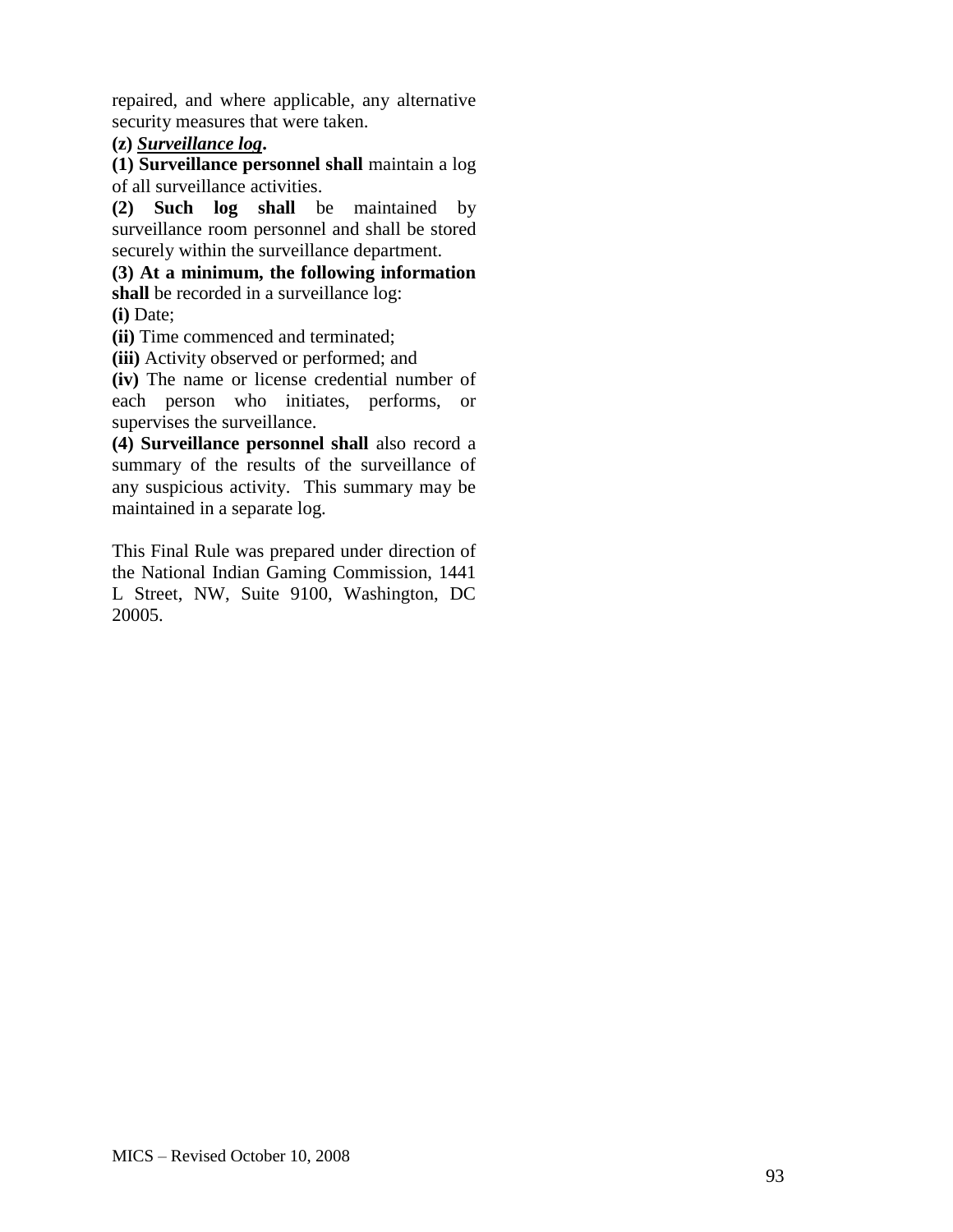repaired, and where applicable, any alternative security measures that were taken.

**(z)** ***Surveillance log*****.**

**(1) Surveillance personnel shall** maintain a log of all surveillance activities.

**(2) Such log shall** be maintained by surveillance room personnel and shall be stored securely within the surveillance department.

**(3) At a minimum, the following information shall** be recorded in a surveillance log:

**(i)** Date;

**(ii)** Time commenced and terminated;

**(iii)** Activity observed or performed; and

**(iv)** The name or license credential number of each person who initiates, performs, or supervises the surveillance.

**(4) Surveillance personnel shall** also record a summary of the results of the surveillance of any suspicious activity. This summary may be maintained in a separate log.

This Final Rule was prepared under direction of the National Indian Gaming Commission, 1441 L Street, NW, Suite 9100, Washington, DC 20005.